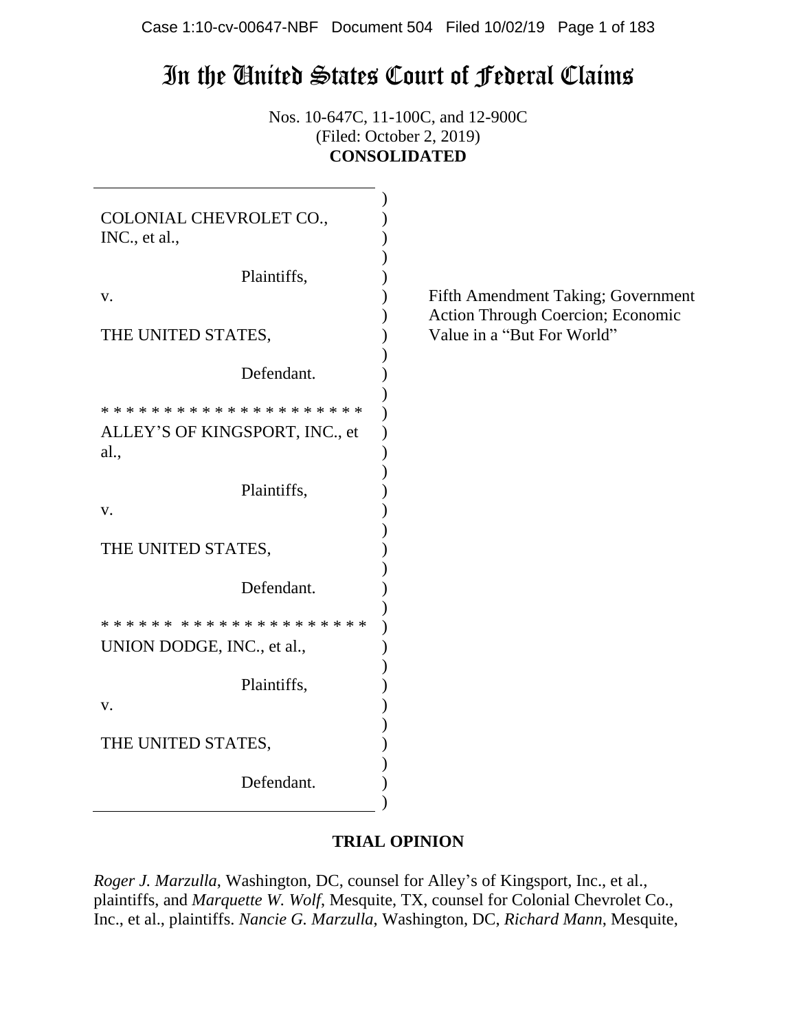# In the United States Court of Federal Claims

Nos. 10-647C, 11-100C, and 12-900C
(Filed: October 2, 2019)
**CONSOLIDATED**

COLONIAL CHEVROLET CO., INC., et al.,

Plaintiffs,

v.

THE UNITED STATES,

Defendant.

* * * * * * * * * * * * * * * * * * * *

ALLEY'S OF KINGSPORT, INC., et al.,

Plaintiffs,

v.

THE UNITED STATES,

Defendant.

* * * * * * * * * * * * * * * * * * * *

UNION DODGE, INC., et al.,

Plaintiffs,

v.

THE UNITED STATES,

Defendant.

Fifth Amendment Taking; Government Action Through Coercion; Economic Value in a "But For World"

## TRIAL OPINION

*Roger J. Marzulla*, Washington, DC, counsel for Alley's of Kingsport, Inc., et al., plaintiffs, and *Marquette W. Wolf*, Mesquite, TX, counsel for Colonial Chevrolet Co., Inc., et al., plaintiffs. *Nancie G. Marzulla*, Washington, DC, *Richard Mann*, Mesquite,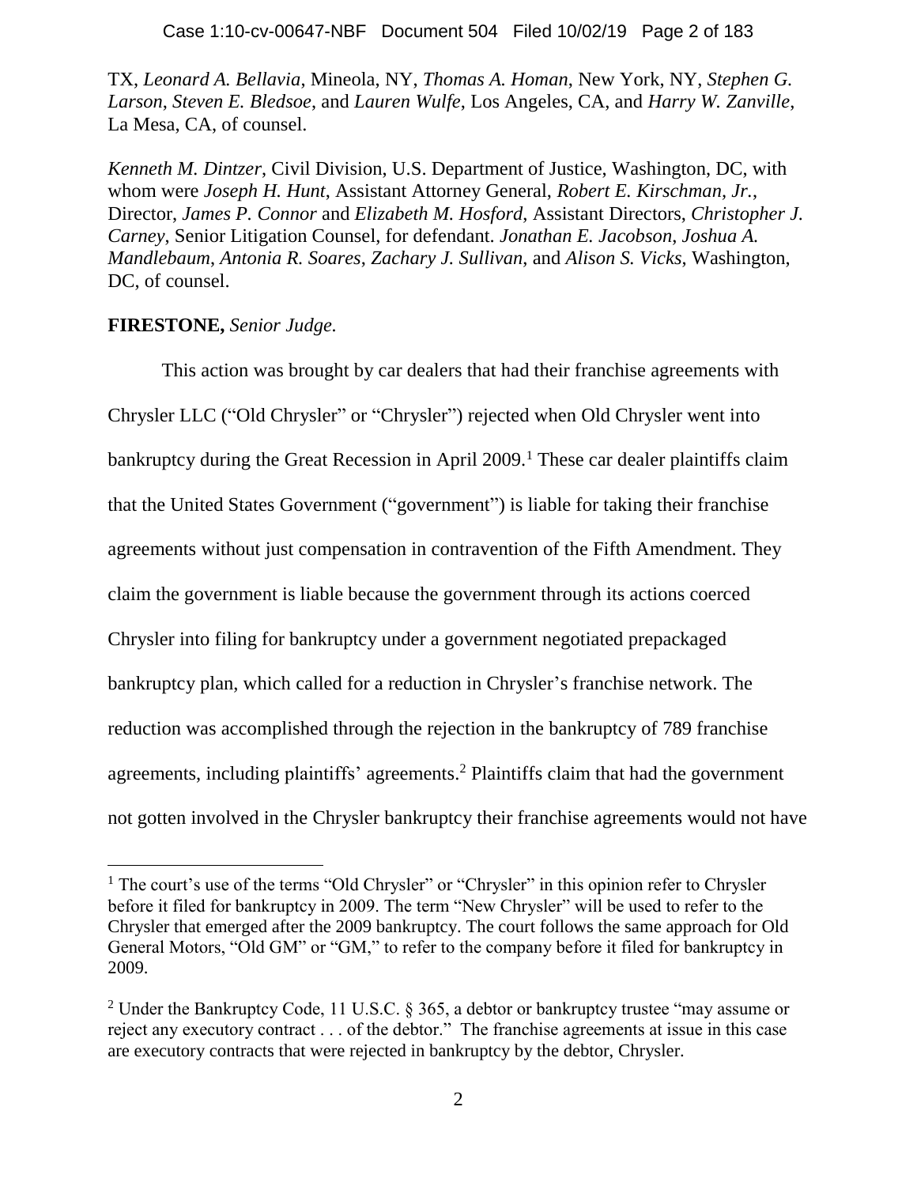TX, *Leonard A. Bellavia*, Mineola, NY, *Thomas A. Homan*, New York, NY, *Stephen G. Larson*, *Steven E. Bledsoe*, and *Lauren Wulfe*, Los Angeles, CA, and *Harry W. Zanville*, La Mesa, CA, of counsel.

*Kenneth M. Dintzer*, Civil Division, U.S. Department of Justice, Washington, DC, with whom were *Joseph H. Hunt*, Assistant Attorney General, *Robert E. Kirschman, Jr.*, Director, *James P. Connor* and *Elizabeth M. Hosford*, Assistant Directors, *Christopher J. Carney*, Senior Litigation Counsel, for defendant. *Jonathan E. Jacobson*, *Joshua A. Mandlebaum*, *Antonia R. Soares*, *Zachary J. Sullivan*, and *Alison S. Vicks*, Washington, DC, of counsel.

**FIRESTONE,** *Senior Judge.*

This action was brought by car dealers that had their franchise agreements with Chrysler LLC ("Old Chrysler" or "Chrysler") rejected when Old Chrysler went into bankruptcy during the Great Recession in April 2009.[1] These car dealer plaintiffs claim that the United States Government ("government") is liable for taking their franchise agreements without just compensation in contravention of the Fifth Amendment. They claim the government is liable because the government through its actions coerced Chrysler into filing for bankruptcy under a government negotiated prepackaged bankruptcy plan, which called for a reduction in Chrysler's franchise network. The reduction was accomplished through the rejection in the bankruptcy of 789 franchise agreements, including plaintiffs' agreements.[2] Plaintiffs claim that had the government not gotten involved in the Chrysler bankruptcy their franchise agreements would not have

[1] The court's use of the terms "Old Chrysler" or "Chrysler" in this opinion refer to Chrysler before it filed for bankruptcy in 2009. The term "New Chrysler" will be used to refer to the Chrysler that emerged after the 2009 bankruptcy. The court follows the same approach for Old General Motors, "Old GM" or "GM," to refer to the company before it filed for bankruptcy in 2009.

[2] Under the Bankruptcy Code, 11 U.S.C. § 365, a debtor or bankruptcy trustee "may assume or reject any executory contract . . . of the debtor." The franchise agreements at issue in this case are executory contracts that were rejected in bankruptcy by the debtor, Chrysler.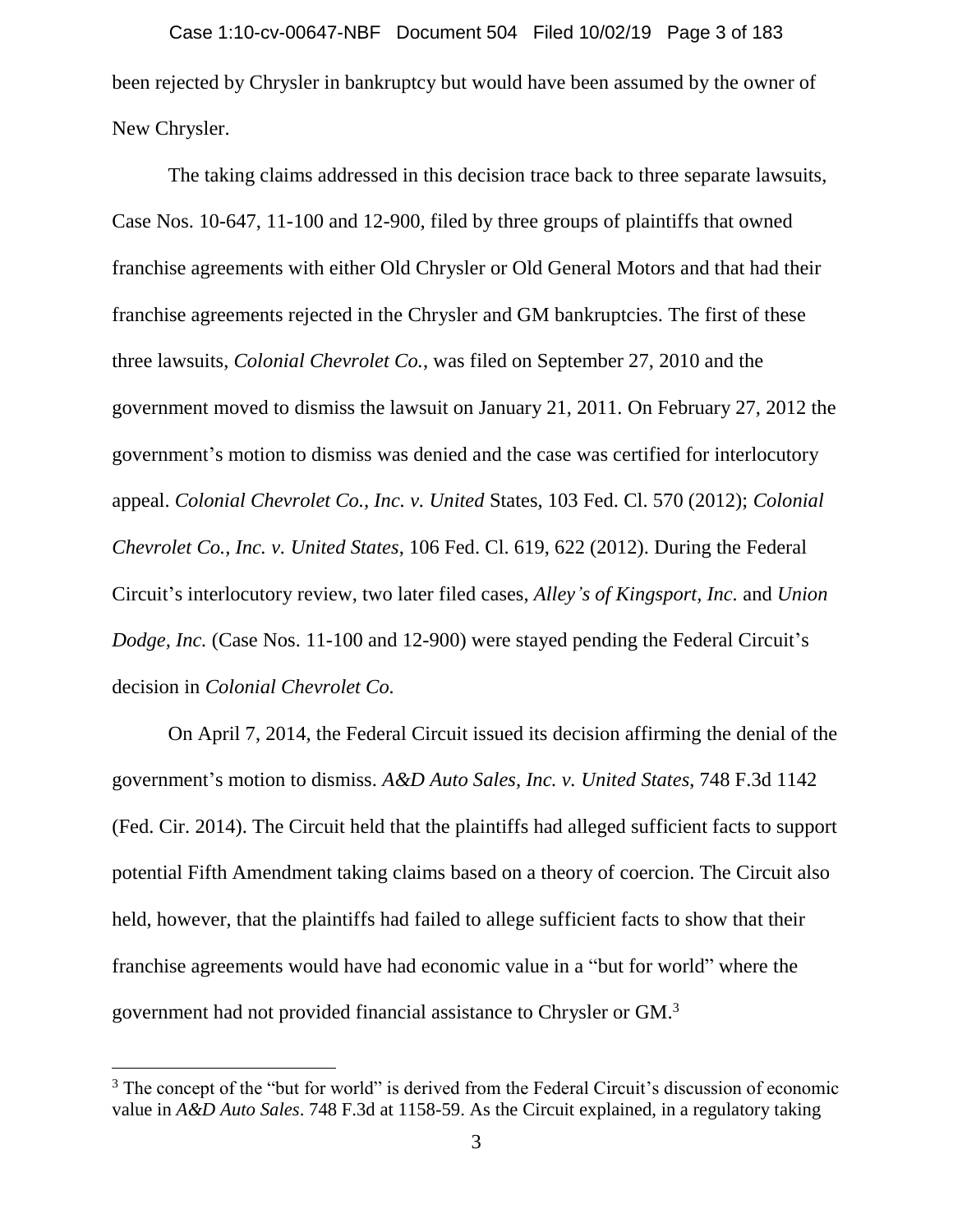been rejected by Chrysler in bankruptcy but would have been assumed by the owner of New Chrysler.

The taking claims addressed in this decision trace back to three separate lawsuits, Case Nos. 10-647, 11-100 and 12-900, filed by three groups of plaintiffs that owned franchise agreements with either Old Chrysler or Old General Motors and that had their franchise agreements rejected in the Chrysler and GM bankruptcies. The first of these three lawsuits, *Colonial Chevrolet Co.*, was filed on September 27, 2010 and the government moved to dismiss the lawsuit on January 21, 2011. On February 27, 2012 the government's motion to dismiss was denied and the case was certified for interlocutory appeal. *Colonial Chevrolet Co., Inc. v. United* States, 103 Fed. Cl. 570 (2012); *Colonial Chevrolet Co., Inc. v. United States*, 106 Fed. Cl. 619, 622 (2012). During the Federal Circuit's interlocutory review, two later filed cases, *Alley's of Kingsport, Inc.* and *Union Dodge, Inc.* (Case Nos. 11-100 and 12-900) were stayed pending the Federal Circuit's decision in *Colonial Chevrolet Co.*

On April 7, 2014, the Federal Circuit issued its decision affirming the denial of the government's motion to dismiss. *A&D Auto Sales, Inc. v. United States*, 748 F.3d 1142 (Fed. Cir. 2014). The Circuit held that the plaintiffs had alleged sufficient facts to support potential Fifth Amendment taking claims based on a theory of coercion. The Circuit also held, however, that the plaintiffs had failed to allege sufficient facts to show that their franchise agreements would have had economic value in a "but for world" where the government had not provided financial assistance to Chrysler or GM.[3]

---

[3] The concept of the "but for world" is derived from the Federal Circuit's discussion of economic value in *A&D Auto Sales*. 748 F.3d at 1158-59. As the Circuit explained, in a regulatory taking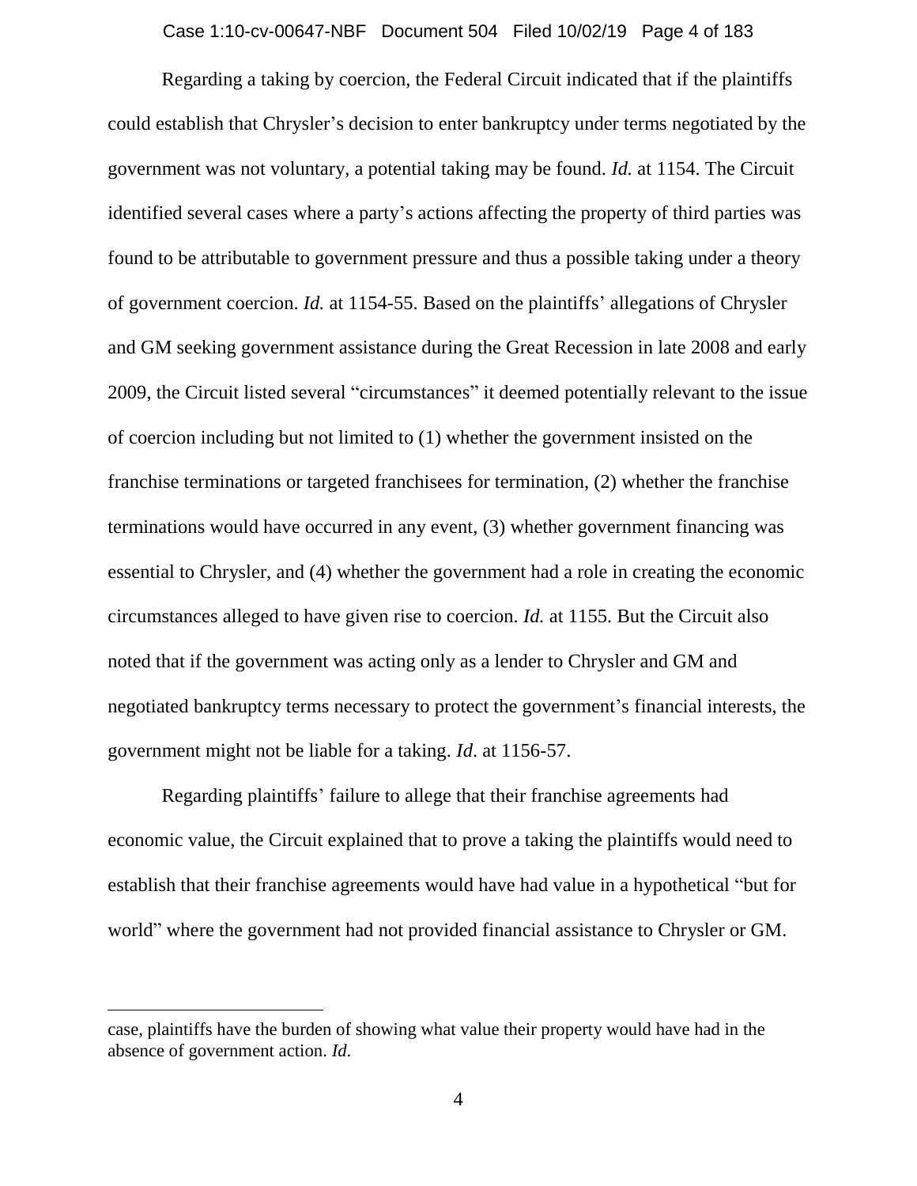Regarding a taking by coercion, the Federal Circuit indicated that if the plaintiffs could establish that Chrysler's decision to enter bankruptcy under terms negotiated by the government was not voluntary, a potential taking may be found. *Id.* at 1154. The Circuit identified several cases where a party's actions affecting the property of third parties was found to be attributable to government pressure and thus a possible taking under a theory of government coercion. *Id.* at 1154-55. Based on the plaintiffs' allegations of Chrysler and GM seeking government assistance during the Great Recession in late 2008 and early 2009, the Circuit listed several "circumstances" it deemed potentially relevant to the issue of coercion including but not limited to (1) whether the government insisted on the franchise terminations or targeted franchisees for termination, (2) whether the franchise terminations would have occurred in any event, (3) whether government financing was essential to Chrysler, and (4) whether the government had a role in creating the economic circumstances alleged to have given rise to coercion. *Id.* at 1155. But the Circuit also noted that if the government was acting only as a lender to Chrysler and GM and negotiated bankruptcy terms necessary to protect the government's financial interests, the government might not be liable for a taking. *Id*. at 1156-57.

Regarding plaintiffs' failure to allege that their franchise agreements had economic value, the Circuit explained that to prove a taking the plaintiffs would need to establish that their franchise agreements would have had value in a hypothetical "but for world" where the government had not provided financial assistance to Chrysler or GM.

---

case, plaintiffs have the burden of showing what value their property would have had in the absence of government action. *Id*.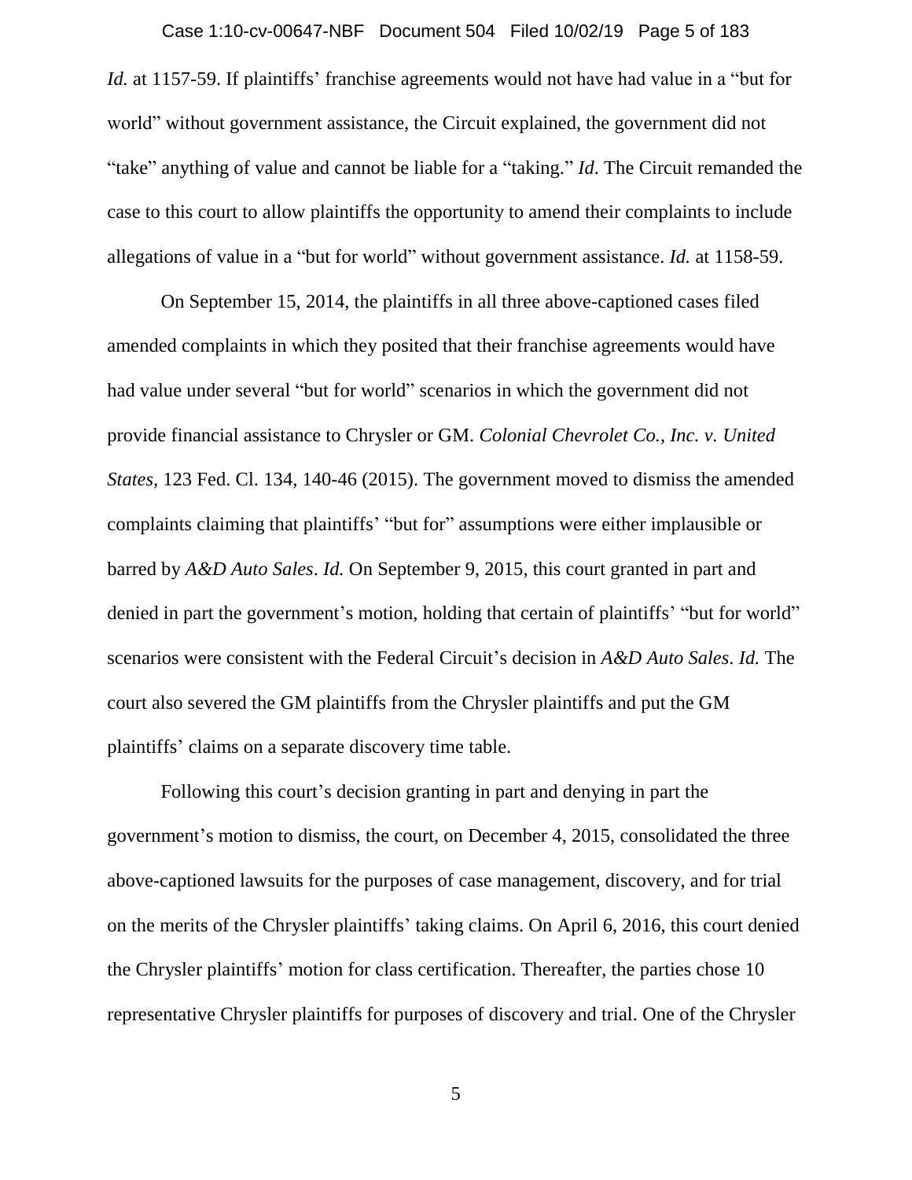*Id.* at 1157-59. If plaintiffs' franchise agreements would not have had value in a "but for world" without government assistance, the Circuit explained, the government did not "take" anything of value and cannot be liable for a "taking." *Id*. The Circuit remanded the case to this court to allow plaintiffs the opportunity to amend their complaints to include allegations of value in a "but for world" without government assistance. *Id.* at 1158-59.

On September 15, 2014, the plaintiffs in all three above-captioned cases filed amended complaints in which they posited that their franchise agreements would have had value under several "but for world" scenarios in which the government did not provide financial assistance to Chrysler or GM. *Colonial Chevrolet Co., Inc. v. United States*, 123 Fed. Cl. 134, 140-46 (2015). The government moved to dismiss the amended complaints claiming that plaintiffs' "but for" assumptions were either implausible or barred by *A&D Auto Sales*. *Id.* On September 9, 2015, this court granted in part and denied in part the government's motion, holding that certain of plaintiffs' "but for world" scenarios were consistent with the Federal Circuit's decision in *A&D Auto Sales*. *Id.* The court also severed the GM plaintiffs from the Chrysler plaintiffs and put the GM plaintiffs' claims on a separate discovery time table.

Following this court's decision granting in part and denying in part the government's motion to dismiss, the court, on December 4, 2015, consolidated the three above-captioned lawsuits for the purposes of case management, discovery, and for trial on the merits of the Chrysler plaintiffs' taking claims. On April 6, 2016, this court denied the Chrysler plaintiffs' motion for class certification. Thereafter, the parties chose 10 representative Chrysler plaintiffs for purposes of discovery and trial. One of the Chrysler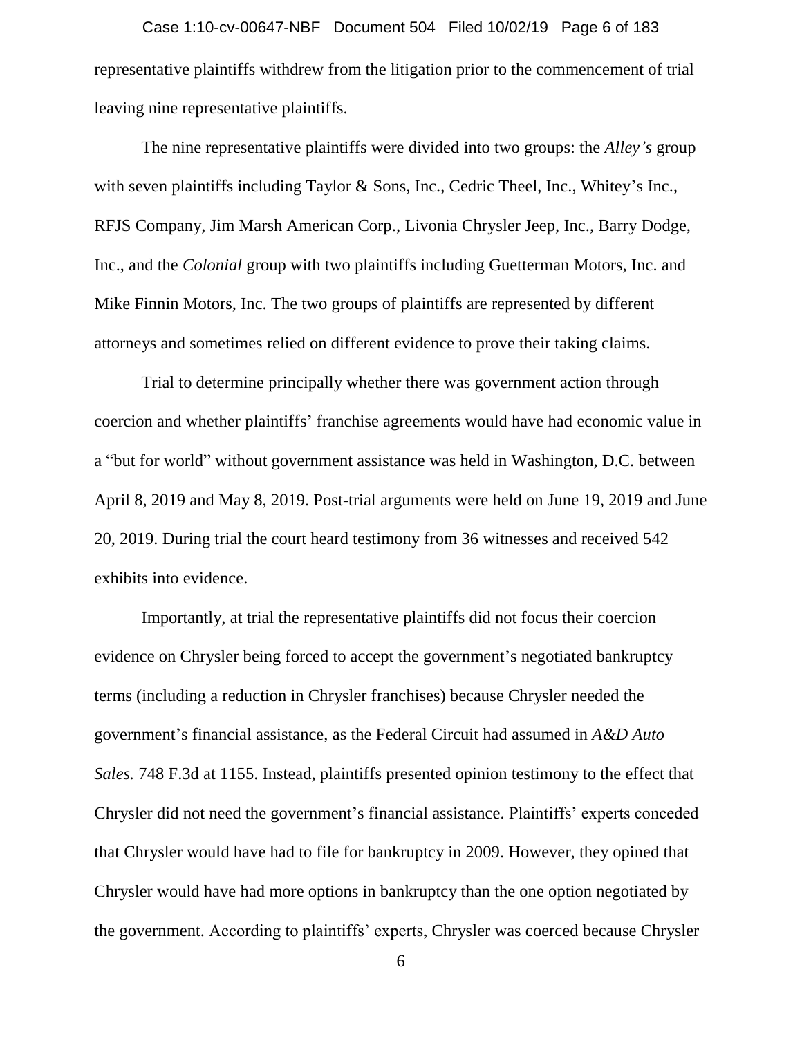representative plaintiffs withdrew from the litigation prior to the commencement of trial leaving nine representative plaintiffs.

The nine representative plaintiffs were divided into two groups: the *Alley's* group with seven plaintiffs including Taylor & Sons, Inc., Cedric Theel, Inc., Whitey's Inc., RFJS Company, Jim Marsh American Corp., Livonia Chrysler Jeep, Inc., Barry Dodge, Inc., and the *Colonial* group with two plaintiffs including Guetterman Motors, Inc. and Mike Finnin Motors, Inc. The two groups of plaintiffs are represented by different attorneys and sometimes relied on different evidence to prove their taking claims.

Trial to determine principally whether there was government action through coercion and whether plaintiffs' franchise agreements would have had economic value in a "but for world" without government assistance was held in Washington, D.C. between April 8, 2019 and May 8, 2019. Post-trial arguments were held on June 19, 2019 and June 20, 2019. During trial the court heard testimony from 36 witnesses and received 542 exhibits into evidence.

Importantly, at trial the representative plaintiffs did not focus their coercion evidence on Chrysler being forced to accept the government's negotiated bankruptcy terms (including a reduction in Chrysler franchises) because Chrysler needed the government's financial assistance, as the Federal Circuit had assumed in *A&D Auto Sales.* 748 F.3d at 1155. Instead, plaintiffs presented opinion testimony to the effect that Chrysler did not need the government's financial assistance. Plaintiffs' experts conceded that Chrysler would have had to file for bankruptcy in 2009. However, they opined that Chrysler would have had more options in bankruptcy than the one option negotiated by the government. According to plaintiffs' experts, Chrysler was coerced because Chrysler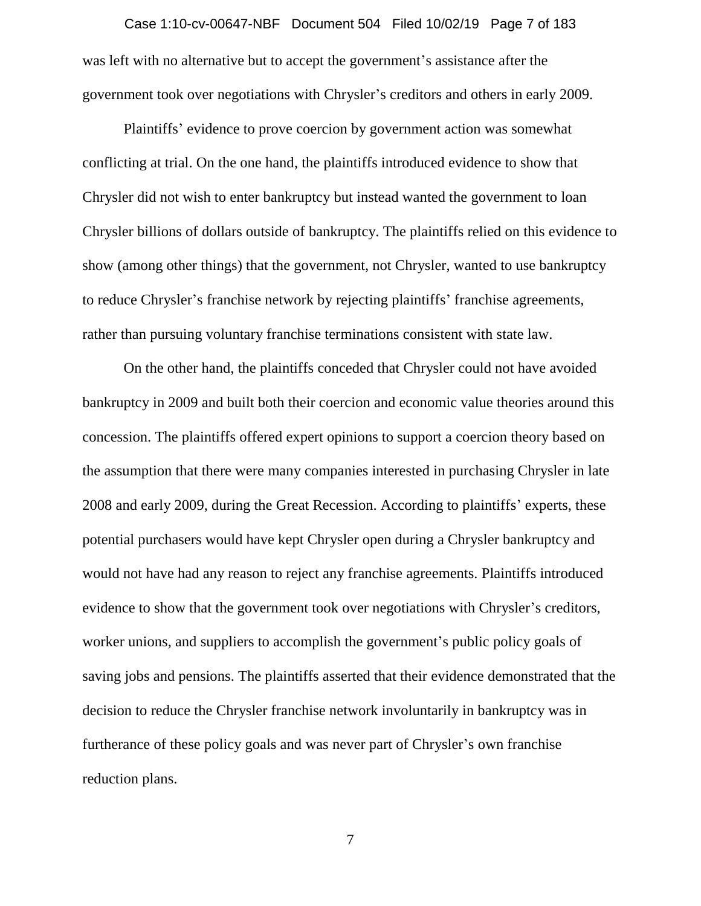was left with no alternative but to accept the government's assistance after the government took over negotiations with Chrysler's creditors and others in early 2009.

Plaintiffs' evidence to prove coercion by government action was somewhat conflicting at trial. On the one hand, the plaintiffs introduced evidence to show that Chrysler did not wish to enter bankruptcy but instead wanted the government to loan Chrysler billions of dollars outside of bankruptcy. The plaintiffs relied on this evidence to show (among other things) that the government, not Chrysler, wanted to use bankruptcy to reduce Chrysler's franchise network by rejecting plaintiffs' franchise agreements, rather than pursuing voluntary franchise terminations consistent with state law.

On the other hand, the plaintiffs conceded that Chrysler could not have avoided bankruptcy in 2009 and built both their coercion and economic value theories around this concession. The plaintiffs offered expert opinions to support a coercion theory based on the assumption that there were many companies interested in purchasing Chrysler in late 2008 and early 2009, during the Great Recession. According to plaintiffs' experts, these potential purchasers would have kept Chrysler open during a Chrysler bankruptcy and would not have had any reason to reject any franchise agreements. Plaintiffs introduced evidence to show that the government took over negotiations with Chrysler's creditors, worker unions, and suppliers to accomplish the government's public policy goals of saving jobs and pensions. The plaintiffs asserted that their evidence demonstrated that the decision to reduce the Chrysler franchise network involuntarily in bankruptcy was in furtherance of these policy goals and was never part of Chrysler's own franchise reduction plans.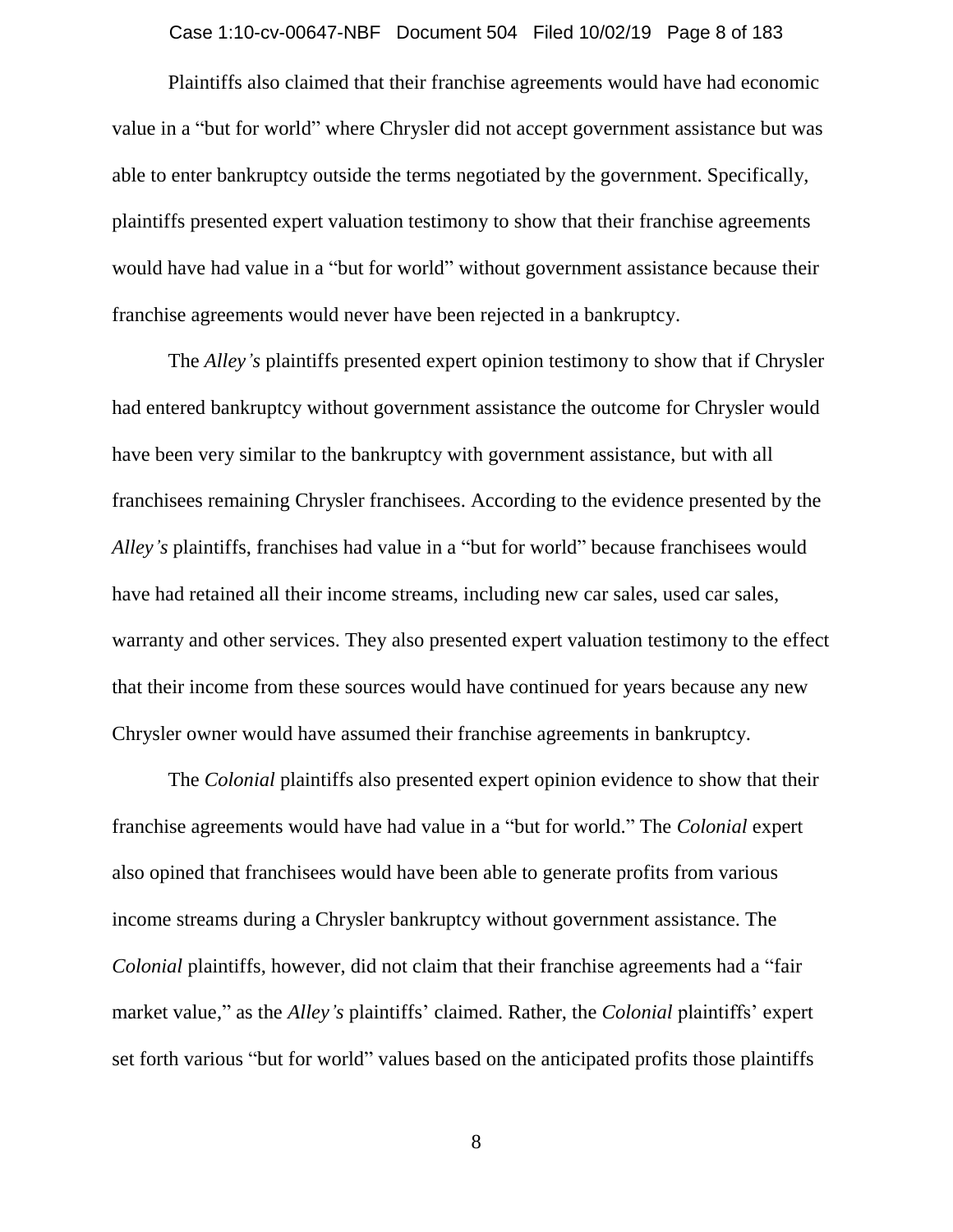Plaintiffs also claimed that their franchise agreements would have had economic value in a "but for world" where Chrysler did not accept government assistance but was able to enter bankruptcy outside the terms negotiated by the government. Specifically, plaintiffs presented expert valuation testimony to show that their franchise agreements would have had value in a "but for world" without government assistance because their franchise agreements would never have been rejected in a bankruptcy.

The *Alley's* plaintiffs presented expert opinion testimony to show that if Chrysler had entered bankruptcy without government assistance the outcome for Chrysler would have been very similar to the bankruptcy with government assistance, but with all franchisees remaining Chrysler franchisees. According to the evidence presented by the *Alley's* plaintiffs, franchises had value in a "but for world" because franchisees would have had retained all their income streams, including new car sales, used car sales, warranty and other services. They also presented expert valuation testimony to the effect that their income from these sources would have continued for years because any new Chrysler owner would have assumed their franchise agreements in bankruptcy.

The *Colonial* plaintiffs also presented expert opinion evidence to show that their franchise agreements would have had value in a "but for world." The *Colonial* expert also opined that franchisees would have been able to generate profits from various income streams during a Chrysler bankruptcy without government assistance. The *Colonial* plaintiffs, however, did not claim that their franchise agreements had a "fair market value," as the *Alley's* plaintiffs' claimed. Rather, the *Colonial* plaintiffs' expert set forth various "but for world" values based on the anticipated profits those plaintiffs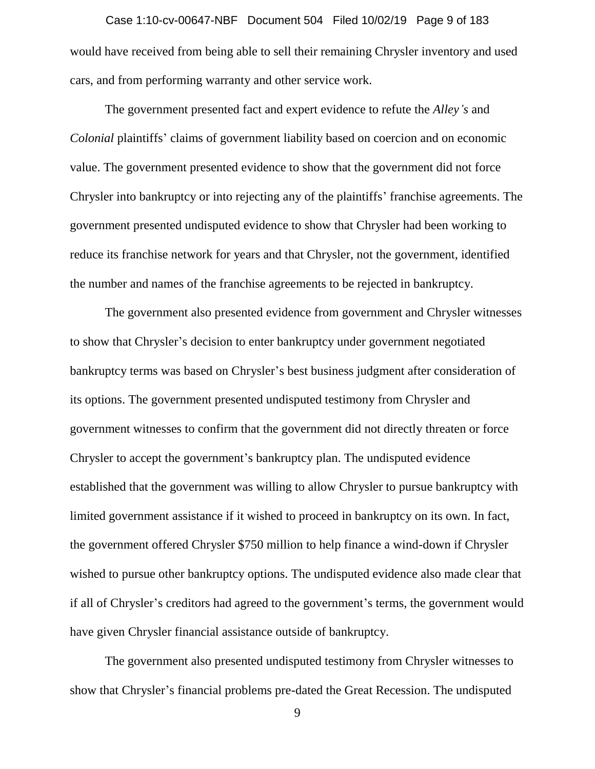would have received from being able to sell their remaining Chrysler inventory and used cars, and from performing warranty and other service work.

The government presented fact and expert evidence to refute the *Alley's* and *Colonial* plaintiffs' claims of government liability based on coercion and on economic value. The government presented evidence to show that the government did not force Chrysler into bankruptcy or into rejecting any of the plaintiffs' franchise agreements. The government presented undisputed evidence to show that Chrysler had been working to reduce its franchise network for years and that Chrysler, not the government, identified the number and names of the franchise agreements to be rejected in bankruptcy.

The government also presented evidence from government and Chrysler witnesses to show that Chrysler's decision to enter bankruptcy under government negotiated bankruptcy terms was based on Chrysler's best business judgment after consideration of its options. The government presented undisputed testimony from Chrysler and government witnesses to confirm that the government did not directly threaten or force Chrysler to accept the government's bankruptcy plan. The undisputed evidence established that the government was willing to allow Chrysler to pursue bankruptcy with limited government assistance if it wished to proceed in bankruptcy on its own. In fact, the government offered Chrysler $750 million to help finance a wind-down if Chrysler wished to pursue other bankruptcy options. The undisputed evidence also made clear that if all of Chrysler's creditors had agreed to the government's terms, the government would have given Chrysler financial assistance outside of bankruptcy.

The government also presented undisputed testimony from Chrysler witnesses to show that Chrysler's financial problems pre-dated the Great Recession. The undisputed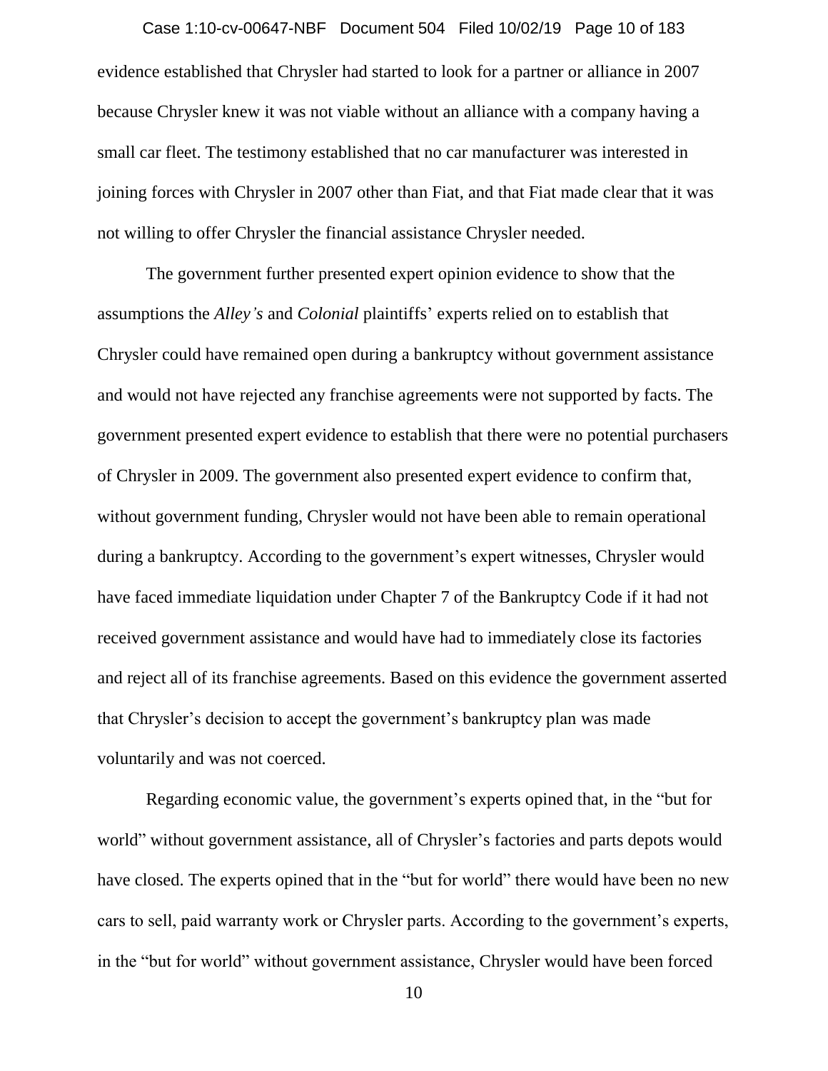evidence established that Chrysler had started to look for a partner or alliance in 2007 because Chrysler knew it was not viable without an alliance with a company having a small car fleet. The testimony established that no car manufacturer was interested in joining forces with Chrysler in 2007 other than Fiat, and that Fiat made clear that it was not willing to offer Chrysler the financial assistance Chrysler needed.

The government further presented expert opinion evidence to show that the assumptions the *Alley's* and *Colonial* plaintiffs' experts relied on to establish that Chrysler could have remained open during a bankruptcy without government assistance and would not have rejected any franchise agreements were not supported by facts. The government presented expert evidence to establish that there were no potential purchasers of Chrysler in 2009. The government also presented expert evidence to confirm that, without government funding, Chrysler would not have been able to remain operational during a bankruptcy. According to the government's expert witnesses, Chrysler would have faced immediate liquidation under Chapter 7 of the Bankruptcy Code if it had not received government assistance and would have had to immediately close its factories and reject all of its franchise agreements. Based on this evidence the government asserted that Chrysler's decision to accept the government's bankruptcy plan was made voluntarily and was not coerced.

Regarding economic value, the government's experts opined that, in the "but for world" without government assistance, all of Chrysler's factories and parts depots would have closed. The experts opined that in the "but for world" there would have been no new cars to sell, paid warranty work or Chrysler parts. According to the government's experts, in the "but for world" without government assistance, Chrysler would have been forced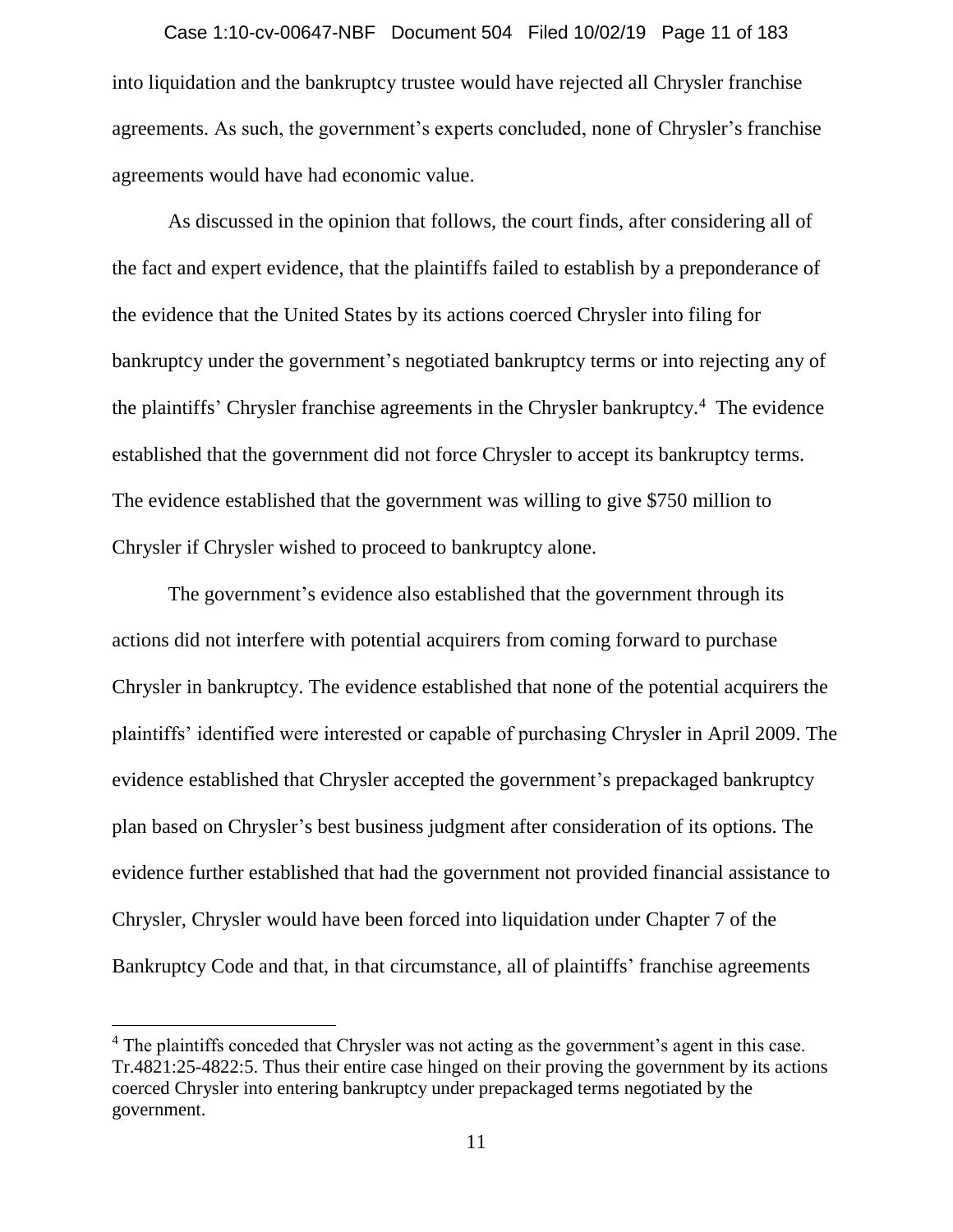into liquidation and the bankruptcy trustee would have rejected all Chrysler franchise agreements. As such, the government's experts concluded, none of Chrysler's franchise agreements would have had economic value.

As discussed in the opinion that follows, the court finds, after considering all of the fact and expert evidence, that the plaintiffs failed to establish by a preponderance of the evidence that the United States by its actions coerced Chrysler into filing for bankruptcy under the government's negotiated bankruptcy terms or into rejecting any of the plaintiffs' Chrysler franchise agreements in the Chrysler bankruptcy.[4] The evidence established that the government did not force Chrysler to accept its bankruptcy terms. The evidence established that the government was willing to give $750 million to Chrysler if Chrysler wished to proceed to bankruptcy alone.

The government's evidence also established that the government through its actions did not interfere with potential acquirers from coming forward to purchase Chrysler in bankruptcy. The evidence established that none of the potential acquirers the plaintiffs' identified were interested or capable of purchasing Chrysler in April 2009. The evidence established that Chrysler accepted the government's prepackaged bankruptcy plan based on Chrysler's best business judgment after consideration of its options. The evidence further established that had the government not provided financial assistance to Chrysler, Chrysler would have been forced into liquidation under Chapter 7 of the Bankruptcy Code and that, in that circumstance, all of plaintiffs' franchise agreements

[4] The plaintiffs conceded that Chrysler was not acting as the government's agent in this case. Tr.4821:25-4822:5. Thus their entire case hinged on their proving the government by its actions coerced Chrysler into entering bankruptcy under prepackaged terms negotiated by the government.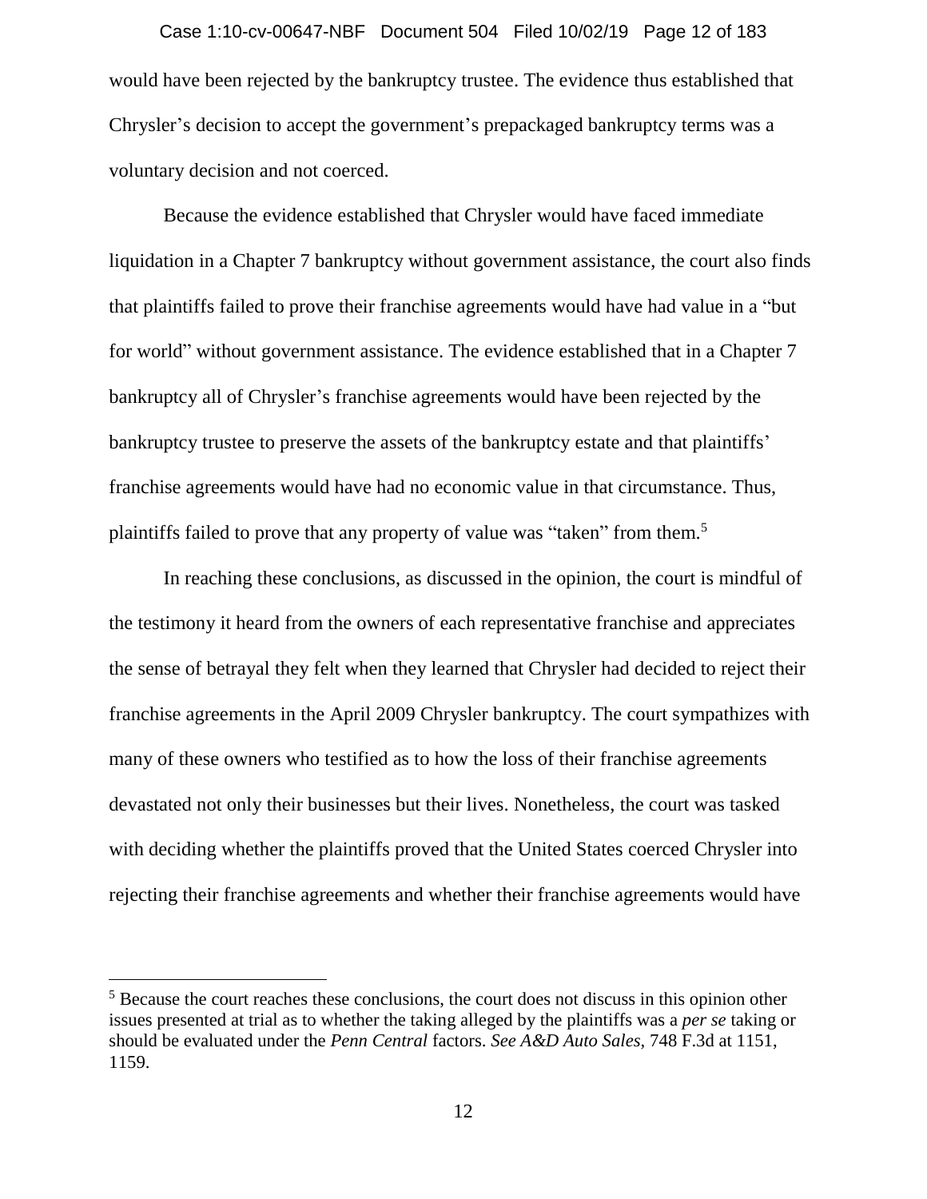would have been rejected by the bankruptcy trustee. The evidence thus established that Chrysler's decision to accept the government's prepackaged bankruptcy terms was a voluntary decision and not coerced.

Because the evidence established that Chrysler would have faced immediate liquidation in a Chapter 7 bankruptcy without government assistance, the court also finds that plaintiffs failed to prove their franchise agreements would have had value in a "but for world" without government assistance. The evidence established that in a Chapter 7 bankruptcy all of Chrysler's franchise agreements would have been rejected by the bankruptcy trustee to preserve the assets of the bankruptcy estate and that plaintiffs' franchise agreements would have had no economic value in that circumstance. Thus, plaintiffs failed to prove that any property of value was "taken" from them.[5]

In reaching these conclusions, as discussed in the opinion, the court is mindful of the testimony it heard from the owners of each representative franchise and appreciates the sense of betrayal they felt when they learned that Chrysler had decided to reject their franchise agreements in the April 2009 Chrysler bankruptcy. The court sympathizes with many of these owners who testified as to how the loss of their franchise agreements devastated not only their businesses but their lives. Nonetheless, the court was tasked with deciding whether the plaintiffs proved that the United States coerced Chrysler into rejecting their franchise agreements and whether their franchise agreements would have

[5] Because the court reaches these conclusions, the court does not discuss in this opinion other issues presented at trial as to whether the taking alleged by the plaintiffs was a *per se* taking or should be evaluated under the *Penn Central* factors. *See A&D Auto Sales*, 748 F.3d at 1151, 1159.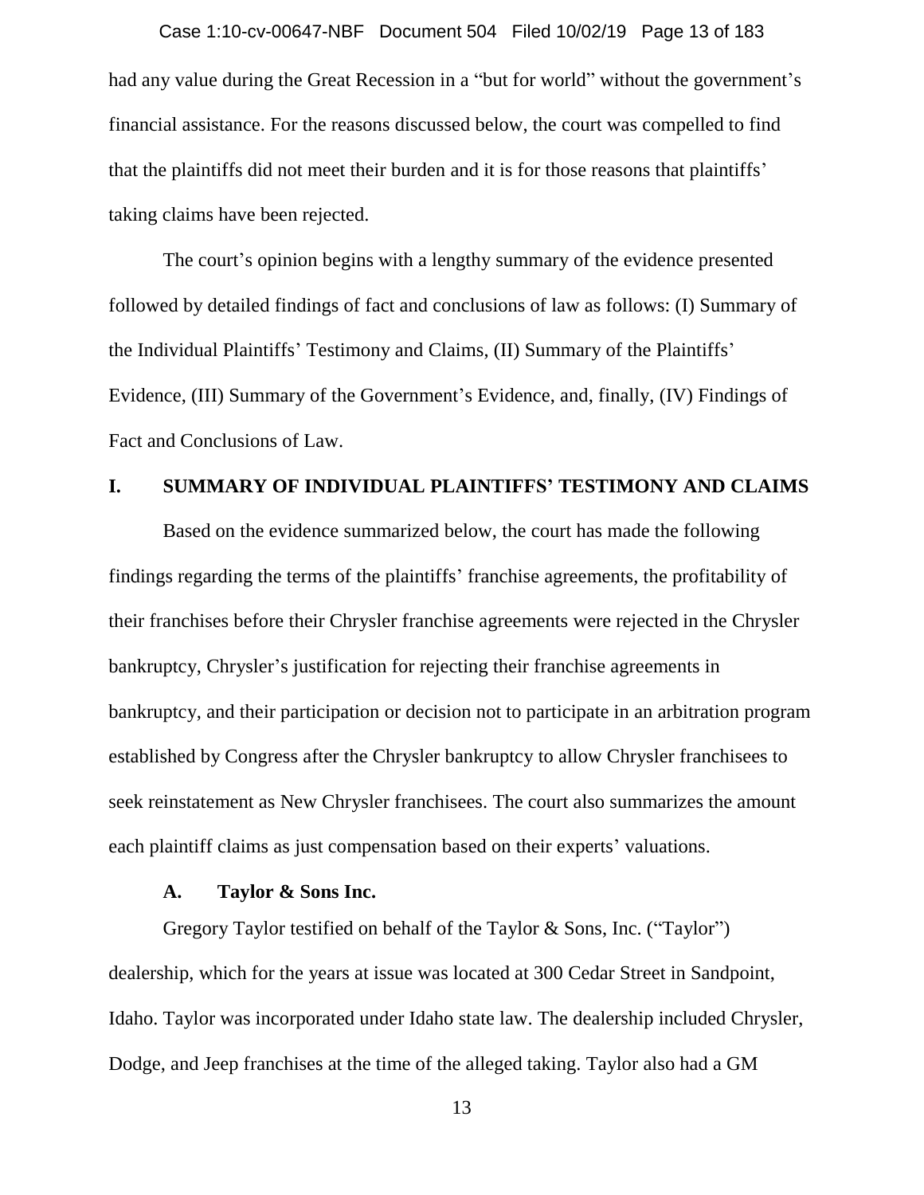had any value during the Great Recession in a "but for world" without the government's financial assistance. For the reasons discussed below, the court was compelled to find that the plaintiffs did not meet their burden and it is for those reasons that plaintiffs' taking claims have been rejected.

The court's opinion begins with a lengthy summary of the evidence presented followed by detailed findings of fact and conclusions of law as follows: (I) Summary of the Individual Plaintiffs' Testimony and Claims, (II) Summary of the Plaintiffs' Evidence, (III) Summary of the Government's Evidence, and, finally, (IV) Findings of Fact and Conclusions of Law.

## I. SUMMARY OF INDIVIDUAL PLAINTIFFS' TESTIMONY AND CLAIMS

Based on the evidence summarized below, the court has made the following findings regarding the terms of the plaintiffs' franchise agreements, the profitability of their franchises before their Chrysler franchise agreements were rejected in the Chrysler bankruptcy, Chrysler's justification for rejecting their franchise agreements in bankruptcy, and their participation or decision not to participate in an arbitration program established by Congress after the Chrysler bankruptcy to allow Chrysler franchisees to seek reinstatement as New Chrysler franchisees. The court also summarizes the amount each plaintiff claims as just compensation based on their experts' valuations.

### A. Taylor & Sons Inc.

Gregory Taylor testified on behalf of the Taylor & Sons, Inc. ("Taylor") dealership, which for the years at issue was located at 300 Cedar Street in Sandpoint, Idaho. Taylor was incorporated under Idaho state law. The dealership included Chrysler, Dodge, and Jeep franchises at the time of the alleged taking. Taylor also had a GM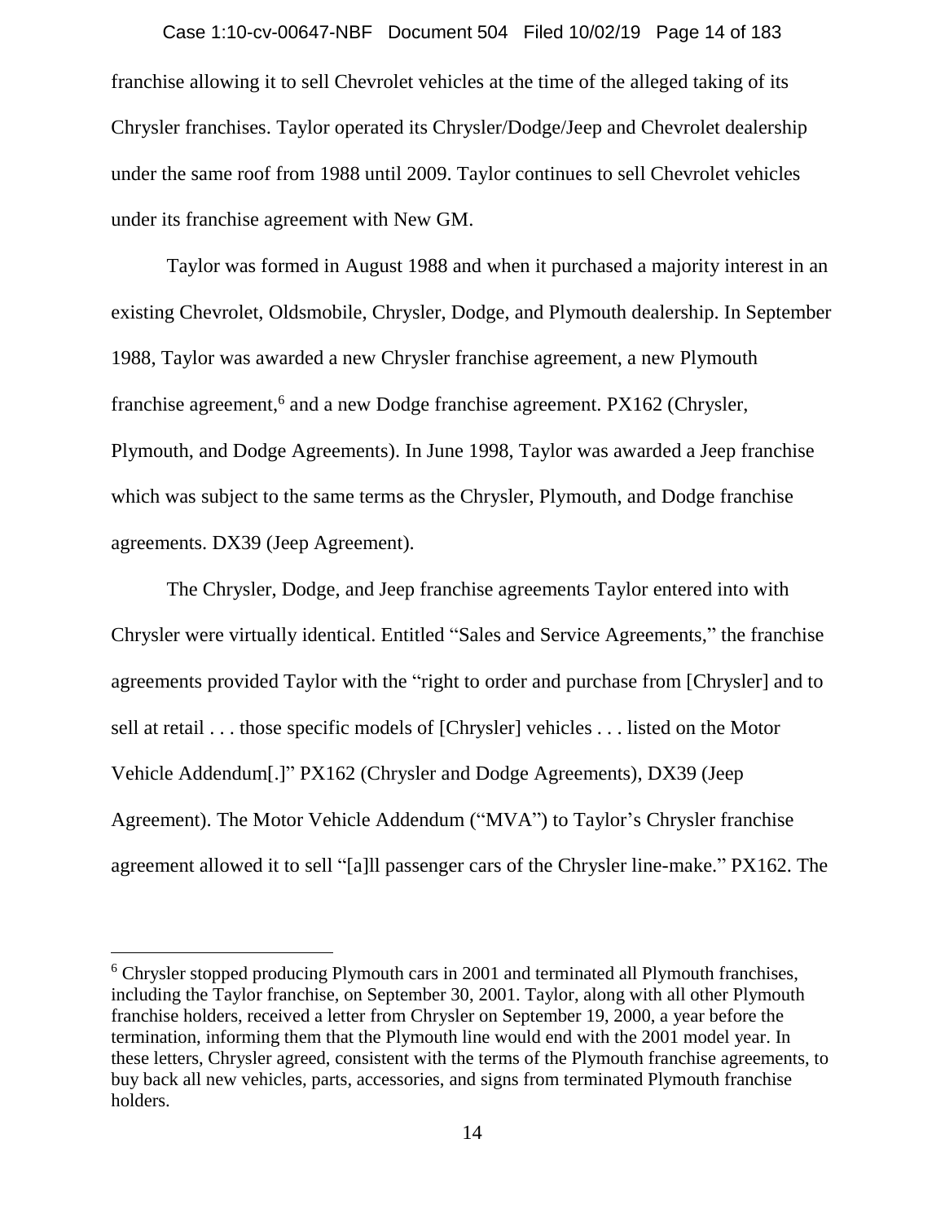franchise allowing it to sell Chevrolet vehicles at the time of the alleged taking of its Chrysler franchises. Taylor operated its Chrysler/Dodge/Jeep and Chevrolet dealership under the same roof from 1988 until 2009. Taylor continues to sell Chevrolet vehicles under its franchise agreement with New GM.

Taylor was formed in August 1988 and when it purchased a majority interest in an existing Chevrolet, Oldsmobile, Chrysler, Dodge, and Plymouth dealership. In September 1988, Taylor was awarded a new Chrysler franchise agreement, a new Plymouth franchise agreement,[6] and a new Dodge franchise agreement. PX162 (Chrysler, Plymouth, and Dodge Agreements). In June 1998, Taylor was awarded a Jeep franchise which was subject to the same terms as the Chrysler, Plymouth, and Dodge franchise agreements. DX39 (Jeep Agreement).

The Chrysler, Dodge, and Jeep franchise agreements Taylor entered into with Chrysler were virtually identical. Entitled "Sales and Service Agreements," the franchise agreements provided Taylor with the "right to order and purchase from [Chrysler] and to sell at retail . . . those specific models of [Chrysler] vehicles . . . listed on the Motor Vehicle Addendum[.]" PX162 (Chrysler and Dodge Agreements), DX39 (Jeep Agreement). The Motor Vehicle Addendum ("MVA") to Taylor's Chrysler franchise agreement allowed it to sell "[a]ll passenger cars of the Chrysler line-make." PX162. The

[6] Chrysler stopped producing Plymouth cars in 2001 and terminated all Plymouth franchises, including the Taylor franchise, on September 30, 2001. Taylor, along with all other Plymouth franchise holders, received a letter from Chrysler on September 19, 2000, a year before the termination, informing them that the Plymouth line would end with the 2001 model year. In these letters, Chrysler agreed, consistent with the terms of the Plymouth franchise agreements, to buy back all new vehicles, parts, accessories, and signs from terminated Plymouth franchise holders.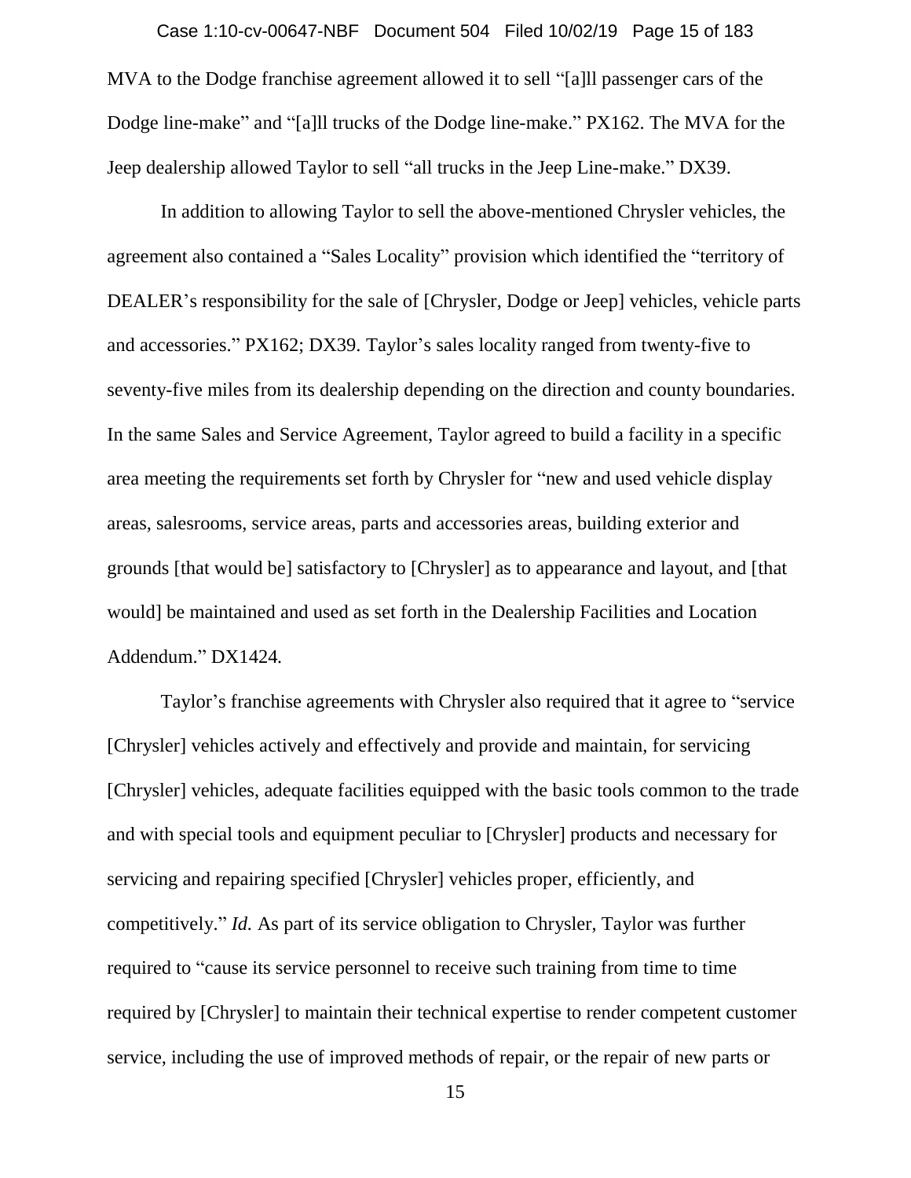MVA to the Dodge franchise agreement allowed it to sell "[a]ll passenger cars of the Dodge line-make" and "[a]ll trucks of the Dodge line-make." PX162. The MVA for the Jeep dealership allowed Taylor to sell "all trucks in the Jeep Line-make." DX39.

In addition to allowing Taylor to sell the above-mentioned Chrysler vehicles, the agreement also contained a "Sales Locality" provision which identified the "territory of DEALER's responsibility for the sale of [Chrysler, Dodge or Jeep] vehicles, vehicle parts and accessories." PX162; DX39. Taylor's sales locality ranged from twenty-five to seventy-five miles from its dealership depending on the direction and county boundaries. In the same Sales and Service Agreement, Taylor agreed to build a facility in a specific area meeting the requirements set forth by Chrysler for "new and used vehicle display areas, salesrooms, service areas, parts and accessories areas, building exterior and grounds [that would be] satisfactory to [Chrysler] as to appearance and layout, and [that would] be maintained and used as set forth in the Dealership Facilities and Location Addendum." DX1424.

Taylor's franchise agreements with Chrysler also required that it agree to "service [Chrysler] vehicles actively and effectively and provide and maintain, for servicing [Chrysler] vehicles, adequate facilities equipped with the basic tools common to the trade and with special tools and equipment peculiar to [Chrysler] products and necessary for servicing and repairing specified [Chrysler] vehicles proper, efficiently, and competitively." *Id.* As part of its service obligation to Chrysler, Taylor was further required to "cause its service personnel to receive such training from time to time required by [Chrysler] to maintain their technical expertise to render competent customer service, including the use of improved methods of repair, or the repair of new parts or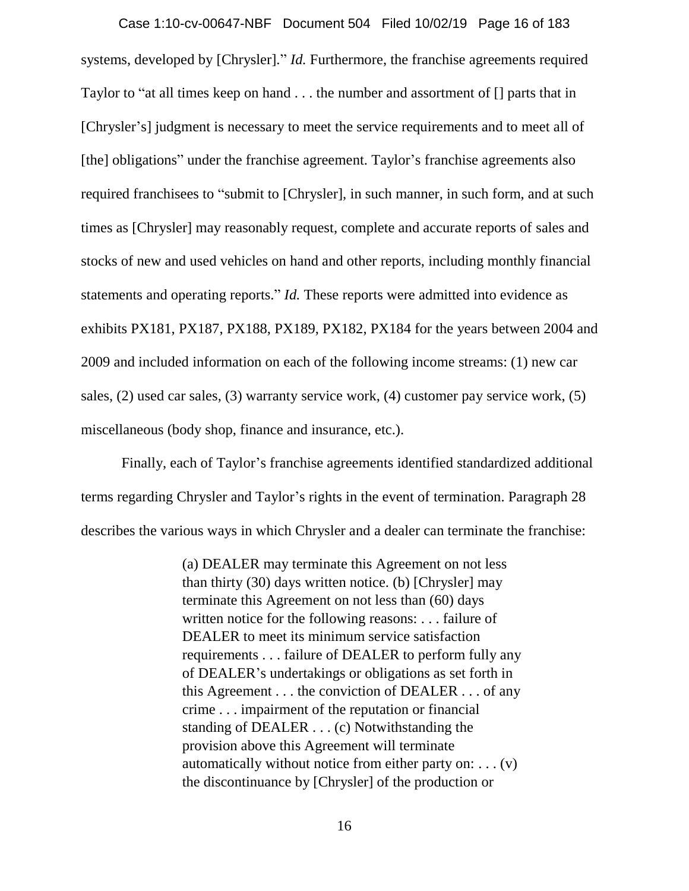systems, developed by [Chrysler]." *Id.* Furthermore, the franchise agreements required Taylor to "at all times keep on hand . . . the number and assortment of [] parts that in [Chrysler's] judgment is necessary to meet the service requirements and to meet all of [the] obligations" under the franchise agreement. Taylor's franchise agreements also required franchisees to "submit to [Chrysler], in such manner, in such form, and at such times as [Chrysler] may reasonably request, complete and accurate reports of sales and stocks of new and used vehicles on hand and other reports, including monthly financial statements and operating reports." *Id.* These reports were admitted into evidence as exhibits PX181, PX187, PX188, PX189, PX182, PX184 for the years between 2004 and 2009 and included information on each of the following income streams: (1) new car sales, (2) used car sales, (3) warranty service work, (4) customer pay service work, (5) miscellaneous (body shop, finance and insurance, etc.).

Finally, each of Taylor's franchise agreements identified standardized additional terms regarding Chrysler and Taylor's rights in the event of termination. Paragraph 28 describes the various ways in which Chrysler and a dealer can terminate the franchise:

> (a) DEALER may terminate this Agreement on not less than thirty (30) days written notice. (b) [Chrysler] may terminate this Agreement on not less than (60) days written notice for the following reasons: . . . failure of DEALER to meet its minimum service satisfaction requirements . . . failure of DEALER to perform fully any of DEALER's undertakings or obligations as set forth in this Agreement . . . the conviction of DEALER . . . of any crime . . . impairment of the reputation or financial standing of DEALER . . . (c) Notwithstanding the provision above this Agreement will terminate automatically without notice from either party on: . . . (v) the discontinuance by [Chrysler] of the production or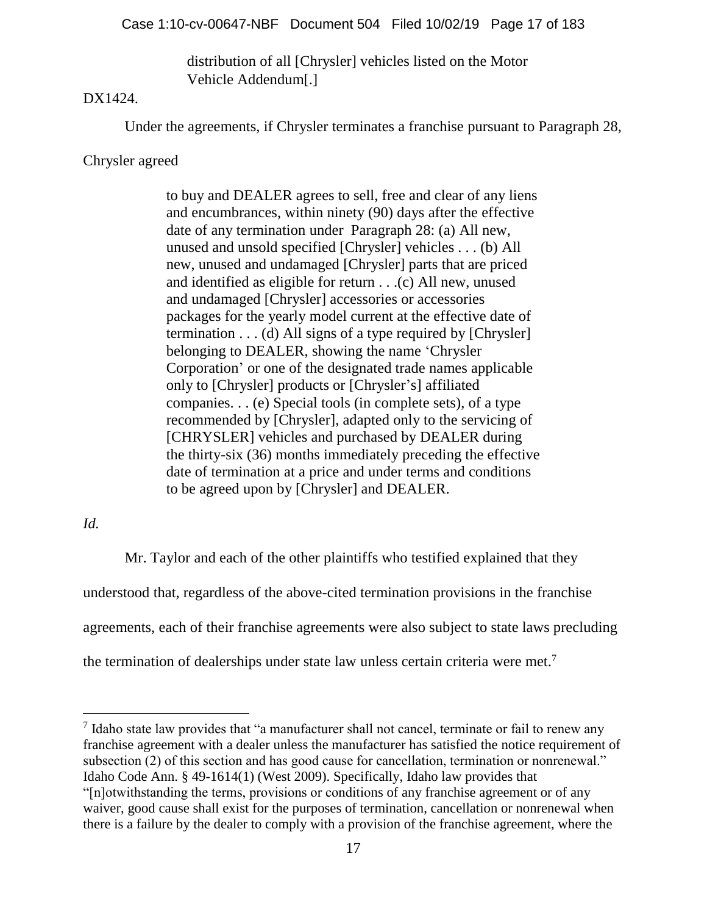> distribution of all [Chrysler] vehicles listed on the Motor Vehicle Addendum[.]

DX1424.

Under the agreements, if Chrysler terminates a franchise pursuant to Paragraph 28, Chrysler agreed

> to buy and DEALER agrees to sell, free and clear of any liens and encumbrances, within ninety (90) days after the effective date of any termination under Paragraph 28: (a) All new, unused and unsold specified [Chrysler] vehicles . . . (b) All new, unused and undamaged [Chrysler] parts that are priced and identified as eligible for return . . .(c) All new, unused and undamaged [Chrysler] accessories or accessories packages for the yearly model current at the effective date of termination . . . (d) All signs of a type required by [Chrysler] belonging to DEALER, showing the name 'Chrysler Corporation' or one of the designated trade names applicable only to [Chrysler] products or [Chrysler's] affiliated companies. . . (e) Special tools (in complete sets), of a type recommended by [Chrysler], adapted only to the servicing of [CHRYSLER] vehicles and purchased by DEALER during the thirty-six (36) months immediately preceding the effective date of termination at a price and under terms and conditions to be agreed upon by [Chrysler] and DEALER.

*Id.*

Mr. Taylor and each of the other plaintiffs who testified explained that they understood that, regardless of the above-cited termination provisions in the franchise agreements, each of their franchise agreements were also subject to state laws precluding the termination of dealerships under state law unless certain criteria were met.[7]

---

[7] Idaho state law provides that "a manufacturer shall not cancel, terminate or fail to renew any franchise agreement with a dealer unless the manufacturer has satisfied the notice requirement of subsection (2) of this section and has good cause for cancellation, termination or nonrenewal." Idaho Code Ann. § 49-1614(1) (West 2009). Specifically, Idaho law provides that "[n]otwithstanding the terms, provisions or conditions of any franchise agreement or of any waiver, good cause shall exist for the purposes of termination, cancellation or nonrenewal when there is a failure by the dealer to comply with a provision of the franchise agreement, where the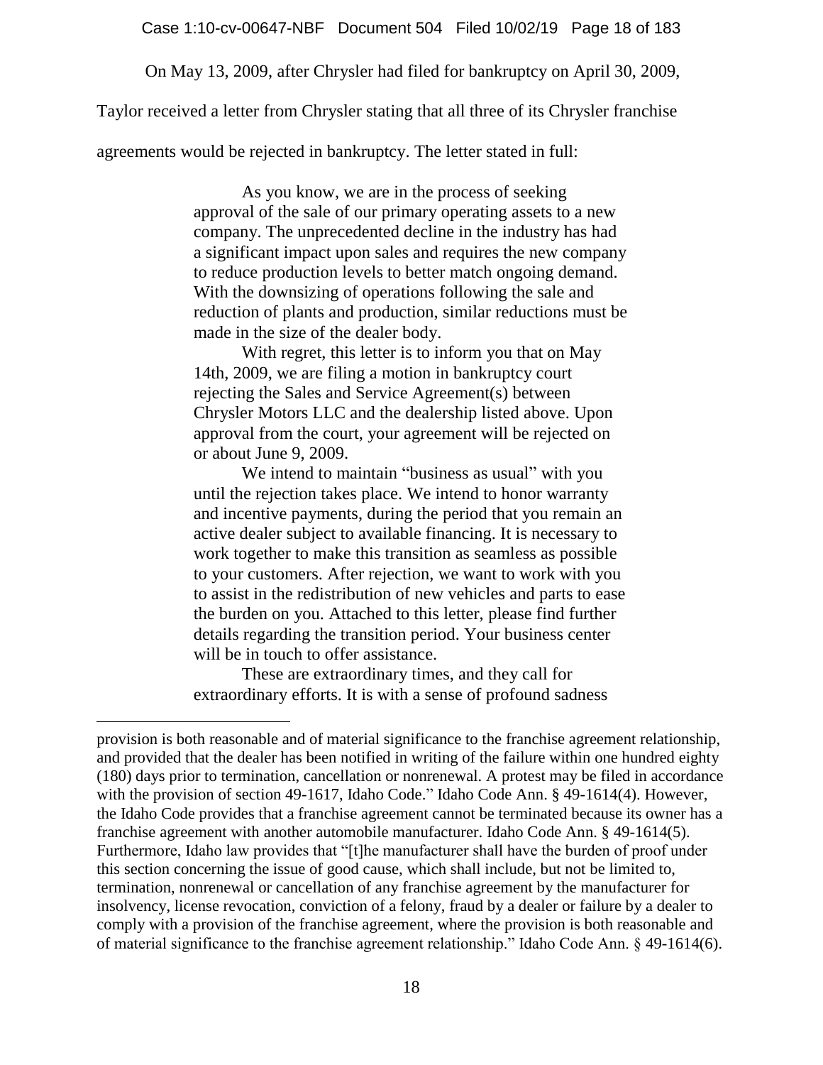On May 13, 2009, after Chrysler had filed for bankruptcy on April 30, 2009, Taylor received a letter from Chrysler stating that all three of its Chrysler franchise agreements would be rejected in bankruptcy. The letter stated in full:

> As you know, we are in the process of seeking approval of the sale of our primary operating assets to a new company. The unprecedented decline in the industry has had a significant impact upon sales and requires the new company to reduce production levels to better match ongoing demand. With the downsizing of operations following the sale and reduction of plants and production, similar reductions must be made in the size of the dealer body.
>
> With regret, this letter is to inform you that on May 14th, 2009, we are filing a motion in bankruptcy court rejecting the Sales and Service Agreement(s) between Chrysler Motors LLC and the dealership listed above. Upon approval from the court, your agreement will be rejected on or about June 9, 2009.
>
> We intend to maintain "business as usual" with you until the rejection takes place. We intend to honor warranty and incentive payments, during the period that you remain an active dealer subject to available financing. It is necessary to work together to make this transition as seamless as possible to your customers. After rejection, we want to work with you to assist in the redistribution of new vehicles and parts to ease the burden on you. Attached to this letter, please find further details regarding the transition period. Your business center will be in touch to offer assistance.
>
> These are extraordinary times, and they call for extraordinary efforts. It is with a sense of profound sadness

---

provision is both reasonable and of material significance to the franchise agreement relationship, and provided that the dealer has been notified in writing of the failure within one hundred eighty (180) days prior to termination, cancellation or nonrenewal. A protest may be filed in accordance with the provision of section 49-1617, Idaho Code." Idaho Code Ann. § 49-1614(4). However, the Idaho Code provides that a franchise agreement cannot be terminated because its owner has a franchise agreement with another automobile manufacturer. Idaho Code Ann. § 49-1614(5). Furthermore, Idaho law provides that "[t]he manufacturer shall have the burden of proof under this section concerning the issue of good cause, which shall include, but not be limited to, termination, nonrenewal or cancellation of any franchise agreement by the manufacturer for insolvency, license revocation, conviction of a felony, fraud by a dealer or failure by a dealer to comply with a provision of the franchise agreement, where the provision is both reasonable and of material significance to the franchise agreement relationship." Idaho Code Ann. § 49-1614(6).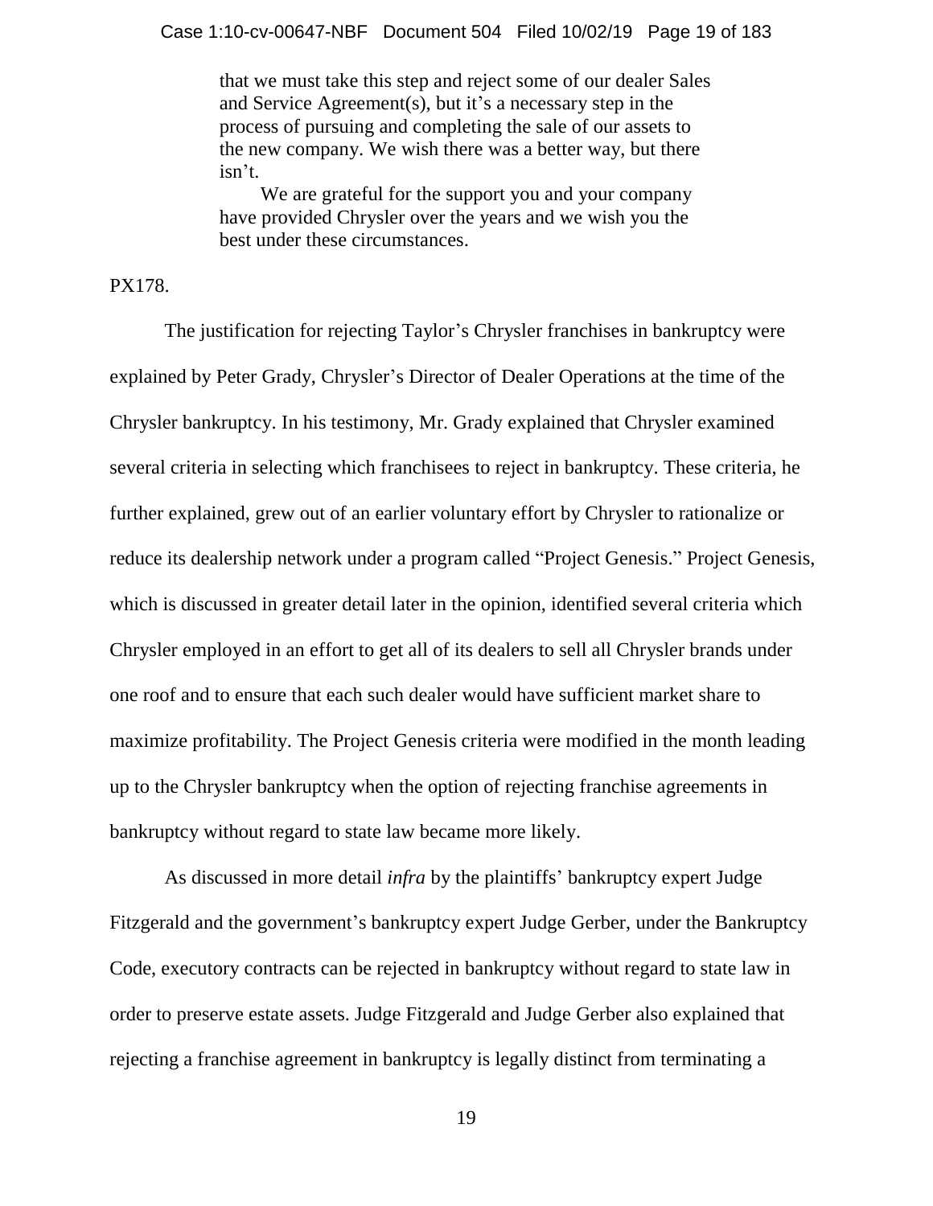> that we must take this step and reject some of our dealer Sales and Service Agreement(s), but it's a necessary step in the process of pursuing and completing the sale of our assets to the new company. We wish there was a better way, but there isn't.
>
> We are grateful for the support you and your company have provided Chrysler over the years and we wish you the best under these circumstances.

PX178.

The justification for rejecting Taylor's Chrysler franchises in bankruptcy were explained by Peter Grady, Chrysler's Director of Dealer Operations at the time of the Chrysler bankruptcy. In his testimony, Mr. Grady explained that Chrysler examined several criteria in selecting which franchisees to reject in bankruptcy. These criteria, he further explained, grew out of an earlier voluntary effort by Chrysler to rationalize or reduce its dealership network under a program called "Project Genesis." Project Genesis, which is discussed in greater detail later in the opinion, identified several criteria which Chrysler employed in an effort to get all of its dealers to sell all Chrysler brands under one roof and to ensure that each such dealer would have sufficient market share to maximize profitability. The Project Genesis criteria were modified in the month leading up to the Chrysler bankruptcy when the option of rejecting franchise agreements in bankruptcy without regard to state law became more likely.

As discussed in more detail *infra* by the plaintiffs' bankruptcy expert Judge Fitzgerald and the government's bankruptcy expert Judge Gerber, under the Bankruptcy Code, executory contracts can be rejected in bankruptcy without regard to state law in order to preserve estate assets. Judge Fitzgerald and Judge Gerber also explained that rejecting a franchise agreement in bankruptcy is legally distinct from terminating a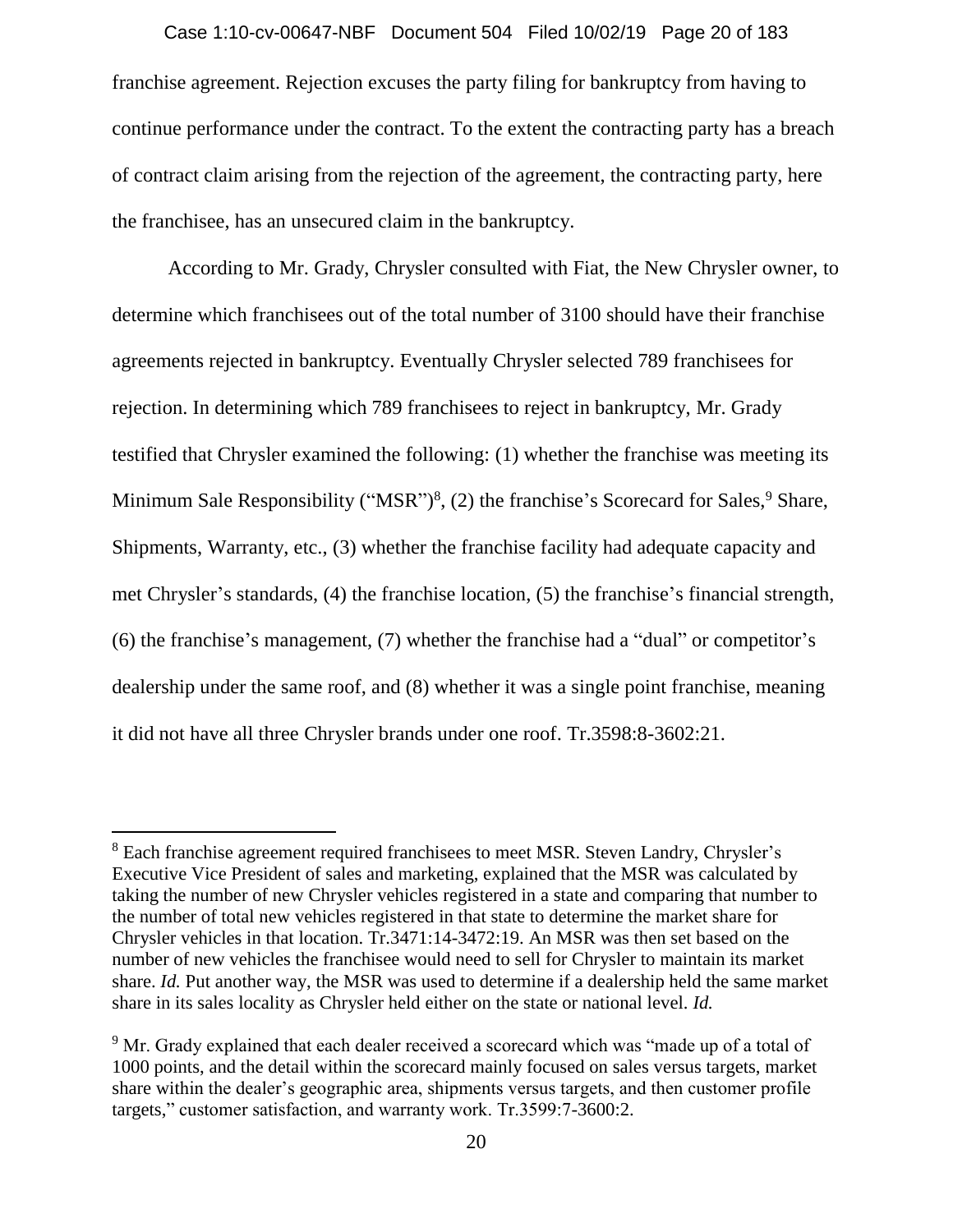franchise agreement. Rejection excuses the party filing for bankruptcy from having to continue performance under the contract. To the extent the contracting party has a breach of contract claim arising from the rejection of the agreement, the contracting party, here the franchisee, has an unsecured claim in the bankruptcy.

According to Mr. Grady, Chrysler consulted with Fiat, the New Chrysler owner, to determine which franchisees out of the total number of 3100 should have their franchise agreements rejected in bankruptcy. Eventually Chrysler selected 789 franchisees for rejection. In determining which 789 franchisees to reject in bankruptcy, Mr. Grady testified that Chrysler examined the following: (1) whether the franchise was meeting its Minimum Sale Responsibility ("MSR")[8], (2) the franchise's Scorecard for Sales,[9] Share, Shipments, Warranty, etc., (3) whether the franchise facility had adequate capacity and met Chrysler's standards, (4) the franchise location, (5) the franchise's financial strength, (6) the franchise's management, (7) whether the franchise had a "dual" or competitor's dealership under the same roof, and (8) whether it was a single point franchise, meaning it did not have all three Chrysler brands under one roof. Tr.3598:8-3602:21.

---

[8] Each franchise agreement required franchisees to meet MSR. Steven Landry, Chrysler's Executive Vice President of sales and marketing, explained that the MSR was calculated by taking the number of new Chrysler vehicles registered in a state and comparing that number to the number of total new vehicles registered in that state to determine the market share for Chrysler vehicles in that location. Tr.3471:14-3472:19. An MSR was then set based on the number of new vehicles the franchisee would need to sell for Chrysler to maintain its market share. *Id.* Put another way, the MSR was used to determine if a dealership held the same market share in its sales locality as Chrysler held either on the state or national level. *Id.*

[9] Mr. Grady explained that each dealer received a scorecard which was "made up of a total of 1000 points, and the detail within the scorecard mainly focused on sales versus targets, market share within the dealer's geographic area, shipments versus targets, and then customer profile targets," customer satisfaction, and warranty work. Tr.3599:7-3600:2.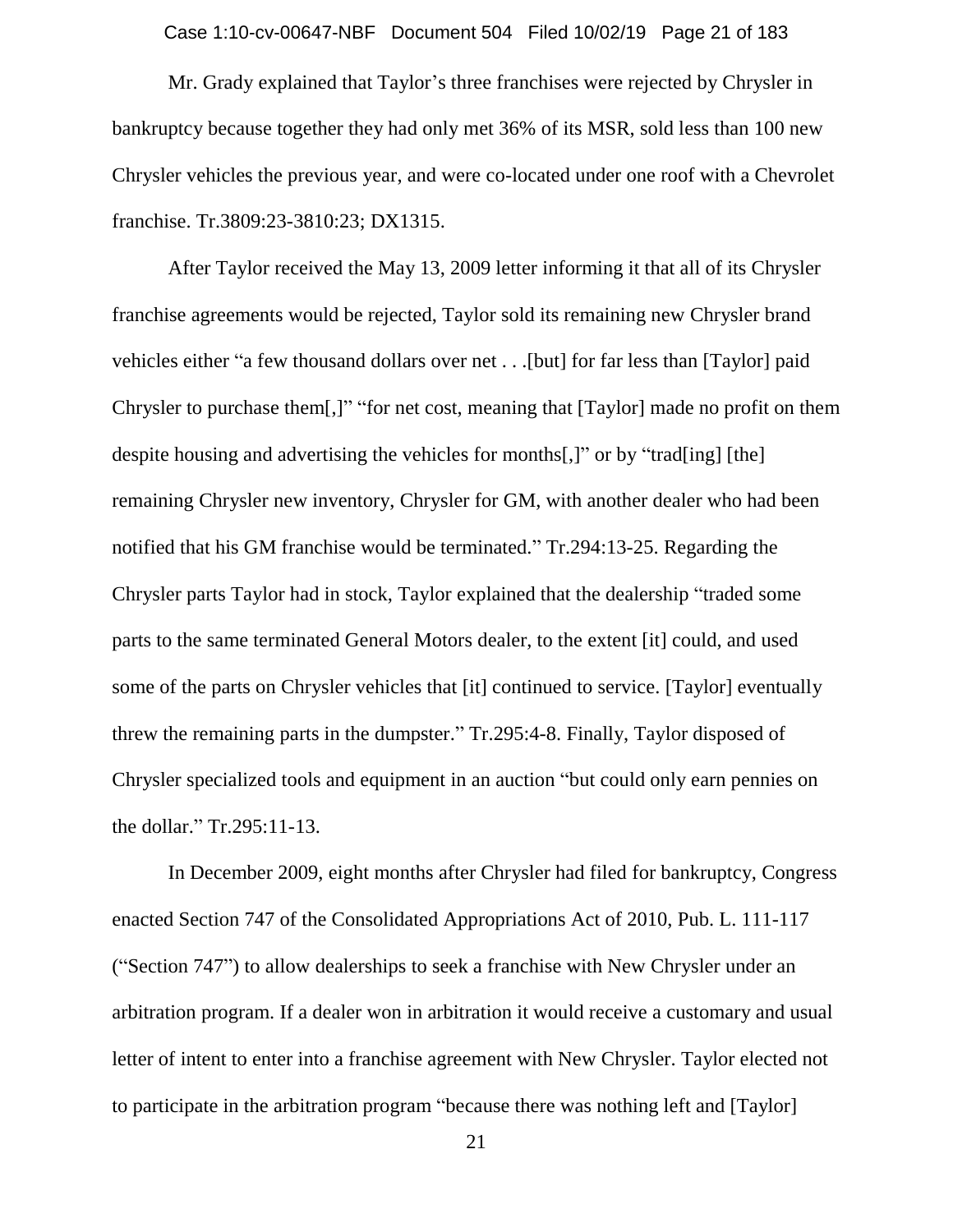Mr. Grady explained that Taylor's three franchises were rejected by Chrysler in bankruptcy because together they had only met 36% of its MSR, sold less than 100 new Chrysler vehicles the previous year, and were co-located under one roof with a Chevrolet franchise. Tr.3809:23-3810:23; DX1315.

After Taylor received the May 13, 2009 letter informing it that all of its Chrysler franchise agreements would be rejected, Taylor sold its remaining new Chrysler brand vehicles either "a few thousand dollars over net . . .[but] for far less than [Taylor] paid Chrysler to purchase them[,]" "for net cost, meaning that [Taylor] made no profit on them despite housing and advertising the vehicles for months[,]" or by "trad[ing] [the] remaining Chrysler new inventory, Chrysler for GM, with another dealer who had been notified that his GM franchise would be terminated." Tr.294:13-25. Regarding the Chrysler parts Taylor had in stock, Taylor explained that the dealership "traded some parts to the same terminated General Motors dealer, to the extent [it] could, and used some of the parts on Chrysler vehicles that [it] continued to service. [Taylor] eventually threw the remaining parts in the dumpster." Tr.295:4-8. Finally, Taylor disposed of Chrysler specialized tools and equipment in an auction "but could only earn pennies on the dollar." Tr.295:11-13.

In December 2009, eight months after Chrysler had filed for bankruptcy, Congress enacted Section 747 of the Consolidated Appropriations Act of 2010, Pub. L. 111-117 ("Section 747") to allow dealerships to seek a franchise with New Chrysler under an arbitration program. If a dealer won in arbitration it would receive a customary and usual letter of intent to enter into a franchise agreement with New Chrysler. Taylor elected not to participate in the arbitration program "because there was nothing left and [Taylor]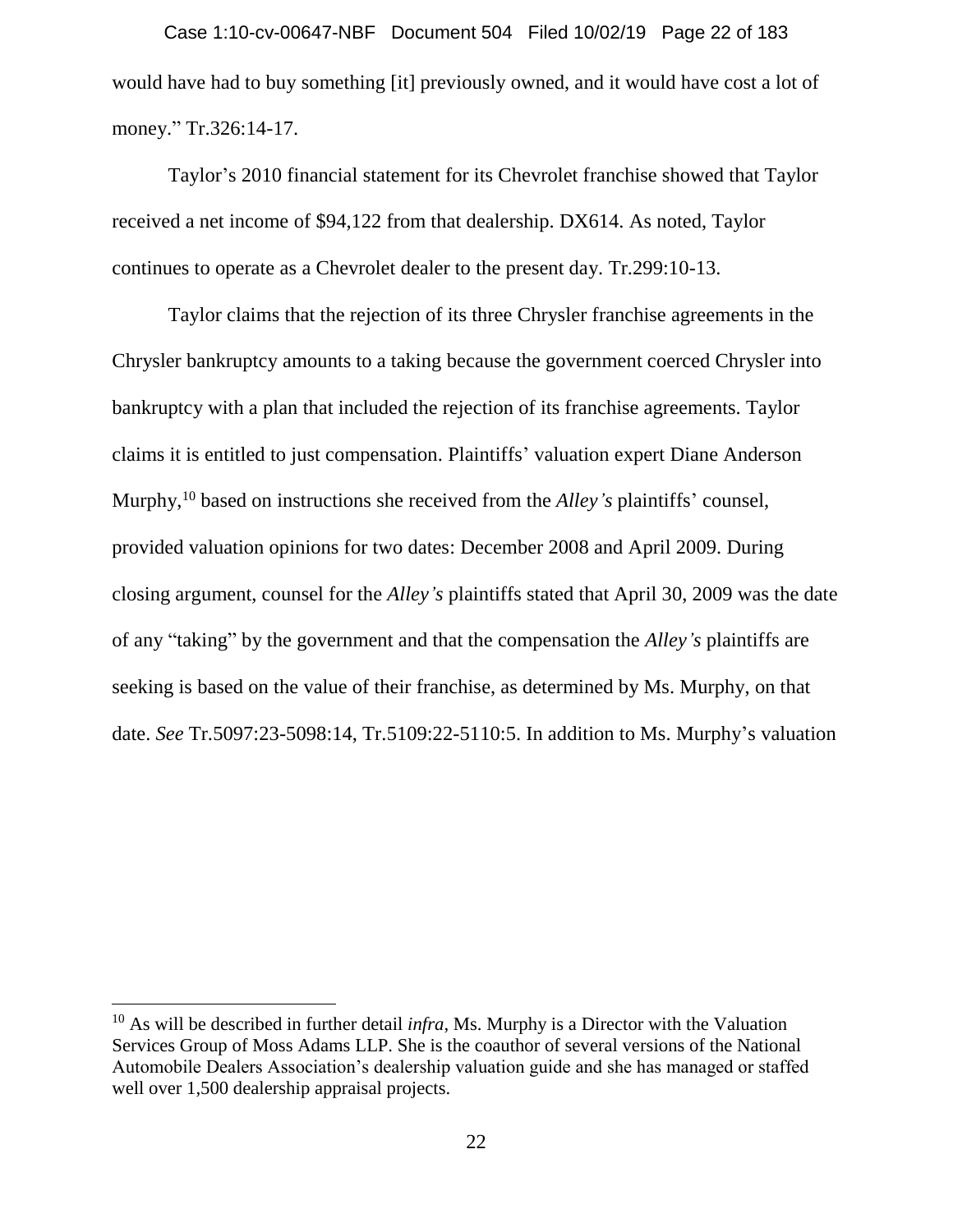would have had to buy something [it] previously owned, and it would have cost a lot of money." Tr.326:14-17.

Taylor's 2010 financial statement for its Chevrolet franchise showed that Taylor received a net income of $94,122 from that dealership. DX614. As noted, Taylor continues to operate as a Chevrolet dealer to the present day. Tr.299:10-13.

Taylor claims that the rejection of its three Chrysler franchise agreements in the Chrysler bankruptcy amounts to a taking because the government coerced Chrysler into bankruptcy with a plan that included the rejection of its franchise agreements. Taylor claims it is entitled to just compensation. Plaintiffs' valuation expert Diane Anderson Murphy,[10] based on instructions she received from the *Alley's* plaintiffs' counsel, provided valuation opinions for two dates: December 2008 and April 2009. During closing argument, counsel for the *Alley's* plaintiffs stated that April 30, 2009 was the date of any "taking" by the government and that the compensation the *Alley's* plaintiffs are seeking is based on the value of their franchise, as determined by Ms. Murphy, on that date. *See* Tr.5097:23-5098:14, Tr.5109:22-5110:5. In addition to Ms. Murphy's valuation

---

[10] As will be described in further detail *infra*, Ms. Murphy is a Director with the Valuation Services Group of Moss Adams LLP. She is the coauthor of several versions of the National Automobile Dealers Association's dealership valuation guide and she has managed or staffed well over 1,500 dealership appraisal projects.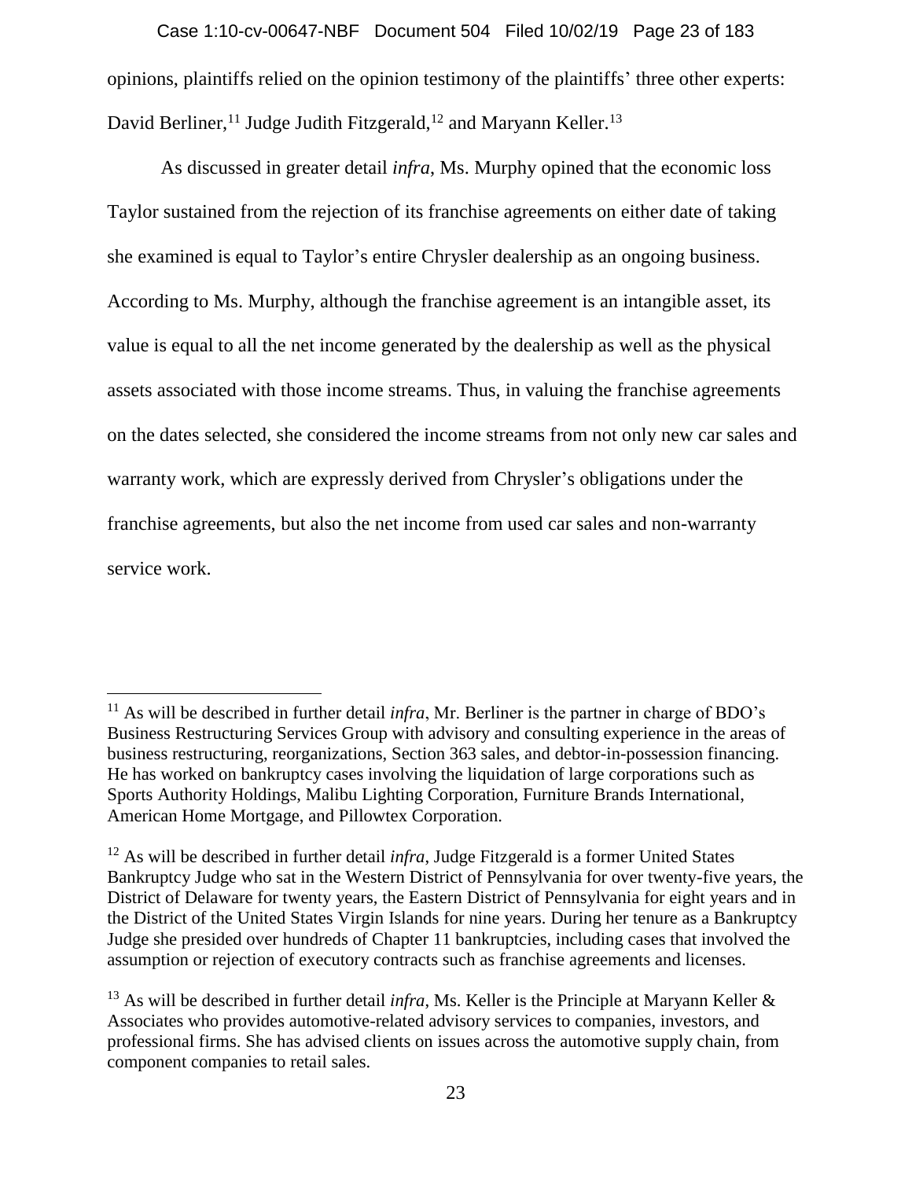opinions, plaintiffs relied on the opinion testimony of the plaintiffs' three other experts: David Berliner,[11] Judge Judith Fitzgerald,[12] and Maryann Keller.[13]

As discussed in greater detail *infra*, Ms. Murphy opined that the economic loss Taylor sustained from the rejection of its franchise agreements on either date of taking she examined is equal to Taylor's entire Chrysler dealership as an ongoing business. According to Ms. Murphy, although the franchise agreement is an intangible asset, its value is equal to all the net income generated by the dealership as well as the physical assets associated with those income streams. Thus, in valuing the franchise agreements on the dates selected, she considered the income streams from not only new car sales and warranty work, which are expressly derived from Chrysler's obligations under the franchise agreements, but also the net income from used car sales and non-warranty service work.

---

[11] As will be described in further detail *infra*, Mr. Berliner is the partner in charge of BDO's Business Restructuring Services Group with advisory and consulting experience in the areas of business restructuring, reorganizations, Section 363 sales, and debtor-in-possession financing. He has worked on bankruptcy cases involving the liquidation of large corporations such as Sports Authority Holdings, Malibu Lighting Corporation, Furniture Brands International, American Home Mortgage, and Pillowtex Corporation.

[12] As will be described in further detail *infra*, Judge Fitzgerald is a former United States Bankruptcy Judge who sat in the Western District of Pennsylvania for over twenty-five years, the District of Delaware for twenty years, the Eastern District of Pennsylvania for eight years and in the District of the United States Virgin Islands for nine years. During her tenure as a Bankruptcy Judge she presided over hundreds of Chapter 11 bankruptcies, including cases that involved the assumption or rejection of executory contracts such as franchise agreements and licenses.

[13] As will be described in further detail *infra*, Ms. Keller is the Principle at Maryann Keller & Associates who provides automotive-related advisory services to companies, investors, and professional firms. She has advised clients on issues across the automotive supply chain, from component companies to retail sales.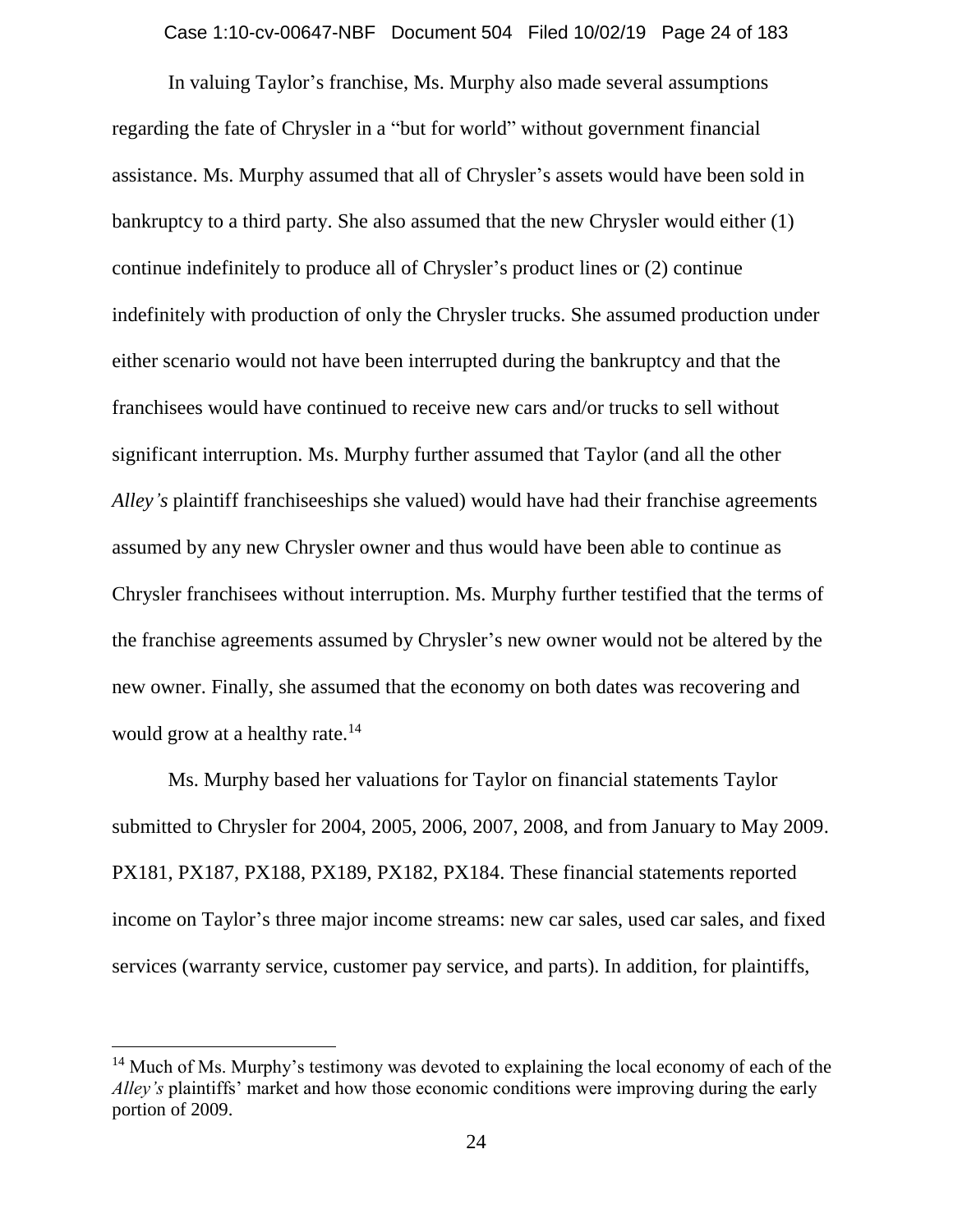In valuing Taylor's franchise, Ms. Murphy also made several assumptions regarding the fate of Chrysler in a "but for world" without government financial assistance. Ms. Murphy assumed that all of Chrysler's assets would have been sold in bankruptcy to a third party. She also assumed that the new Chrysler would either (1) continue indefinitely to produce all of Chrysler's product lines or (2) continue indefinitely with production of only the Chrysler trucks. She assumed production under either scenario would not have been interrupted during the bankruptcy and that the franchisees would have continued to receive new cars and/or trucks to sell without significant interruption. Ms. Murphy further assumed that Taylor (and all the other *Alley's* plaintiff franchiseeships she valued) would have had their franchise agreements assumed by any new Chrysler owner and thus would have been able to continue as Chrysler franchisees without interruption. Ms. Murphy further testified that the terms of the franchise agreements assumed by Chrysler's new owner would not be altered by the new owner. Finally, she assumed that the economy on both dates was recovering and would grow at a healthy rate.[14]

Ms. Murphy based her valuations for Taylor on financial statements Taylor submitted to Chrysler for 2004, 2005, 2006, 2007, 2008, and from January to May 2009. PX181, PX187, PX188, PX189, PX182, PX184. These financial statements reported income on Taylor's three major income streams: new car sales, used car sales, and fixed services (warranty service, customer pay service, and parts). In addition, for plaintiffs,

[14] Much of Ms. Murphy's testimony was devoted to explaining the local economy of each of the *Alley's* plaintiffs' market and how those economic conditions were improving during the early portion of 2009.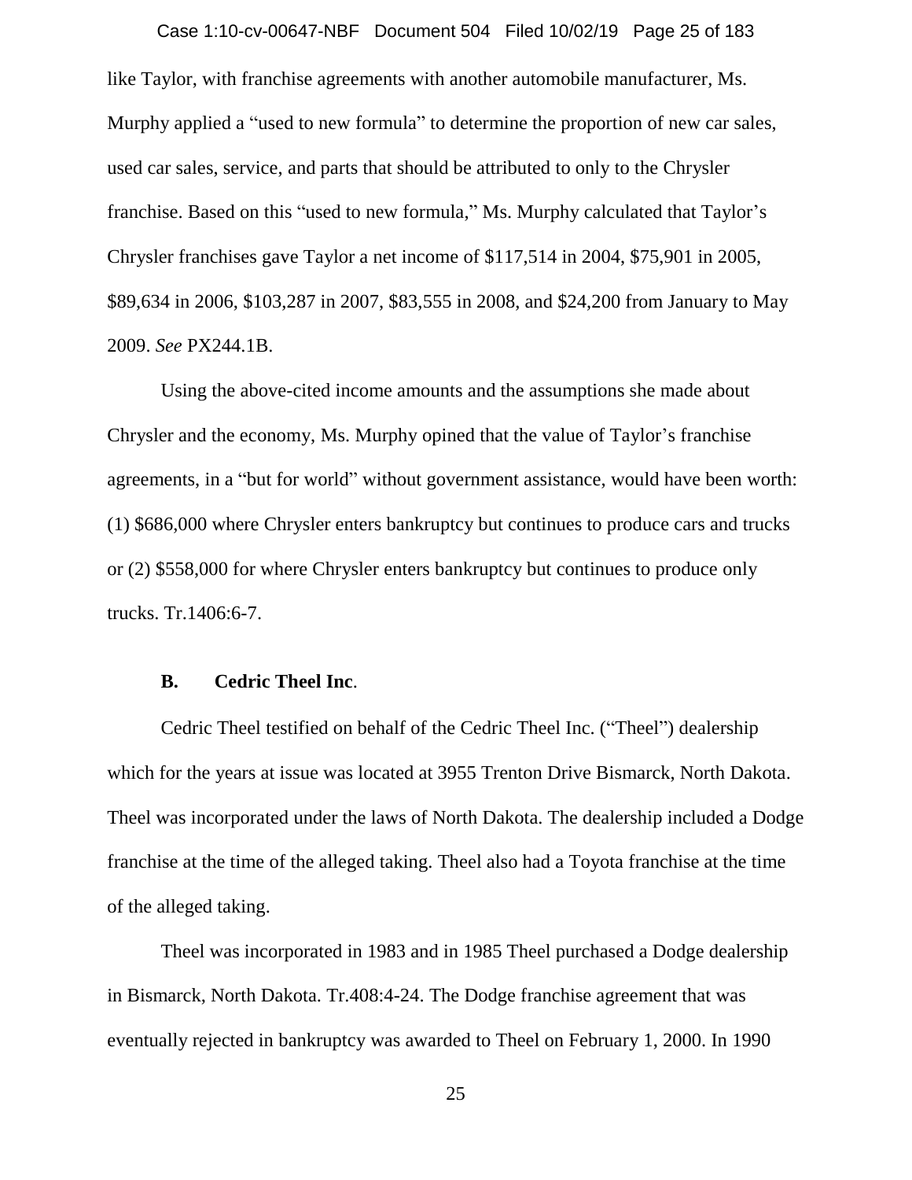like Taylor, with franchise agreements with another automobile manufacturer, Ms. Murphy applied a "used to new formula" to determine the proportion of new car sales, used car sales, service, and parts that should be attributed to only to the Chrysler franchise. Based on this "used to new formula," Ms. Murphy calculated that Taylor's Chrysler franchises gave Taylor a net income of $117,514 in 2004, $75,901 in 2005, $89,634 in 2006, $103,287 in 2007, $83,555 in 2008, and $24,200 from January to May 2009. *See* PX244.1B.

Using the above-cited income amounts and the assumptions she made about Chrysler and the economy, Ms. Murphy opined that the value of Taylor's franchise agreements, in a "but for world" without government assistance, would have been worth: (1) $686,000 where Chrysler enters bankruptcy but continues to produce cars and trucks or (2) $558,000 for where Chrysler enters bankruptcy but continues to produce only trucks. Tr.1406:6-7.

### B. Cedric Theel Inc.

Cedric Theel testified on behalf of the Cedric Theel Inc. ("Theel") dealership which for the years at issue was located at 3955 Trenton Drive Bismarck, North Dakota. Theel was incorporated under the laws of North Dakota. The dealership included a Dodge franchise at the time of the alleged taking. Theel also had a Toyota franchise at the time of the alleged taking.

Theel was incorporated in 1983 and in 1985 Theel purchased a Dodge dealership in Bismarck, North Dakota. Tr.408:4-24. The Dodge franchise agreement that was eventually rejected in bankruptcy was awarded to Theel on February 1, 2000. In 1990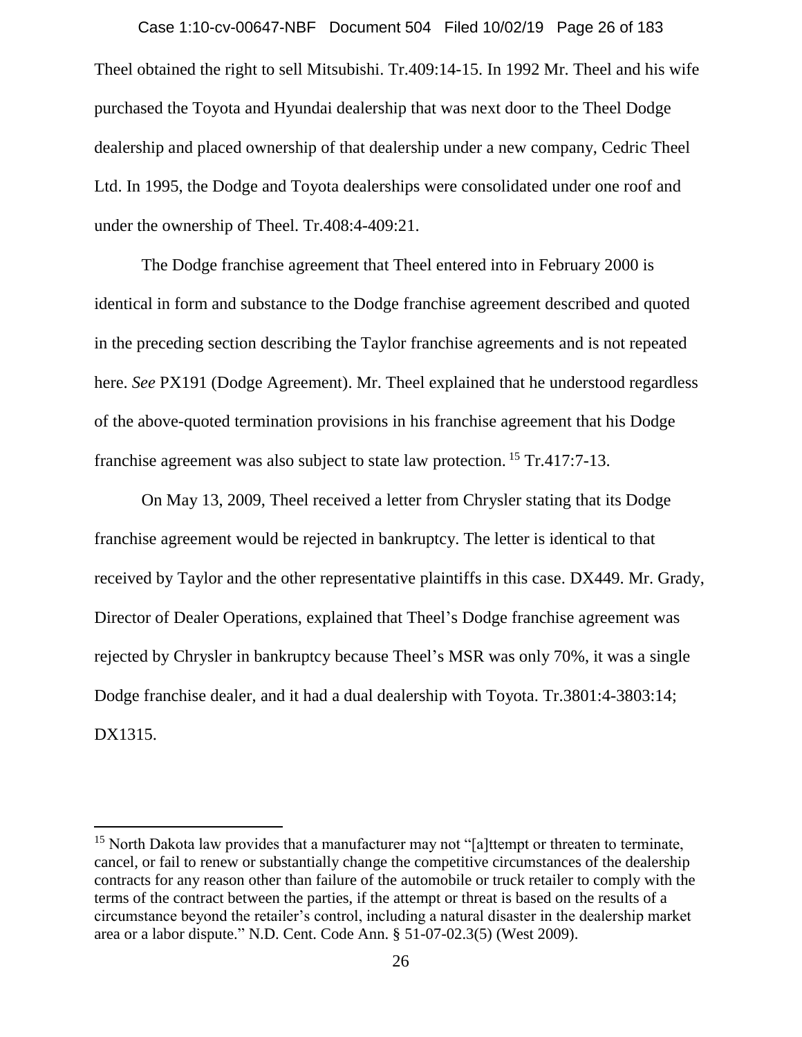Theel obtained the right to sell Mitsubishi. Tr.409:14-15. In 1992 Mr. Theel and his wife purchased the Toyota and Hyundai dealership that was next door to the Theel Dodge dealership and placed ownership of that dealership under a new company, Cedric Theel Ltd. In 1995, the Dodge and Toyota dealerships were consolidated under one roof and under the ownership of Theel. Tr.408:4-409:21.

The Dodge franchise agreement that Theel entered into in February 2000 is identical in form and substance to the Dodge franchise agreement described and quoted in the preceding section describing the Taylor franchise agreements and is not repeated here. *See* PX191 (Dodge Agreement). Mr. Theel explained that he understood regardless of the above-quoted termination provisions in his franchise agreement that his Dodge franchise agreement was also subject to state law protection.[15] Tr.417:7-13.

On May 13, 2009, Theel received a letter from Chrysler stating that its Dodge franchise agreement would be rejected in bankruptcy. The letter is identical to that received by Taylor and the other representative plaintiffs in this case. DX449. Mr. Grady, Director of Dealer Operations, explained that Theel's Dodge franchise agreement was rejected by Chrysler in bankruptcy because Theel's MSR was only 70%, it was a single Dodge franchise dealer, and it had a dual dealership with Toyota. Tr.3801:4-3803:14; DX1315.

---

[15] North Dakota law provides that a manufacturer may not "[a]ttempt or threaten to terminate, cancel, or fail to renew or substantially change the competitive circumstances of the dealership contracts for any reason other than failure of the automobile or truck retailer to comply with the terms of the contract between the parties, if the attempt or threat is based on the results of a circumstance beyond the retailer's control, including a natural disaster in the dealership market area or a labor dispute." N.D. Cent. Code Ann. § 51-07-02.3(5) (West 2009).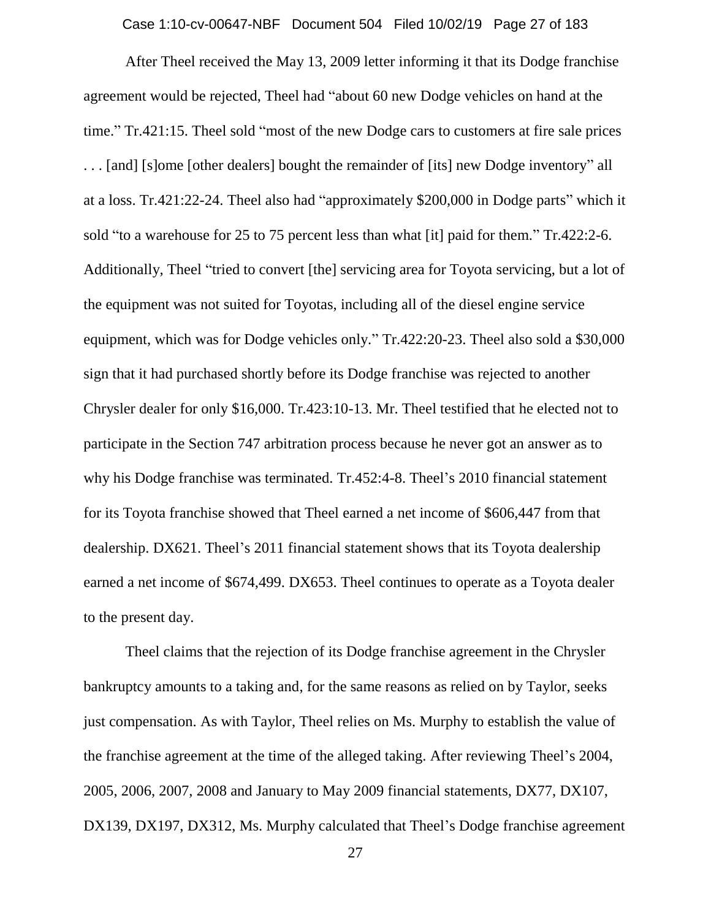After Theel received the May 13, 2009 letter informing it that its Dodge franchise agreement would be rejected, Theel had "about 60 new Dodge vehicles on hand at the time." Tr.421:15. Theel sold "most of the new Dodge cars to customers at fire sale prices . . . [and] [s]ome [other dealers] bought the remainder of [its] new Dodge inventory" all at a loss. Tr.421:22-24. Theel also had "approximately $200,000 in Dodge parts" which it sold "to a warehouse for 25 to 75 percent less than what [it] paid for them." Tr.422:2-6. Additionally, Theel "tried to convert [the] servicing area for Toyota servicing, but a lot of the equipment was not suited for Toyotas, including all of the diesel engine service equipment, which was for Dodge vehicles only." Tr.422:20-23. Theel also sold a $30,000 sign that it had purchased shortly before its Dodge franchise was rejected to another Chrysler dealer for only $16,000. Tr.423:10-13. Mr. Theel testified that he elected not to participate in the Section 747 arbitration process because he never got an answer as to why his Dodge franchise was terminated. Tr.452:4-8. Theel's 2010 financial statement for its Toyota franchise showed that Theel earned a net income of $606,447 from that dealership. DX621. Theel's 2011 financial statement shows that its Toyota dealership earned a net income of $674,499. DX653. Theel continues to operate as a Toyota dealer to the present day.

Theel claims that the rejection of its Dodge franchise agreement in the Chrysler bankruptcy amounts to a taking and, for the same reasons as relied on by Taylor, seeks just compensation. As with Taylor, Theel relies on Ms. Murphy to establish the value of the franchise agreement at the time of the alleged taking. After reviewing Theel's 2004, 2005, 2006, 2007, 2008 and January to May 2009 financial statements, DX77, DX107, DX139, DX197, DX312, Ms. Murphy calculated that Theel's Dodge franchise agreement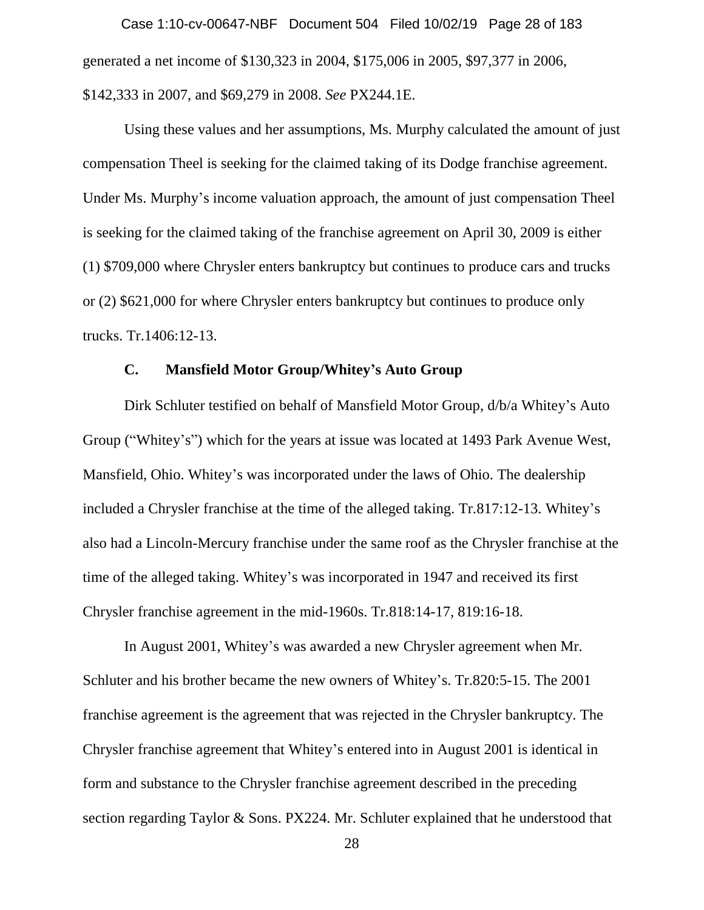generated a net income of $130,323 in 2004, $175,006 in 2005, $97,377 in 2006, $142,333 in 2007, and $69,279 in 2008. *See* PX244.1E.

Using these values and her assumptions, Ms. Murphy calculated the amount of just compensation Theel is seeking for the claimed taking of its Dodge franchise agreement. Under Ms. Murphy's income valuation approach, the amount of just compensation Theel is seeking for the claimed taking of the franchise agreement on April 30, 2009 is either (1) $709,000 where Chrysler enters bankruptcy but continues to produce cars and trucks or (2) $621,000 for where Chrysler enters bankruptcy but continues to produce only trucks. Tr.1406:12-13.

### C. Mansfield Motor Group/Whitey's Auto Group

Dirk Schluter testified on behalf of Mansfield Motor Group, d/b/a Whitey's Auto Group ("Whitey's") which for the years at issue was located at 1493 Park Avenue West, Mansfield, Ohio. Whitey's was incorporated under the laws of Ohio. The dealership included a Chrysler franchise at the time of the alleged taking. Tr.817:12-13. Whitey's also had a Lincoln-Mercury franchise under the same roof as the Chrysler franchise at the time of the alleged taking. Whitey's was incorporated in 1947 and received its first Chrysler franchise agreement in the mid-1960s. Tr.818:14-17, 819:16-18.

In August 2001, Whitey's was awarded a new Chrysler agreement when Mr. Schluter and his brother became the new owners of Whitey's. Tr.820:5-15. The 2001 franchise agreement is the agreement that was rejected in the Chrysler bankruptcy. The Chrysler franchise agreement that Whitey's entered into in August 2001 is identical in form and substance to the Chrysler franchise agreement described in the preceding section regarding Taylor & Sons. PX224. Mr. Schluter explained that he understood that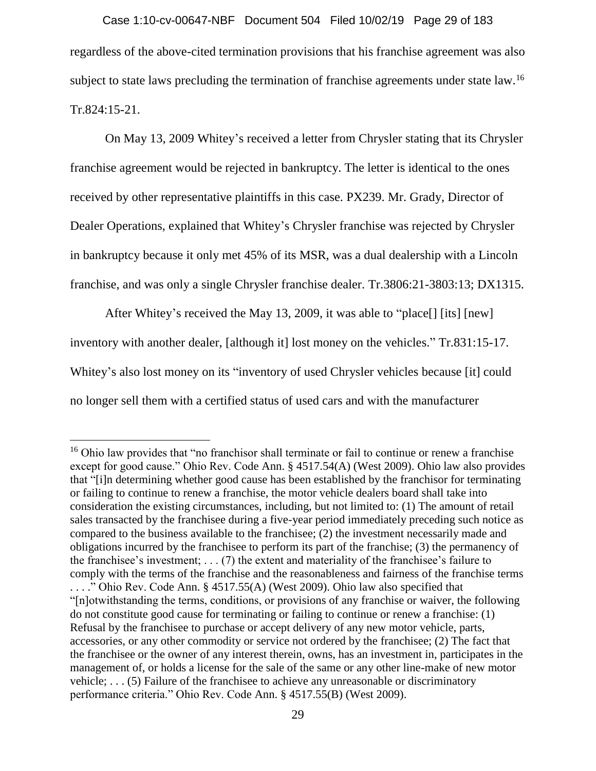regardless of the above-cited termination provisions that his franchise agreement was also subject to state laws precluding the termination of franchise agreements under state law.[16] Tr.824:15-21.

On May 13, 2009 Whitey's received a letter from Chrysler stating that its Chrysler franchise agreement would be rejected in bankruptcy. The letter is identical to the ones received by other representative plaintiffs in this case. PX239. Mr. Grady, Director of Dealer Operations, explained that Whitey's Chrysler franchise was rejected by Chrysler in bankruptcy because it only met 45% of its MSR, was a dual dealership with a Lincoln franchise, and was only a single Chrysler franchise dealer. Tr.3806:21-3803:13; DX1315.

After Whitey's received the May 13, 2009, it was able to "place[] [its] [new] inventory with another dealer, [although it] lost money on the vehicles." Tr.831:15-17. Whitey's also lost money on its "inventory of used Chrysler vehicles because [it] could no longer sell them with a certified status of used cars and with the manufacturer

---

[16] Ohio law provides that "no franchisor shall terminate or fail to continue or renew a franchise except for good cause." Ohio Rev. Code Ann. § 4517.54(A) (West 2009). Ohio law also provides that "[i]n determining whether good cause has been established by the franchisor for terminating or failing to continue to renew a franchise, the motor vehicle dealers board shall take into consideration the existing circumstances, including, but not limited to: (1) The amount of retail sales transacted by the franchisee during a five-year period immediately preceding such notice as compared to the business available to the franchisee; (2) the investment necessarily made and obligations incurred by the franchisee to perform its part of the franchise; (3) the permanency of the franchisee's investment; . . . (7) the extent and materiality of the franchisee's failure to comply with the terms of the franchise and the reasonableness and fairness of the franchise terms . . . ." Ohio Rev. Code Ann. § 4517.55(A) (West 2009). Ohio law also specified that "[n]otwithstanding the terms, conditions, or provisions of any franchise or waiver, the following do not constitute good cause for terminating or failing to continue or renew a franchise: (1) Refusal by the franchisee to purchase or accept delivery of any new motor vehicle, parts, accessories, or any other commodity or service not ordered by the franchisee; (2) The fact that the franchisee or the owner of any interest therein, owns, has an investment in, participates in the management of, or holds a license for the sale of the same or any other line-make of new motor vehicle; . . . (5) Failure of the franchisee to achieve any unreasonable or discriminatory performance criteria." Ohio Rev. Code Ann. § 4517.55(B) (West 2009).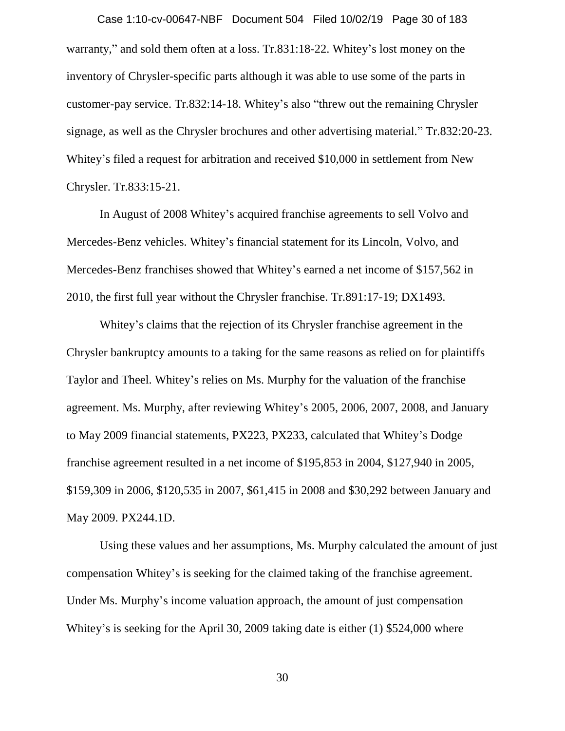warranty," and sold them often at a loss. Tr.831:18-22. Whitey's lost money on the inventory of Chrysler-specific parts although it was able to use some of the parts in customer-pay service. Tr.832:14-18. Whitey's also "threw out the remaining Chrysler signage, as well as the Chrysler brochures and other advertising material." Tr.832:20-23. Whitey's filed a request for arbitration and received $10,000 in settlement from New Chrysler. Tr.833:15-21.

In August of 2008 Whitey's acquired franchise agreements to sell Volvo and Mercedes-Benz vehicles. Whitey's financial statement for its Lincoln, Volvo, and Mercedes-Benz franchises showed that Whitey's earned a net income of $157,562 in 2010, the first full year without the Chrysler franchise. Tr.891:17-19; DX1493.

Whitey's claims that the rejection of its Chrysler franchise agreement in the Chrysler bankruptcy amounts to a taking for the same reasons as relied on for plaintiffs Taylor and Theel. Whitey's relies on Ms. Murphy for the valuation of the franchise agreement. Ms. Murphy, after reviewing Whitey's 2005, 2006, 2007, 2008, and January to May 2009 financial statements, PX223, PX233, calculated that Whitey's Dodge franchise agreement resulted in a net income of $195,853 in 2004, $127,940 in 2005, $159,309 in 2006, $120,535 in 2007, $61,415 in 2008 and $30,292 between January and May 2009. PX244.1D.

Using these values and her assumptions, Ms. Murphy calculated the amount of just compensation Whitey's is seeking for the claimed taking of the franchise agreement. Under Ms. Murphy's income valuation approach, the amount of just compensation Whitey's is seeking for the April 30, 2009 taking date is either (1) $524,000 where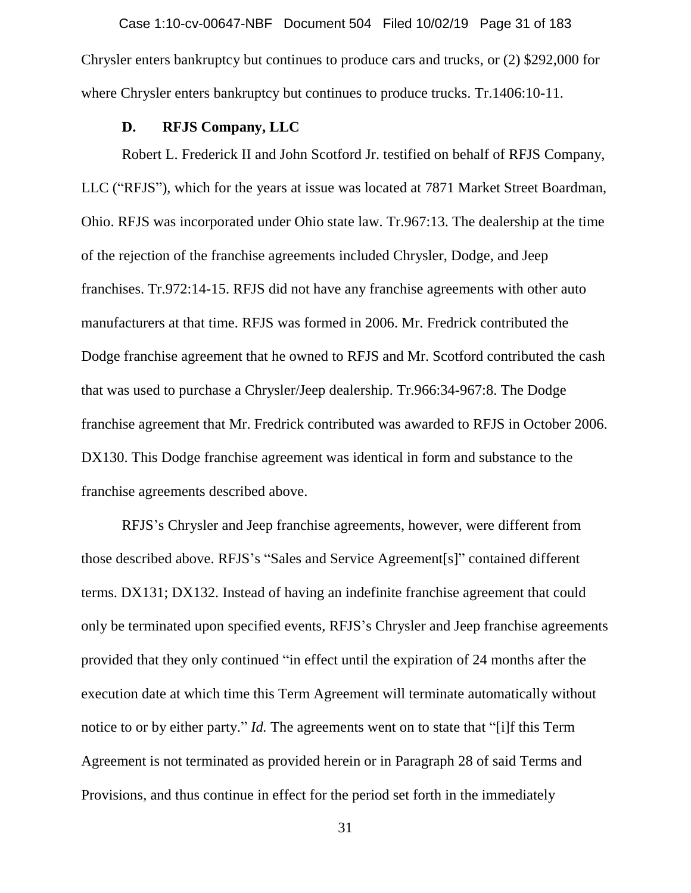Chrysler enters bankruptcy but continues to produce cars and trucks, or (2) $292,000 for where Chrysler enters bankruptcy but continues to produce trucks. Tr.1406:10-11.

### D. RFJS Company, LLC

Robert L. Frederick II and John Scotford Jr. testified on behalf of RFJS Company, LLC ("RFJS"), which for the years at issue was located at 7871 Market Street Boardman, Ohio. RFJS was incorporated under Ohio state law. Tr.967:13. The dealership at the time of the rejection of the franchise agreements included Chrysler, Dodge, and Jeep franchises. Tr.972:14-15. RFJS did not have any franchise agreements with other auto manufacturers at that time. RFJS was formed in 2006. Mr. Fredrick contributed the Dodge franchise agreement that he owned to RFJS and Mr. Scotford contributed the cash that was used to purchase a Chrysler/Jeep dealership. Tr.966:34-967:8. The Dodge franchise agreement that Mr. Fredrick contributed was awarded to RFJS in October 2006. DX130. This Dodge franchise agreement was identical in form and substance to the franchise agreements described above.

RFJS's Chrysler and Jeep franchise agreements, however, were different from those described above. RFJS's "Sales and Service Agreement[s]" contained different terms. DX131; DX132. Instead of having an indefinite franchise agreement that could only be terminated upon specified events, RFJS's Chrysler and Jeep franchise agreements provided that they only continued "in effect until the expiration of 24 months after the execution date at which time this Term Agreement will terminate automatically without notice to or by either party." *Id.* The agreements went on to state that "[i]f this Term Agreement is not terminated as provided herein or in Paragraph 28 of said Terms and Provisions, and thus continue in effect for the period set forth in the immediately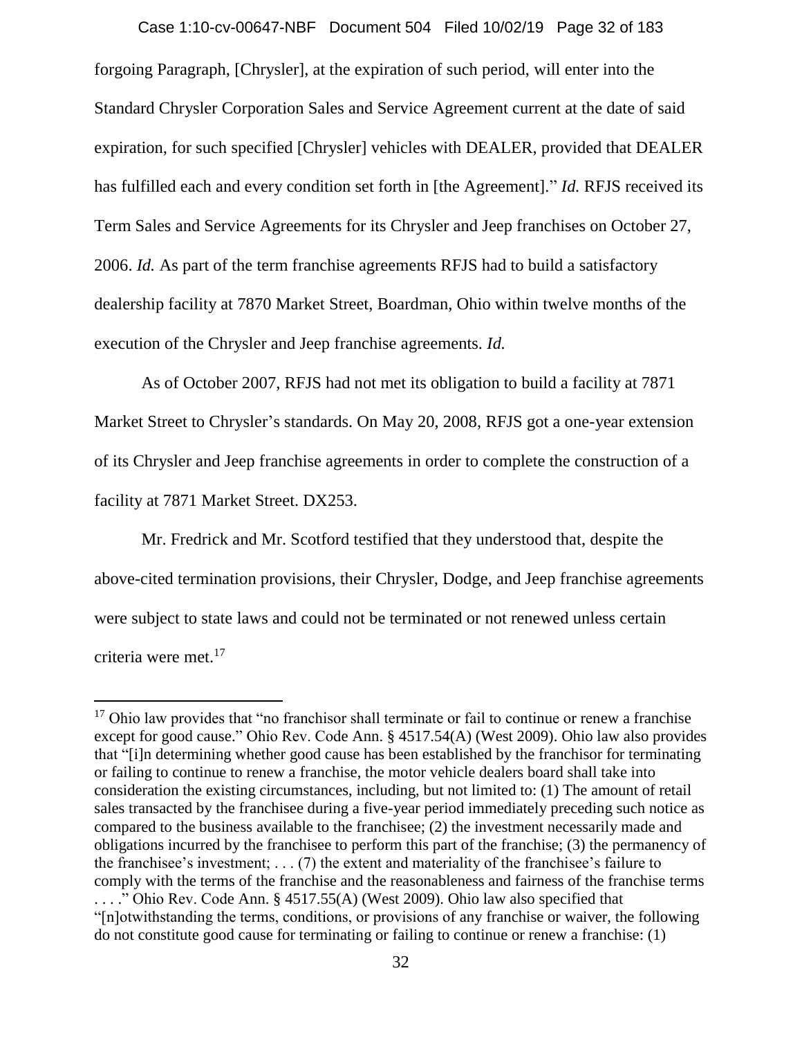forgoing Paragraph, [Chrysler], at the expiration of such period, will enter into the Standard Chrysler Corporation Sales and Service Agreement current at the date of said expiration, for such specified [Chrysler] vehicles with DEALER, provided that DEALER has fulfilled each and every condition set forth in [the Agreement]." *Id.* RFJS received its Term Sales and Service Agreements for its Chrysler and Jeep franchises on October 27, 2006. *Id.* As part of the term franchise agreements RFJS had to build a satisfactory dealership facility at 7870 Market Street, Boardman, Ohio within twelve months of the execution of the Chrysler and Jeep franchise agreements. *Id.*

As of October 2007, RFJS had not met its obligation to build a facility at 7871 Market Street to Chrysler's standards. On May 20, 2008, RFJS got a one-year extension of its Chrysler and Jeep franchise agreements in order to complete the construction of a facility at 7871 Market Street. DX253.

Mr. Fredrick and Mr. Scotford testified that they understood that, despite the above-cited termination provisions, their Chrysler, Dodge, and Jeep franchise agreements were subject to state laws and could not be terminated or not renewed unless certain criteria were met.[17]

---

[17] Ohio law provides that "no franchisor shall terminate or fail to continue or renew a franchise except for good cause." Ohio Rev. Code Ann. § 4517.54(A) (West 2009). Ohio law also provides that "[i]n determining whether good cause has been established by the franchisor for terminating or failing to continue to renew a franchise, the motor vehicle dealers board shall take into consideration the existing circumstances, including, but not limited to: (1) The amount of retail sales transacted by the franchisee during a five-year period immediately preceding such notice as compared to the business available to the franchisee; (2) the investment necessarily made and obligations incurred by the franchisee to perform this part of the franchise; (3) the permanency of the franchisee's investment; . . . (7) the extent and materiality of the franchisee's failure to comply with the terms of the franchise and the reasonableness and fairness of the franchise terms . . . ." Ohio Rev. Code Ann. § 4517.55(A) (West 2009). Ohio law also specified that "[n]otwithstanding the terms, conditions, or provisions of any franchise or waiver, the following do not constitute good cause for terminating or failing to continue or renew a franchise: (1)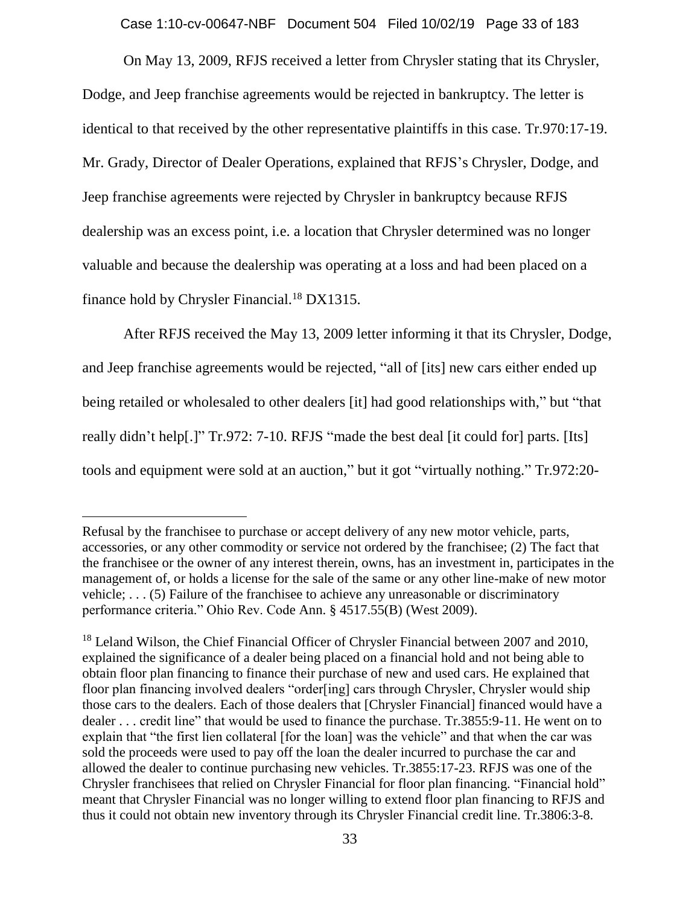On May 13, 2009, RFJS received a letter from Chrysler stating that its Chrysler, Dodge, and Jeep franchise agreements would be rejected in bankruptcy. The letter is identical to that received by the other representative plaintiffs in this case. Tr.970:17-19. Mr. Grady, Director of Dealer Operations, explained that RFJS's Chrysler, Dodge, and Jeep franchise agreements were rejected by Chrysler in bankruptcy because RFJS dealership was an excess point, i.e. a location that Chrysler determined was no longer valuable and because the dealership was operating at a loss and had been placed on a finance hold by Chrysler Financial.[18] DX1315.

After RFJS received the May 13, 2009 letter informing it that its Chrysler, Dodge, and Jeep franchise agreements would be rejected, "all of [its] new cars either ended up being retailed or wholesaled to other dealers [it] had good relationships with," but "that really didn't help[.]" Tr.972: 7-10. RFJS "made the best deal [it could for] parts. [Its] tools and equipment were sold at an auction," but it got "virtually nothing." Tr.972:20-

---

Refusal by the franchisee to purchase or accept delivery of any new motor vehicle, parts, accessories, or any other commodity or service not ordered by the franchisee; (2) The fact that the franchisee or the owner of any interest therein, owns, has an investment in, participates in the management of, or holds a license for the sale of the same or any other line-make of new motor vehicle; . . . (5) Failure of the franchisee to achieve any unreasonable or discriminatory performance criteria." Ohio Rev. Code Ann. § 4517.55(B) (West 2009).

[18] Leland Wilson, the Chief Financial Officer of Chrysler Financial between 2007 and 2010, explained the significance of a dealer being placed on a financial hold and not being able to obtain floor plan financing to finance their purchase of new and used cars. He explained that floor plan financing involved dealers "order[ing] cars through Chrysler, Chrysler would ship those cars to the dealers. Each of those dealers that [Chrysler Financial] financed would have a dealer . . . credit line" that would be used to finance the purchase. Tr.3855:9-11. He went on to explain that "the first lien collateral [for the loan] was the vehicle" and that when the car was sold the proceeds were used to pay off the loan the dealer incurred to purchase the car and allowed the dealer to continue purchasing new vehicles. Tr.3855:17-23. RFJS was one of the Chrysler franchisees that relied on Chrysler Financial for floor plan financing. "Financial hold" meant that Chrysler Financial was no longer willing to extend floor plan financing to RFJS and thus it could not obtain new inventory through its Chrysler Financial credit line. Tr.3806:3-8.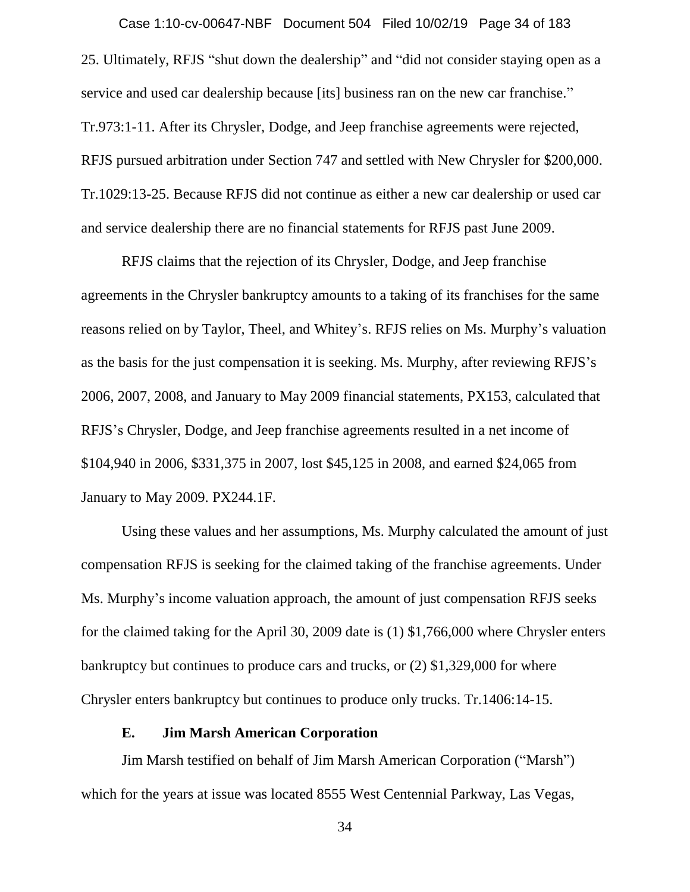25. Ultimately, RFJS "shut down the dealership" and "did not consider staying open as a service and used car dealership because [its] business ran on the new car franchise." Tr.973:1-11. After its Chrysler, Dodge, and Jeep franchise agreements were rejected, RFJS pursued arbitration under Section 747 and settled with New Chrysler for $200,000. Tr.1029:13-25. Because RFJS did not continue as either a new car dealership or used car and service dealership there are no financial statements for RFJS past June 2009.

RFJS claims that the rejection of its Chrysler, Dodge, and Jeep franchise agreements in the Chrysler bankruptcy amounts to a taking of its franchises for the same reasons relied on by Taylor, Theel, and Whitey's. RFJS relies on Ms. Murphy's valuation as the basis for the just compensation it is seeking. Ms. Murphy, after reviewing RFJS's 2006, 2007, 2008, and January to May 2009 financial statements, PX153, calculated that RFJS's Chrysler, Dodge, and Jeep franchise agreements resulted in a net income of $104,940 in 2006, $331,375 in 2007, lost $45,125 in 2008, and earned $24,065 from January to May 2009. PX244.1F.

Using these values and her assumptions, Ms. Murphy calculated the amount of just compensation RFJS is seeking for the claimed taking of the franchise agreements. Under Ms. Murphy's income valuation approach, the amount of just compensation RFJS seeks for the claimed taking for the April 30, 2009 date is (1) $1,766,000 where Chrysler enters bankruptcy but continues to produce cars and trucks, or (2) $1,329,000 for where Chrysler enters bankruptcy but continues to produce only trucks. Tr.1406:14-15.

### E. Jim Marsh American Corporation

Jim Marsh testified on behalf of Jim Marsh American Corporation ("Marsh") which for the years at issue was located 8555 West Centennial Parkway, Las Vegas,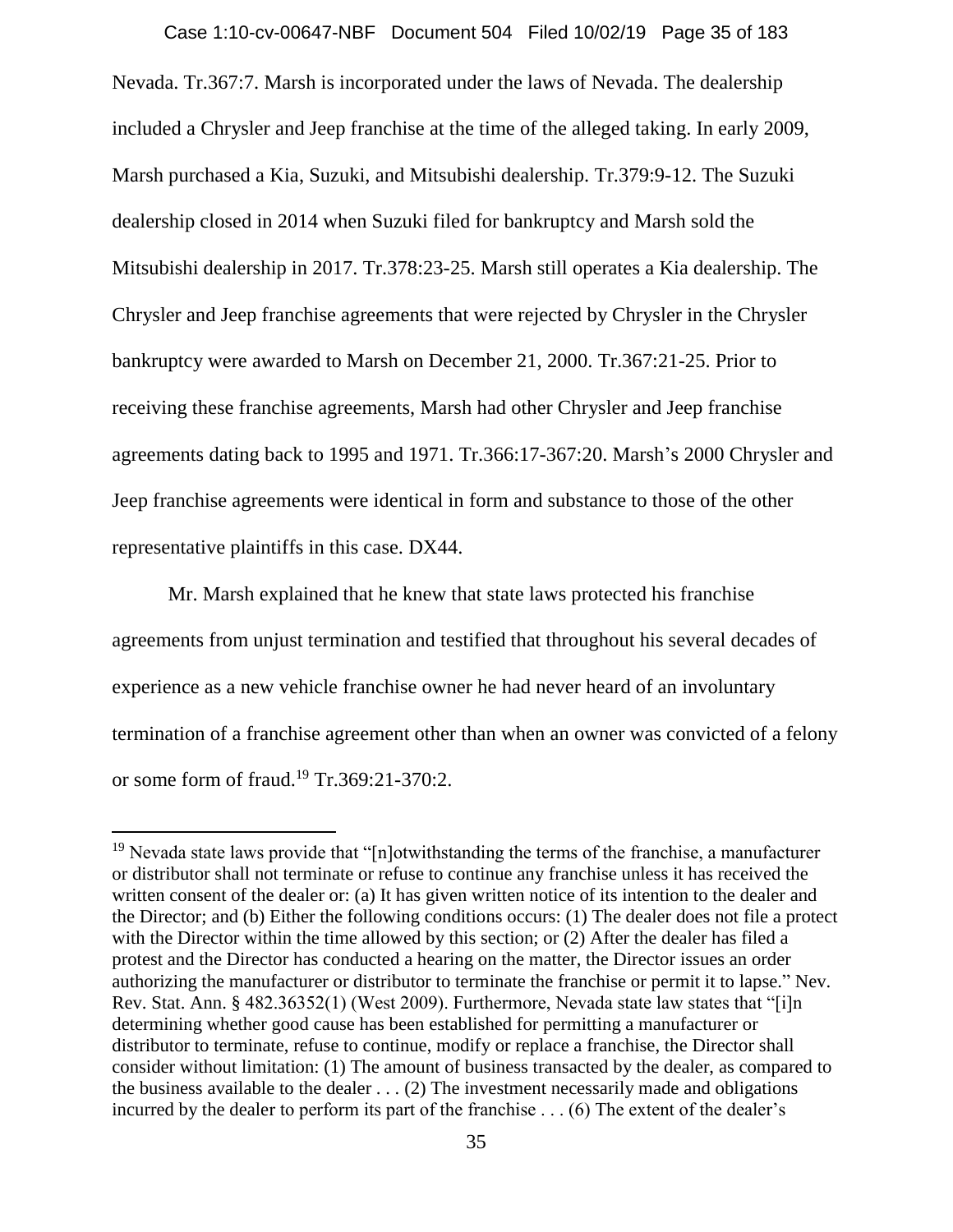Nevada. Tr.367:7. Marsh is incorporated under the laws of Nevada. The dealership included a Chrysler and Jeep franchise at the time of the alleged taking. In early 2009, Marsh purchased a Kia, Suzuki, and Mitsubishi dealership. Tr.379:9-12. The Suzuki dealership closed in 2014 when Suzuki filed for bankruptcy and Marsh sold the Mitsubishi dealership in 2017. Tr.378:23-25. Marsh still operates a Kia dealership. The Chrysler and Jeep franchise agreements that were rejected by Chrysler in the Chrysler bankruptcy were awarded to Marsh on December 21, 2000. Tr.367:21-25. Prior to receiving these franchise agreements, Marsh had other Chrysler and Jeep franchise agreements dating back to 1995 and 1971. Tr.366:17-367:20. Marsh's 2000 Chrysler and Jeep franchise agreements were identical in form and substance to those of the other representative plaintiffs in this case. DX44.

Mr. Marsh explained that he knew that state laws protected his franchise agreements from unjust termination and testified that throughout his several decades of experience as a new vehicle franchise owner he had never heard of an involuntary termination of a franchise agreement other than when an owner was convicted of a felony or some form of fraud.[19] Tr.369:21-370:2.

---

[19] Nevada state laws provide that "[n]otwithstanding the terms of the franchise, a manufacturer or distributor shall not terminate or refuse to continue any franchise unless it has received the written consent of the dealer or: (a) It has given written notice of its intention to the dealer and the Director; and (b) Either the following conditions occurs: (1) The dealer does not file a protect with the Director within the time allowed by this section; or (2) After the dealer has filed a protest and the Director has conducted a hearing on the matter, the Director issues an order authorizing the manufacturer or distributor to terminate the franchise or permit it to lapse." Nev. Rev. Stat. Ann. § 482.36352(1) (West 2009). Furthermore, Nevada state law states that "[i]n determining whether good cause has been established for permitting a manufacturer or distributor to terminate, refuse to continue, modify or replace a franchise, the Director shall consider without limitation: (1) The amount of business transacted by the dealer, as compared to the business available to the dealer . . . (2) The investment necessarily made and obligations incurred by the dealer to perform its part of the franchise . . . (6) The extent of the dealer's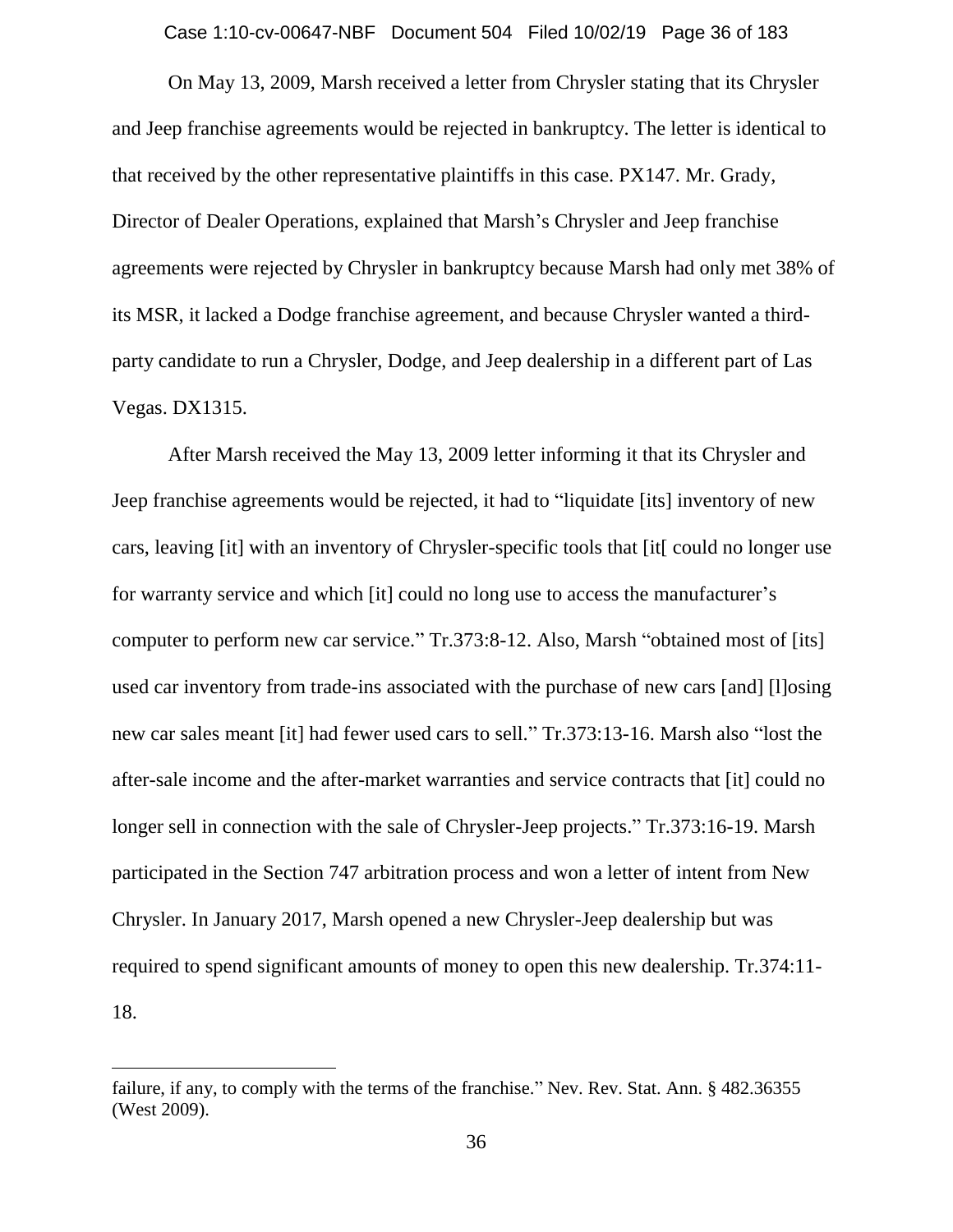On May 13, 2009, Marsh received a letter from Chrysler stating that its Chrysler and Jeep franchise agreements would be rejected in bankruptcy. The letter is identical to that received by the other representative plaintiffs in this case. PX147. Mr. Grady, Director of Dealer Operations, explained that Marsh's Chrysler and Jeep franchise agreements were rejected by Chrysler in bankruptcy because Marsh had only met 38% of its MSR, it lacked a Dodge franchise agreement, and because Chrysler wanted a third-party candidate to run a Chrysler, Dodge, and Jeep dealership in a different part of Las Vegas. DX1315.

After Marsh received the May 13, 2009 letter informing it that its Chrysler and Jeep franchise agreements would be rejected, it had to "liquidate [its] inventory of new cars, leaving [it] with an inventory of Chrysler-specific tools that [it[ could no longer use for warranty service and which [it] could no long use to access the manufacturer's computer to perform new car service." Tr.373:8-12. Also, Marsh "obtained most of [its] used car inventory from trade-ins associated with the purchase of new cars [and] [l]osing new car sales meant [it] had fewer used cars to sell." Tr.373:13-16. Marsh also "lost the after-sale income and the after-market warranties and service contracts that [it] could no longer sell in connection with the sale of Chrysler-Jeep projects." Tr.373:16-19. Marsh participated in the Section 747 arbitration process and won a letter of intent from New Chrysler. In January 2017, Marsh opened a new Chrysler-Jeep dealership but was required to spend significant amounts of money to open this new dealership. Tr.374:11-18.

---

failure, if any, to comply with the terms of the franchise." Nev. Rev. Stat. Ann. § 482.36355 (West 2009).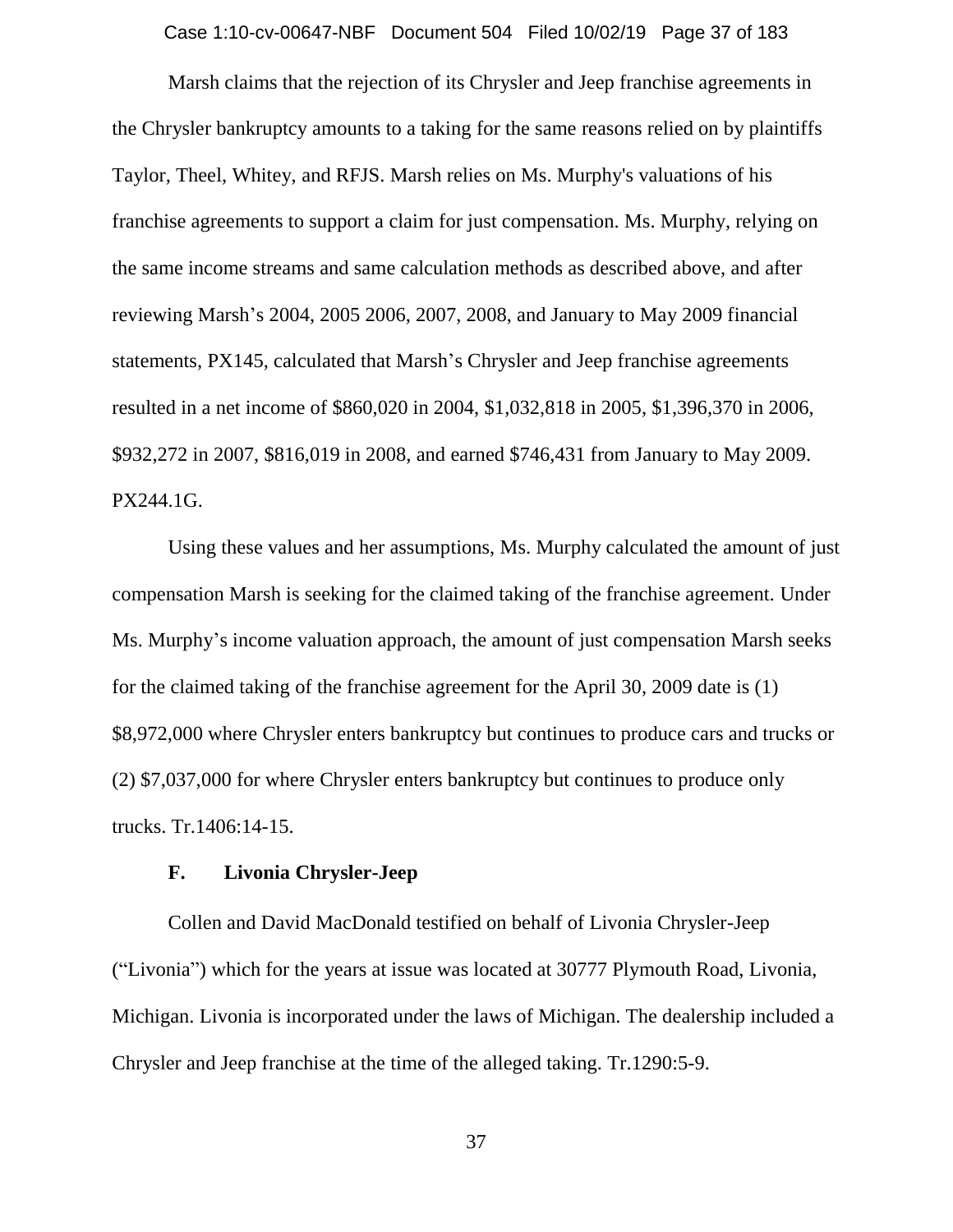Marsh claims that the rejection of its Chrysler and Jeep franchise agreements in the Chrysler bankruptcy amounts to a taking for the same reasons relied on by plaintiffs Taylor, Theel, Whitey, and RFJS. Marsh relies on Ms. Murphy's valuations of his franchise agreements to support a claim for just compensation. Ms. Murphy, relying on the same income streams and same calculation methods as described above, and after reviewing Marsh's 2004, 2005 2006, 2007, 2008, and January to May 2009 financial statements, PX145, calculated that Marsh's Chrysler and Jeep franchise agreements resulted in a net income of $860,020 in 2004, $1,032,818 in 2005, $1,396,370 in 2006, $932,272 in 2007, $816,019 in 2008, and earned $746,431 from January to May 2009. PX244.1G.

Using these values and her assumptions, Ms. Murphy calculated the amount of just compensation Marsh is seeking for the claimed taking of the franchise agreement. Under Ms. Murphy's income valuation approach, the amount of just compensation Marsh seeks for the claimed taking of the franchise agreement for the April 30, 2009 date is (1) $8,972,000 where Chrysler enters bankruptcy but continues to produce cars and trucks or (2) $7,037,000 for where Chrysler enters bankruptcy but continues to produce only trucks. Tr.1406:14-15.

### F. Livonia Chrysler-Jeep

Collen and David MacDonald testified on behalf of Livonia Chrysler-Jeep ("Livonia") which for the years at issue was located at 30777 Plymouth Road, Livonia, Michigan. Livonia is incorporated under the laws of Michigan. The dealership included a Chrysler and Jeep franchise at the time of the alleged taking. Tr.1290:5-9.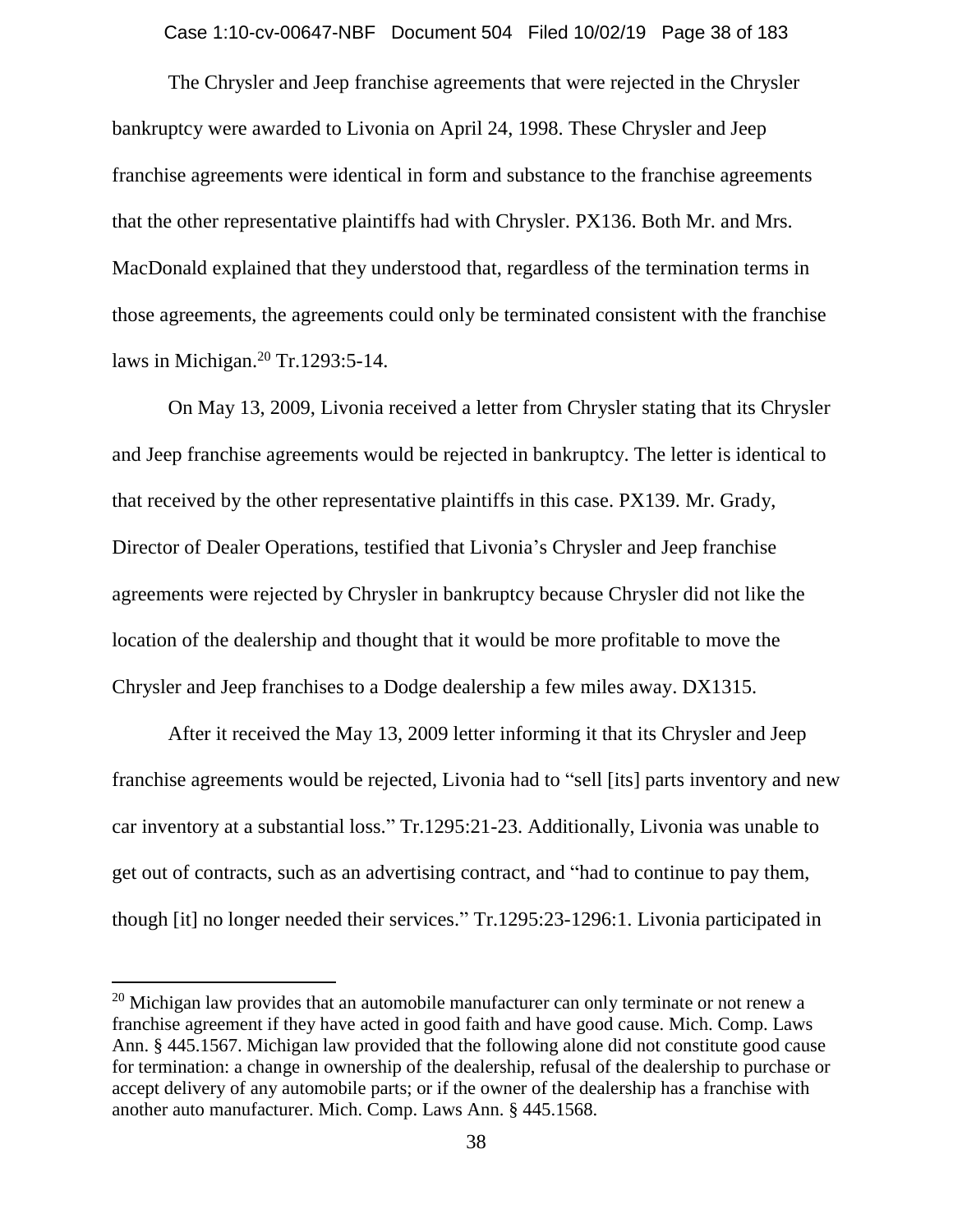The Chrysler and Jeep franchise agreements that were rejected in the Chrysler bankruptcy were awarded to Livonia on April 24, 1998. These Chrysler and Jeep franchise agreements were identical in form and substance to the franchise agreements that the other representative plaintiffs had with Chrysler. PX136. Both Mr. and Mrs. MacDonald explained that they understood that, regardless of the termination terms in those agreements, the agreements could only be terminated consistent with the franchise laws in Michigan.[20] Tr.1293:5-14.

On May 13, 2009, Livonia received a letter from Chrysler stating that its Chrysler and Jeep franchise agreements would be rejected in bankruptcy. The letter is identical to that received by the other representative plaintiffs in this case. PX139. Mr. Grady, Director of Dealer Operations, testified that Livonia's Chrysler and Jeep franchise agreements were rejected by Chrysler in bankruptcy because Chrysler did not like the location of the dealership and thought that it would be more profitable to move the Chrysler and Jeep franchises to a Dodge dealership a few miles away. DX1315.

After it received the May 13, 2009 letter informing it that its Chrysler and Jeep franchise agreements would be rejected, Livonia had to "sell [its] parts inventory and new car inventory at a substantial loss." Tr.1295:21-23. Additionally, Livonia was unable to get out of contracts, such as an advertising contract, and "had to continue to pay them, though [it] no longer needed their services." Tr.1295:23-1296:1. Livonia participated in

[20] Michigan law provides that an automobile manufacturer can only terminate or not renew a franchise agreement if they have acted in good faith and have good cause. Mich. Comp. Laws Ann. § 445.1567. Michigan law provided that the following alone did not constitute good cause for termination: a change in ownership of the dealership, refusal of the dealership to purchase or accept delivery of any automobile parts; or if the owner of the dealership has a franchise with another auto manufacturer. Mich. Comp. Laws Ann. § 445.1568.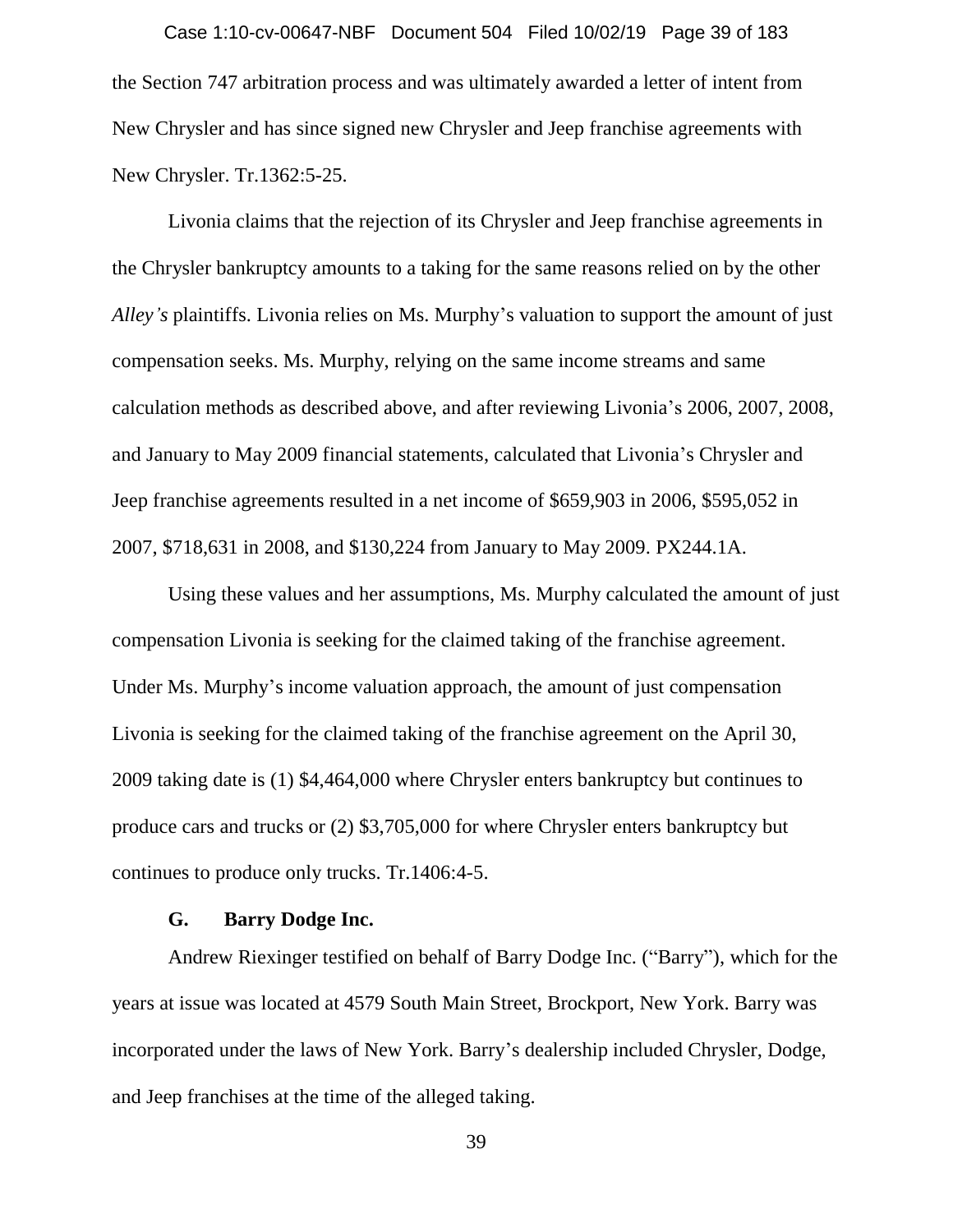the Section 747 arbitration process and was ultimately awarded a letter of intent from New Chrysler and has since signed new Chrysler and Jeep franchise agreements with New Chrysler. Tr.1362:5-25.

Livonia claims that the rejection of its Chrysler and Jeep franchise agreements in the Chrysler bankruptcy amounts to a taking for the same reasons relied on by the other *Alley's* plaintiffs. Livonia relies on Ms. Murphy's valuation to support the amount of just compensation seeks. Ms. Murphy, relying on the same income streams and same calculation methods as described above, and after reviewing Livonia's 2006, 2007, 2008, and January to May 2009 financial statements, calculated that Livonia's Chrysler and Jeep franchise agreements resulted in a net income of $659,903 in 2006, $595,052 in 2007, $718,631 in 2008, and $130,224 from January to May 2009. PX244.1A.

Using these values and her assumptions, Ms. Murphy calculated the amount of just compensation Livonia is seeking for the claimed taking of the franchise agreement. Under Ms. Murphy's income valuation approach, the amount of just compensation Livonia is seeking for the claimed taking of the franchise agreement on the April 30, 2009 taking date is (1) $4,464,000 where Chrysler enters bankruptcy but continues to produce cars and trucks or (2) $3,705,000 for where Chrysler enters bankruptcy but continues to produce only trucks. Tr.1406:4-5.

### G. Barry Dodge Inc.

Andrew Riexinger testified on behalf of Barry Dodge Inc. ("Barry"), which for the years at issue was located at 4579 South Main Street, Brockport, New York. Barry was incorporated under the laws of New York. Barry's dealership included Chrysler, Dodge, and Jeep franchises at the time of the alleged taking.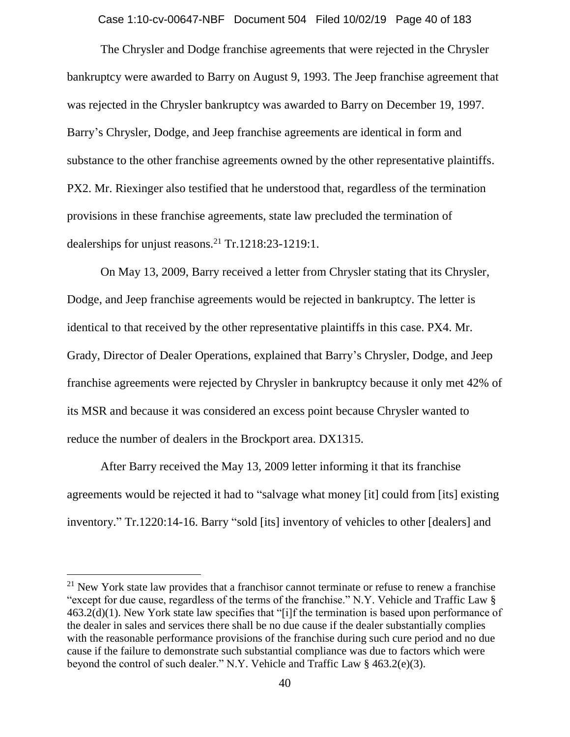The Chrysler and Dodge franchise agreements that were rejected in the Chrysler bankruptcy were awarded to Barry on August 9, 1993. The Jeep franchise agreement that was rejected in the Chrysler bankruptcy was awarded to Barry on December 19, 1997. Barry's Chrysler, Dodge, and Jeep franchise agreements are identical in form and substance to the other franchise agreements owned by the other representative plaintiffs. PX2. Mr. Riexinger also testified that he understood that, regardless of the termination provisions in these franchise agreements, state law precluded the termination of dealerships for unjust reasons.[21] Tr.1218:23-1219:1.

On May 13, 2009, Barry received a letter from Chrysler stating that its Chrysler, Dodge, and Jeep franchise agreements would be rejected in bankruptcy. The letter is identical to that received by the other representative plaintiffs in this case. PX4. Mr. Grady, Director of Dealer Operations, explained that Barry's Chrysler, Dodge, and Jeep franchise agreements were rejected by Chrysler in bankruptcy because it only met 42% of its MSR and because it was considered an excess point because Chrysler wanted to reduce the number of dealers in the Brockport area. DX1315.

After Barry received the May 13, 2009 letter informing it that its franchise agreements would be rejected it had to "salvage what money [it] could from [its] existing inventory." Tr.1220:14-16. Barry "sold [its] inventory of vehicles to other [dealers] and

---

[21] New York state law provides that a franchisor cannot terminate or refuse to renew a franchise "except for due cause, regardless of the terms of the franchise." N.Y. Vehicle and Traffic Law § 463.2(d)(1). New York state law specifies that "[i]f the termination is based upon performance of the dealer in sales and services there shall be no due cause if the dealer substantially complies with the reasonable performance provisions of the franchise during such cure period and no due cause if the failure to demonstrate such substantial compliance was due to factors which were beyond the control of such dealer." N.Y. Vehicle and Traffic Law § 463.2(e)(3).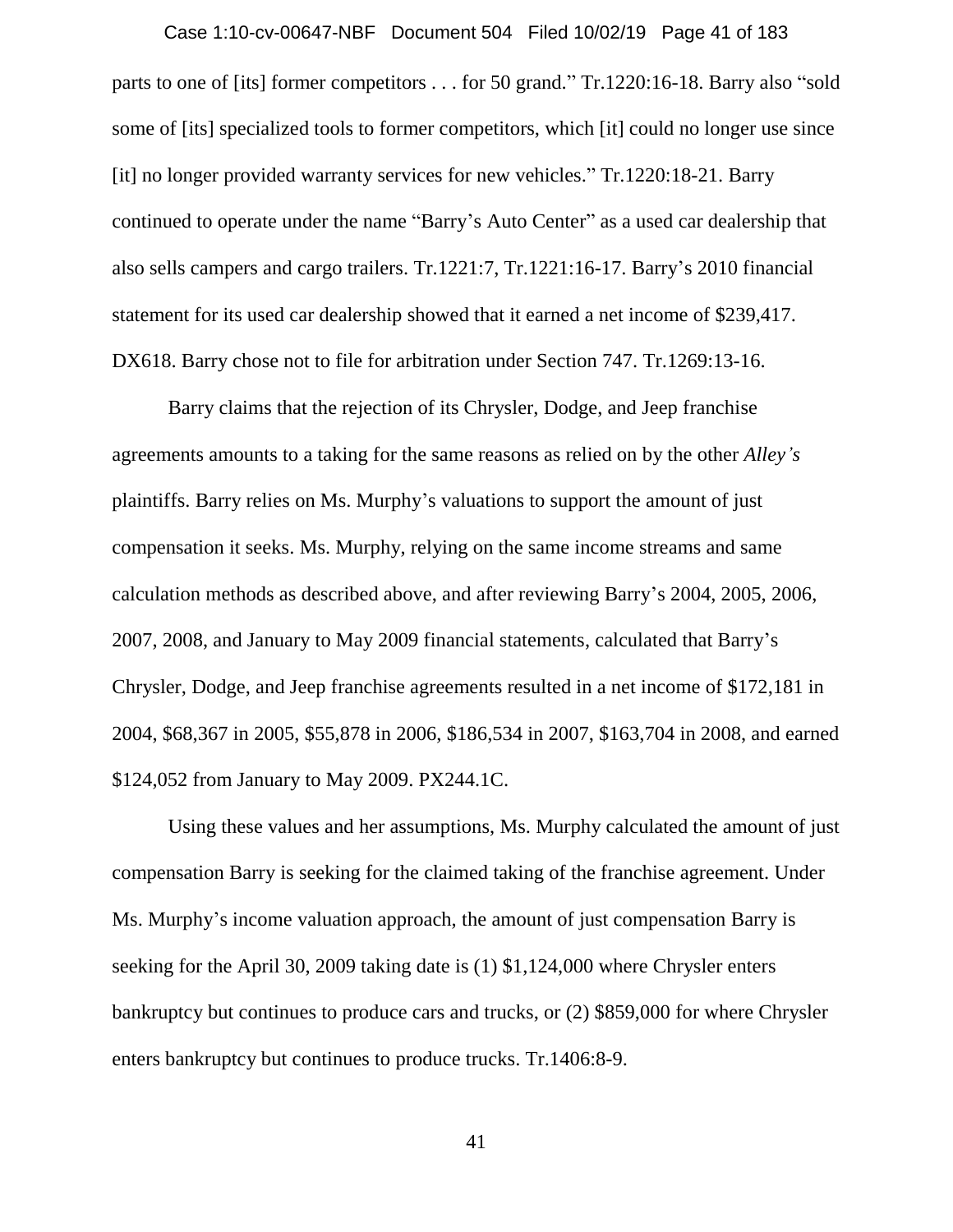parts to one of [its] former competitors . . . for 50 grand." Tr.1220:16-18. Barry also "sold some of [its] specialized tools to former competitors, which [it] could no longer use since [it] no longer provided warranty services for new vehicles." Tr.1220:18-21. Barry continued to operate under the name "Barry's Auto Center" as a used car dealership that also sells campers and cargo trailers. Tr.1221:7, Tr.1221:16-17. Barry's 2010 financial statement for its used car dealership showed that it earned a net income of $239,417. DX618. Barry chose not to file for arbitration under Section 747. Tr.1269:13-16.

Barry claims that the rejection of its Chrysler, Dodge, and Jeep franchise agreements amounts to a taking for the same reasons as relied on by the other *Alley's* plaintiffs. Barry relies on Ms. Murphy's valuations to support the amount of just compensation it seeks. Ms. Murphy, relying on the same income streams and same calculation methods as described above, and after reviewing Barry's 2004, 2005, 2006, 2007, 2008, and January to May 2009 financial statements, calculated that Barry's Chrysler, Dodge, and Jeep franchise agreements resulted in a net income of $172,181 in 2004, $68,367 in 2005, $55,878 in 2006, $186,534 in 2007, $163,704 in 2008, and earned $124,052 from January to May 2009. PX244.1C.

Using these values and her assumptions, Ms. Murphy calculated the amount of just compensation Barry is seeking for the claimed taking of the franchise agreement. Under Ms. Murphy's income valuation approach, the amount of just compensation Barry is seeking for the April 30, 2009 taking date is (1) $1,124,000 where Chrysler enters bankruptcy but continues to produce cars and trucks, or (2) $859,000 for where Chrysler enters bankruptcy but continues to produce trucks. Tr.1406:8-9.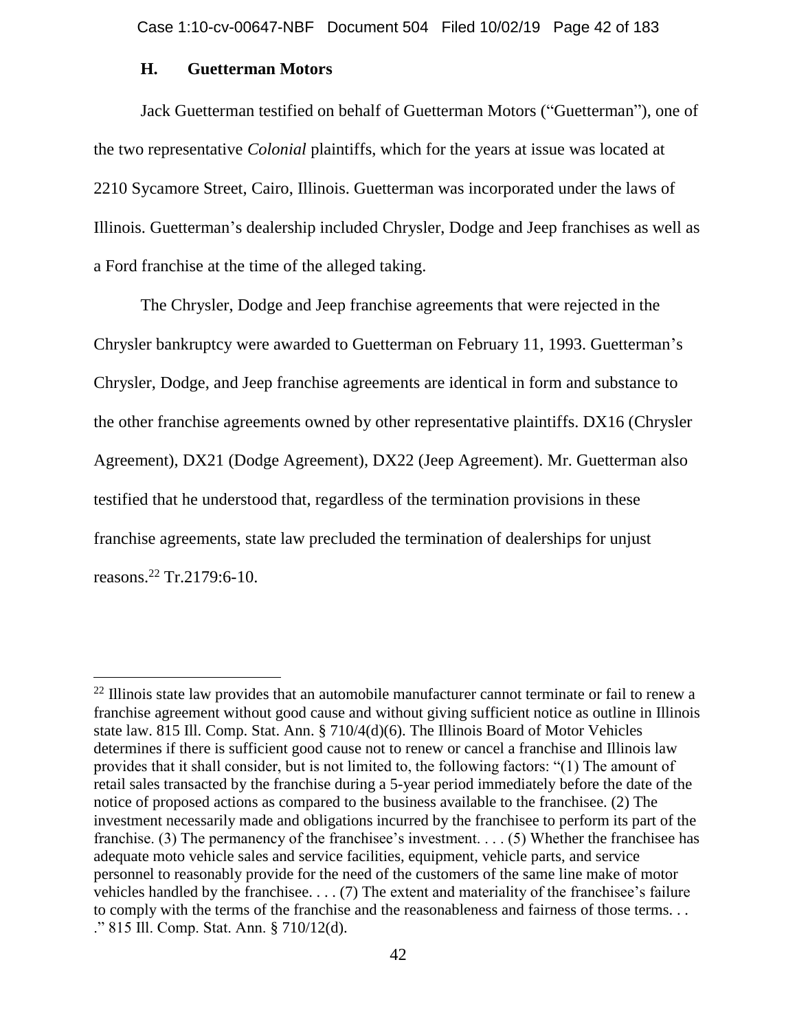### H. Guetterman Motors

Jack Guetterman testified on behalf of Guetterman Motors ("Guetterman"), one of the two representative *Colonial* plaintiffs, which for the years at issue was located at 2210 Sycamore Street, Cairo, Illinois. Guetterman was incorporated under the laws of Illinois. Guetterman's dealership included Chrysler, Dodge and Jeep franchises as well as a Ford franchise at the time of the alleged taking.

The Chrysler, Dodge and Jeep franchise agreements that were rejected in the Chrysler bankruptcy were awarded to Guetterman on February 11, 1993. Guetterman's Chrysler, Dodge, and Jeep franchise agreements are identical in form and substance to the other franchise agreements owned by other representative plaintiffs. DX16 (Chrysler Agreement), DX21 (Dodge Agreement), DX22 (Jeep Agreement). Mr. Guetterman also testified that he understood that, regardless of the termination provisions in these franchise agreements, state law precluded the termination of dealerships for unjust reasons.[22] Tr.2179:6-10.

---

[22] Illinois state law provides that an automobile manufacturer cannot terminate or fail to renew a franchise agreement without good cause and without giving sufficient notice as outline in Illinois state law. 815 Ill. Comp. Stat. Ann. § 710/4(d)(6). The Illinois Board of Motor Vehicles determines if there is sufficient good cause not to renew or cancel a franchise and Illinois law provides that it shall consider, but is not limited to, the following factors: "(1) The amount of retail sales transacted by the franchise during a 5-year period immediately before the date of the notice of proposed actions as compared to the business available to the franchisee. (2) The investment necessarily made and obligations incurred by the franchisee to perform its part of the franchise. (3) The permanency of the franchisee's investment. . . . (5) Whether the franchisee has adequate moto vehicle sales and service facilities, equipment, vehicle parts, and service personnel to reasonably provide for the need of the customers of the same line make of motor vehicles handled by the franchisee. . . . (7) The extent and materiality of the franchisee's failure to comply with the terms of the franchise and the reasonableness and fairness of those terms. . . ." 815 Ill. Comp. Stat. Ann. § 710/12(d).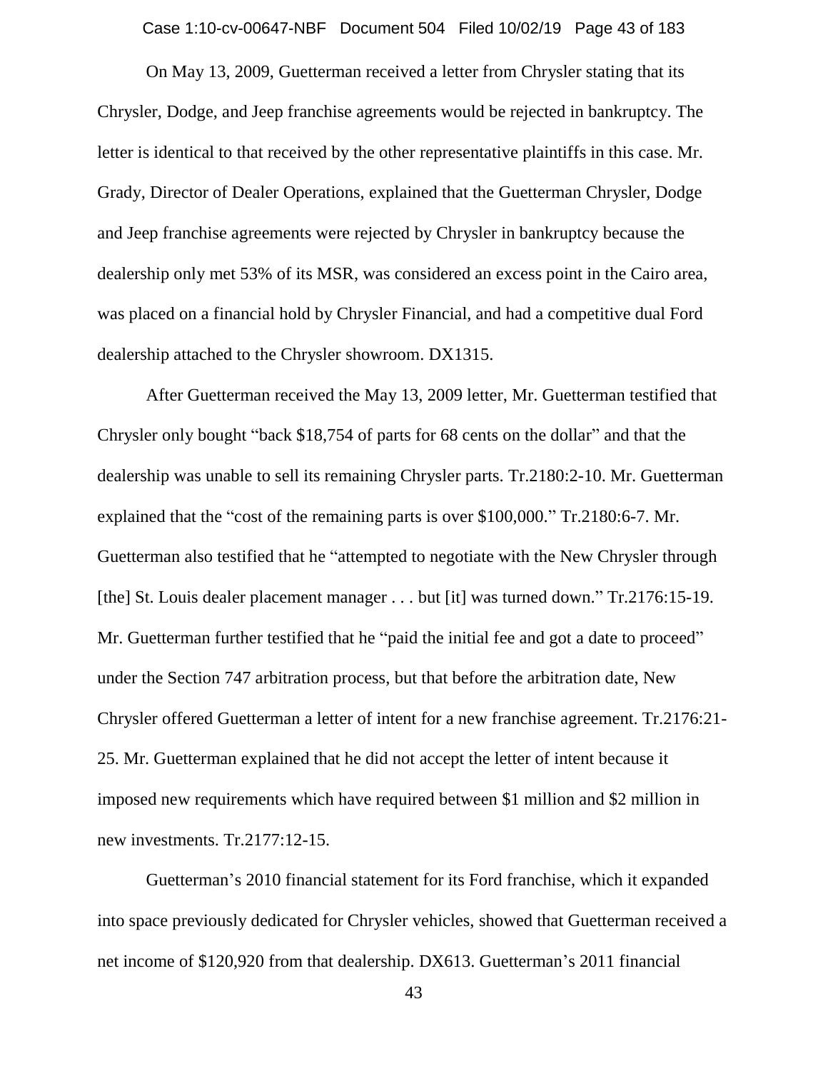On May 13, 2009, Guetterman received a letter from Chrysler stating that its Chrysler, Dodge, and Jeep franchise agreements would be rejected in bankruptcy. The letter is identical to that received by the other representative plaintiffs in this case. Mr. Grady, Director of Dealer Operations, explained that the Guetterman Chrysler, Dodge and Jeep franchise agreements were rejected by Chrysler in bankruptcy because the dealership only met 53% of its MSR, was considered an excess point in the Cairo area, was placed on a financial hold by Chrysler Financial, and had a competitive dual Ford dealership attached to the Chrysler showroom. DX1315.

After Guetterman received the May 13, 2009 letter, Mr. Guetterman testified that Chrysler only bought "back $18,754 of parts for 68 cents on the dollar" and that the dealership was unable to sell its remaining Chrysler parts. Tr.2180:2-10. Mr. Guetterman explained that the "cost of the remaining parts is over $100,000." Tr.2180:6-7. Mr. Guetterman also testified that he "attempted to negotiate with the New Chrysler through [the] St. Louis dealer placement manager . . . but [it] was turned down." Tr.2176:15-19. Mr. Guetterman further testified that he "paid the initial fee and got a date to proceed" under the Section 747 arbitration process, but that before the arbitration date, New Chrysler offered Guetterman a letter of intent for a new franchise agreement. Tr.2176:21-25. Mr. Guetterman explained that he did not accept the letter of intent because it imposed new requirements which have required between $1 million and $2 million in new investments. Tr.2177:12-15.

Guetterman's 2010 financial statement for its Ford franchise, which it expanded into space previously dedicated for Chrysler vehicles, showed that Guetterman received a net income of $120,920 from that dealership. DX613. Guetterman's 2011 financial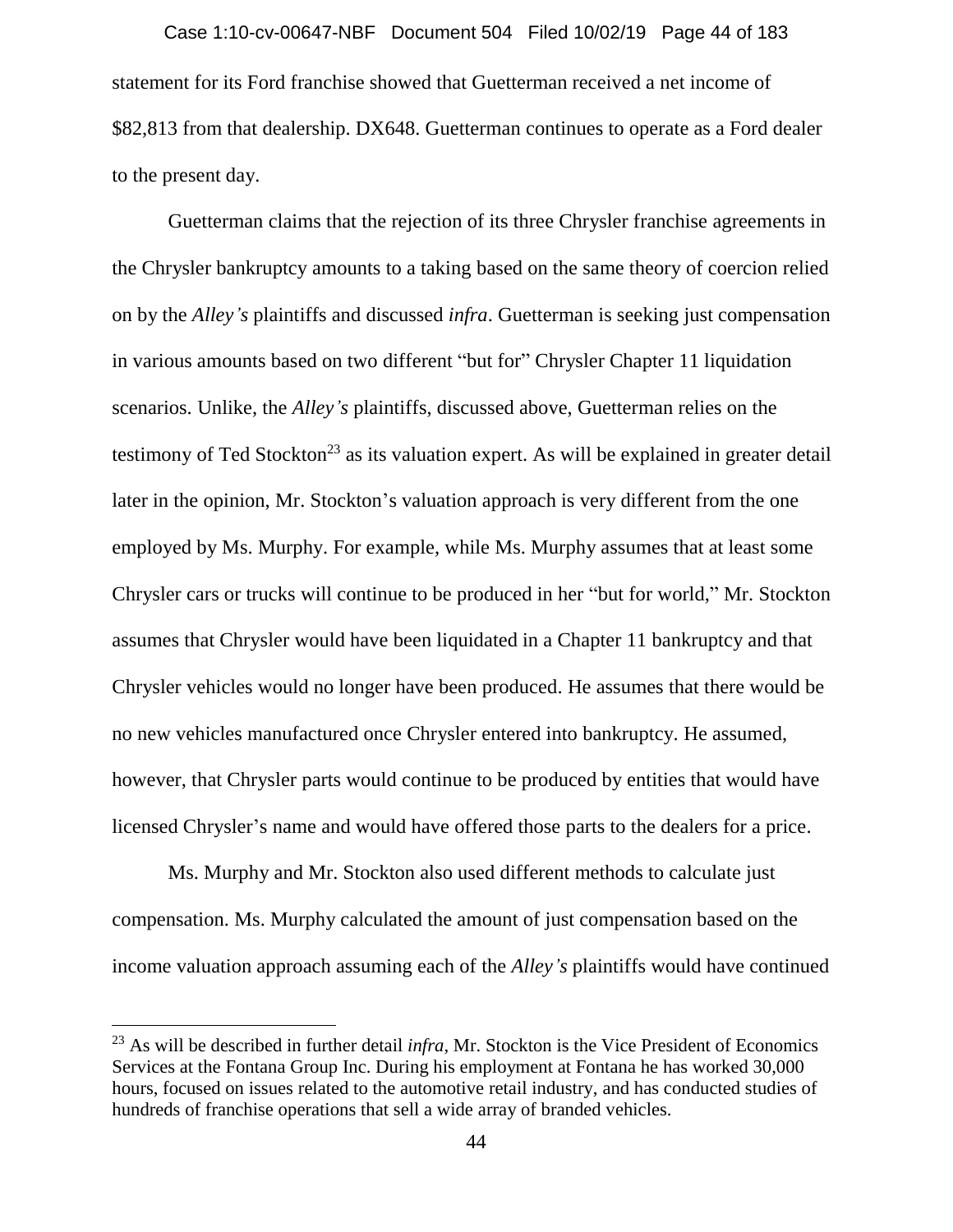statement for its Ford franchise showed that Guetterman received a net income of $82,813 from that dealership. DX648. Guetterman continues to operate as a Ford dealer to the present day.

Guetterman claims that the rejection of its three Chrysler franchise agreements in the Chrysler bankruptcy amounts to a taking based on the same theory of coercion relied on by the *Alley's* plaintiffs and discussed *infra*. Guetterman is seeking just compensation in various amounts based on two different "but for" Chrysler Chapter 11 liquidation scenarios. Unlike, the *Alley's* plaintiffs, discussed above, Guetterman relies on the testimony of Ted Stockton[23] as its valuation expert. As will be explained in greater detail later in the opinion, Mr. Stockton's valuation approach is very different from the one employed by Ms. Murphy. For example, while Ms. Murphy assumes that at least some Chrysler cars or trucks will continue to be produced in her "but for world," Mr. Stockton assumes that Chrysler would have been liquidated in a Chapter 11 bankruptcy and that Chrysler vehicles would no longer have been produced. He assumes that there would be no new vehicles manufactured once Chrysler entered into bankruptcy. He assumed, however, that Chrysler parts would continue to be produced by entities that would have licensed Chrysler's name and would have offered those parts to the dealers for a price.

Ms. Murphy and Mr. Stockton also used different methods to calculate just compensation. Ms. Murphy calculated the amount of just compensation based on the income valuation approach assuming each of the *Alley's* plaintiffs would have continued

---

[23] As will be described in further detail *infra*, Mr. Stockton is the Vice President of Economics Services at the Fontana Group Inc. During his employment at Fontana he has worked 30,000 hours, focused on issues related to the automotive retail industry, and has conducted studies of hundreds of franchise operations that sell a wide array of branded vehicles.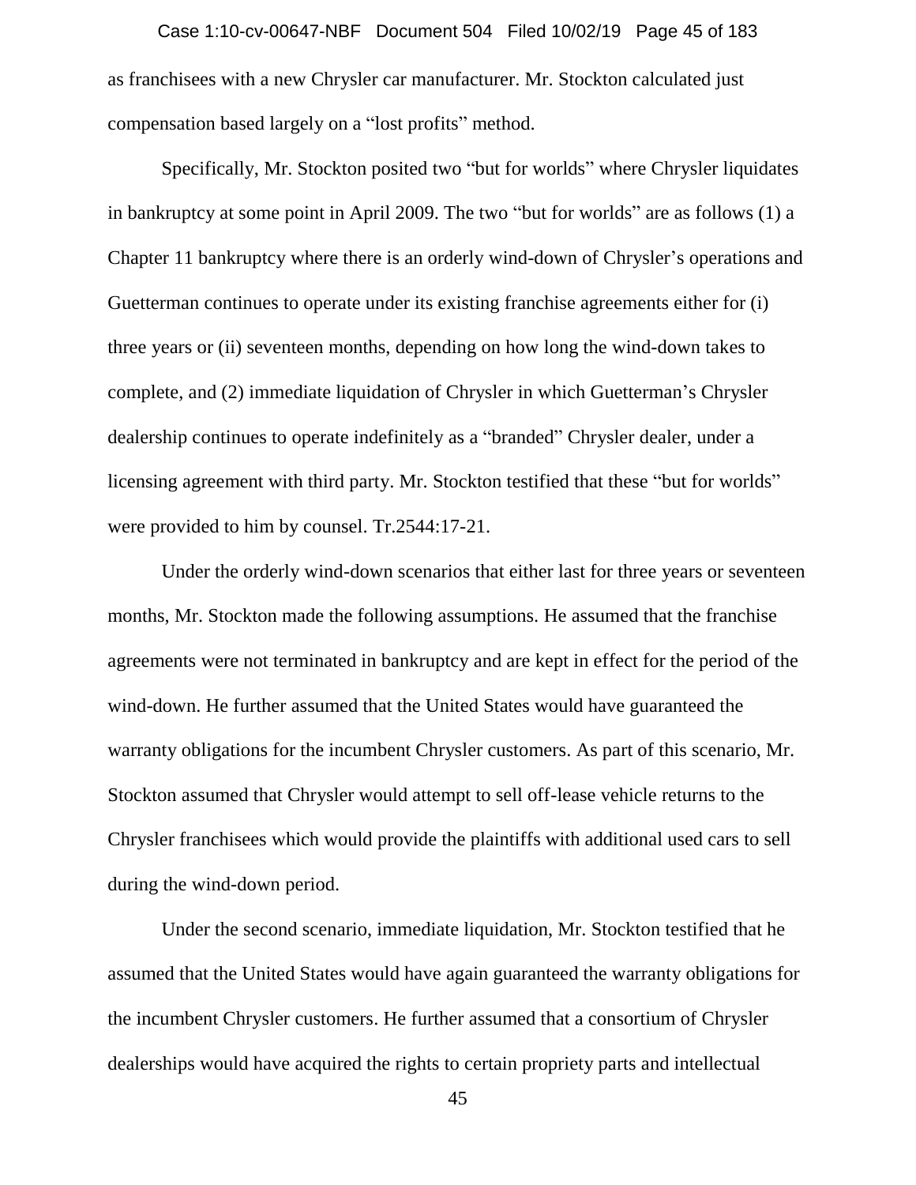as franchisees with a new Chrysler car manufacturer. Mr. Stockton calculated just compensation based largely on a "lost profits" method.

Specifically, Mr. Stockton posited two "but for worlds" where Chrysler liquidates in bankruptcy at some point in April 2009. The two "but for worlds" are as follows (1) a Chapter 11 bankruptcy where there is an orderly wind-down of Chrysler's operations and Guetterman continues to operate under its existing franchise agreements either for (i) three years or (ii) seventeen months, depending on how long the wind-down takes to complete, and (2) immediate liquidation of Chrysler in which Guetterman's Chrysler dealership continues to operate indefinitely as a "branded" Chrysler dealer, under a licensing agreement with third party. Mr. Stockton testified that these "but for worlds" were provided to him by counsel. Tr.2544:17-21.

Under the orderly wind-down scenarios that either last for three years or seventeen months, Mr. Stockton made the following assumptions. He assumed that the franchise agreements were not terminated in bankruptcy and are kept in effect for the period of the wind-down. He further assumed that the United States would have guaranteed the warranty obligations for the incumbent Chrysler customers. As part of this scenario, Mr. Stockton assumed that Chrysler would attempt to sell off-lease vehicle returns to the Chrysler franchisees which would provide the plaintiffs with additional used cars to sell during the wind-down period.

Under the second scenario, immediate liquidation, Mr. Stockton testified that he assumed that the United States would have again guaranteed the warranty obligations for the incumbent Chrysler customers. He further assumed that a consortium of Chrysler dealerships would have acquired the rights to certain propriety parts and intellectual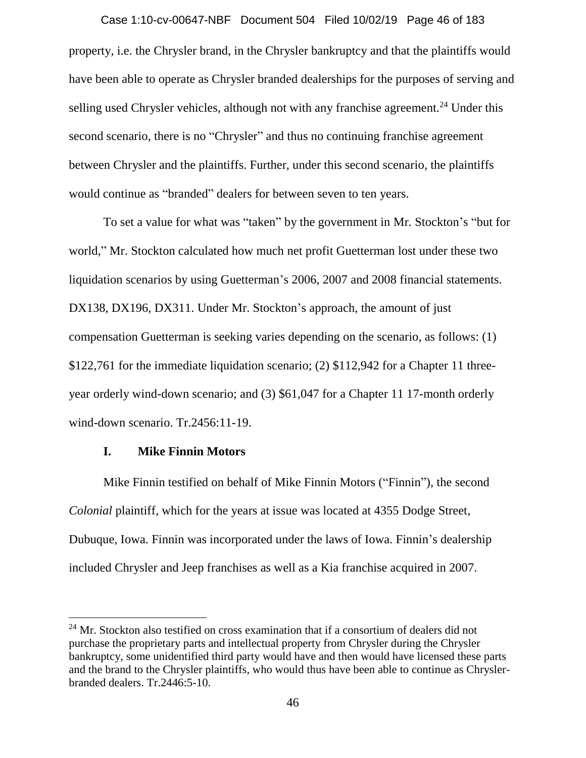property, i.e. the Chrysler brand, in the Chrysler bankruptcy and that the plaintiffs would have been able to operate as Chrysler branded dealerships for the purposes of serving and selling used Chrysler vehicles, although not with any franchise agreement.[24] Under this second scenario, there is no "Chrysler" and thus no continuing franchise agreement between Chrysler and the plaintiffs. Further, under this second scenario, the plaintiffs would continue as "branded" dealers for between seven to ten years.

To set a value for what was "taken" by the government in Mr. Stockton's "but for world," Mr. Stockton calculated how much net profit Guetterman lost under these two liquidation scenarios by using Guetterman's 2006, 2007 and 2008 financial statements. DX138, DX196, DX311. Under Mr. Stockton's approach, the amount of just compensation Guetterman is seeking varies depending on the scenario, as follows: (1) $122,761 for the immediate liquidation scenario; (2) $112,942 for a Chapter 11 three-year orderly wind-down scenario; and (3) $61,047 for a Chapter 11 17-month orderly wind-down scenario. Tr.2456:11-19.

### I. Mike Finnin Motors

Mike Finnin testified on behalf of Mike Finnin Motors ("Finnin"), the second *Colonial* plaintiff, which for the years at issue was located at 4355 Dodge Street, Dubuque, Iowa. Finnin was incorporated under the laws of Iowa. Finnin's dealership included Chrysler and Jeep franchises as well as a Kia franchise acquired in 2007.

[24] Mr. Stockton also testified on cross examination that if a consortium of dealers did not purchase the proprietary parts and intellectual property from Chrysler during the Chrysler bankruptcy, some unidentified third party would have and then would have licensed these parts and the brand to the Chrysler plaintiffs, who would thus have been able to continue as Chrysler-branded dealers. Tr.2446:5-10.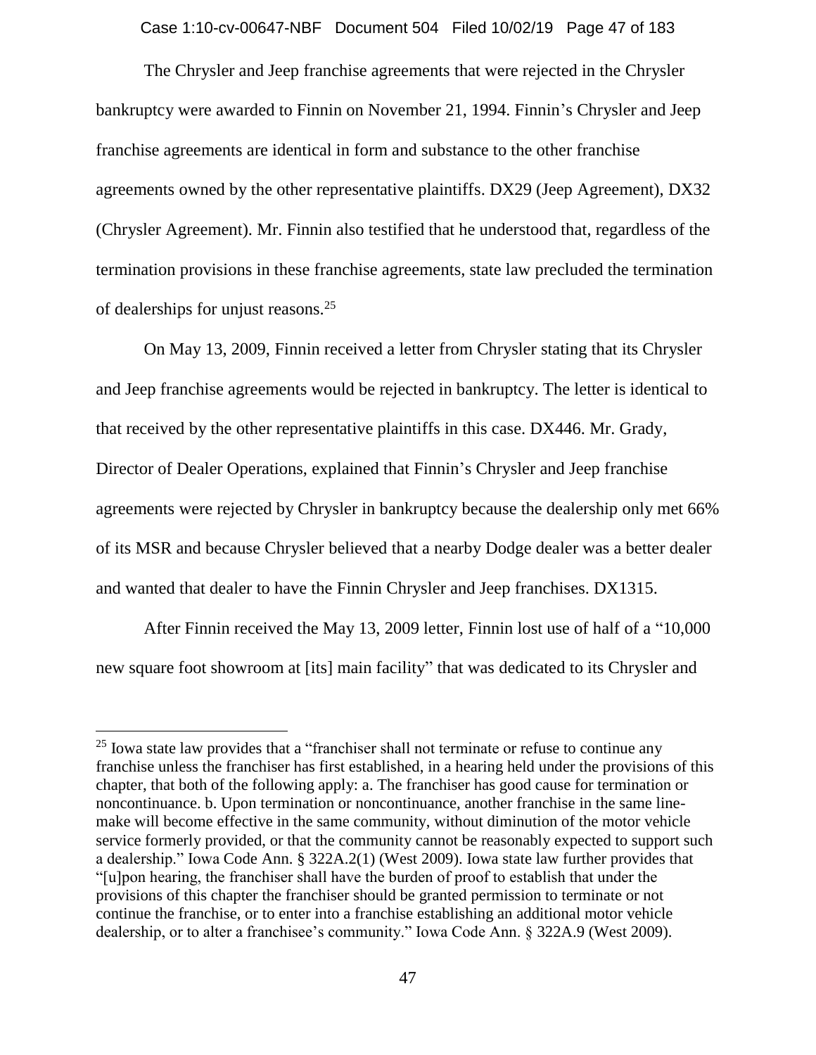The Chrysler and Jeep franchise agreements that were rejected in the Chrysler bankruptcy were awarded to Finnin on November 21, 1994. Finnin's Chrysler and Jeep franchise agreements are identical in form and substance to the other franchise agreements owned by the other representative plaintiffs. DX29 (Jeep Agreement), DX32 (Chrysler Agreement). Mr. Finnin also testified that he understood that, regardless of the termination provisions in these franchise agreements, state law precluded the termination of dealerships for unjust reasons.[25]

On May 13, 2009, Finnin received a letter from Chrysler stating that its Chrysler and Jeep franchise agreements would be rejected in bankruptcy. The letter is identical to that received by the other representative plaintiffs in this case. DX446. Mr. Grady, Director of Dealer Operations, explained that Finnin's Chrysler and Jeep franchise agreements were rejected by Chrysler in bankruptcy because the dealership only met 66% of its MSR and because Chrysler believed that a nearby Dodge dealer was a better dealer and wanted that dealer to have the Finnin Chrysler and Jeep franchises. DX1315.

After Finnin received the May 13, 2009 letter, Finnin lost use of half of a "10,000 new square foot showroom at [its] main facility" that was dedicated to its Chrysler and

---

[25] Iowa state law provides that a "franchiser shall not terminate or refuse to continue any franchise unless the franchiser has first established, in a hearing held under the provisions of this chapter, that both of the following apply: a. The franchiser has good cause for termination or noncontinuance. b. Upon termination or noncontinuance, another franchise in the same line-make will become effective in the same community, without diminution of the motor vehicle service formerly provided, or that the community cannot be reasonably expected to support such a dealership." Iowa Code Ann. § 322A.2(1) (West 2009). Iowa state law further provides that "[u]pon hearing, the franchiser shall have the burden of proof to establish that under the provisions of this chapter the franchiser should be granted permission to terminate or not continue the franchise, or to enter into a franchise establishing an additional motor vehicle dealership, or to alter a franchisee's community." Iowa Code Ann. § 322A.9 (West 2009).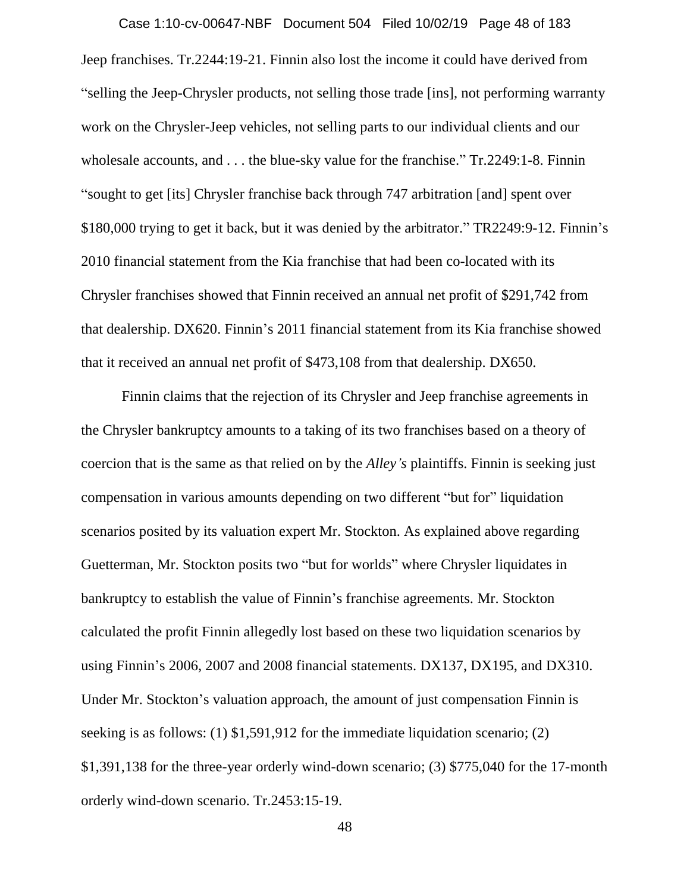Jeep franchises. Tr.2244:19-21. Finnin also lost the income it could have derived from "selling the Jeep-Chrysler products, not selling those trade [ins], not performing warranty work on the Chrysler-Jeep vehicles, not selling parts to our individual clients and our wholesale accounts, and . . . the blue-sky value for the franchise." Tr.2249:1-8. Finnin "sought to get [its] Chrysler franchise back through 747 arbitration [and] spent over $180,000 trying to get it back, but it was denied by the arbitrator." TR2249:9-12. Finnin's 2010 financial statement from the Kia franchise that had been co-located with its Chrysler franchises showed that Finnin received an annual net profit of $291,742 from that dealership. DX620. Finnin's 2011 financial statement from its Kia franchise showed that it received an annual net profit of $473,108 from that dealership. DX650.

Finnin claims that the rejection of its Chrysler and Jeep franchise agreements in the Chrysler bankruptcy amounts to a taking of its two franchises based on a theory of coercion that is the same as that relied on by the *Alley's* plaintiffs. Finnin is seeking just compensation in various amounts depending on two different "but for" liquidation scenarios posited by its valuation expert Mr. Stockton. As explained above regarding Guetterman, Mr. Stockton posits two "but for worlds" where Chrysler liquidates in bankruptcy to establish the value of Finnin's franchise agreements. Mr. Stockton calculated the profit Finnin allegedly lost based on these two liquidation scenarios by using Finnin's 2006, 2007 and 2008 financial statements. DX137, DX195, and DX310. Under Mr. Stockton's valuation approach, the amount of just compensation Finnin is seeking is as follows: (1) $1,591,912 for the immediate liquidation scenario; (2) $1,391,138 for the three-year orderly wind-down scenario; (3) $775,040 for the 17-month orderly wind-down scenario. Tr.2453:15-19.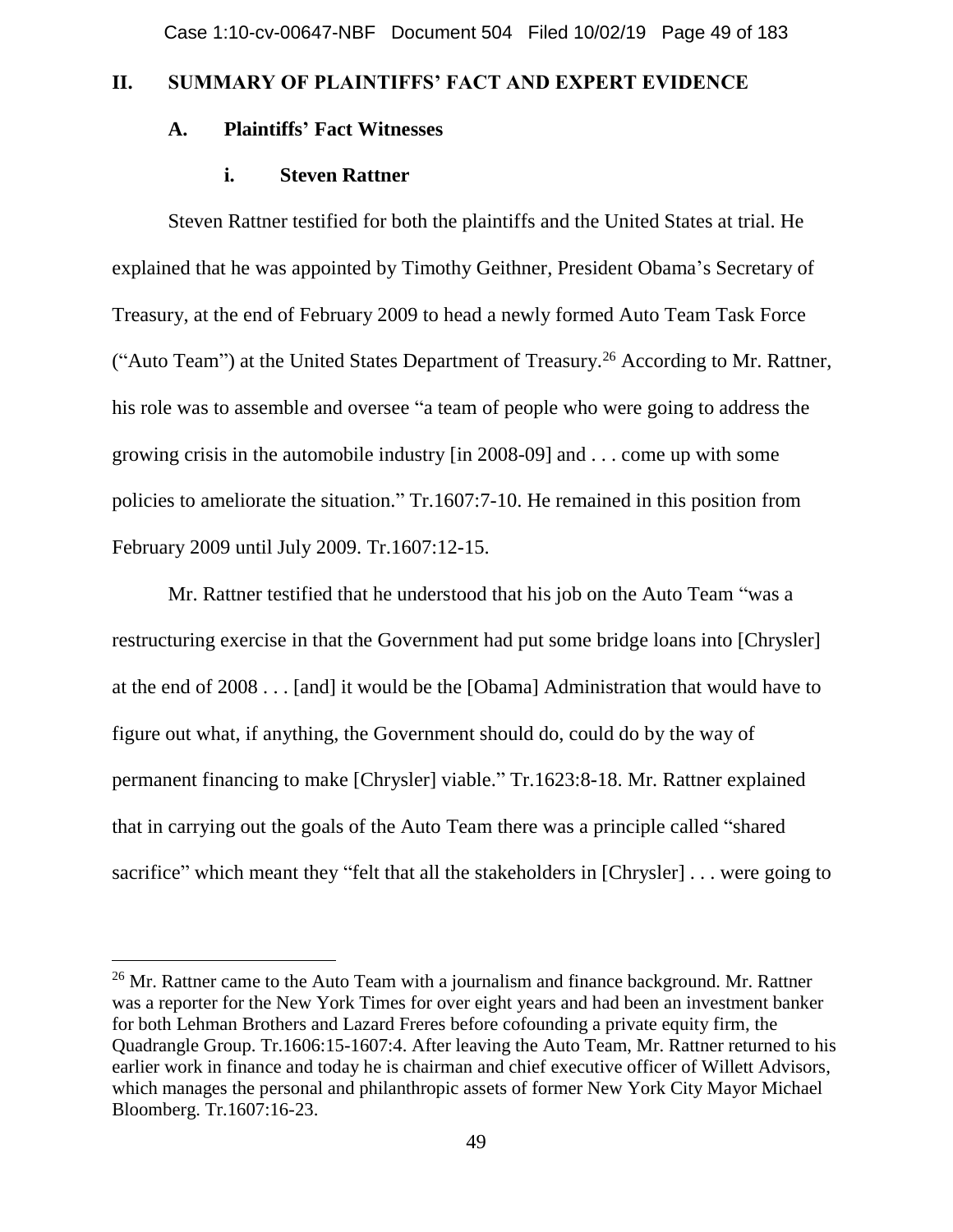## II. SUMMARY OF PLAINTIFFS' FACT AND EXPERT EVIDENCE

### A. Plaintiffs' Fact Witnesses

#### i. Steven Rattner

Steven Rattner testified for both the plaintiffs and the United States at trial. He explained that he was appointed by Timothy Geithner, President Obama's Secretary of Treasury, at the end of February 2009 to head a newly formed Auto Team Task Force ("Auto Team") at the United States Department of Treasury.[26] According to Mr. Rattner, his role was to assemble and oversee "a team of people who were going to address the growing crisis in the automobile industry [in 2008-09] and . . . come up with some policies to ameliorate the situation." Tr.1607:7-10. He remained in this position from February 2009 until July 2009. Tr.1607:12-15.

Mr. Rattner testified that he understood that his job on the Auto Team "was a restructuring exercise in that the Government had put some bridge loans into [Chrysler] at the end of 2008 . . . [and] it would be the [Obama] Administration that would have to figure out what, if anything, the Government should do, could do by the way of permanent financing to make [Chrysler] viable." Tr.1623:8-18. Mr. Rattner explained that in carrying out the goals of the Auto Team there was a principle called "shared sacrifice" which meant they "felt that all the stakeholders in [Chrysler] . . . were going to

---

[26] Mr. Rattner came to the Auto Team with a journalism and finance background. Mr. Rattner was a reporter for the New York Times for over eight years and had been an investment banker for both Lehman Brothers and Lazard Freres before cofounding a private equity firm, the Quadrangle Group. Tr.1606:15-1607:4. After leaving the Auto Team, Mr. Rattner returned to his earlier work in finance and today he is chairman and chief executive officer of Willett Advisors, which manages the personal and philanthropic assets of former New York City Mayor Michael Bloomberg. Tr.1607:16-23.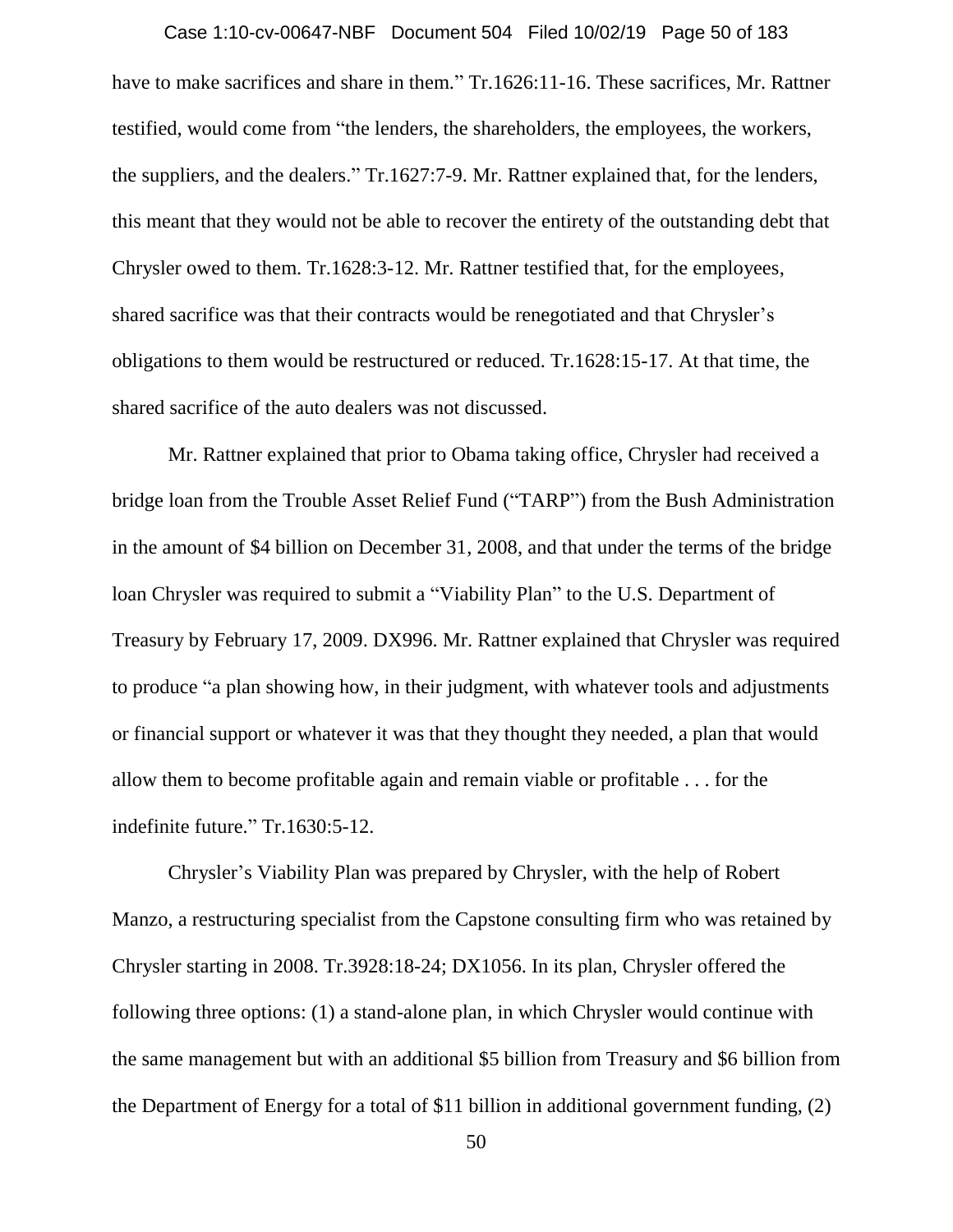have to make sacrifices and share in them." Tr.1626:11-16. These sacrifices, Mr. Rattner testified, would come from "the lenders, the shareholders, the employees, the workers, the suppliers, and the dealers." Tr.1627:7-9. Mr. Rattner explained that, for the lenders, this meant that they would not be able to recover the entirety of the outstanding debt that Chrysler owed to them. Tr.1628:3-12. Mr. Rattner testified that, for the employees, shared sacrifice was that their contracts would be renegotiated and that Chrysler's obligations to them would be restructured or reduced. Tr.1628:15-17. At that time, the shared sacrifice of the auto dealers was not discussed.

Mr. Rattner explained that prior to Obama taking office, Chrysler had received a bridge loan from the Trouble Asset Relief Fund ("TARP") from the Bush Administration in the amount of $4 billion on December 31, 2008, and that under the terms of the bridge loan Chrysler was required to submit a "Viability Plan" to the U.S. Department of Treasury by February 17, 2009. DX996. Mr. Rattner explained that Chrysler was required to produce "a plan showing how, in their judgment, with whatever tools and adjustments or financial support or whatever it was that they thought they needed, a plan that would allow them to become profitable again and remain viable or profitable . . . for the indefinite future." Tr.1630:5-12.

Chrysler's Viability Plan was prepared by Chrysler, with the help of Robert Manzo, a restructuring specialist from the Capstone consulting firm who was retained by Chrysler starting in 2008. Tr.3928:18-24; DX1056. In its plan, Chrysler offered the following three options: (1) a stand-alone plan, in which Chrysler would continue with the same management but with an additional $5 billion from Treasury and $6 billion from the Department of Energy for a total of $11 billion in additional government funding, (2)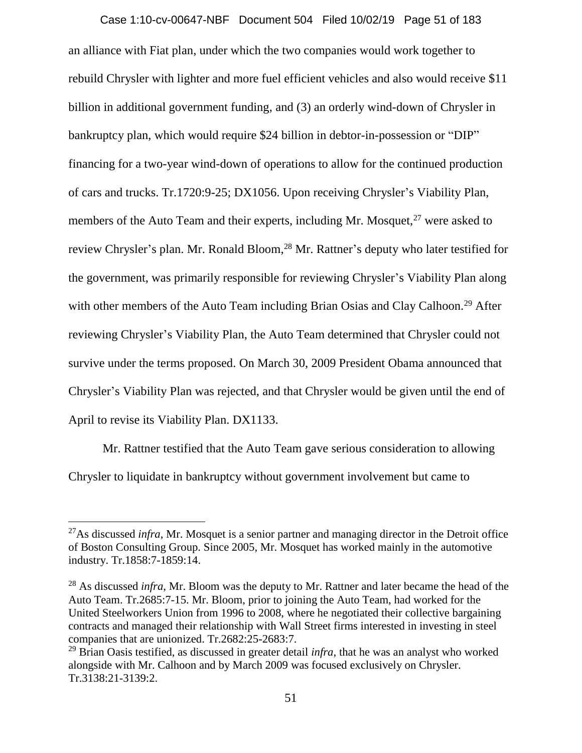an alliance with Fiat plan, under which the two companies would work together to rebuild Chrysler with lighter and more fuel efficient vehicles and also would receive $11 billion in additional government funding, and (3) an orderly wind-down of Chrysler in bankruptcy plan, which would require $24 billion in debtor-in-possession or "DIP" financing for a two-year wind-down of operations to allow for the continued production of cars and trucks. Tr.1720:9-25; DX1056. Upon receiving Chrysler's Viability Plan, members of the Auto Team and their experts, including Mr. Mosquet,[27] were asked to review Chrysler's plan. Mr. Ronald Bloom,[28] Mr. Rattner's deputy who later testified for the government, was primarily responsible for reviewing Chrysler's Viability Plan along with other members of the Auto Team including Brian Osias and Clay Calhoon.[29] After reviewing Chrysler's Viability Plan, the Auto Team determined that Chrysler could not survive under the terms proposed. On March 30, 2009 President Obama announced that Chrysler's Viability Plan was rejected, and that Chrysler would be given until the end of April to revise its Viability Plan. DX1133.

Mr. Rattner testified that the Auto Team gave serious consideration to allowing Chrysler to liquidate in bankruptcy without government involvement but came to

---

[27] As discussed *infra*, Mr. Mosquet is a senior partner and managing director in the Detroit office of Boston Consulting Group. Since 2005, Mr. Mosquet has worked mainly in the automotive industry. Tr.1858:7-1859:14.

[28] As discussed *infra*, Mr. Bloom was the deputy to Mr. Rattner and later became the head of the Auto Team. Tr.2685:7-15. Mr. Bloom, prior to joining the Auto Team, had worked for the United Steelworkers Union from 1996 to 2008, where he negotiated their collective bargaining contracts and managed their relationship with Wall Street firms interested in investing in steel companies that are unionized. Tr.2682:25-2683:7.

[29] Brian Oasis testified, as discussed in greater detail *infra*, that he was an analyst who worked alongside with Mr. Calhoon and by March 2009 was focused exclusively on Chrysler. Tr.3138:21-3139:2.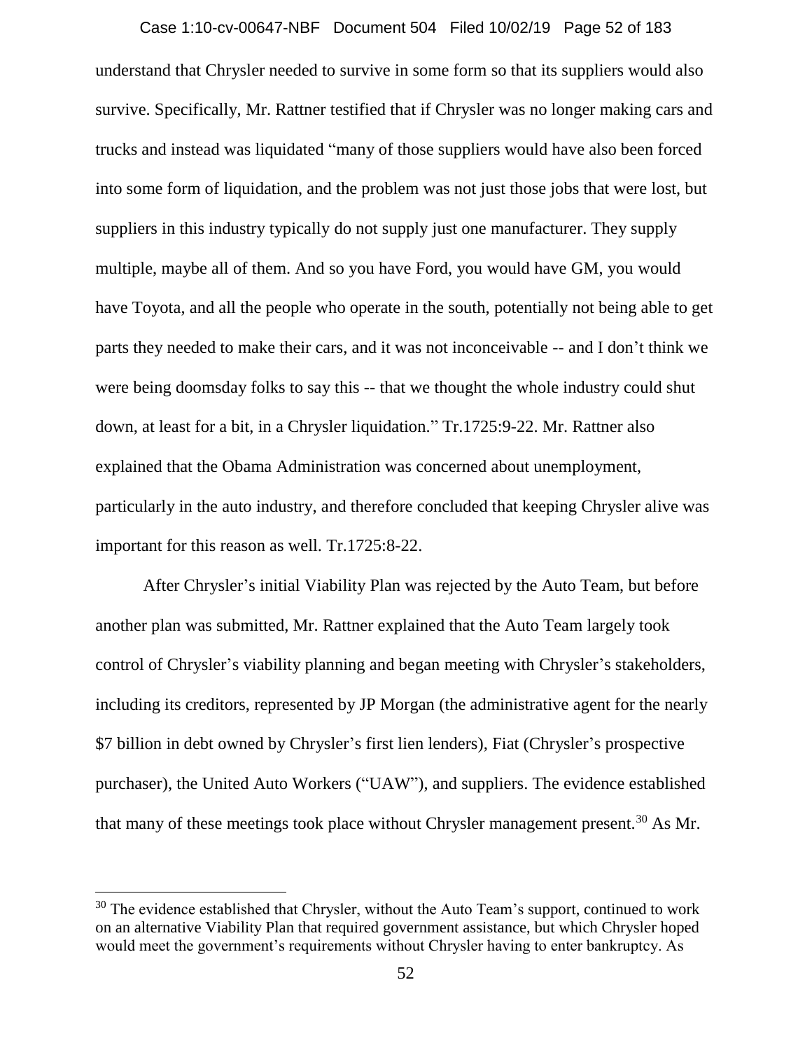understand that Chrysler needed to survive in some form so that its suppliers would also survive. Specifically, Mr. Rattner testified that if Chrysler was no longer making cars and trucks and instead was liquidated "many of those suppliers would have also been forced into some form of liquidation, and the problem was not just those jobs that were lost, but suppliers in this industry typically do not supply just one manufacturer. They supply multiple, maybe all of them. And so you have Ford, you would have GM, you would have Toyota, and all the people who operate in the south, potentially not being able to get parts they needed to make their cars, and it was not inconceivable -- and I don't think we were being doomsday folks to say this -- that we thought the whole industry could shut down, at least for a bit, in a Chrysler liquidation." Tr.1725:9-22. Mr. Rattner also explained that the Obama Administration was concerned about unemployment, particularly in the auto industry, and therefore concluded that keeping Chrysler alive was important for this reason as well. Tr.1725:8-22.

After Chrysler's initial Viability Plan was rejected by the Auto Team, but before another plan was submitted, Mr. Rattner explained that the Auto Team largely took control of Chrysler's viability planning and began meeting with Chrysler's stakeholders, including its creditors, represented by JP Morgan (the administrative agent for the nearly $7 billion in debt owned by Chrysler's first lien lenders), Fiat (Chrysler's prospective purchaser), the United Auto Workers ("UAW"), and suppliers. The evidence established that many of these meetings took place without Chrysler management present.[30] As Mr.

[30] The evidence established that Chrysler, without the Auto Team's support, continued to work on an alternative Viability Plan that required government assistance, but which Chrysler hoped would meet the government's requirements without Chrysler having to enter bankruptcy. As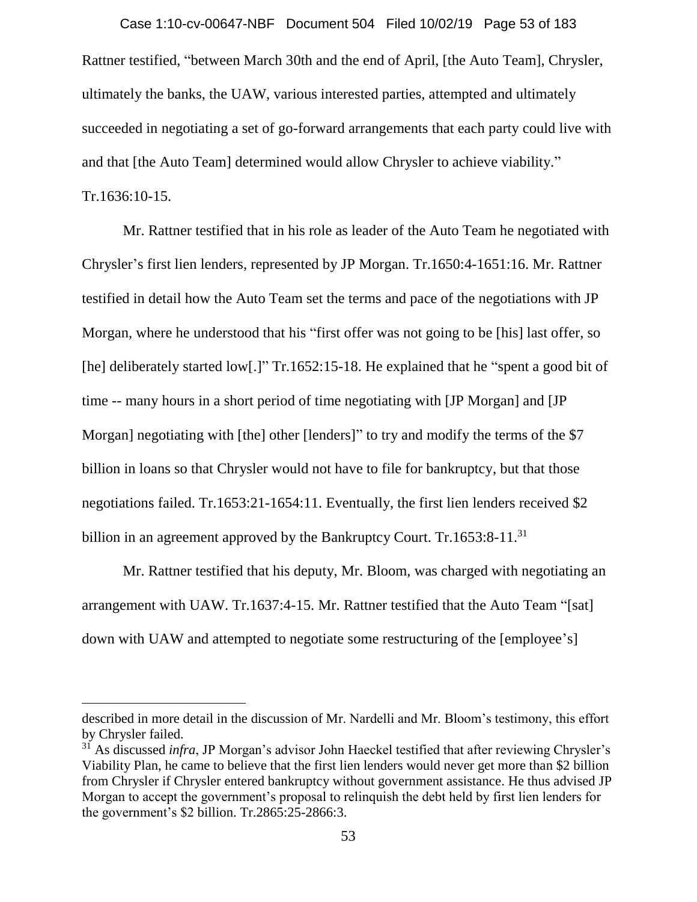Rattner testified, "between March 30th and the end of April, [the Auto Team], Chrysler, ultimately the banks, the UAW, various interested parties, attempted and ultimately succeeded in negotiating a set of go-forward arrangements that each party could live with and that [the Auto Team] determined would allow Chrysler to achieve viability." Tr.1636:10-15.

Mr. Rattner testified that in his role as leader of the Auto Team he negotiated with Chrysler's first lien lenders, represented by JP Morgan. Tr.1650:4-1651:16. Mr. Rattner testified in detail how the Auto Team set the terms and pace of the negotiations with JP Morgan, where he understood that his "first offer was not going to be [his] last offer, so [he] deliberately started low[.]" Tr.1652:15-18. He explained that he "spent a good bit of time -- many hours in a short period of time negotiating with [JP Morgan] and [JP Morgan] negotiating with [the] other [lenders]" to try and modify the terms of the $7 billion in loans so that Chrysler would not have to file for bankruptcy, but that those negotiations failed. Tr.1653:21-1654:11. Eventually, the first lien lenders received $2 billion in an agreement approved by the Bankruptcy Court. Tr.1653:8-11.[31]

Mr. Rattner testified that his deputy, Mr. Bloom, was charged with negotiating an arrangement with UAW. Tr.1637:4-15. Mr. Rattner testified that the Auto Team "[sat] down with UAW and attempted to negotiate some restructuring of the [employee's]

---

described in more detail in the discussion of Mr. Nardelli and Mr. Bloom's testimony, this effort by Chrysler failed.

[31] As discussed *infra*, JP Morgan's advisor John Haeckel testified that after reviewing Chrysler's Viability Plan, he came to believe that the first lien lenders would never get more than $2 billion from Chrysler if Chrysler entered bankruptcy without government assistance. He thus advised JP Morgan to accept the government's proposal to relinquish the debt held by first lien lenders for the government's $2 billion. Tr.2865:25-2866:3.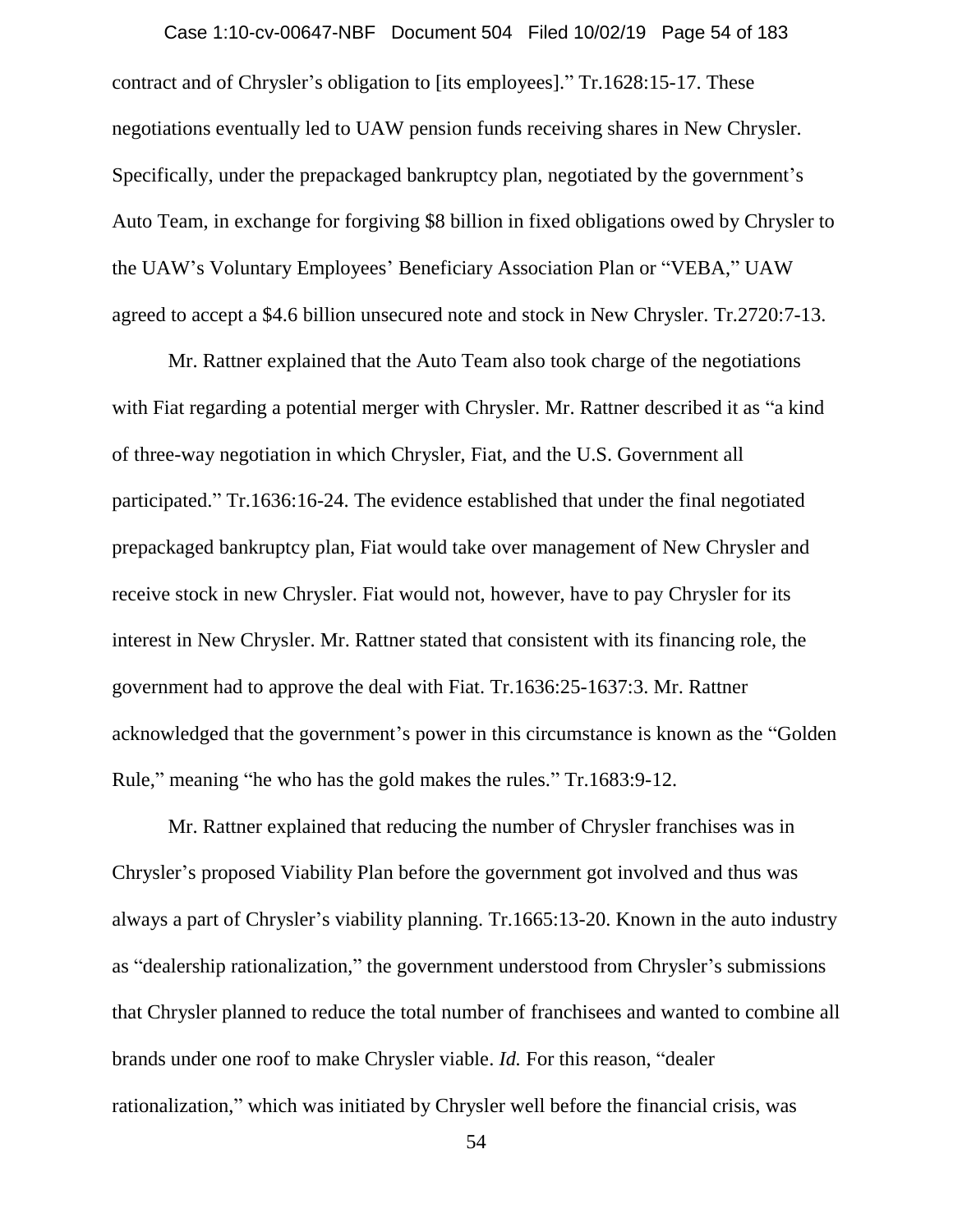contract and of Chrysler's obligation to [its employees]." Tr.1628:15-17. These negotiations eventually led to UAW pension funds receiving shares in New Chrysler. Specifically, under the prepackaged bankruptcy plan, negotiated by the government's Auto Team, in exchange for forgiving $8 billion in fixed obligations owed by Chrysler to the UAW's Voluntary Employees' Beneficiary Association Plan or "VEBA," UAW agreed to accept a $4.6 billion unsecured note and stock in New Chrysler. Tr.2720:7-13.

Mr. Rattner explained that the Auto Team also took charge of the negotiations with Fiat regarding a potential merger with Chrysler. Mr. Rattner described it as "a kind of three-way negotiation in which Chrysler, Fiat, and the U.S. Government all participated." Tr.1636:16-24. The evidence established that under the final negotiated prepackaged bankruptcy plan, Fiat would take over management of New Chrysler and receive stock in new Chrysler. Fiat would not, however, have to pay Chrysler for its interest in New Chrysler. Mr. Rattner stated that consistent with its financing role, the government had to approve the deal with Fiat. Tr.1636:25-1637:3. Mr. Rattner acknowledged that the government's power in this circumstance is known as the "Golden Rule," meaning "he who has the gold makes the rules." Tr.1683:9-12.

Mr. Rattner explained that reducing the number of Chrysler franchises was in Chrysler's proposed Viability Plan before the government got involved and thus was always a part of Chrysler's viability planning. Tr.1665:13-20. Known in the auto industry as "dealership rationalization," the government understood from Chrysler's submissions that Chrysler planned to reduce the total number of franchisees and wanted to combine all brands under one roof to make Chrysler viable. *Id.* For this reason, "dealer rationalization," which was initiated by Chrysler well before the financial crisis, was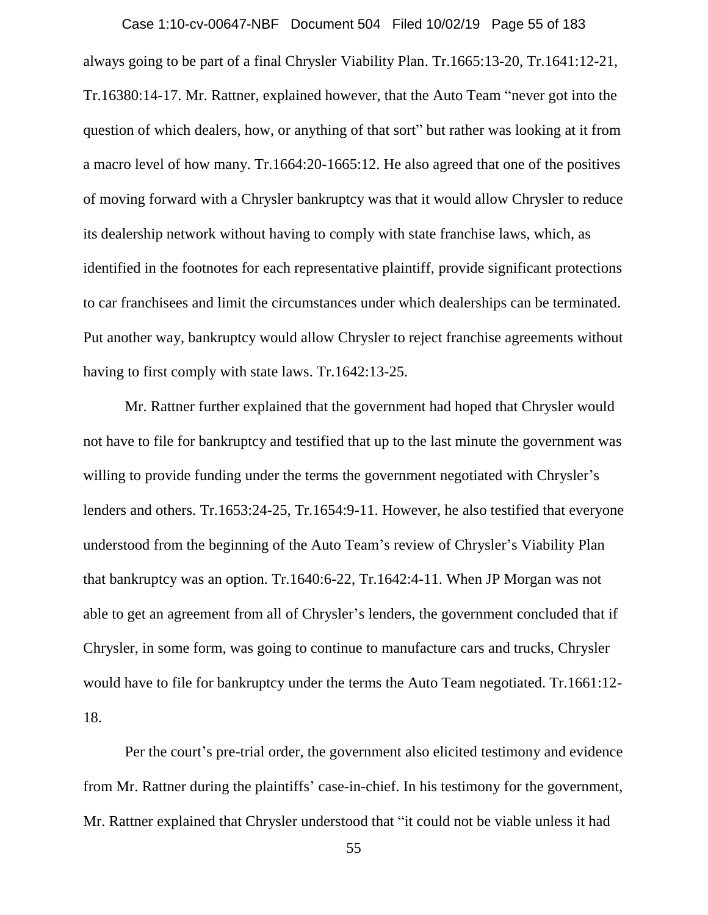always going to be part of a final Chrysler Viability Plan. Tr.1665:13-20, Tr.1641:12-21, Tr.16380:14-17. Mr. Rattner, explained however, that the Auto Team "never got into the question of which dealers, how, or anything of that sort" but rather was looking at it from a macro level of how many. Tr.1664:20-1665:12. He also agreed that one of the positives of moving forward with a Chrysler bankruptcy was that it would allow Chrysler to reduce its dealership network without having to comply with state franchise laws, which, as identified in the footnotes for each representative plaintiff, provide significant protections to car franchisees and limit the circumstances under which dealerships can be terminated. Put another way, bankruptcy would allow Chrysler to reject franchise agreements without having to first comply with state laws. Tr.1642:13-25.

Mr. Rattner further explained that the government had hoped that Chrysler would not have to file for bankruptcy and testified that up to the last minute the government was willing to provide funding under the terms the government negotiated with Chrysler's lenders and others. Tr.1653:24-25, Tr.1654:9-11. However, he also testified that everyone understood from the beginning of the Auto Team's review of Chrysler's Viability Plan that bankruptcy was an option. Tr.1640:6-22, Tr.1642:4-11. When JP Morgan was not able to get an agreement from all of Chrysler's lenders, the government concluded that if Chrysler, in some form, was going to continue to manufacture cars and trucks, Chrysler would have to file for bankruptcy under the terms the Auto Team negotiated. Tr.1661:12-18.

Per the court's pre-trial order, the government also elicited testimony and evidence from Mr. Rattner during the plaintiffs' case-in-chief. In his testimony for the government, Mr. Rattner explained that Chrysler understood that "it could not be viable unless it had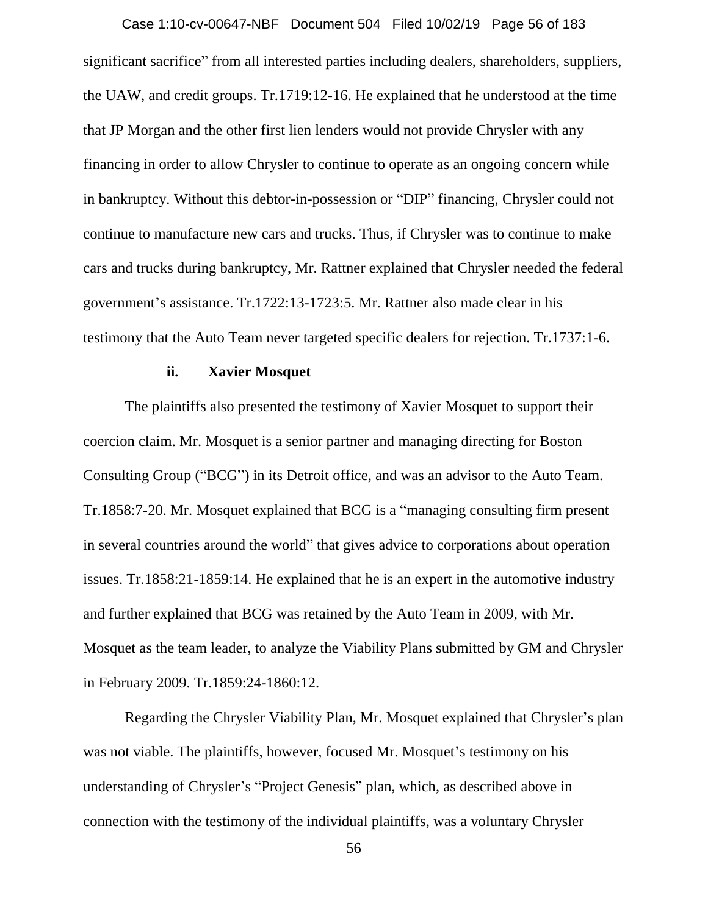significant sacrifice" from all interested parties including dealers, shareholders, suppliers, the UAW, and credit groups. Tr.1719:12-16. He explained that he understood at the time that JP Morgan and the other first lien lenders would not provide Chrysler with any financing in order to allow Chrysler to continue to operate as an ongoing concern while in bankruptcy. Without this debtor-in-possession or "DIP" financing, Chrysler could not continue to manufacture new cars and trucks. Thus, if Chrysler was to continue to make cars and trucks during bankruptcy, Mr. Rattner explained that Chrysler needed the federal government's assistance. Tr.1722:13-1723:5. Mr. Rattner also made clear in his testimony that the Auto Team never targeted specific dealers for rejection. Tr.1737:1-6.

**ii. Xavier Mosquet**

The plaintiffs also presented the testimony of Xavier Mosquet to support their coercion claim. Mr. Mosquet is a senior partner and managing directing for Boston Consulting Group ("BCG") in its Detroit office, and was an advisor to the Auto Team. Tr.1858:7-20. Mr. Mosquet explained that BCG is a "managing consulting firm present in several countries around the world" that gives advice to corporations about operation issues. Tr.1858:21-1859:14. He explained that he is an expert in the automotive industry and further explained that BCG was retained by the Auto Team in 2009, with Mr. Mosquet as the team leader, to analyze the Viability Plans submitted by GM and Chrysler in February 2009. Tr.1859:24-1860:12.

Regarding the Chrysler Viability Plan, Mr. Mosquet explained that Chrysler's plan was not viable. The plaintiffs, however, focused Mr. Mosquet's testimony on his understanding of Chrysler's "Project Genesis" plan, which, as described above in connection with the testimony of the individual plaintiffs, was a voluntary Chrysler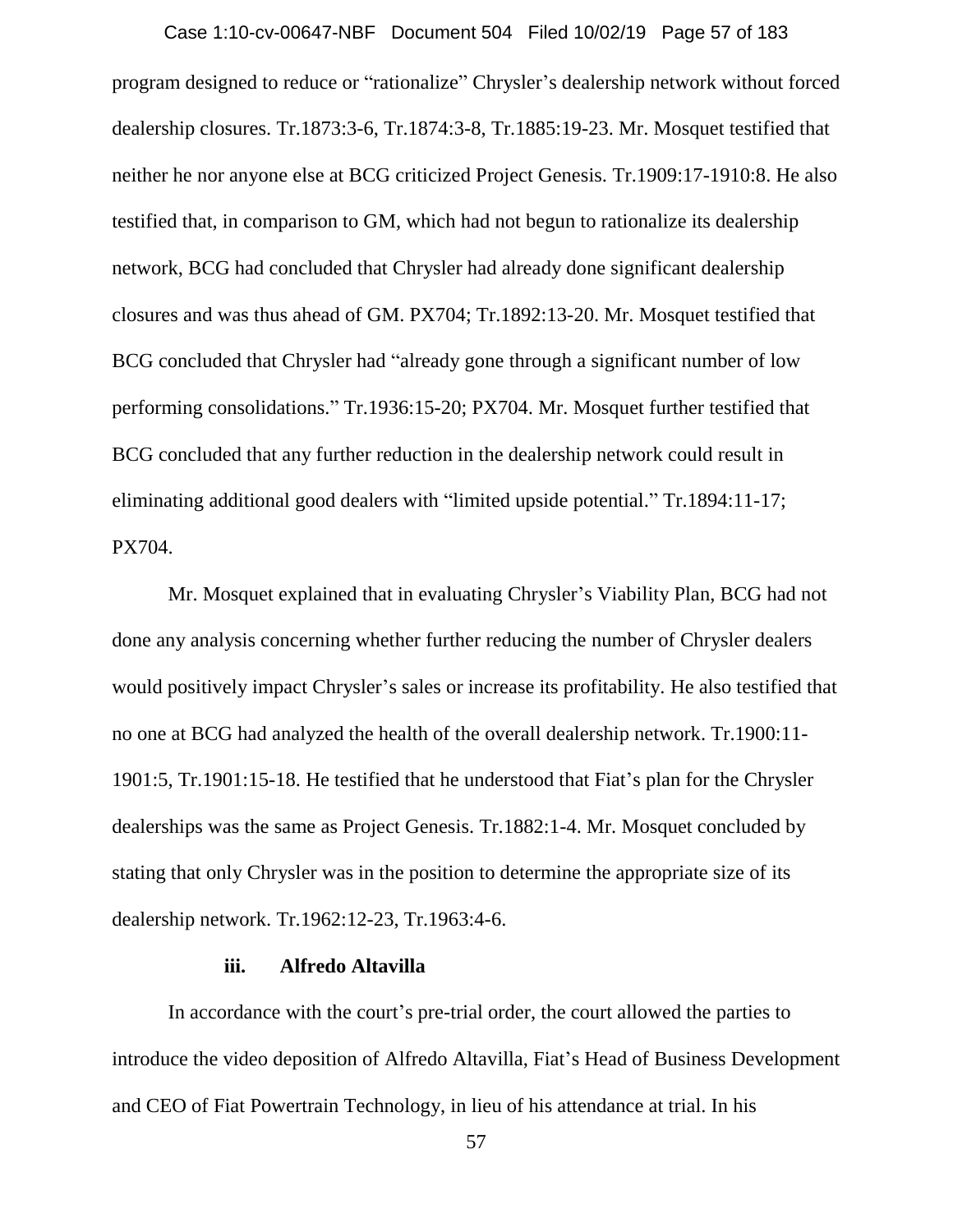program designed to reduce or "rationalize" Chrysler's dealership network without forced dealership closures. Tr.1873:3-6, Tr.1874:3-8, Tr.1885:19-23. Mr. Mosquet testified that neither he nor anyone else at BCG criticized Project Genesis. Tr.1909:17-1910:8. He also testified that, in comparison to GM, which had not begun to rationalize its dealership network, BCG had concluded that Chrysler had already done significant dealership closures and was thus ahead of GM. PX704; Tr.1892:13-20. Mr. Mosquet testified that BCG concluded that Chrysler had "already gone through a significant number of low performing consolidations." Tr.1936:15-20; PX704. Mr. Mosquet further testified that BCG concluded that any further reduction in the dealership network could result in eliminating additional good dealers with "limited upside potential." Tr.1894:11-17; PX704.

Mr. Mosquet explained that in evaluating Chrysler's Viability Plan, BCG had not done any analysis concerning whether further reducing the number of Chrysler dealers would positively impact Chrysler's sales or increase its profitability. He also testified that no one at BCG had analyzed the health of the overall dealership network. Tr.1900:11-1901:5, Tr.1901:15-18. He testified that he understood that Fiat's plan for the Chrysler dealerships was the same as Project Genesis. Tr.1882:1-4. Mr. Mosquet concluded by stating that only Chrysler was in the position to determine the appropriate size of its dealership network. Tr.1962:12-23, Tr.1963:4-6.

**iii. Alfredo Altavilla**

In accordance with the court's pre-trial order, the court allowed the parties to introduce the video deposition of Alfredo Altavilla, Fiat's Head of Business Development and CEO of Fiat Powertrain Technology, in lieu of his attendance at trial. In his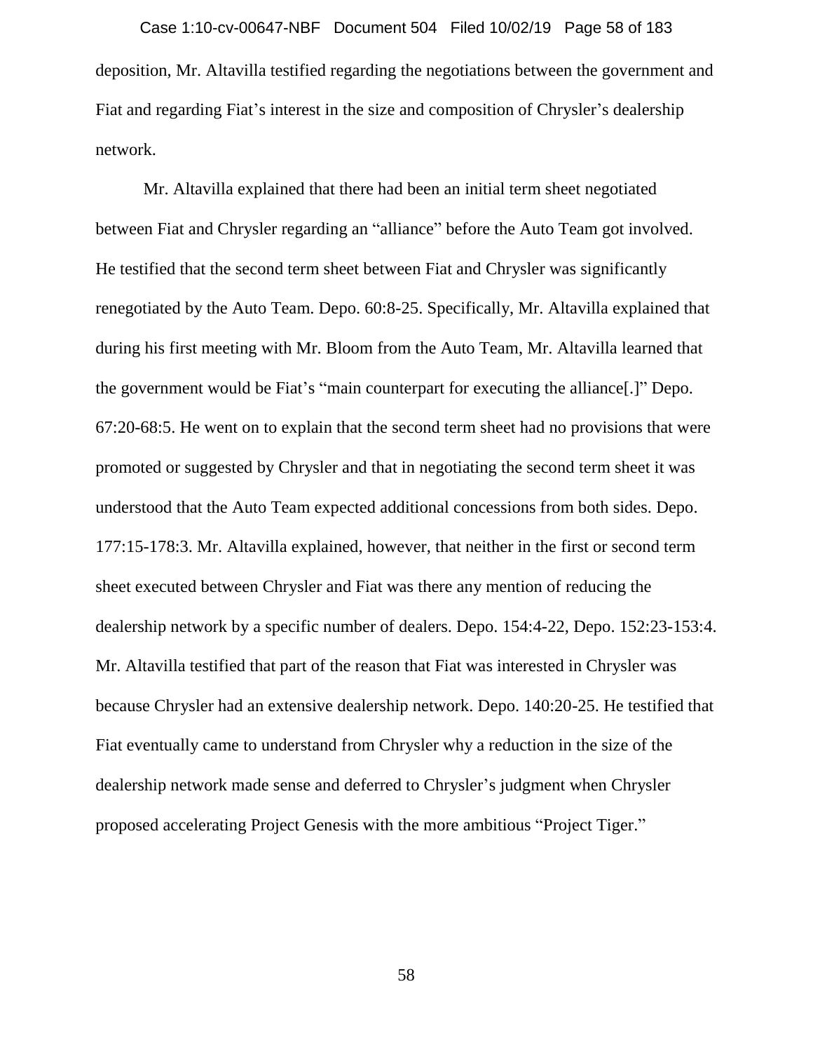deposition, Mr. Altavilla testified regarding the negotiations between the government and Fiat and regarding Fiat's interest in the size and composition of Chrysler's dealership network.

Mr. Altavilla explained that there had been an initial term sheet negotiated between Fiat and Chrysler regarding an "alliance" before the Auto Team got involved. He testified that the second term sheet between Fiat and Chrysler was significantly renegotiated by the Auto Team. Depo. 60:8-25. Specifically, Mr. Altavilla explained that during his first meeting with Mr. Bloom from the Auto Team, Mr. Altavilla learned that the government would be Fiat's "main counterpart for executing the alliance[.]" Depo. 67:20-68:5. He went on to explain that the second term sheet had no provisions that were promoted or suggested by Chrysler and that in negotiating the second term sheet it was understood that the Auto Team expected additional concessions from both sides. Depo. 177:15-178:3. Mr. Altavilla explained, however, that neither in the first or second term sheet executed between Chrysler and Fiat was there any mention of reducing the dealership network by a specific number of dealers. Depo. 154:4-22, Depo. 152:23-153:4. Mr. Altavilla testified that part of the reason that Fiat was interested in Chrysler was because Chrysler had an extensive dealership network. Depo. 140:20-25. He testified that Fiat eventually came to understand from Chrysler why a reduction in the size of the dealership network made sense and deferred to Chrysler's judgment when Chrysler proposed accelerating Project Genesis with the more ambitious "Project Tiger."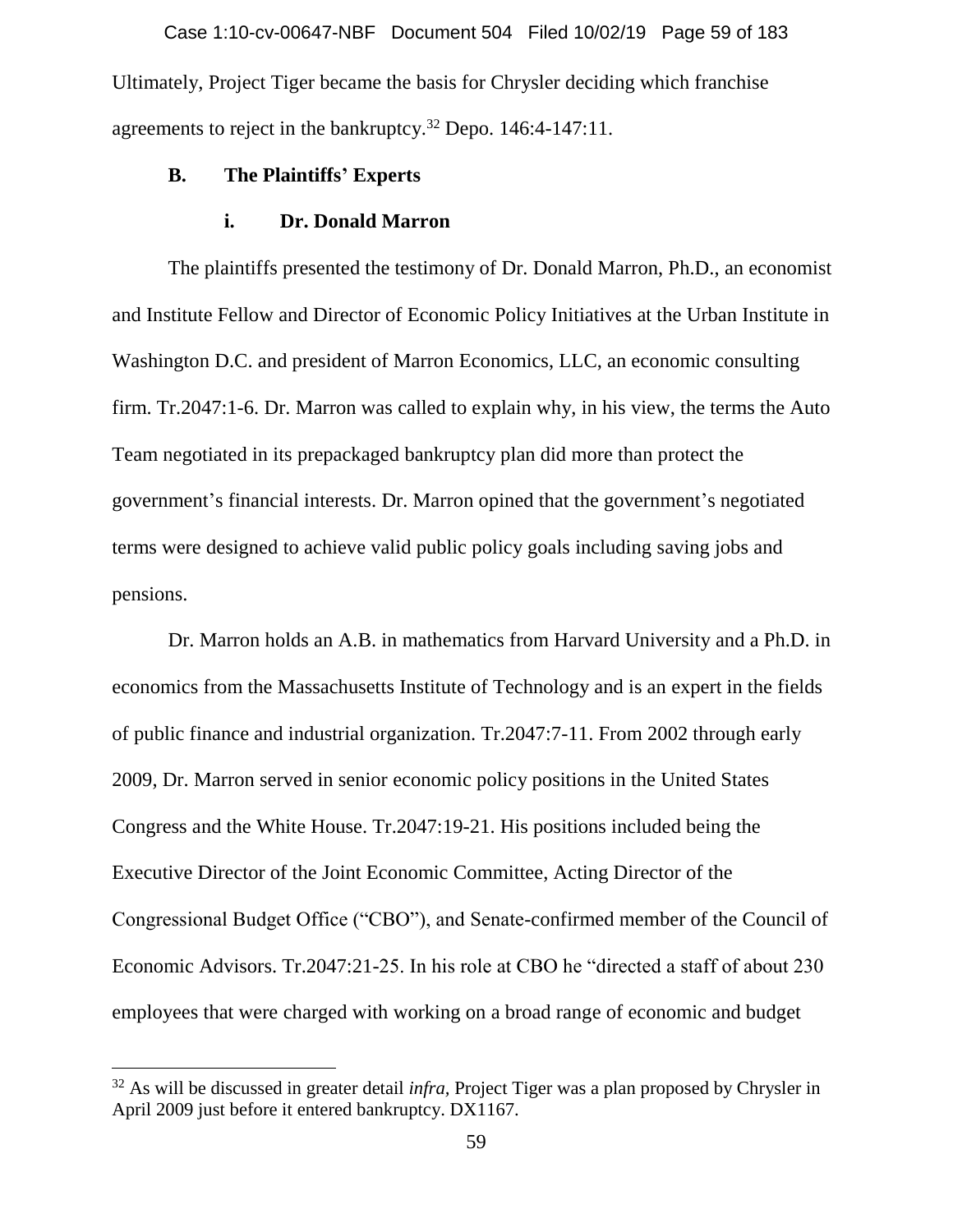Ultimately, Project Tiger became the basis for Chrysler deciding which franchise agreements to reject in the bankruptcy.[32] Depo. 146:4-147:11.

### B. The Plaintiffs' Experts

#### i. Dr. Donald Marron

The plaintiffs presented the testimony of Dr. Donald Marron, Ph.D., an economist and Institute Fellow and Director of Economic Policy Initiatives at the Urban Institute in Washington D.C. and president of Marron Economics, LLC, an economic consulting firm. Tr.2047:1-6. Dr. Marron was called to explain why, in his view, the terms the Auto Team negotiated in its prepackaged bankruptcy plan did more than protect the government's financial interests. Dr. Marron opined that the government's negotiated terms were designed to achieve valid public policy goals including saving jobs and pensions.

Dr. Marron holds an A.B. in mathematics from Harvard University and a Ph.D. in economics from the Massachusetts Institute of Technology and is an expert in the fields of public finance and industrial organization. Tr.2047:7-11. From 2002 through early 2009, Dr. Marron served in senior economic policy positions in the United States Congress and the White House. Tr.2047:19-21. His positions included being the Executive Director of the Joint Economic Committee, Acting Director of the Congressional Budget Office ("CBO"), and Senate-confirmed member of the Council of Economic Advisors. Tr.2047:21-25. In his role at CBO he "directed a staff of about 230 employees that were charged with working on a broad range of economic and budget

[32] As will be discussed in greater detail *infra*, Project Tiger was a plan proposed by Chrysler in April 2009 just before it entered bankruptcy. DX1167.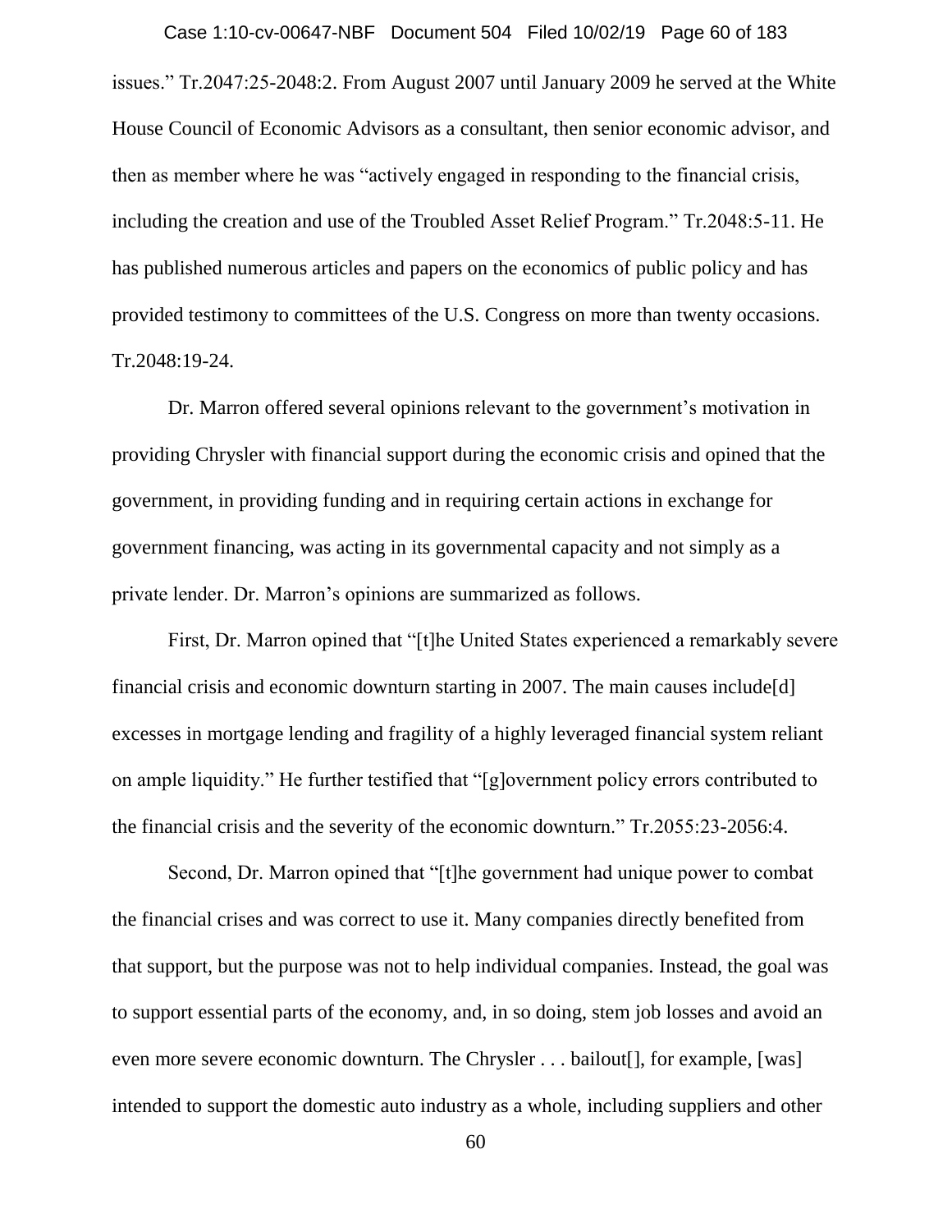issues." Tr.2047:25-2048:2. From August 2007 until January 2009 he served at the White House Council of Economic Advisors as a consultant, then senior economic advisor, and then as member where he was "actively engaged in responding to the financial crisis, including the creation and use of the Troubled Asset Relief Program." Tr.2048:5-11. He has published numerous articles and papers on the economics of public policy and has provided testimony to committees of the U.S. Congress on more than twenty occasions. Tr.2048:19-24.

Dr. Marron offered several opinions relevant to the government's motivation in providing Chrysler with financial support during the economic crisis and opined that the government, in providing funding and in requiring certain actions in exchange for government financing, was acting in its governmental capacity and not simply as a private lender. Dr. Marron's opinions are summarized as follows.

First, Dr. Marron opined that "[t]he United States experienced a remarkably severe financial crisis and economic downturn starting in 2007. The main causes include[d] excesses in mortgage lending and fragility of a highly leveraged financial system reliant on ample liquidity." He further testified that "[g]overnment policy errors contributed to the financial crisis and the severity of the economic downturn." Tr.2055:23-2056:4.

Second, Dr. Marron opined that "[t]he government had unique power to combat the financial crises and was correct to use it. Many companies directly benefited from that support, but the purpose was not to help individual companies. Instead, the goal was to support essential parts of the economy, and, in so doing, stem job losses and avoid an even more severe economic downturn. The Chrysler . . . bailout[], for example, [was] intended to support the domestic auto industry as a whole, including suppliers and other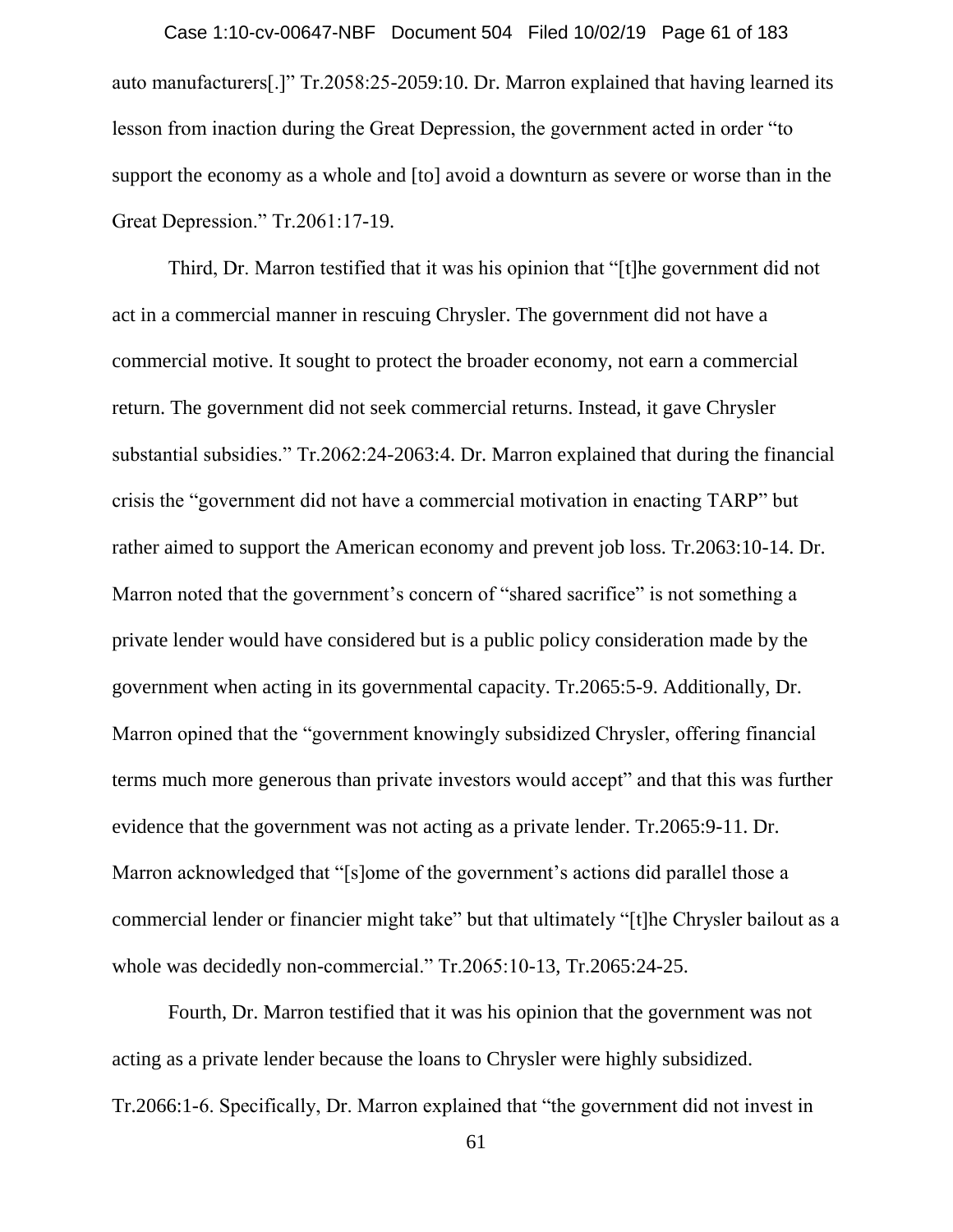auto manufacturers[.]" Tr.2058:25-2059:10. Dr. Marron explained that having learned its lesson from inaction during the Great Depression, the government acted in order "to support the economy as a whole and [to] avoid a downturn as severe or worse than in the Great Depression." Tr.2061:17-19.

Third, Dr. Marron testified that it was his opinion that "[t]he government did not act in a commercial manner in rescuing Chrysler. The government did not have a commercial motive. It sought to protect the broader economy, not earn a commercial return. The government did not seek commercial returns. Instead, it gave Chrysler substantial subsidies." Tr.2062:24-2063:4. Dr. Marron explained that during the financial crisis the "government did not have a commercial motivation in enacting TARP" but rather aimed to support the American economy and prevent job loss. Tr.2063:10-14. Dr. Marron noted that the government's concern of "shared sacrifice" is not something a private lender would have considered but is a public policy consideration made by the government when acting in its governmental capacity. Tr.2065:5-9. Additionally, Dr. Marron opined that the "government knowingly subsidized Chrysler, offering financial terms much more generous than private investors would accept" and that this was further evidence that the government was not acting as a private lender. Tr.2065:9-11. Dr. Marron acknowledged that "[s]ome of the government's actions did parallel those a commercial lender or financier might take" but that ultimately "[t]he Chrysler bailout as a whole was decidedly non-commercial." Tr.2065:10-13, Tr.2065:24-25.

Fourth, Dr. Marron testified that it was his opinion that the government was not acting as a private lender because the loans to Chrysler were highly subsidized. Tr.2066:1-6. Specifically, Dr. Marron explained that "the government did not invest in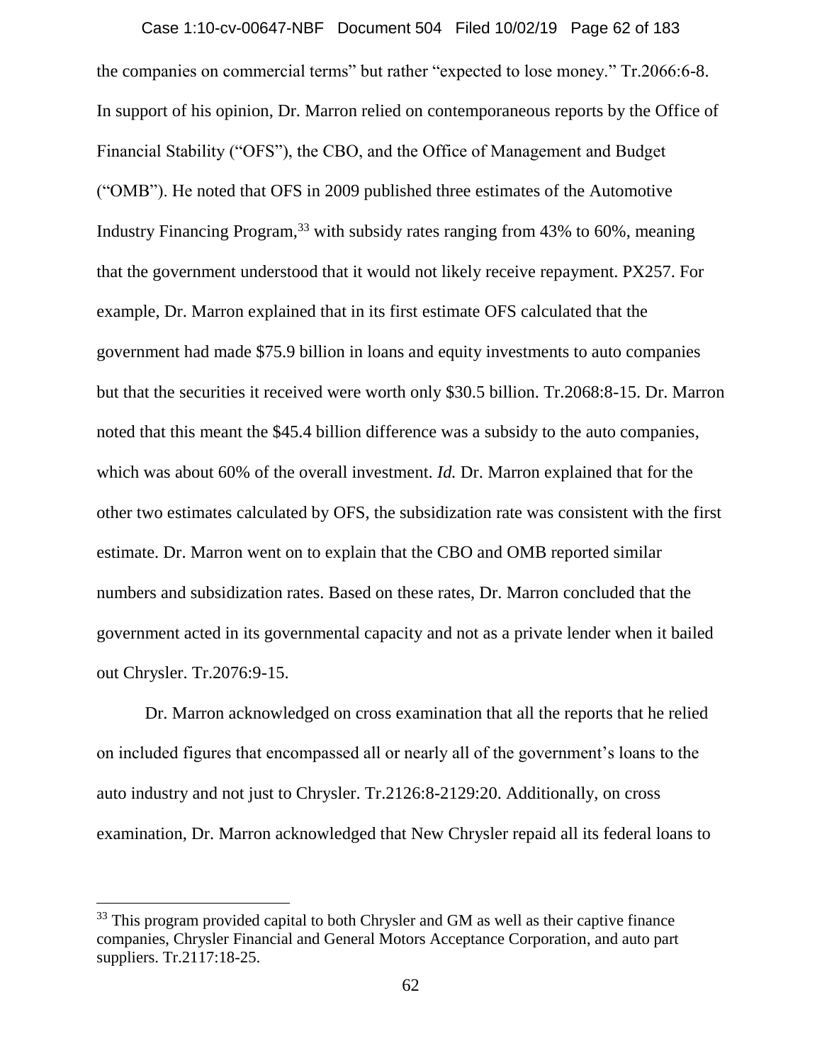the companies on commercial terms" but rather "expected to lose money." Tr.2066:6-8. In support of his opinion, Dr. Marron relied on contemporaneous reports by the Office of Financial Stability ("OFS"), the CBO, and the Office of Management and Budget ("OMB"). He noted that OFS in 2009 published three estimates of the Automotive Industry Financing Program,[33] with subsidy rates ranging from 43% to 60%, meaning that the government understood that it would not likely receive repayment. PX257. For example, Dr. Marron explained that in its first estimate OFS calculated that the government had made $75.9 billion in loans and equity investments to auto companies but that the securities it received were worth only $30.5 billion. Tr.2068:8-15. Dr. Marron noted that this meant the $45.4 billion difference was a subsidy to the auto companies, which was about 60% of the overall investment. *Id.* Dr. Marron explained that for the other two estimates calculated by OFS, the subsidization rate was consistent with the first estimate. Dr. Marron went on to explain that the CBO and OMB reported similar numbers and subsidization rates. Based on these rates, Dr. Marron concluded that the government acted in its governmental capacity and not as a private lender when it bailed out Chrysler. Tr.2076:9-15.

Dr. Marron acknowledged on cross examination that all the reports that he relied on included figures that encompassed all or nearly all of the government's loans to the auto industry and not just to Chrysler. Tr.2126:8-2129:20. Additionally, on cross examination, Dr. Marron acknowledged that New Chrysler repaid all its federal loans to

[33] This program provided capital to both Chrysler and GM as well as their captive finance companies, Chrysler Financial and General Motors Acceptance Corporation, and auto part suppliers. Tr.2117:18-25.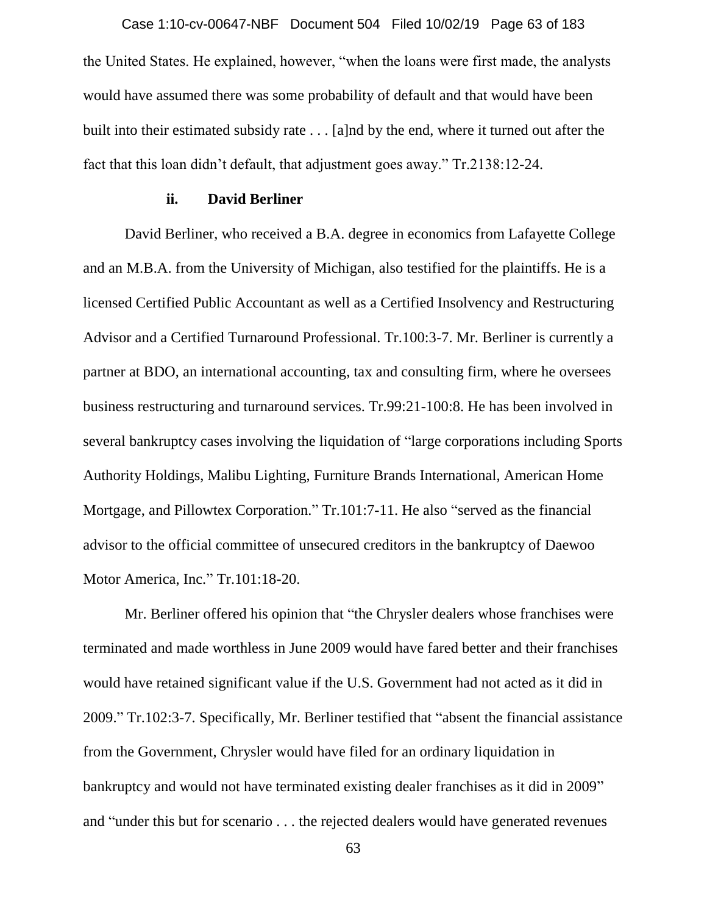the United States. He explained, however, "when the loans were first made, the analysts would have assumed there was some probability of default and that would have been built into their estimated subsidy rate . . . [a]nd by the end, where it turned out after the fact that this loan didn't default, that adjustment goes away." Tr.2138:12-24.

#### ii. David Berliner

David Berliner, who received a B.A. degree in economics from Lafayette College and an M.B.A. from the University of Michigan, also testified for the plaintiffs. He is a licensed Certified Public Accountant as well as a Certified Insolvency and Restructuring Advisor and a Certified Turnaround Professional. Tr.100:3-7. Mr. Berliner is currently a partner at BDO, an international accounting, tax and consulting firm, where he oversees business restructuring and turnaround services. Tr.99:21-100:8. He has been involved in several bankruptcy cases involving the liquidation of "large corporations including Sports Authority Holdings, Malibu Lighting, Furniture Brands International, American Home Mortgage, and Pillowtex Corporation." Tr.101:7-11. He also "served as the financial advisor to the official committee of unsecured creditors in the bankruptcy of Daewoo Motor America, Inc." Tr.101:18-20.

Mr. Berliner offered his opinion that "the Chrysler dealers whose franchises were terminated and made worthless in June 2009 would have fared better and their franchises would have retained significant value if the U.S. Government had not acted as it did in 2009." Tr.102:3-7. Specifically, Mr. Berliner testified that "absent the financial assistance from the Government, Chrysler would have filed for an ordinary liquidation in bankruptcy and would not have terminated existing dealer franchises as it did in 2009" and "under this but for scenario . . . the rejected dealers would have generated revenues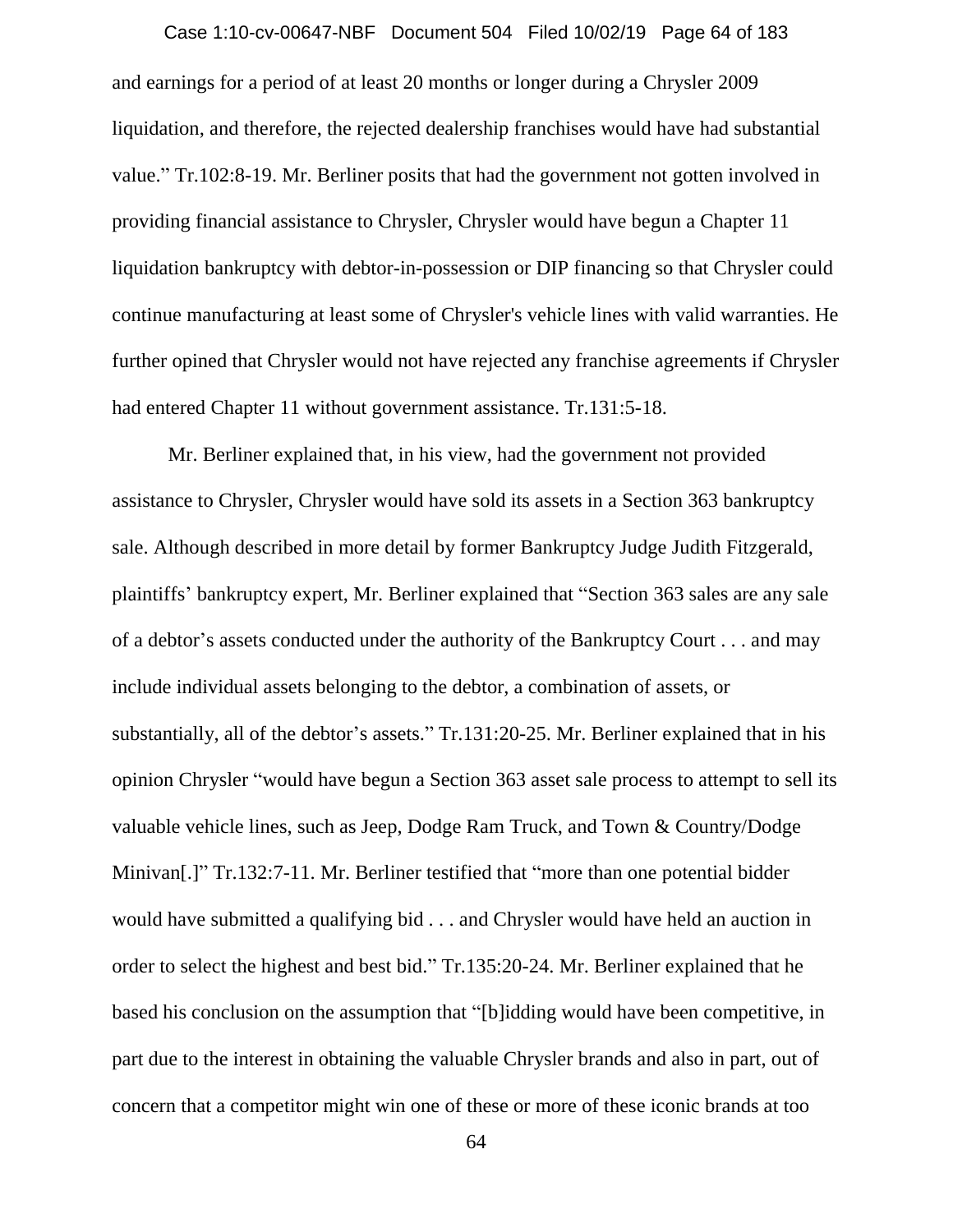and earnings for a period of at least 20 months or longer during a Chrysler 2009 liquidation, and therefore, the rejected dealership franchises would have had substantial value." Tr.102:8-19. Mr. Berliner posits that had the government not gotten involved in providing financial assistance to Chrysler, Chrysler would have begun a Chapter 11 liquidation bankruptcy with debtor-in-possession or DIP financing so that Chrysler could continue manufacturing at least some of Chrysler's vehicle lines with valid warranties. He further opined that Chrysler would not have rejected any franchise agreements if Chrysler had entered Chapter 11 without government assistance. Tr.131:5-18.

Mr. Berliner explained that, in his view, had the government not provided assistance to Chrysler, Chrysler would have sold its assets in a Section 363 bankruptcy sale. Although described in more detail by former Bankruptcy Judge Judith Fitzgerald, plaintiffs' bankruptcy expert, Mr. Berliner explained that "Section 363 sales are any sale of a debtor's assets conducted under the authority of the Bankruptcy Court . . . and may include individual assets belonging to the debtor, a combination of assets, or substantially, all of the debtor's assets." Tr.131:20-25. Mr. Berliner explained that in his opinion Chrysler "would have begun a Section 363 asset sale process to attempt to sell its valuable vehicle lines, such as Jeep, Dodge Ram Truck, and Town & Country/Dodge Minivan[.]" Tr.132:7-11. Mr. Berliner testified that "more than one potential bidder would have submitted a qualifying bid . . . and Chrysler would have held an auction in order to select the highest and best bid." Tr.135:20-24. Mr. Berliner explained that he based his conclusion on the assumption that "[b]idding would have been competitive, in part due to the interest in obtaining the valuable Chrysler brands and also in part, out of concern that a competitor might win one of these or more of these iconic brands at too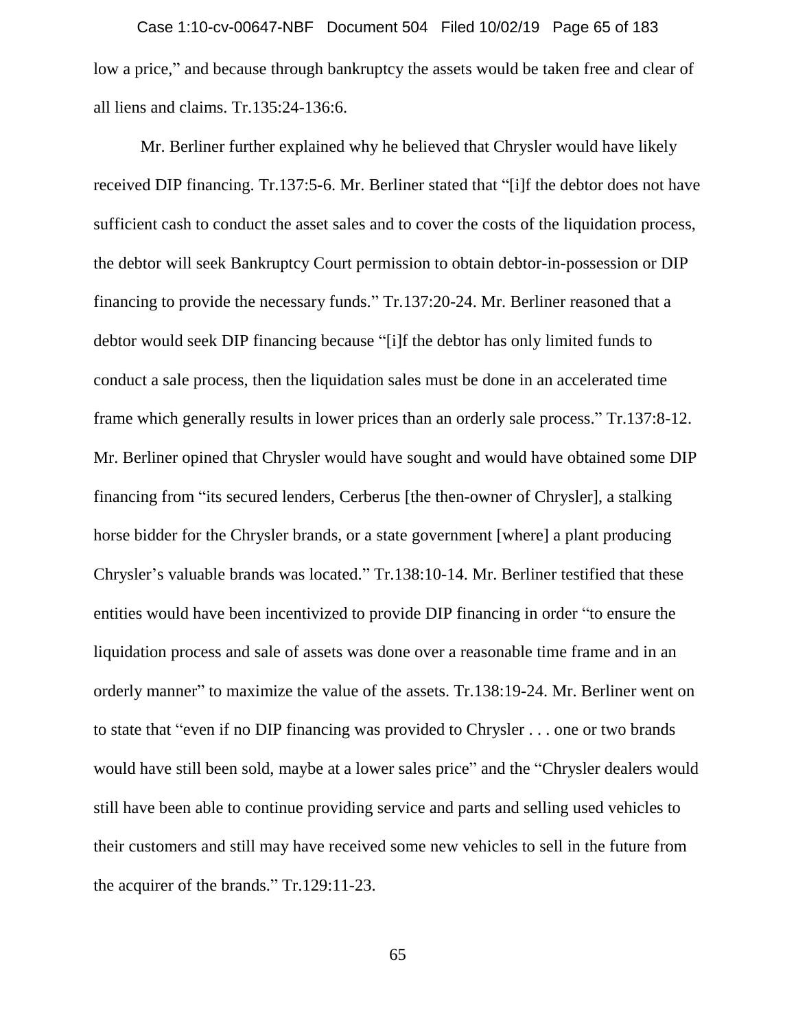low a price," and because through bankruptcy the assets would be taken free and clear of all liens and claims. Tr.135:24-136:6.

Mr. Berliner further explained why he believed that Chrysler would have likely received DIP financing. Tr.137:5-6. Mr. Berliner stated that "[i]f the debtor does not have sufficient cash to conduct the asset sales and to cover the costs of the liquidation process, the debtor will seek Bankruptcy Court permission to obtain debtor-in-possession or DIP financing to provide the necessary funds." Tr.137:20-24. Mr. Berliner reasoned that a debtor would seek DIP financing because "[i]f the debtor has only limited funds to conduct a sale process, then the liquidation sales must be done in an accelerated time frame which generally results in lower prices than an orderly sale process." Tr.137:8-12. Mr. Berliner opined that Chrysler would have sought and would have obtained some DIP financing from "its secured lenders, Cerberus [the then-owner of Chrysler], a stalking horse bidder for the Chrysler brands, or a state government [where] a plant producing Chrysler's valuable brands was located." Tr.138:10-14. Mr. Berliner testified that these entities would have been incentivized to provide DIP financing in order "to ensure the liquidation process and sale of assets was done over a reasonable time frame and in an orderly manner" to maximize the value of the assets. Tr.138:19-24. Mr. Berliner went on to state that "even if no DIP financing was provided to Chrysler . . . one or two brands would have still been sold, maybe at a lower sales price" and the "Chrysler dealers would still have been able to continue providing service and parts and selling used vehicles to their customers and still may have received some new vehicles to sell in the future from the acquirer of the brands." Tr.129:11-23.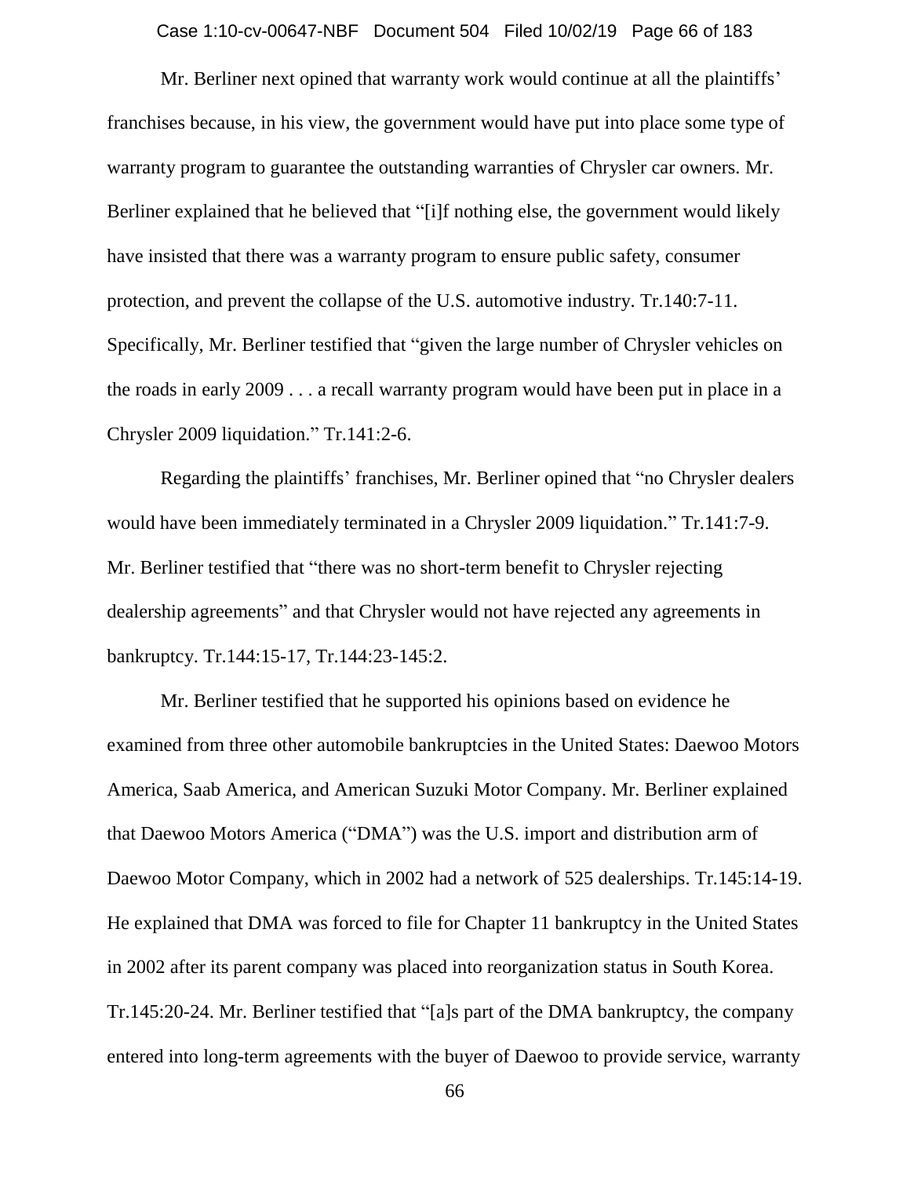Mr. Berliner next opined that warranty work would continue at all the plaintiffs' franchises because, in his view, the government would have put into place some type of warranty program to guarantee the outstanding warranties of Chrysler car owners. Mr. Berliner explained that he believed that "[i]f nothing else, the government would likely have insisted that there was a warranty program to ensure public safety, consumer protection, and prevent the collapse of the U.S. automotive industry. Tr.140:7-11. Specifically, Mr. Berliner testified that "given the large number of Chrysler vehicles on the roads in early 2009 . . . a recall warranty program would have been put in place in a Chrysler 2009 liquidation." Tr.141:2-6.

Regarding the plaintiffs' franchises, Mr. Berliner opined that "no Chrysler dealers would have been immediately terminated in a Chrysler 2009 liquidation." Tr.141:7-9. Mr. Berliner testified that "there was no short-term benefit to Chrysler rejecting dealership agreements" and that Chrysler would not have rejected any agreements in bankruptcy. Tr.144:15-17, Tr.144:23-145:2.

Mr. Berliner testified that he supported his opinions based on evidence he examined from three other automobile bankruptcies in the United States: Daewoo Motors America, Saab America, and American Suzuki Motor Company. Mr. Berliner explained that Daewoo Motors America ("DMA") was the U.S. import and distribution arm of Daewoo Motor Company, which in 2002 had a network of 525 dealerships. Tr.145:14-19. He explained that DMA was forced to file for Chapter 11 bankruptcy in the United States in 2002 after its parent company was placed into reorganization status in South Korea. Tr.145:20-24. Mr. Berliner testified that "[a]s part of the DMA bankruptcy, the company entered into long-term agreements with the buyer of Daewoo to provide service, warranty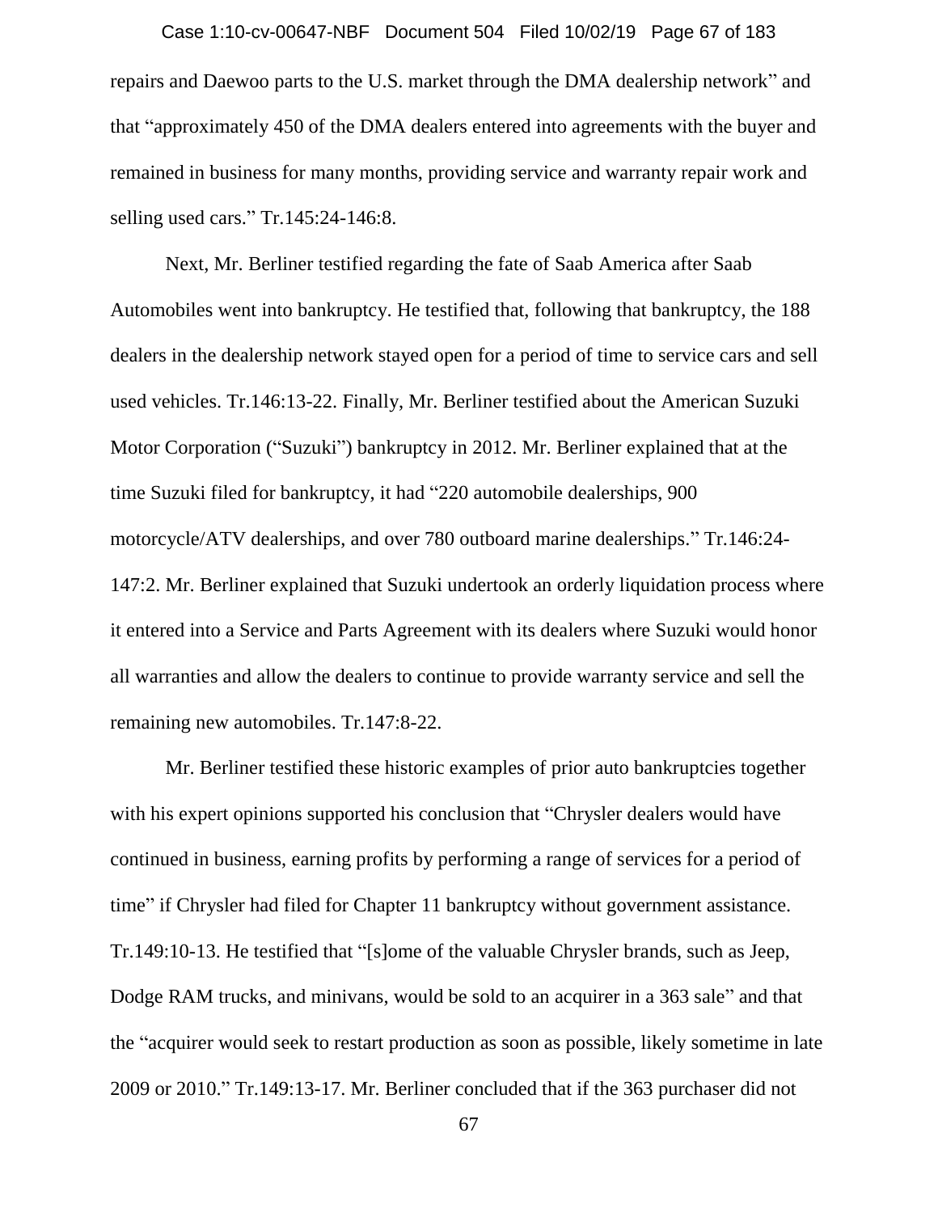repairs and Daewoo parts to the U.S. market through the DMA dealership network" and that "approximately 450 of the DMA dealers entered into agreements with the buyer and remained in business for many months, providing service and warranty repair work and selling used cars." Tr.145:24-146:8.

Next, Mr. Berliner testified regarding the fate of Saab America after Saab Automobiles went into bankruptcy. He testified that, following that bankruptcy, the 188 dealers in the dealership network stayed open for a period of time to service cars and sell used vehicles. Tr.146:13-22. Finally, Mr. Berliner testified about the American Suzuki Motor Corporation ("Suzuki") bankruptcy in 2012. Mr. Berliner explained that at the time Suzuki filed for bankruptcy, it had "220 automobile dealerships, 900 motorcycle/ATV dealerships, and over 780 outboard marine dealerships." Tr.146:24-147:2. Mr. Berliner explained that Suzuki undertook an orderly liquidation process where it entered into a Service and Parts Agreement with its dealers where Suzuki would honor all warranties and allow the dealers to continue to provide warranty service and sell the remaining new automobiles. Tr.147:8-22.

Mr. Berliner testified these historic examples of prior auto bankruptcies together with his expert opinions supported his conclusion that "Chrysler dealers would have continued in business, earning profits by performing a range of services for a period of time" if Chrysler had filed for Chapter 11 bankruptcy without government assistance. Tr.149:10-13. He testified that "[s]ome of the valuable Chrysler brands, such as Jeep, Dodge RAM trucks, and minivans, would be sold to an acquirer in a 363 sale" and that the "acquirer would seek to restart production as soon as possible, likely sometime in late 2009 or 2010." Tr.149:13-17. Mr. Berliner concluded that if the 363 purchaser did not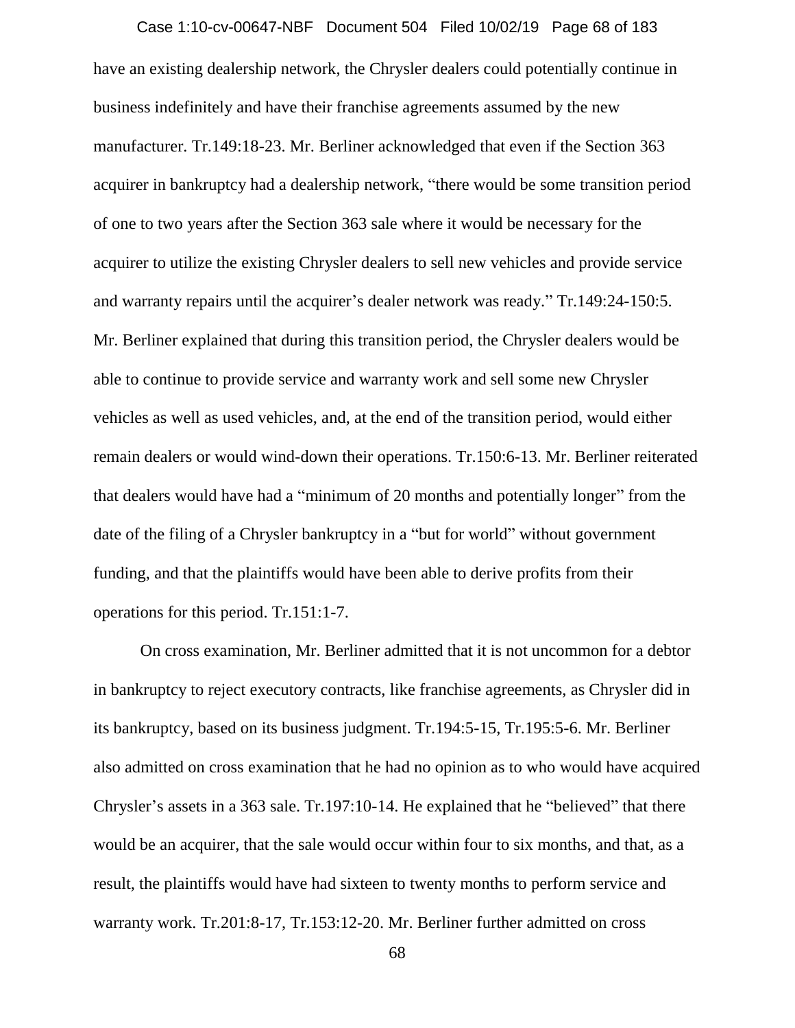have an existing dealership network, the Chrysler dealers could potentially continue in business indefinitely and have their franchise agreements assumed by the new manufacturer. Tr.149:18-23. Mr. Berliner acknowledged that even if the Section 363 acquirer in bankruptcy had a dealership network, "there would be some transition period of one to two years after the Section 363 sale where it would be necessary for the acquirer to utilize the existing Chrysler dealers to sell new vehicles and provide service and warranty repairs until the acquirer's dealer network was ready." Tr.149:24-150:5. Mr. Berliner explained that during this transition period, the Chrysler dealers would be able to continue to provide service and warranty work and sell some new Chrysler vehicles as well as used vehicles, and, at the end of the transition period, would either remain dealers or would wind-down their operations. Tr.150:6-13. Mr. Berliner reiterated that dealers would have had a "minimum of 20 months and potentially longer" from the date of the filing of a Chrysler bankruptcy in a "but for world" without government funding, and that the plaintiffs would have been able to derive profits from their operations for this period. Tr.151:1-7.

On cross examination, Mr. Berliner admitted that it is not uncommon for a debtor in bankruptcy to reject executory contracts, like franchise agreements, as Chrysler did in its bankruptcy, based on its business judgment. Tr.194:5-15, Tr.195:5-6. Mr. Berliner also admitted on cross examination that he had no opinion as to who would have acquired Chrysler's assets in a 363 sale. Tr.197:10-14. He explained that he "believed" that there would be an acquirer, that the sale would occur within four to six months, and that, as a result, the plaintiffs would have had sixteen to twenty months to perform service and warranty work. Tr.201:8-17, Tr.153:12-20. Mr. Berliner further admitted on cross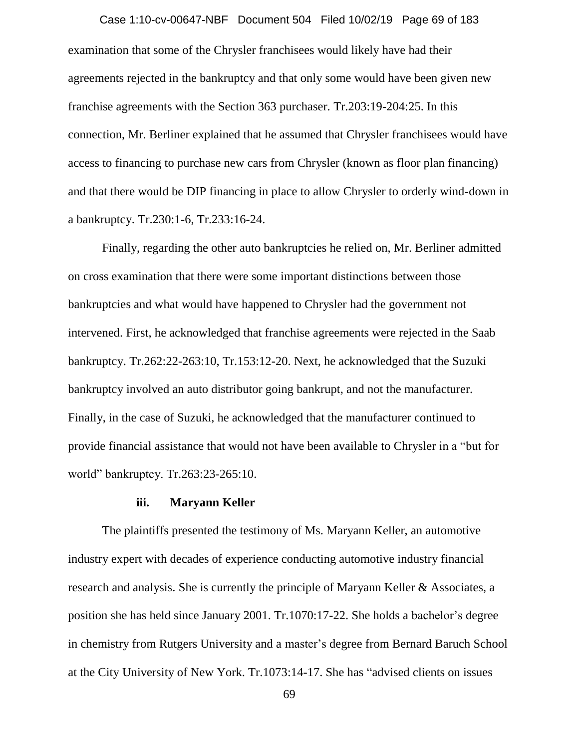examination that some of the Chrysler franchisees would likely have had their agreements rejected in the bankruptcy and that only some would have been given new franchise agreements with the Section 363 purchaser. Tr.203:19-204:25. In this connection, Mr. Berliner explained that he assumed that Chrysler franchisees would have access to financing to purchase new cars from Chrysler (known as floor plan financing) and that there would be DIP financing in place to allow Chrysler to orderly wind-down in a bankruptcy. Tr.230:1-6, Tr.233:16-24.

Finally, regarding the other auto bankruptcies he relied on, Mr. Berliner admitted on cross examination that there were some important distinctions between those bankruptcies and what would have happened to Chrysler had the government not intervened. First, he acknowledged that franchise agreements were rejected in the Saab bankruptcy. Tr.262:22-263:10, Tr.153:12-20. Next, he acknowledged that the Suzuki bankruptcy involved an auto distributor going bankrupt, and not the manufacturer. Finally, in the case of Suzuki, he acknowledged that the manufacturer continued to provide financial assistance that would not have been available to Chrysler in a "but for world" bankruptcy. Tr.263:23-265:10.

#### iii. Maryann Keller

The plaintiffs presented the testimony of Ms. Maryann Keller, an automotive industry expert with decades of experience conducting automotive industry financial research and analysis. She is currently the principle of Maryann Keller & Associates, a position she has held since January 2001. Tr.1070:17-22. She holds a bachelor's degree in chemistry from Rutgers University and a master's degree from Bernard Baruch School at the City University of New York. Tr.1073:14-17. She has "advised clients on issues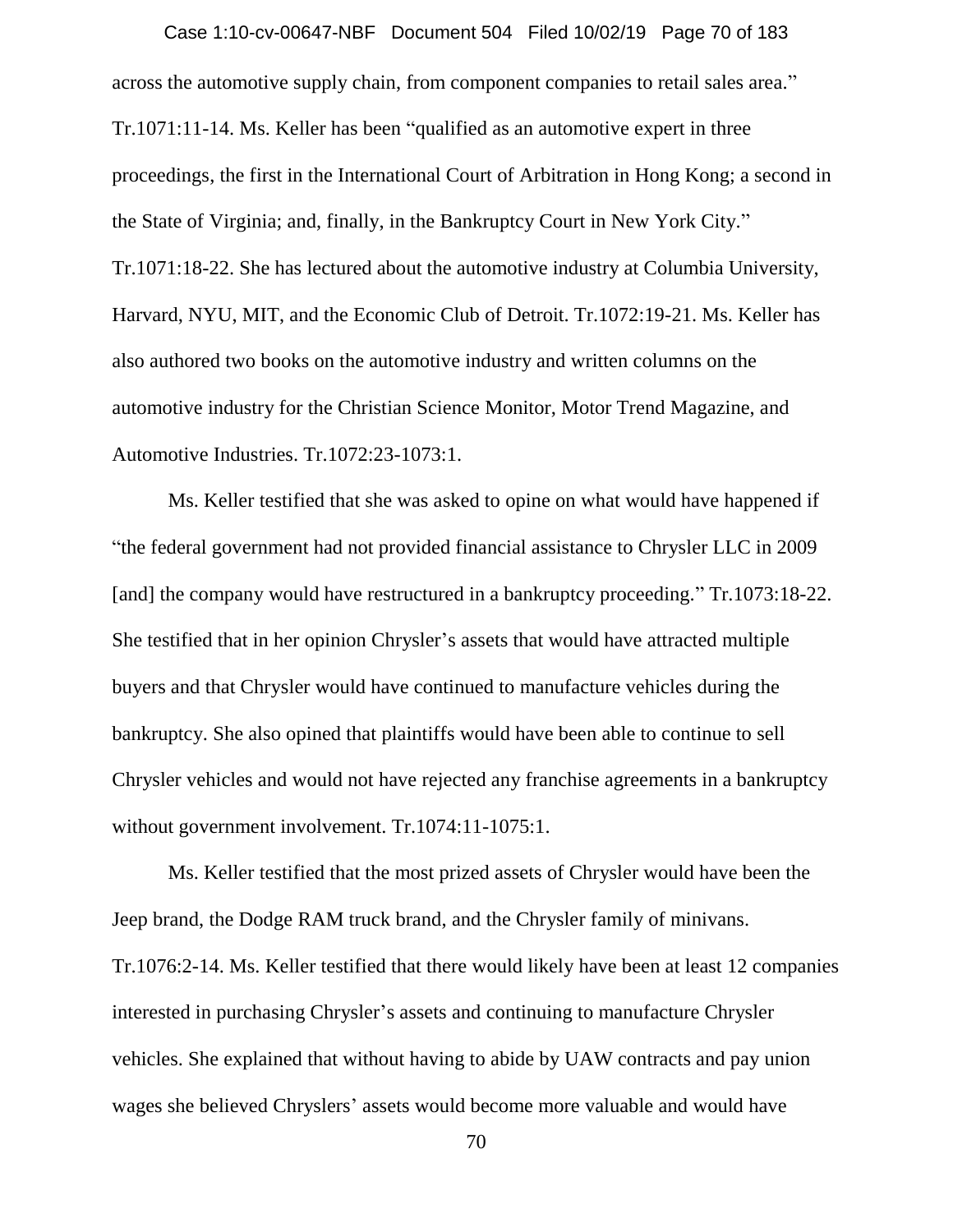across the automotive supply chain, from component companies to retail sales area." Tr.1071:11-14. Ms. Keller has been "qualified as an automotive expert in three proceedings, the first in the International Court of Arbitration in Hong Kong; a second in the State of Virginia; and, finally, in the Bankruptcy Court in New York City." Tr.1071:18-22. She has lectured about the automotive industry at Columbia University, Harvard, NYU, MIT, and the Economic Club of Detroit. Tr.1072:19-21. Ms. Keller has also authored two books on the automotive industry and written columns on the automotive industry for the Christian Science Monitor, Motor Trend Magazine, and Automotive Industries. Tr.1072:23-1073:1.

Ms. Keller testified that she was asked to opine on what would have happened if "the federal government had not provided financial assistance to Chrysler LLC in 2009 [and] the company would have restructured in a bankruptcy proceeding." Tr.1073:18-22. She testified that in her opinion Chrysler's assets that would have attracted multiple buyers and that Chrysler would have continued to manufacture vehicles during the bankruptcy. She also opined that plaintiffs would have been able to continue to sell Chrysler vehicles and would not have rejected any franchise agreements in a bankruptcy without government involvement. Tr.1074:11-1075:1.

Ms. Keller testified that the most prized assets of Chrysler would have been the Jeep brand, the Dodge RAM truck brand, and the Chrysler family of minivans. Tr.1076:2-14. Ms. Keller testified that there would likely have been at least 12 companies interested in purchasing Chrysler's assets and continuing to manufacture Chrysler vehicles. She explained that without having to abide by UAW contracts and pay union wages she believed Chryslers' assets would become more valuable and would have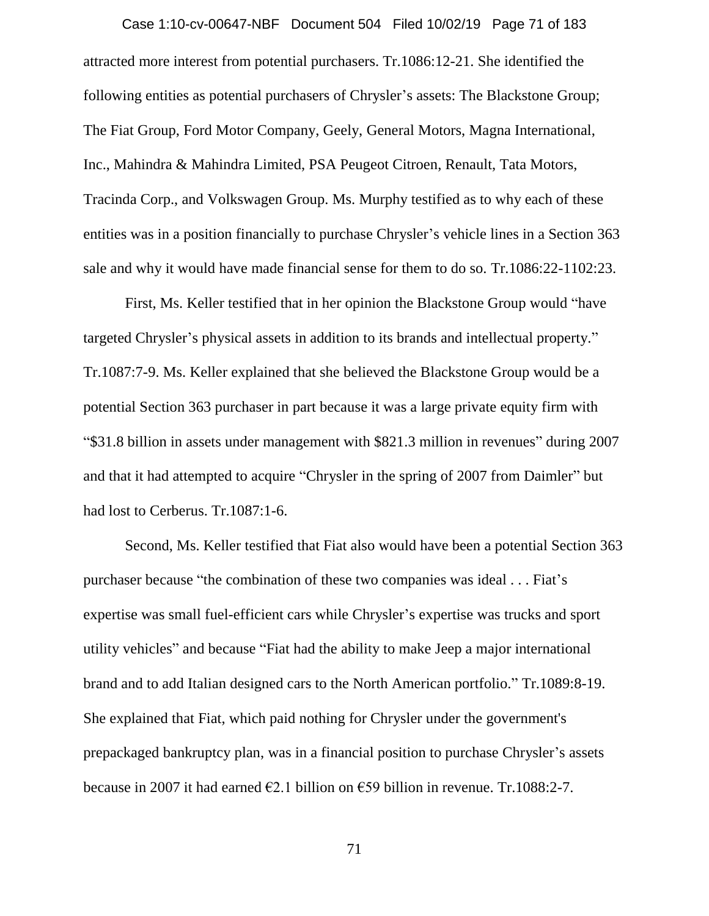attracted more interest from potential purchasers. Tr.1086:12-21. She identified the following entities as potential purchasers of Chrysler's assets: The Blackstone Group; The Fiat Group, Ford Motor Company, Geely, General Motors, Magna International, Inc., Mahindra & Mahindra Limited, PSA Peugeot Citroen, Renault, Tata Motors, Tracinda Corp., and Volkswagen Group. Ms. Murphy testified as to why each of these entities was in a position financially to purchase Chrysler's vehicle lines in a Section 363 sale and why it would have made financial sense for them to do so. Tr.1086:22-1102:23.

First, Ms. Keller testified that in her opinion the Blackstone Group would "have targeted Chrysler's physical assets in addition to its brands and intellectual property." Tr.1087:7-9. Ms. Keller explained that she believed the Blackstone Group would be a potential Section 363 purchaser in part because it was a large private equity firm with "$31.8 billion in assets under management with $821.3 million in revenues" during 2007 and that it had attempted to acquire "Chrysler in the spring of 2007 from Daimler" but had lost to Cerberus. Tr.1087:1-6.

Second, Ms. Keller testified that Fiat also would have been a potential Section 363 purchaser because "the combination of these two companies was ideal . . . Fiat's expertise was small fuel-efficient cars while Chrysler's expertise was trucks and sport utility vehicles" and because "Fiat had the ability to make Jeep a major international brand and to add Italian designed cars to the North American portfolio." Tr.1089:8-19. She explained that Fiat, which paid nothing for Chrysler under the government's prepackaged bankruptcy plan, was in a financial position to purchase Chrysler's assets because in 2007 it had earned €2.1 billion on €59 billion in revenue. Tr.1088:2-7.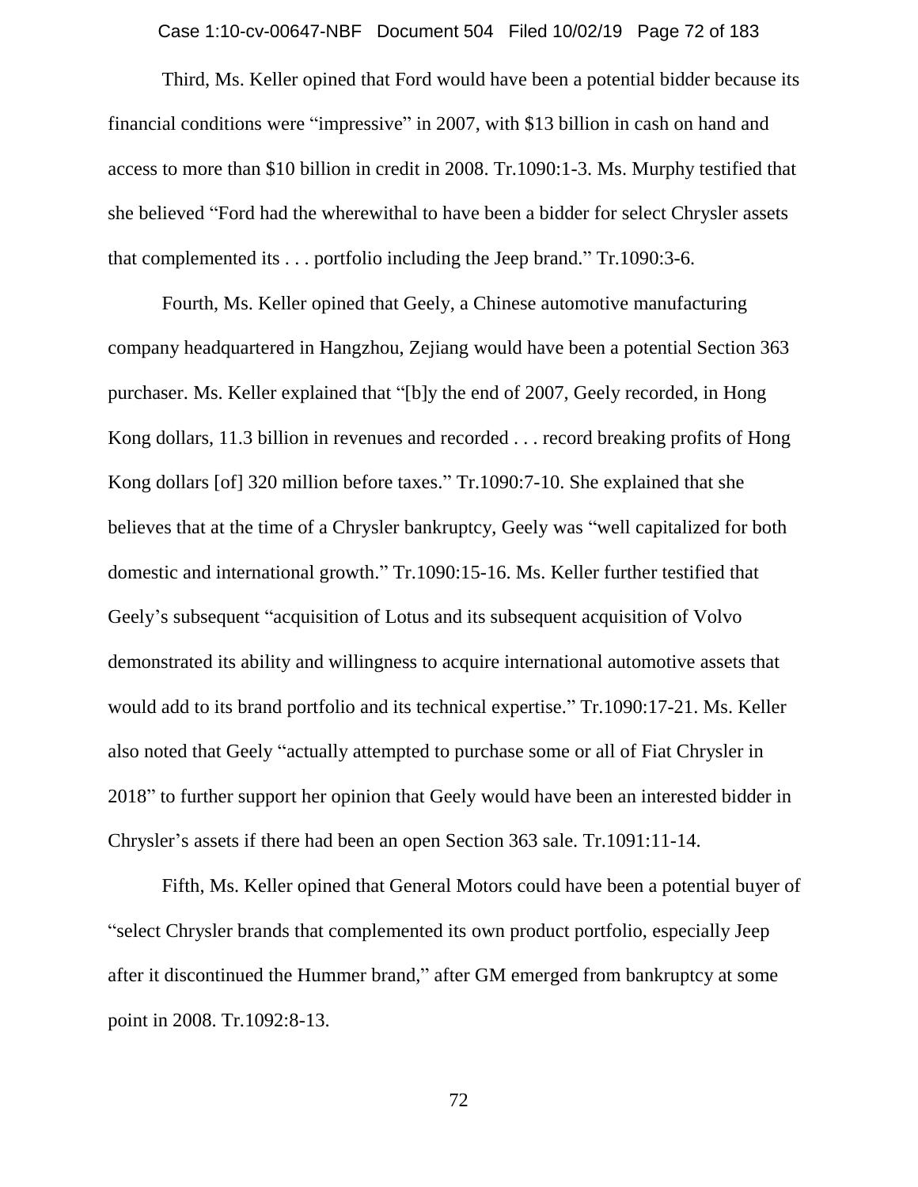Third, Ms. Keller opined that Ford would have been a potential bidder because its financial conditions were "impressive" in 2007, with $13 billion in cash on hand and access to more than $10 billion in credit in 2008. Tr.1090:1-3. Ms. Murphy testified that she believed "Ford had the wherewithal to have been a bidder for select Chrysler assets that complemented its . . . portfolio including the Jeep brand." Tr.1090:3-6.

Fourth, Ms. Keller opined that Geely, a Chinese automotive manufacturing company headquartered in Hangzhou, Zejiang would have been a potential Section 363 purchaser. Ms. Keller explained that "[b]y the end of 2007, Geely recorded, in Hong Kong dollars, 11.3 billion in revenues and recorded . . . record breaking profits of Hong Kong dollars [of] 320 million before taxes." Tr.1090:7-10. She explained that she believes that at the time of a Chrysler bankruptcy, Geely was "well capitalized for both domestic and international growth." Tr.1090:15-16. Ms. Keller further testified that Geely's subsequent "acquisition of Lotus and its subsequent acquisition of Volvo demonstrated its ability and willingness to acquire international automotive assets that would add to its brand portfolio and its technical expertise." Tr.1090:17-21. Ms. Keller also noted that Geely "actually attempted to purchase some or all of Fiat Chrysler in 2018" to further support her opinion that Geely would have been an interested bidder in Chrysler's assets if there had been an open Section 363 sale. Tr.1091:11-14.

Fifth, Ms. Keller opined that General Motors could have been a potential buyer of "select Chrysler brands that complemented its own product portfolio, especially Jeep after it discontinued the Hummer brand," after GM emerged from bankruptcy at some point in 2008. Tr.1092:8-13.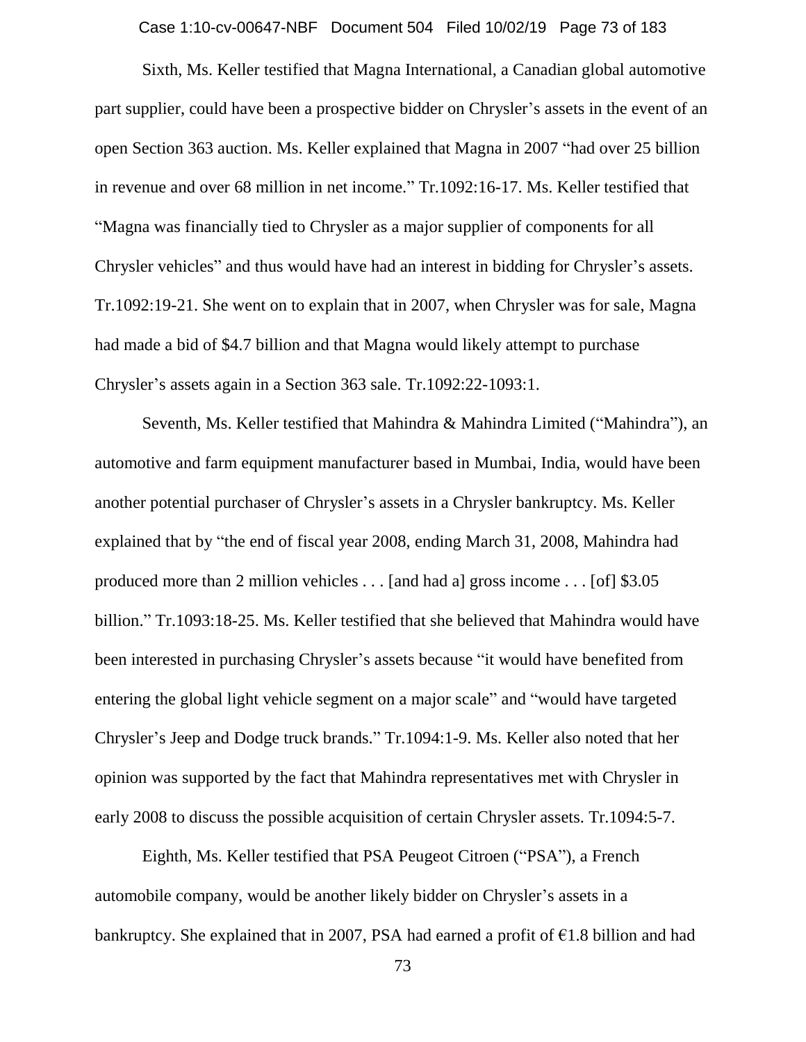Sixth, Ms. Keller testified that Magna International, a Canadian global automotive part supplier, could have been a prospective bidder on Chrysler's assets in the event of an open Section 363 auction. Ms. Keller explained that Magna in 2007 "had over 25 billion in revenue and over 68 million in net income." Tr.1092:16-17. Ms. Keller testified that "Magna was financially tied to Chrysler as a major supplier of components for all Chrysler vehicles" and thus would have had an interest in bidding for Chrysler's assets. Tr.1092:19-21. She went on to explain that in 2007, when Chrysler was for sale, Magna had made a bid of $4.7 billion and that Magna would likely attempt to purchase Chrysler's assets again in a Section 363 sale. Tr.1092:22-1093:1.

Seventh, Ms. Keller testified that Mahindra & Mahindra Limited ("Mahindra"), an automotive and farm equipment manufacturer based in Mumbai, India, would have been another potential purchaser of Chrysler's assets in a Chrysler bankruptcy. Ms. Keller explained that by "the end of fiscal year 2008, ending March 31, 2008, Mahindra had produced more than 2 million vehicles . . . [and had a] gross income . . . [of] $3.05 billion." Tr.1093:18-25. Ms. Keller testified that she believed that Mahindra would have been interested in purchasing Chrysler's assets because "it would have benefited from entering the global light vehicle segment on a major scale" and "would have targeted Chrysler's Jeep and Dodge truck brands." Tr.1094:1-9. Ms. Keller also noted that her opinion was supported by the fact that Mahindra representatives met with Chrysler in early 2008 to discuss the possible acquisition of certain Chrysler assets. Tr.1094:5-7.

Eighth, Ms. Keller testified that PSA Peugeot Citroen ("PSA"), a French automobile company, would be another likely bidder on Chrysler's assets in a bankruptcy. She explained that in 2007, PSA had earned a profit of €1.8 billion and had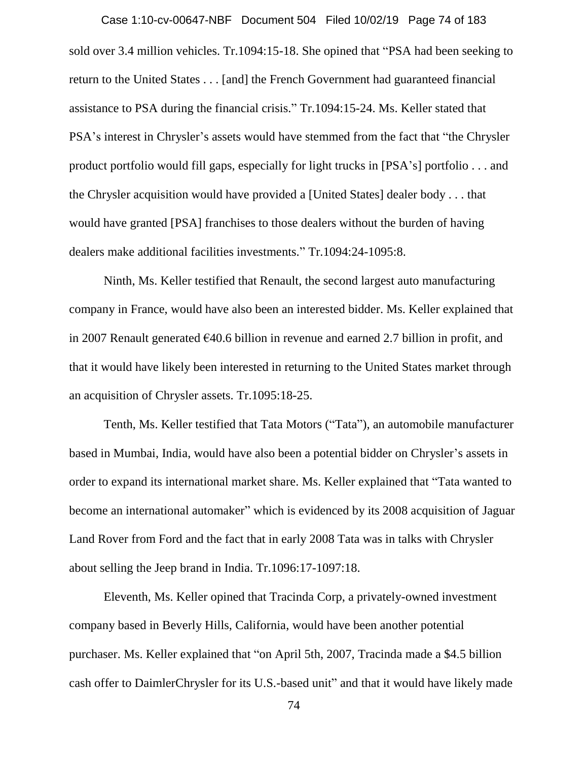sold over 3.4 million vehicles. Tr.1094:15-18. She opined that "PSA had been seeking to return to the United States . . . [and] the French Government had guaranteed financial assistance to PSA during the financial crisis." Tr.1094:15-24. Ms. Keller stated that PSA's interest in Chrysler's assets would have stemmed from the fact that "the Chrysler product portfolio would fill gaps, especially for light trucks in [PSA's] portfolio . . . and the Chrysler acquisition would have provided a [United States] dealer body . . . that would have granted [PSA] franchises to those dealers without the burden of having dealers make additional facilities investments." Tr.1094:24-1095:8.

Ninth, Ms. Keller testified that Renault, the second largest auto manufacturing company in France, would have also been an interested bidder. Ms. Keller explained that in 2007 Renault generated €40.6 billion in revenue and earned 2.7 billion in profit, and that it would have likely been interested in returning to the United States market through an acquisition of Chrysler assets. Tr.1095:18-25.

Tenth, Ms. Keller testified that Tata Motors ("Tata"), an automobile manufacturer based in Mumbai, India, would have also been a potential bidder on Chrysler's assets in order to expand its international market share. Ms. Keller explained that "Tata wanted to become an international automaker" which is evidenced by its 2008 acquisition of Jaguar Land Rover from Ford and the fact that in early 2008 Tata was in talks with Chrysler about selling the Jeep brand in India. Tr.1096:17-1097:18.

Eleventh, Ms. Keller opined that Tracinda Corp, a privately-owned investment company based in Beverly Hills, California, would have been another potential purchaser. Ms. Keller explained that "on April 5th, 2007, Tracinda made a $4.5 billion cash offer to DaimlerChrysler for its U.S.-based unit" and that it would have likely made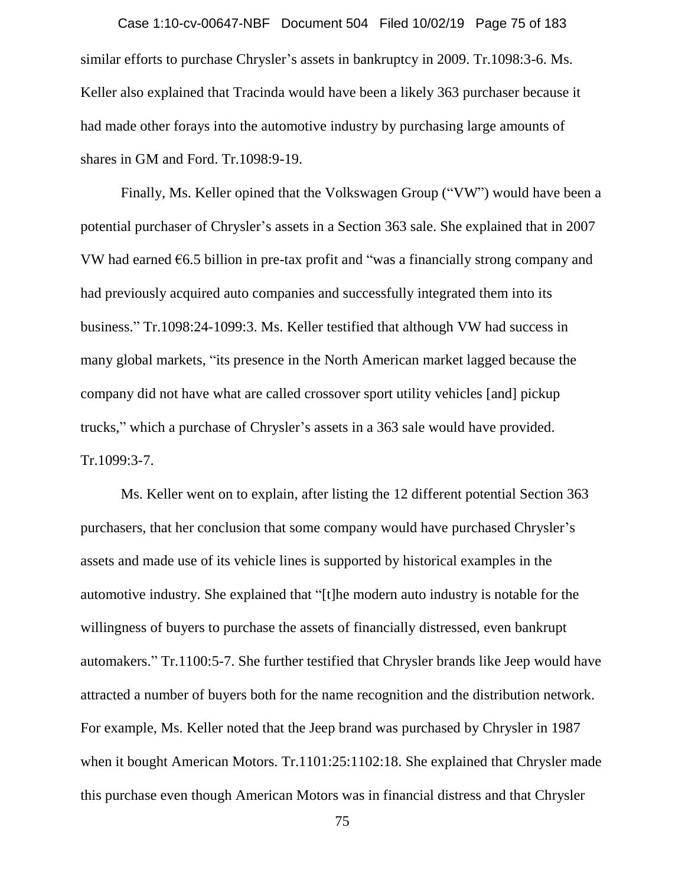similar efforts to purchase Chrysler's assets in bankruptcy in 2009. Tr.1098:3-6. Ms. Keller also explained that Tracinda would have been a likely 363 purchaser because it had made other forays into the automotive industry by purchasing large amounts of shares in GM and Ford. Tr.1098:9-19.

Finally, Ms. Keller opined that the Volkswagen Group ("VW") would have been a potential purchaser of Chrysler's assets in a Section 363 sale. She explained that in 2007 VW had earned €6.5 billion in pre-tax profit and "was a financially strong company and had previously acquired auto companies and successfully integrated them into its business." Tr.1098:24-1099:3. Ms. Keller testified that although VW had success in many global markets, "its presence in the North American market lagged because the company did not have what are called crossover sport utility vehicles [and] pickup trucks," which a purchase of Chrysler's assets in a 363 sale would have provided. Tr.1099:3-7.

Ms. Keller went on to explain, after listing the 12 different potential Section 363 purchasers, that her conclusion that some company would have purchased Chrysler's assets and made use of its vehicle lines is supported by historical examples in the automotive industry. She explained that "[t]he modern auto industry is notable for the willingness of buyers to purchase the assets of financially distressed, even bankrupt automakers." Tr.1100:5-7. She further testified that Chrysler brands like Jeep would have attracted a number of buyers both for the name recognition and the distribution network. For example, Ms. Keller noted that the Jeep brand was purchased by Chrysler in 1987 when it bought American Motors. Tr.1101:25:1102:18. She explained that Chrysler made this purchase even though American Motors was in financial distress and that Chrysler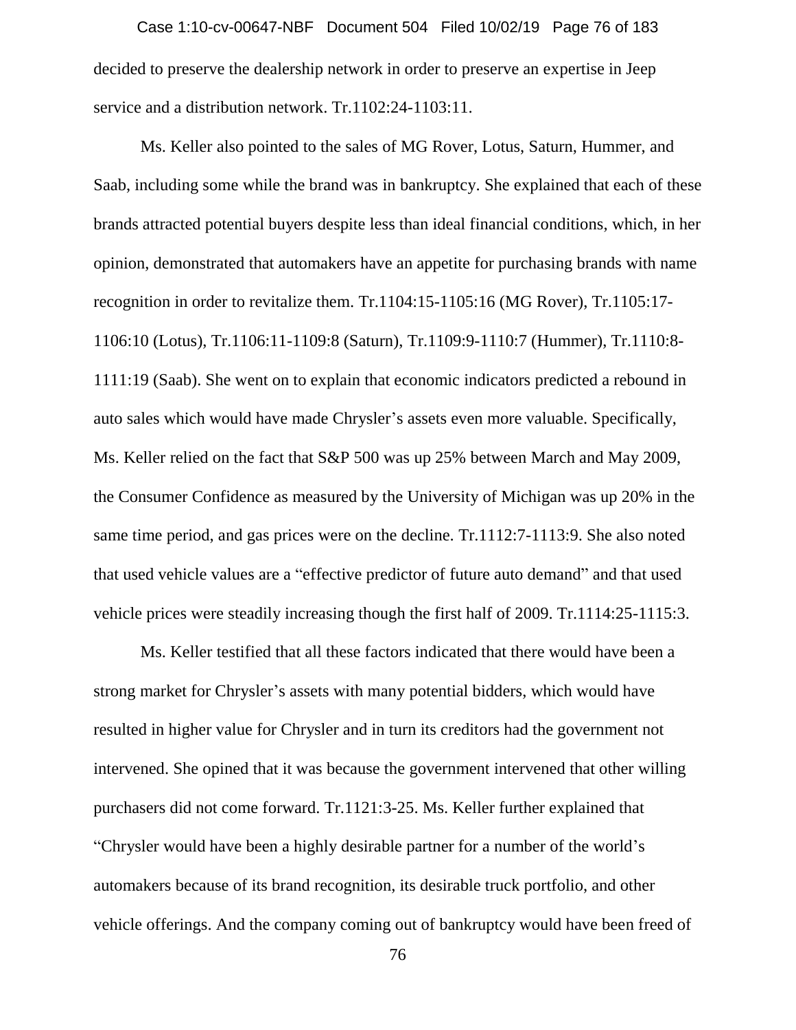decided to preserve the dealership network in order to preserve an expertise in Jeep service and a distribution network. Tr.1102:24-1103:11.

Ms. Keller also pointed to the sales of MG Rover, Lotus, Saturn, Hummer, and Saab, including some while the brand was in bankruptcy. She explained that each of these brands attracted potential buyers despite less than ideal financial conditions, which, in her opinion, demonstrated that automakers have an appetite for purchasing brands with name recognition in order to revitalize them. Tr.1104:15-1105:16 (MG Rover), Tr.1105:17-1106:10 (Lotus), Tr.1106:11-1109:8 (Saturn), Tr.1109:9-1110:7 (Hummer), Tr.1110:8-1111:19 (Saab). She went on to explain that economic indicators predicted a rebound in auto sales which would have made Chrysler's assets even more valuable. Specifically, Ms. Keller relied on the fact that S&P 500 was up 25% between March and May 2009, the Consumer Confidence as measured by the University of Michigan was up 20% in the same time period, and gas prices were on the decline. Tr.1112:7-1113:9. She also noted that used vehicle values are a "effective predictor of future auto demand" and that used vehicle prices were steadily increasing though the first half of 2009. Tr.1114:25-1115:3.

Ms. Keller testified that all these factors indicated that there would have been a strong market for Chrysler's assets with many potential bidders, which would have resulted in higher value for Chrysler and in turn its creditors had the government not intervened. She opined that it was because the government intervened that other willing purchasers did not come forward. Tr.1121:3-25. Ms. Keller further explained that "Chrysler would have been a highly desirable partner for a number of the world's automakers because of its brand recognition, its desirable truck portfolio, and other vehicle offerings. And the company coming out of bankruptcy would have been freed of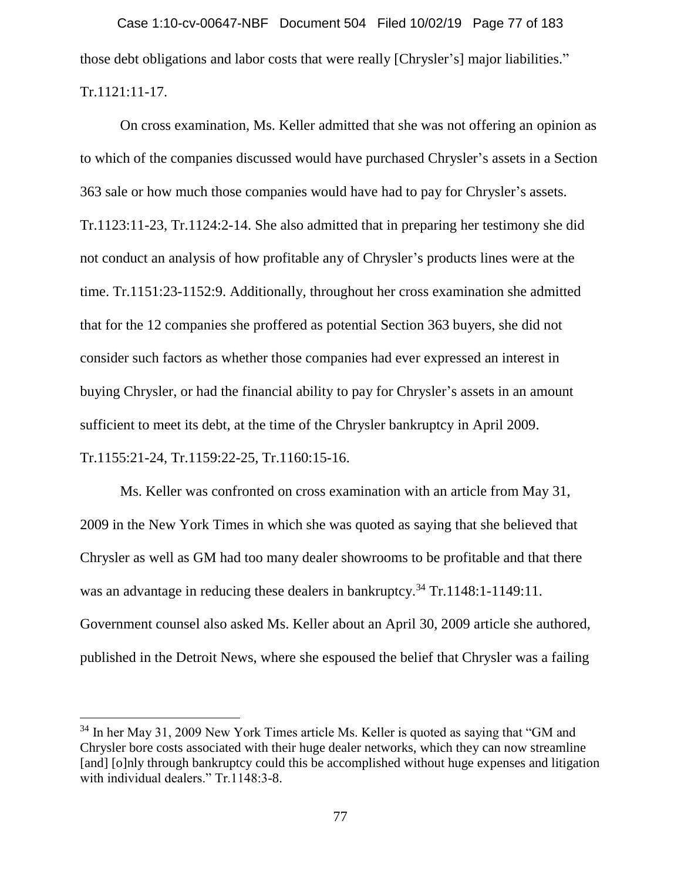those debt obligations and labor costs that were really [Chrysler's] major liabilities." Tr.1121:11-17.

On cross examination, Ms. Keller admitted that she was not offering an opinion as to which of the companies discussed would have purchased Chrysler's assets in a Section 363 sale or how much those companies would have had to pay for Chrysler's assets. Tr.1123:11-23, Tr.1124:2-14. She also admitted that in preparing her testimony she did not conduct an analysis of how profitable any of Chrysler's products lines were at the time. Tr.1151:23-1152:9. Additionally, throughout her cross examination she admitted that for the 12 companies she proffered as potential Section 363 buyers, she did not consider such factors as whether those companies had ever expressed an interest in buying Chrysler, or had the financial ability to pay for Chrysler's assets in an amount sufficient to meet its debt, at the time of the Chrysler bankruptcy in April 2009. Tr.1155:21-24, Tr.1159:22-25, Tr.1160:15-16.

Ms. Keller was confronted on cross examination with an article from May 31, 2009 in the New York Times in which she was quoted as saying that she believed that Chrysler as well as GM had too many dealer showrooms to be profitable and that there was an advantage in reducing these dealers in bankruptcy.[34] Tr.1148:1-1149:11. Government counsel also asked Ms. Keller about an April 30, 2009 article she authored, published in the Detroit News, where she espoused the belief that Chrysler was a failing

---

[34] In her May 31, 2009 New York Times article Ms. Keller is quoted as saying that "GM and Chrysler bore costs associated with their huge dealer networks, which they can now streamline [and] [o]nly through bankruptcy could this be accomplished without huge expenses and litigation with individual dealers." Tr.1148:3-8.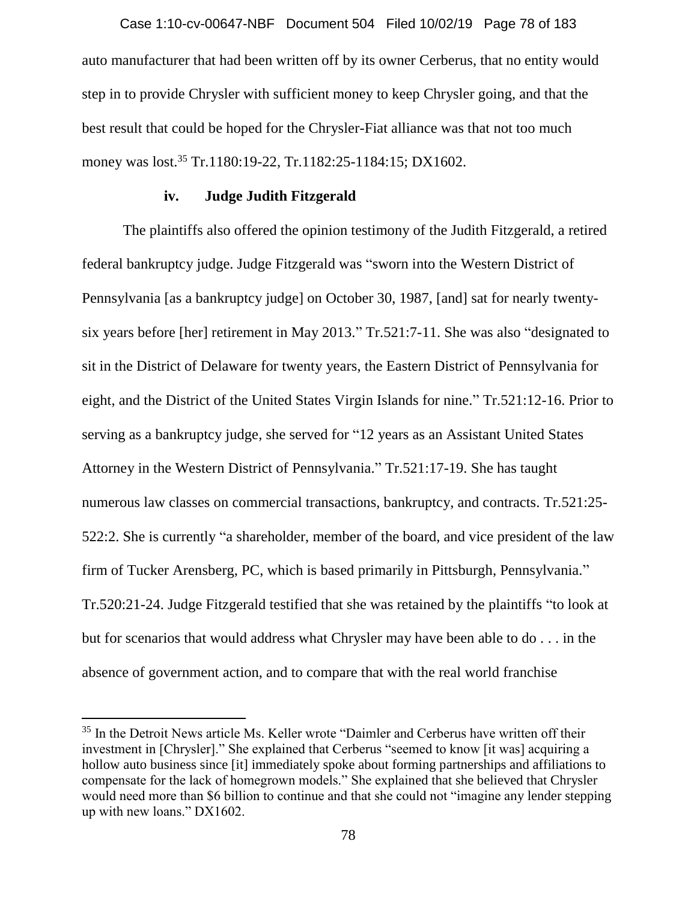auto manufacturer that had been written off by its owner Cerberus, that no entity would step in to provide Chrysler with sufficient money to keep Chrysler going, and that the best result that could be hoped for the Chrysler-Fiat alliance was that not too much money was lost.[35] Tr.1180:19-22, Tr.1182:25-1184:15; DX1602.

#### iv. Judge Judith Fitzgerald

The plaintiffs also offered the opinion testimony of the Judith Fitzgerald, a retired federal bankruptcy judge. Judge Fitzgerald was "sworn into the Western District of Pennsylvania [as a bankruptcy judge] on October 30, 1987, [and] sat for nearly twenty-six years before [her] retirement in May 2013." Tr.521:7-11. She was also "designated to sit in the District of Delaware for twenty years, the Eastern District of Pennsylvania for eight, and the District of the United States Virgin Islands for nine." Tr.521:12-16. Prior to serving as a bankruptcy judge, she served for "12 years as an Assistant United States Attorney in the Western District of Pennsylvania." Tr.521:17-19. She has taught numerous law classes on commercial transactions, bankruptcy, and contracts. Tr.521:25-522:2. She is currently "a shareholder, member of the board, and vice president of the law firm of Tucker Arensberg, PC, which is based primarily in Pittsburgh, Pennsylvania." Tr.520:21-24. Judge Fitzgerald testified that she was retained by the plaintiffs "to look at but for scenarios that would address what Chrysler may have been able to do . . . in the absence of government action, and to compare that with the real world franchise

[35] In the Detroit News article Ms. Keller wrote "Daimler and Cerberus have written off their investment in [Chrysler]." She explained that Cerberus "seemed to know [it was] acquiring a hollow auto business since [it] immediately spoke about forming partnerships and affiliations to compensate for the lack of homegrown models." She explained that she believed that Chrysler would need more than $6 billion to continue and that she could not "imagine any lender stepping up with new loans." DX1602.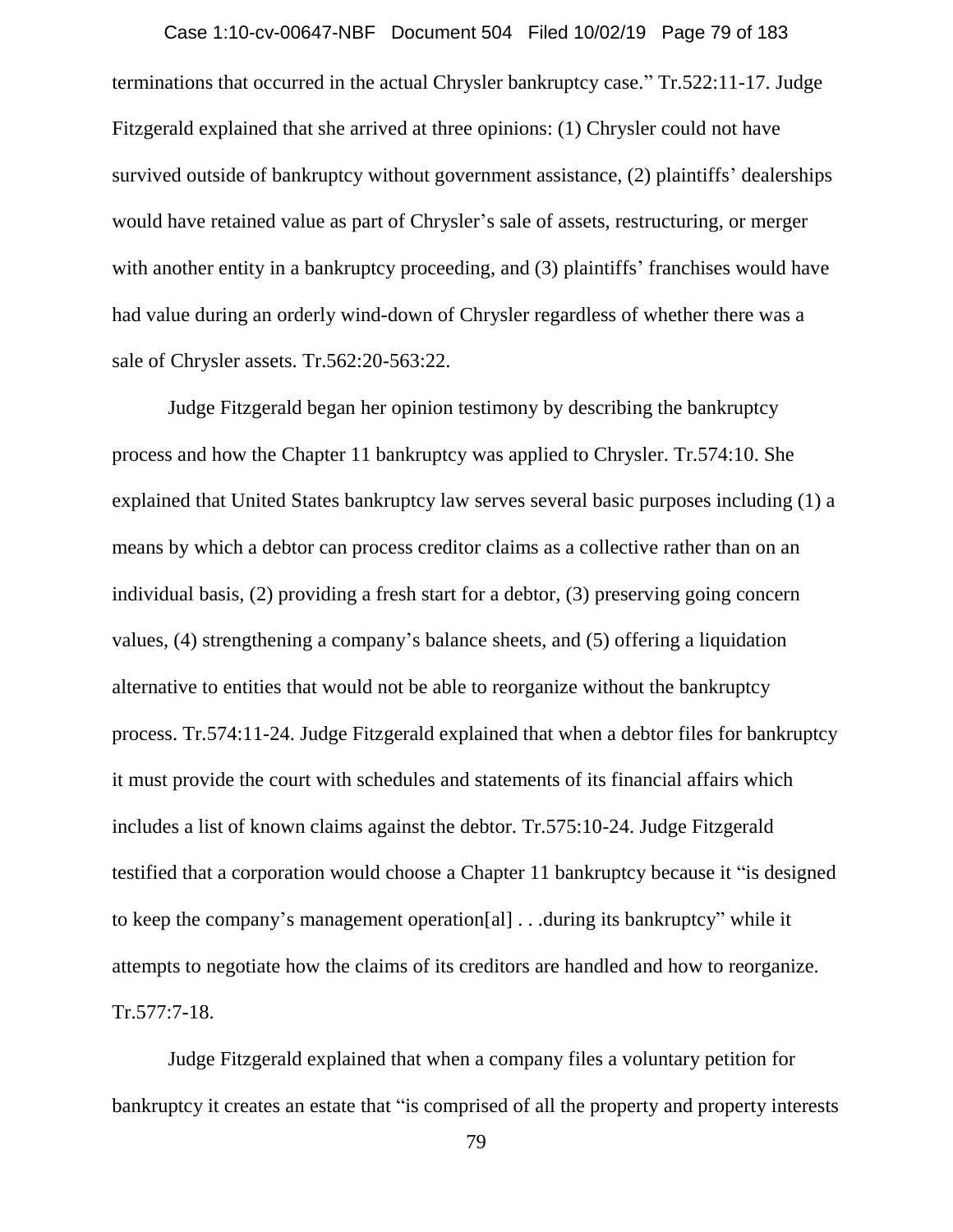terminations that occurred in the actual Chrysler bankruptcy case." Tr.522:11-17. Judge Fitzgerald explained that she arrived at three opinions: (1) Chrysler could not have survived outside of bankruptcy without government assistance, (2) plaintiffs' dealerships would have retained value as part of Chrysler's sale of assets, restructuring, or merger with another entity in a bankruptcy proceeding, and (3) plaintiffs' franchises would have had value during an orderly wind-down of Chrysler regardless of whether there was a sale of Chrysler assets. Tr.562:20-563:22.

Judge Fitzgerald began her opinion testimony by describing the bankruptcy process and how the Chapter 11 bankruptcy was applied to Chrysler. Tr.574:10. She explained that United States bankruptcy law serves several basic purposes including (1) a means by which a debtor can process creditor claims as a collective rather than on an individual basis, (2) providing a fresh start for a debtor, (3) preserving going concern values, (4) strengthening a company's balance sheets, and (5) offering a liquidation alternative to entities that would not be able to reorganize without the bankruptcy process. Tr.574:11-24. Judge Fitzgerald explained that when a debtor files for bankruptcy it must provide the court with schedules and statements of its financial affairs which includes a list of known claims against the debtor. Tr.575:10-24. Judge Fitzgerald testified that a corporation would choose a Chapter 11 bankruptcy because it "is designed to keep the company's management operation[al] . . .during its bankruptcy" while it attempts to negotiate how the claims of its creditors are handled and how to reorganize. Tr.577:7-18.

Judge Fitzgerald explained that when a company files a voluntary petition for bankruptcy it creates an estate that "is comprised of all the property and property interests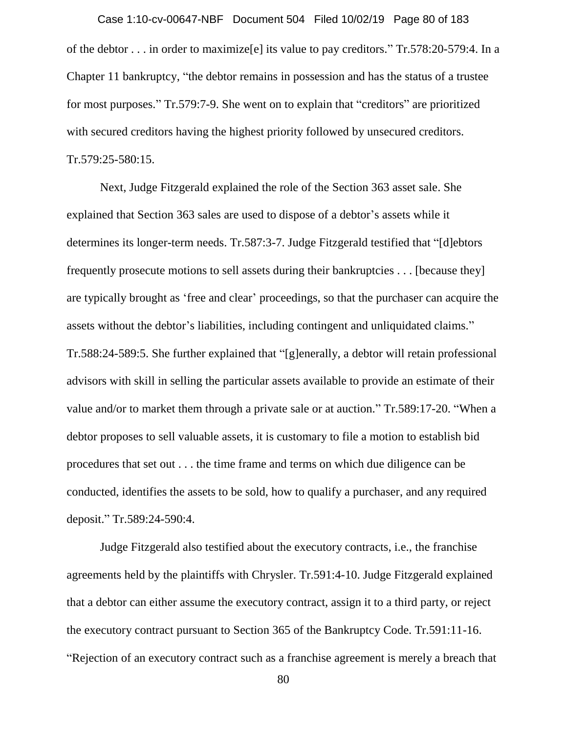of the debtor . . . in order to maximize[e] its value to pay creditors." Tr.578:20-579:4. In a Chapter 11 bankruptcy, "the debtor remains in possession and has the status of a trustee for most purposes." Tr.579:7-9. She went on to explain that "creditors" are prioritized with secured creditors having the highest priority followed by unsecured creditors. Tr.579:25-580:15.

Next, Judge Fitzgerald explained the role of the Section 363 asset sale. She explained that Section 363 sales are used to dispose of a debtor's assets while it determines its longer-term needs. Tr.587:3-7. Judge Fitzgerald testified that "[d]ebtors frequently prosecute motions to sell assets during their bankruptcies . . . [because they] are typically brought as 'free and clear' proceedings, so that the purchaser can acquire the assets without the debtor's liabilities, including contingent and unliquidated claims." Tr.588:24-589:5. She further explained that "[g]enerally, a debtor will retain professional advisors with skill in selling the particular assets available to provide an estimate of their value and/or to market them through a private sale or at auction." Tr.589:17-20. "When a debtor proposes to sell valuable assets, it is customary to file a motion to establish bid procedures that set out . . . the time frame and terms on which due diligence can be conducted, identifies the assets to be sold, how to qualify a purchaser, and any required deposit." Tr.589:24-590:4.

Judge Fitzgerald also testified about the executory contracts, i.e., the franchise agreements held by the plaintiffs with Chrysler. Tr.591:4-10. Judge Fitzgerald explained that a debtor can either assume the executory contract, assign it to a third party, or reject the executory contract pursuant to Section 365 of the Bankruptcy Code. Tr.591:11-16. "Rejection of an executory contract such as a franchise agreement is merely a breach that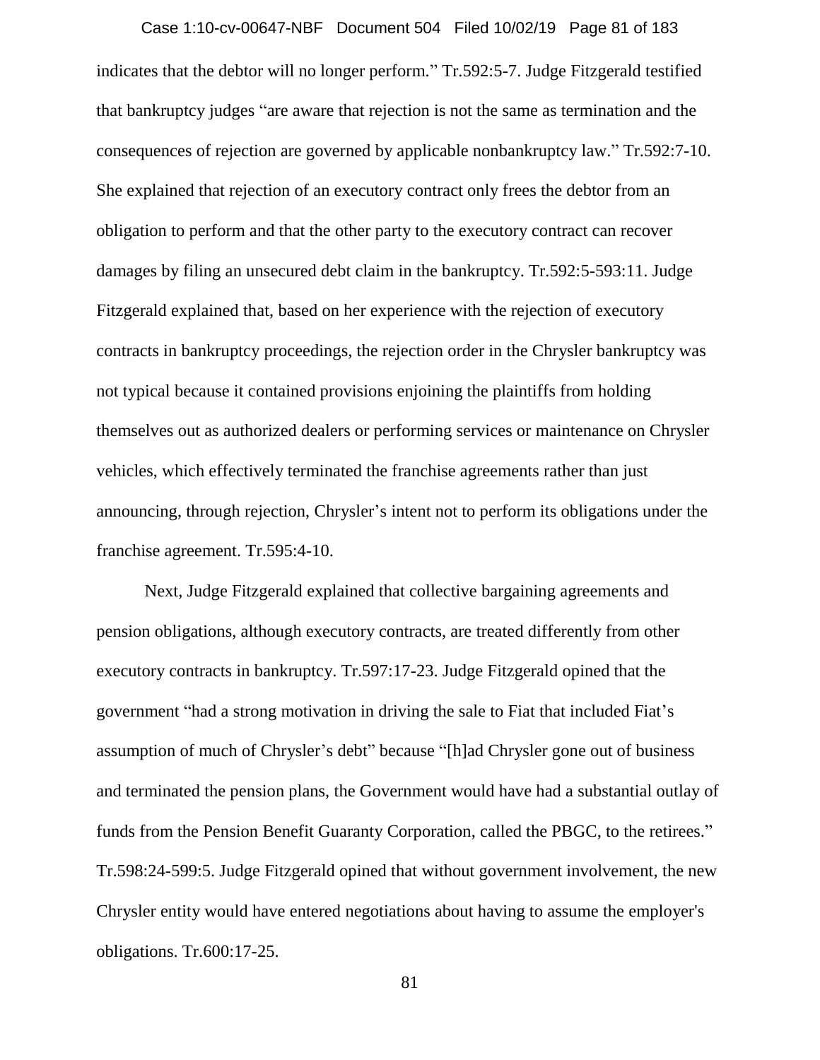indicates that the debtor will no longer perform." Tr.592:5-7. Judge Fitzgerald testified that bankruptcy judges "are aware that rejection is not the same as termination and the consequences of rejection are governed by applicable nonbankruptcy law." Tr.592:7-10. She explained that rejection of an executory contract only frees the debtor from an obligation to perform and that the other party to the executory contract can recover damages by filing an unsecured debt claim in the bankruptcy. Tr.592:5-593:11. Judge Fitzgerald explained that, based on her experience with the rejection of executory contracts in bankruptcy proceedings, the rejection order in the Chrysler bankruptcy was not typical because it contained provisions enjoining the plaintiffs from holding themselves out as authorized dealers or performing services or maintenance on Chrysler vehicles, which effectively terminated the franchise agreements rather than just announcing, through rejection, Chrysler's intent not to perform its obligations under the franchise agreement. Tr.595:4-10.

Next, Judge Fitzgerald explained that collective bargaining agreements and pension obligations, although executory contracts, are treated differently from other executory contracts in bankruptcy. Tr.597:17-23. Judge Fitzgerald opined that the government "had a strong motivation in driving the sale to Fiat that included Fiat's assumption of much of Chrysler's debt" because "[h]ad Chrysler gone out of business and terminated the pension plans, the Government would have had a substantial outlay of funds from the Pension Benefit Guaranty Corporation, called the PBGC, to the retirees." Tr.598:24-599:5. Judge Fitzgerald opined that without government involvement, the new Chrysler entity would have entered negotiations about having to assume the employer's obligations. Tr.600:17-25.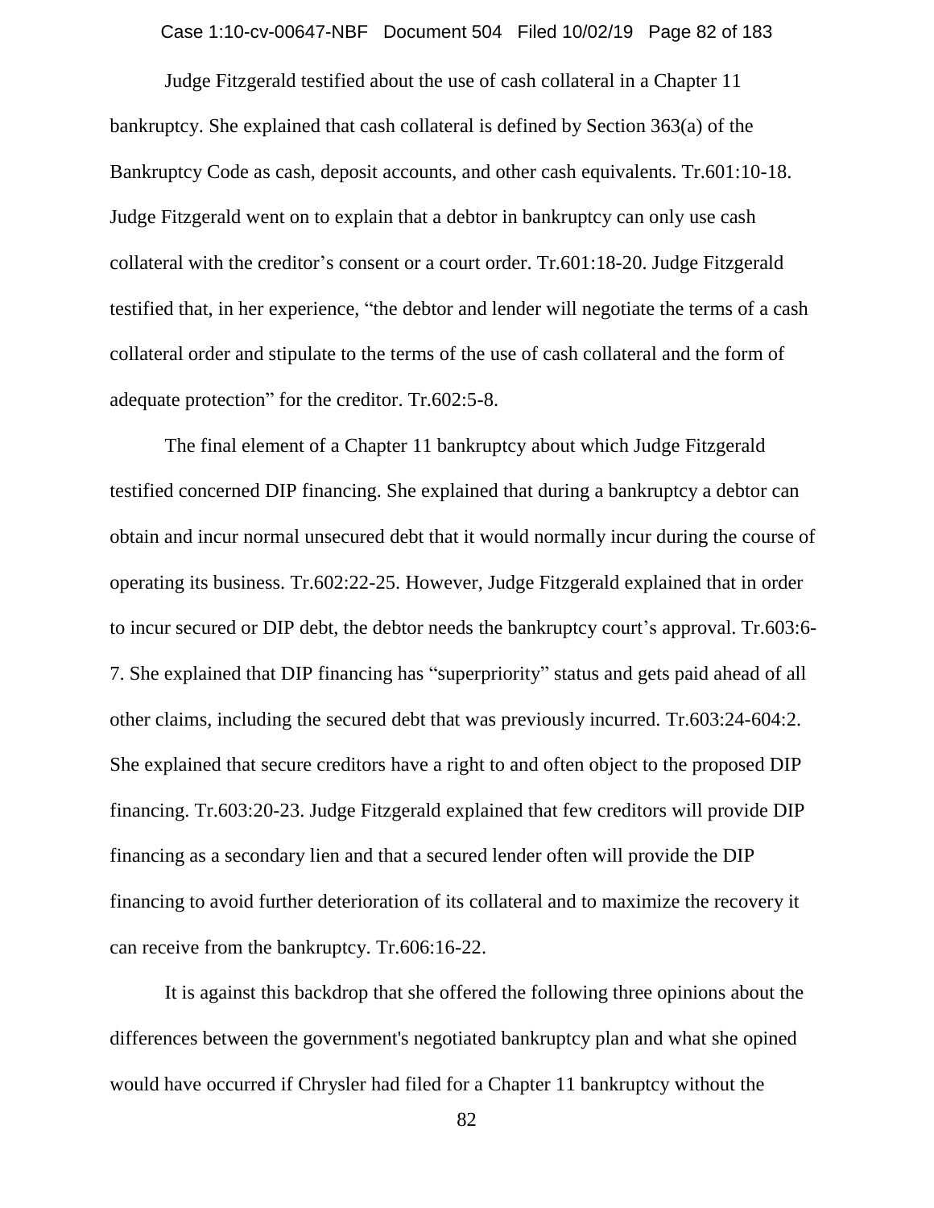Judge Fitzgerald testified about the use of cash collateral in a Chapter 11 bankruptcy. She explained that cash collateral is defined by Section 363(a) of the Bankruptcy Code as cash, deposit accounts, and other cash equivalents. Tr.601:10-18. Judge Fitzgerald went on to explain that a debtor in bankruptcy can only use cash collateral with the creditor's consent or a court order. Tr.601:18-20. Judge Fitzgerald testified that, in her experience, "the debtor and lender will negotiate the terms of a cash collateral order and stipulate to the terms of the use of cash collateral and the form of adequate protection" for the creditor. Tr.602:5-8.

The final element of a Chapter 11 bankruptcy about which Judge Fitzgerald testified concerned DIP financing. She explained that during a bankruptcy a debtor can obtain and incur normal unsecured debt that it would normally incur during the course of operating its business. Tr.602:22-25. However, Judge Fitzgerald explained that in order to incur secured or DIP debt, the debtor needs the bankruptcy court's approval. Tr.603:6-7. She explained that DIP financing has "superpriority" status and gets paid ahead of all other claims, including the secured debt that was previously incurred. Tr.603:24-604:2. She explained that secure creditors have a right to and often object to the proposed DIP financing. Tr.603:20-23. Judge Fitzgerald explained that few creditors will provide DIP financing as a secondary lien and that a secured lender often will provide the DIP financing to avoid further deterioration of its collateral and to maximize the recovery it can receive from the bankruptcy. Tr.606:16-22.

It is against this backdrop that she offered the following three opinions about the differences between the government's negotiated bankruptcy plan and what she opined would have occurred if Chrysler had filed for a Chapter 11 bankruptcy without the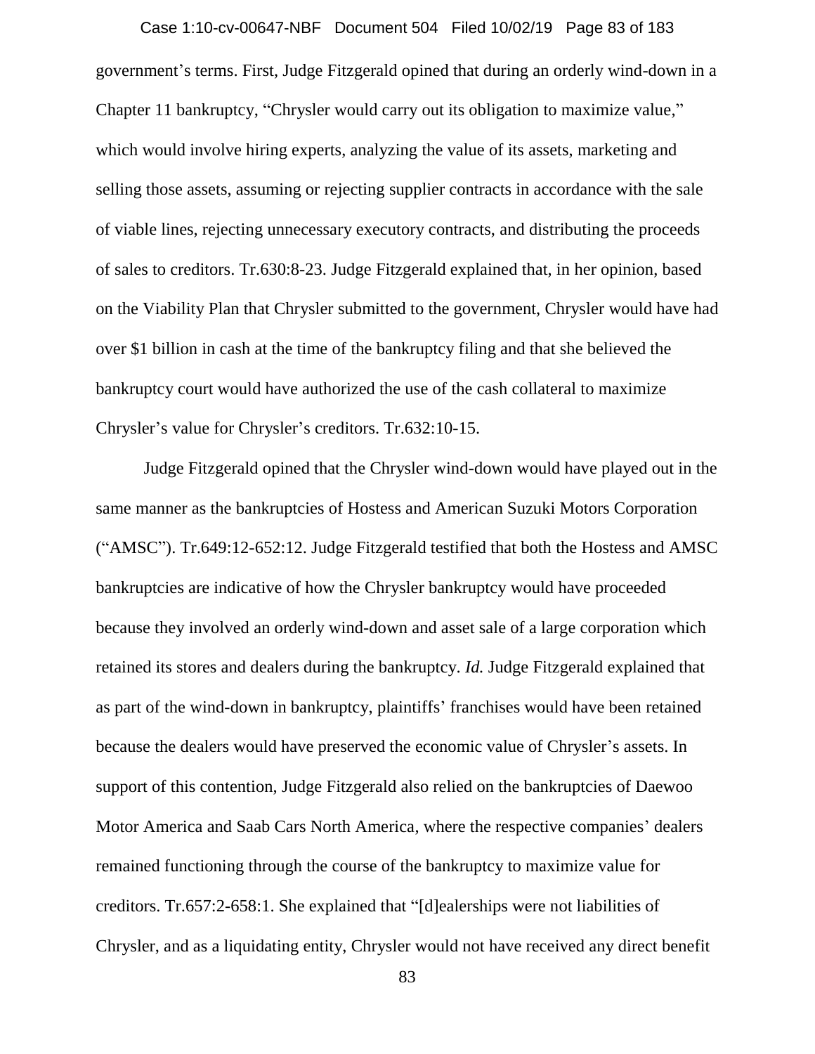government's terms. First, Judge Fitzgerald opined that during an orderly wind-down in a Chapter 11 bankruptcy, "Chrysler would carry out its obligation to maximize value," which would involve hiring experts, analyzing the value of its assets, marketing and selling those assets, assuming or rejecting supplier contracts in accordance with the sale of viable lines, rejecting unnecessary executory contracts, and distributing the proceeds of sales to creditors. Tr.630:8-23. Judge Fitzgerald explained that, in her opinion, based on the Viability Plan that Chrysler submitted to the government, Chrysler would have had over $1 billion in cash at the time of the bankruptcy filing and that she believed the bankruptcy court would have authorized the use of the cash collateral to maximize Chrysler's value for Chrysler's creditors. Tr.632:10-15.

Judge Fitzgerald opined that the Chrysler wind-down would have played out in the same manner as the bankruptcies of Hostess and American Suzuki Motors Corporation ("AMSC"). Tr.649:12-652:12. Judge Fitzgerald testified that both the Hostess and AMSC bankruptcies are indicative of how the Chrysler bankruptcy would have proceeded because they involved an orderly wind-down and asset sale of a large corporation which retained its stores and dealers during the bankruptcy. *Id.* Judge Fitzgerald explained that as part of the wind-down in bankruptcy, plaintiffs' franchises would have been retained because the dealers would have preserved the economic value of Chrysler's assets. In support of this contention, Judge Fitzgerald also relied on the bankruptcies of Daewoo Motor America and Saab Cars North America, where the respective companies' dealers remained functioning through the course of the bankruptcy to maximize value for creditors. Tr.657:2-658:1. She explained that "[d]ealerships were not liabilities of Chrysler, and as a liquidating entity, Chrysler would not have received any direct benefit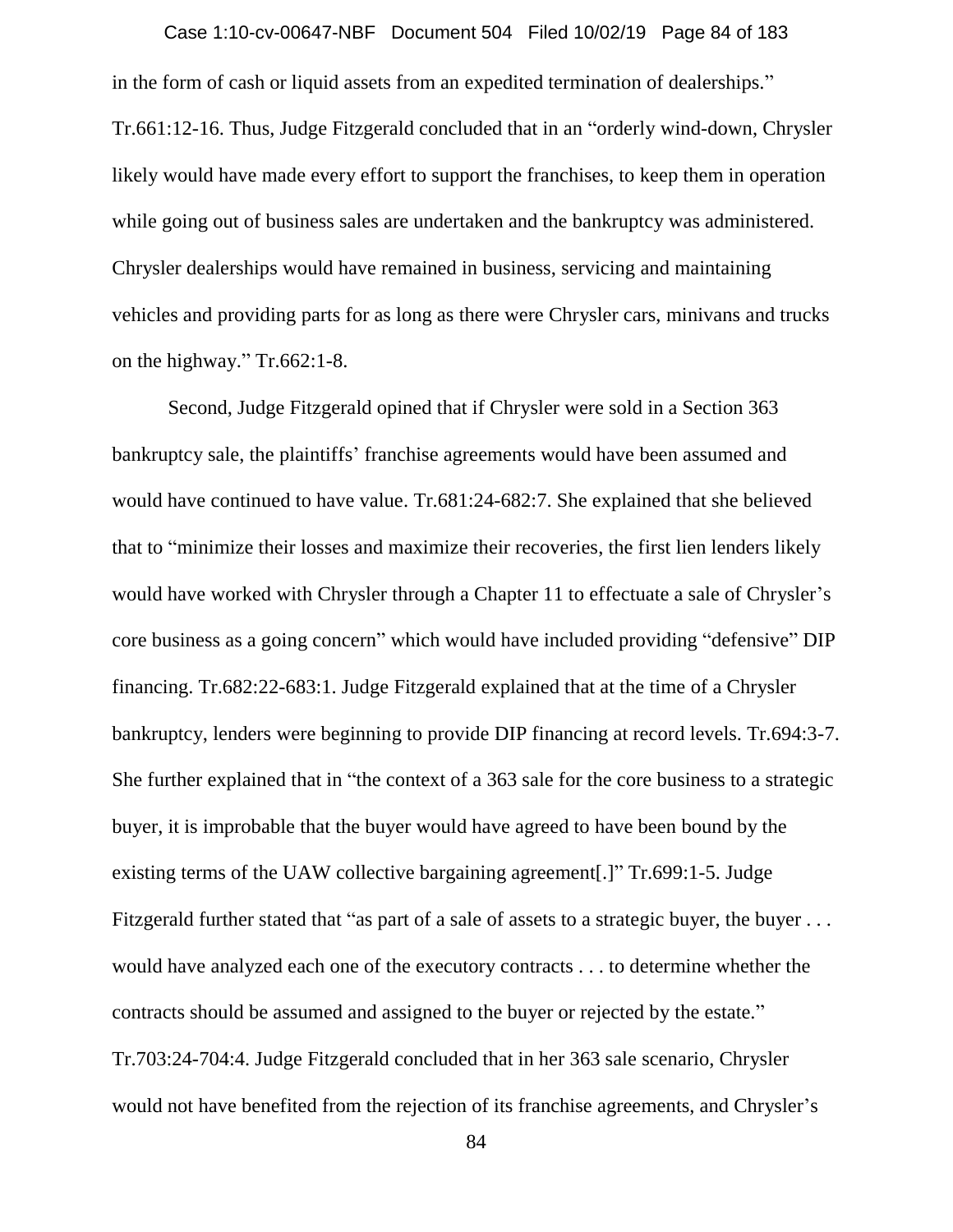in the form of cash or liquid assets from an expedited termination of dealerships." Tr.661:12-16. Thus, Judge Fitzgerald concluded that in an "orderly wind-down, Chrysler likely would have made every effort to support the franchises, to keep them in operation while going out of business sales are undertaken and the bankruptcy was administered. Chrysler dealerships would have remained in business, servicing and maintaining vehicles and providing parts for as long as there were Chrysler cars, minivans and trucks on the highway." Tr.662:1-8.

Second, Judge Fitzgerald opined that if Chrysler were sold in a Section 363 bankruptcy sale, the plaintiffs' franchise agreements would have been assumed and would have continued to have value. Tr.681:24-682:7. She explained that she believed that to "minimize their losses and maximize their recoveries, the first lien lenders likely would have worked with Chrysler through a Chapter 11 to effectuate a sale of Chrysler's core business as a going concern" which would have included providing "defensive" DIP financing. Tr.682:22-683:1. Judge Fitzgerald explained that at the time of a Chrysler bankruptcy, lenders were beginning to provide DIP financing at record levels. Tr.694:3-7. She further explained that in "the context of a 363 sale for the core business to a strategic buyer, it is improbable that the buyer would have agreed to have been bound by the existing terms of the UAW collective bargaining agreement[.]" Tr.699:1-5. Judge Fitzgerald further stated that "as part of a sale of assets to a strategic buyer, the buyer . . . would have analyzed each one of the executory contracts . . . to determine whether the contracts should be assumed and assigned to the buyer or rejected by the estate." Tr.703:24-704:4. Judge Fitzgerald concluded that in her 363 sale scenario, Chrysler would not have benefited from the rejection of its franchise agreements, and Chrysler's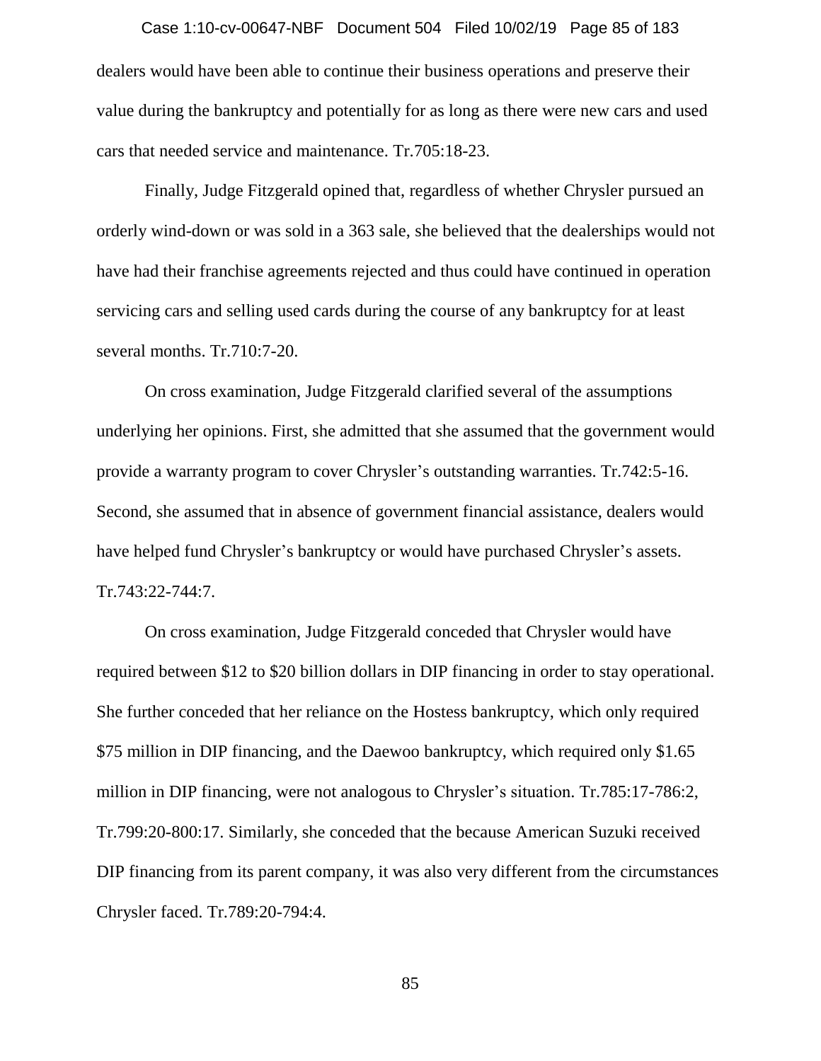dealers would have been able to continue their business operations and preserve their value during the bankruptcy and potentially for as long as there were new cars and used cars that needed service and maintenance. Tr.705:18-23.

Finally, Judge Fitzgerald opined that, regardless of whether Chrysler pursued an orderly wind-down or was sold in a 363 sale, she believed that the dealerships would not have had their franchise agreements rejected and thus could have continued in operation servicing cars and selling used cards during the course of any bankruptcy for at least several months. Tr.710:7-20.

On cross examination, Judge Fitzgerald clarified several of the assumptions underlying her opinions. First, she admitted that she assumed that the government would provide a warranty program to cover Chrysler's outstanding warranties. Tr.742:5-16. Second, she assumed that in absence of government financial assistance, dealers would have helped fund Chrysler's bankruptcy or would have purchased Chrysler's assets. Tr.743:22-744:7.

On cross examination, Judge Fitzgerald conceded that Chrysler would have required between $12 to $20 billion dollars in DIP financing in order to stay operational. She further conceded that her reliance on the Hostess bankruptcy, which only required $75 million in DIP financing, and the Daewoo bankruptcy, which required only $1.65 million in DIP financing, were not analogous to Chrysler's situation. Tr.785:17-786:2, Tr.799:20-800:17. Similarly, she conceded that the because American Suzuki received DIP financing from its parent company, it was also very different from the circumstances Chrysler faced. Tr.789:20-794:4.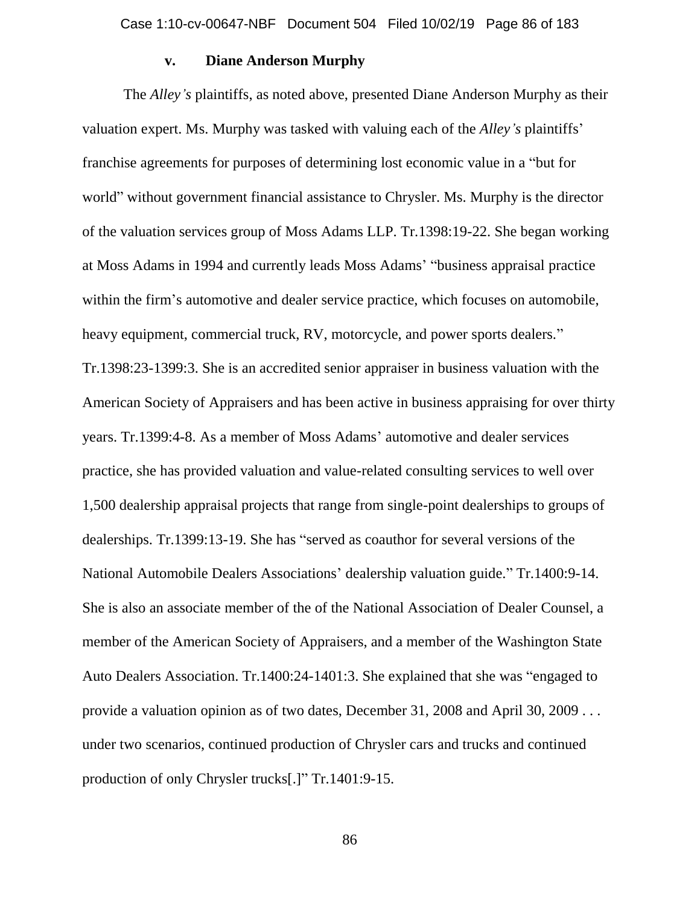### v. Diane Anderson Murphy

The *Alley's* plaintiffs, as noted above, presented Diane Anderson Murphy as their valuation expert. Ms. Murphy was tasked with valuing each of the *Alley's* plaintiffs' franchise agreements for purposes of determining lost economic value in a "but for world" without government financial assistance to Chrysler. Ms. Murphy is the director of the valuation services group of Moss Adams LLP. Tr.1398:19-22. She began working at Moss Adams in 1994 and currently leads Moss Adams' "business appraisal practice within the firm's automotive and dealer service practice, which focuses on automobile, heavy equipment, commercial truck, RV, motorcycle, and power sports dealers." Tr.1398:23-1399:3. She is an accredited senior appraiser in business valuation with the American Society of Appraisers and has been active in business appraising for over thirty years. Tr.1399:4-8. As a member of Moss Adams' automotive and dealer services practice, she has provided valuation and value-related consulting services to well over 1,500 dealership appraisal projects that range from single-point dealerships to groups of dealerships. Tr.1399:13-19. She has "served as coauthor for several versions of the National Automobile Dealers Associations' dealership valuation guide." Tr.1400:9-14. She is also an associate member of the of the National Association of Dealer Counsel, a member of the American Society of Appraisers, and a member of the Washington State Auto Dealers Association. Tr.1400:24-1401:3. She explained that she was "engaged to provide a valuation opinion as of two dates, December 31, 2008 and April 30, 2009 . . . under two scenarios, continued production of Chrysler cars and trucks and continued production of only Chrysler trucks[.]" Tr.1401:9-15.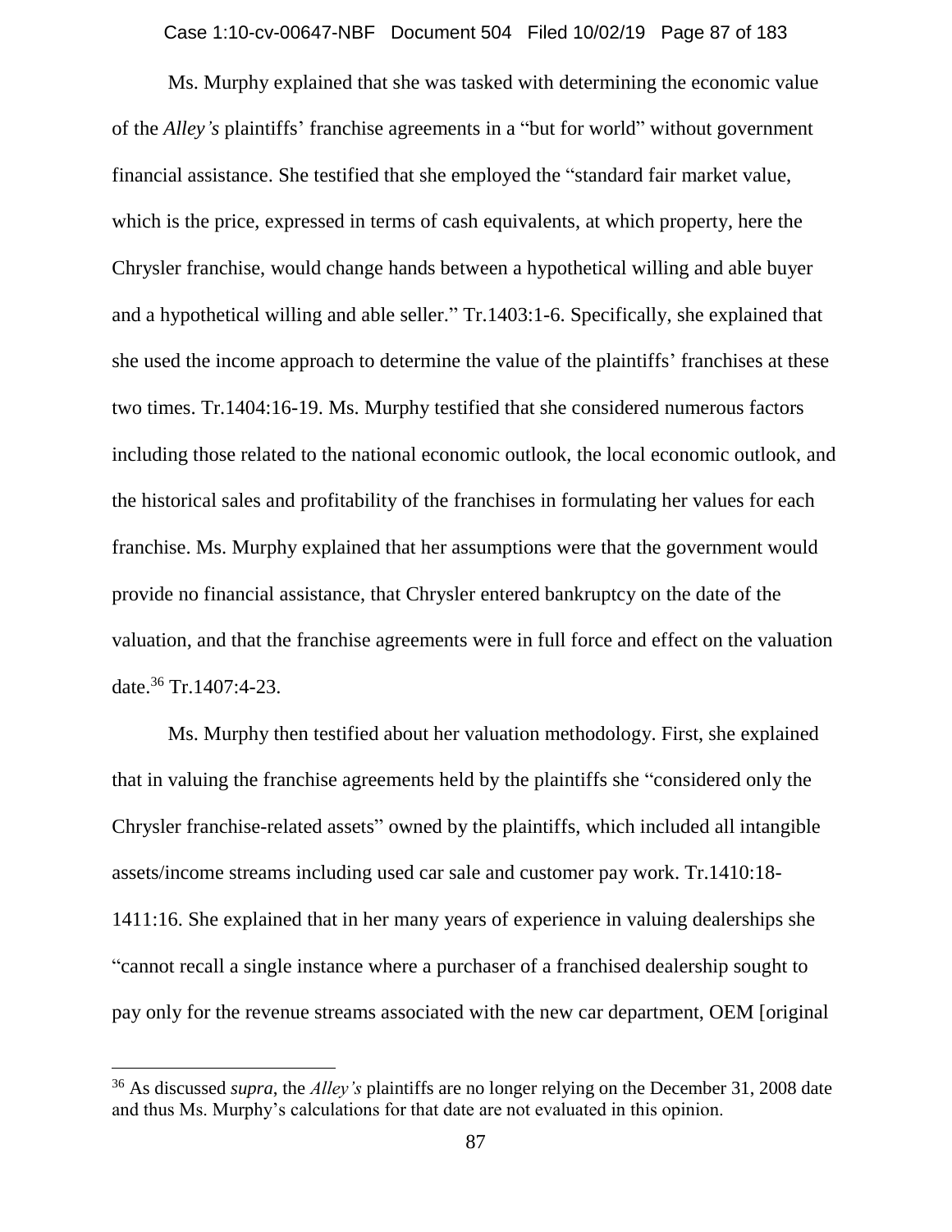Ms. Murphy explained that she was tasked with determining the economic value of the *Alley's* plaintiffs' franchise agreements in a "but for world" without government financial assistance. She testified that she employed the "standard fair market value, which is the price, expressed in terms of cash equivalents, at which property, here the Chrysler franchise, would change hands between a hypothetical willing and able buyer and a hypothetical willing and able seller." Tr.1403:1-6. Specifically, she explained that she used the income approach to determine the value of the plaintiffs' franchises at these two times. Tr.1404:16-19. Ms. Murphy testified that she considered numerous factors including those related to the national economic outlook, the local economic outlook, and the historical sales and profitability of the franchises in formulating her values for each franchise. Ms. Murphy explained that her assumptions were that the government would provide no financial assistance, that Chrysler entered bankruptcy on the date of the valuation, and that the franchise agreements were in full force and effect on the valuation date.[36] Tr.1407:4-23.

Ms. Murphy then testified about her valuation methodology. First, she explained that in valuing the franchise agreements held by the plaintiffs she "considered only the Chrysler franchise-related assets" owned by the plaintiffs, which included all intangible assets/income streams including used car sale and customer pay work. Tr.1410:18-1411:16. She explained that in her many years of experience in valuing dealerships she "cannot recall a single instance where a purchaser of a franchised dealership sought to pay only for the revenue streams associated with the new car department, OEM [original

[36] As discussed *supra*, the *Alley's* plaintiffs are no longer relying on the December 31, 2008 date and thus Ms. Murphy's calculations for that date are not evaluated in this opinion.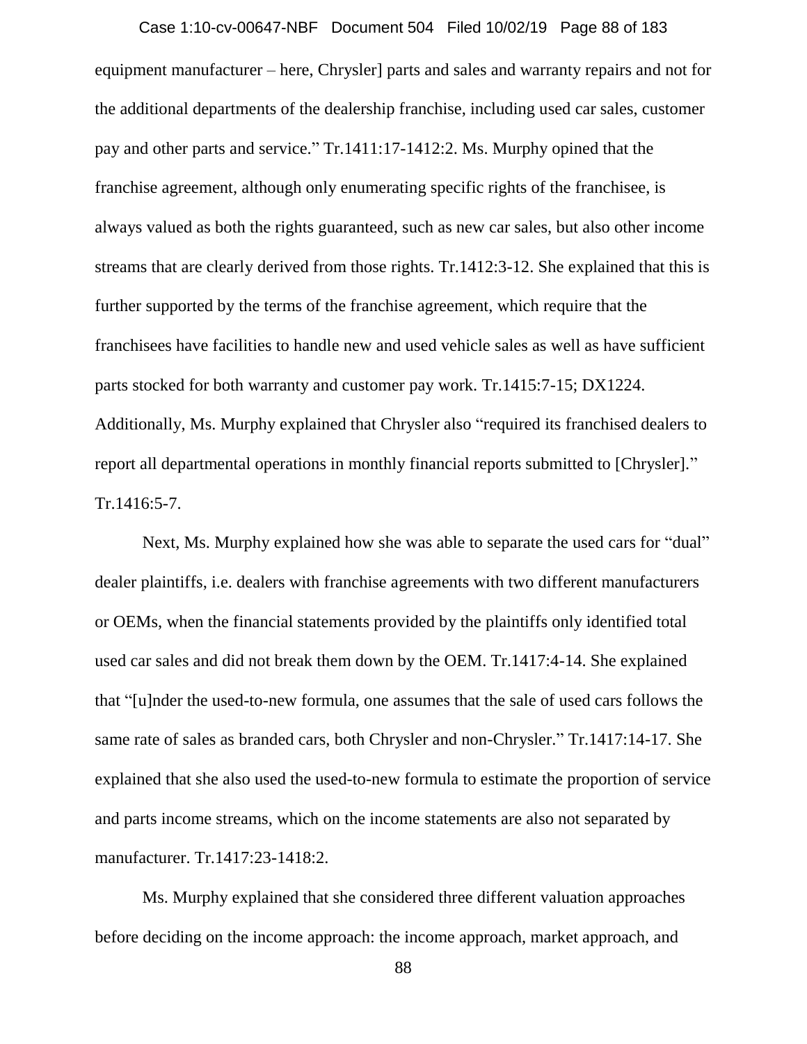equipment manufacturer – here, Chrysler] parts and sales and warranty repairs and not for the additional departments of the dealership franchise, including used car sales, customer pay and other parts and service." Tr.1411:17-1412:2. Ms. Murphy opined that the franchise agreement, although only enumerating specific rights of the franchisee, is always valued as both the rights guaranteed, such as new car sales, but also other income streams that are clearly derived from those rights. Tr.1412:3-12. She explained that this is further supported by the terms of the franchise agreement, which require that the franchisees have facilities to handle new and used vehicle sales as well as have sufficient parts stocked for both warranty and customer pay work. Tr.1415:7-15; DX1224. Additionally, Ms. Murphy explained that Chrysler also "required its franchised dealers to report all departmental operations in monthly financial reports submitted to [Chrysler]." Tr.1416:5-7.

Next, Ms. Murphy explained how she was able to separate the used cars for "dual" dealer plaintiffs, i.e. dealers with franchise agreements with two different manufacturers or OEMs, when the financial statements provided by the plaintiffs only identified total used car sales and did not break them down by the OEM. Tr.1417:4-14. She explained that "[u]nder the used-to-new formula, one assumes that the sale of used cars follows the same rate of sales as branded cars, both Chrysler and non-Chrysler." Tr.1417:14-17. She explained that she also used the used-to-new formula to estimate the proportion of service and parts income streams, which on the income statements are also not separated by manufacturer. Tr.1417:23-1418:2.

Ms. Murphy explained that she considered three different valuation approaches before deciding on the income approach: the income approach, market approach, and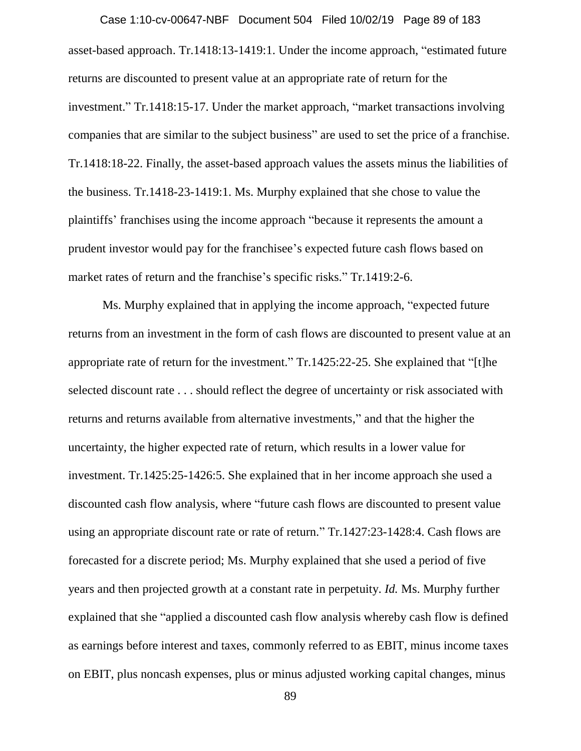asset-based approach. Tr.1418:13-1419:1. Under the income approach, "estimated future returns are discounted to present value at an appropriate rate of return for the investment." Tr.1418:15-17. Under the market approach, "market transactions involving companies that are similar to the subject business" are used to set the price of a franchise. Tr.1418:18-22. Finally, the asset-based approach values the assets minus the liabilities of the business. Tr.1418-23-1419:1. Ms. Murphy explained that she chose to value the plaintiffs' franchises using the income approach "because it represents the amount a prudent investor would pay for the franchisee's expected future cash flows based on market rates of return and the franchise's specific risks." Tr.1419:2-6.

Ms. Murphy explained that in applying the income approach, "expected future returns from an investment in the form of cash flows are discounted to present value at an appropriate rate of return for the investment." Tr.1425:22-25. She explained that "[t]he selected discount rate . . . should reflect the degree of uncertainty or risk associated with returns and returns available from alternative investments," and that the higher the uncertainty, the higher expected rate of return, which results in a lower value for investment. Tr.1425:25-1426:5. She explained that in her income approach she used a discounted cash flow analysis, where "future cash flows are discounted to present value using an appropriate discount rate or rate of return." Tr.1427:23-1428:4. Cash flows are forecasted for a discrete period; Ms. Murphy explained that she used a period of five years and then projected growth at a constant rate in perpetuity. *Id.* Ms. Murphy further explained that she "applied a discounted cash flow analysis whereby cash flow is defined as earnings before interest and taxes, commonly referred to as EBIT, minus income taxes on EBIT, plus noncash expenses, plus or minus adjusted working capital changes, minus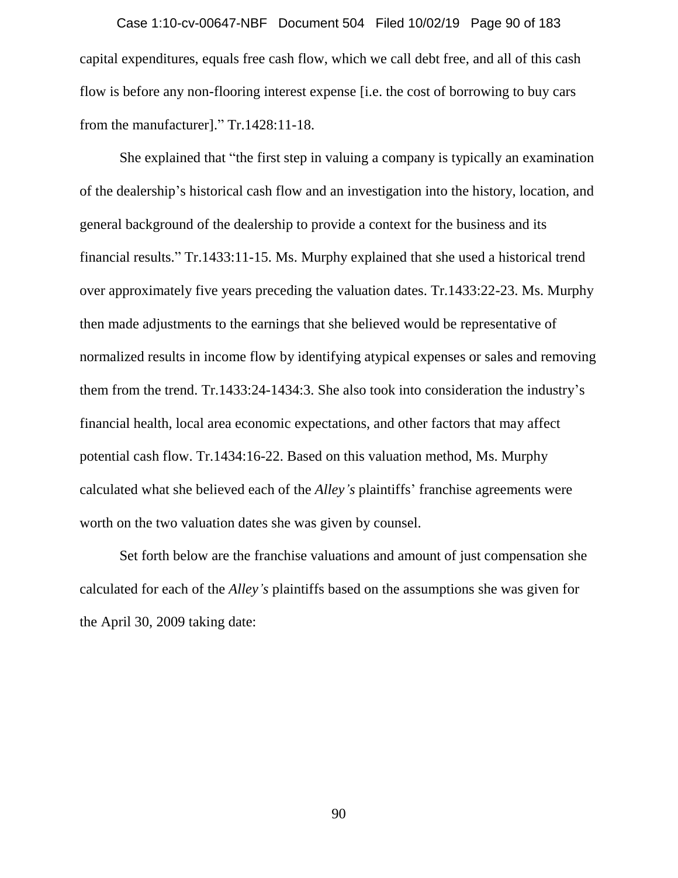capital expenditures, equals free cash flow, which we call debt free, and all of this cash flow is before any non-flooring interest expense [i.e. the cost of borrowing to buy cars from the manufacturer]." Tr.1428:11-18.

She explained that "the first step in valuing a company is typically an examination of the dealership's historical cash flow and an investigation into the history, location, and general background of the dealership to provide a context for the business and its financial results." Tr.1433:11-15. Ms. Murphy explained that she used a historical trend over approximately five years preceding the valuation dates. Tr.1433:22-23. Ms. Murphy then made adjustments to the earnings that she believed would be representative of normalized results in income flow by identifying atypical expenses or sales and removing them from the trend. Tr.1433:24-1434:3. She also took into consideration the industry's financial health, local area economic expectations, and other factors that may affect potential cash flow. Tr.1434:16-22. Based on this valuation method, Ms. Murphy calculated what she believed each of the *Alley's* plaintiffs' franchise agreements were worth on the two valuation dates she was given by counsel.

Set forth below are the franchise valuations and amount of just compensation she calculated for each of the *Alley's* plaintiffs based on the assumptions she was given for the April 30, 2009 taking date: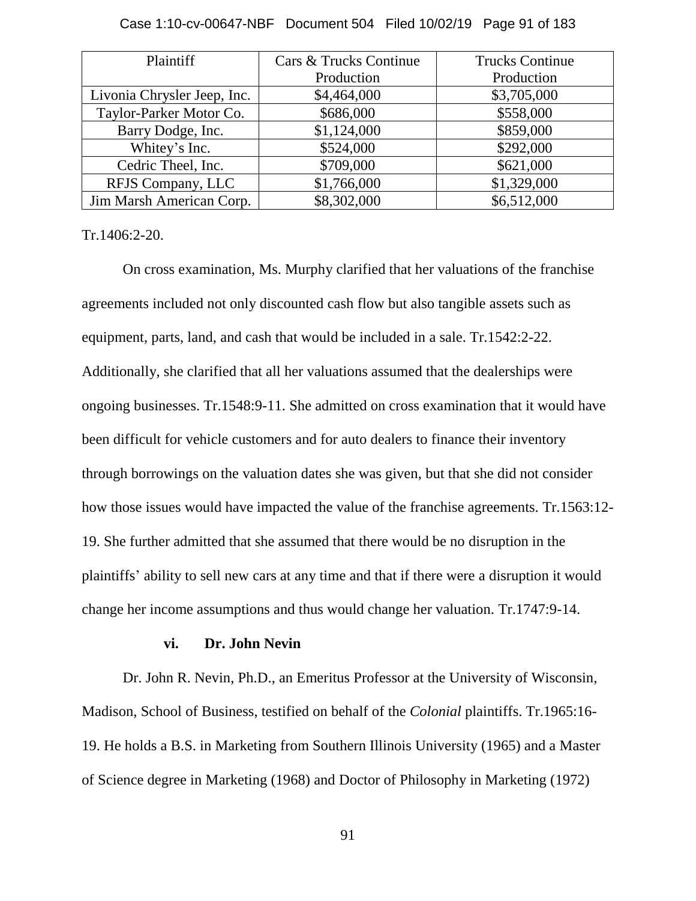| Plaintiff | Cars & Trucks Continue Production | Trucks Continue Production |
|---|---|---|
| Livonia Chrysler Jeep, Inc. | $4,464,000 | $3,705,000 |
| Taylor-Parker Motor Co. | $686,000 | $558,000 |
| Barry Dodge, Inc. | $1,124,000 | $859,000 |
| Whitey's Inc. | $524,000 | $292,000 |
| Cedric Theel, Inc. | $709,000 | $621,000 |
| RFJS Company, LLC | $1,766,000 | $1,329,000 |
| Jim Marsh American Corp. | $8,302,000 | $6,512,000 |

Tr.1406:2-20.

On cross examination, Ms. Murphy clarified that her valuations of the franchise agreements included not only discounted cash flow but also tangible assets such as equipment, parts, land, and cash that would be included in a sale. Tr.1542:2-22. Additionally, she clarified that all her valuations assumed that the dealerships were ongoing businesses. Tr.1548:9-11. She admitted on cross examination that it would have been difficult for vehicle customers and for auto dealers to finance their inventory through borrowings on the valuation dates she was given, but that she did not consider how those issues would have impacted the value of the franchise agreements. Tr.1563:12-19. She further admitted that she assumed that there would be no disruption in the plaintiffs' ability to sell new cars at any time and that if there were a disruption it would change her income assumptions and thus would change her valuation. Tr.1747:9-14.

#### vi. Dr. John Nevin

Dr. John R. Nevin, Ph.D., an Emeritus Professor at the University of Wisconsin, Madison, School of Business, testified on behalf of the *Colonial* plaintiffs. Tr.1965:16-19. He holds a B.S. in Marketing from Southern Illinois University (1965) and a Master of Science degree in Marketing (1968) and Doctor of Philosophy in Marketing (1972)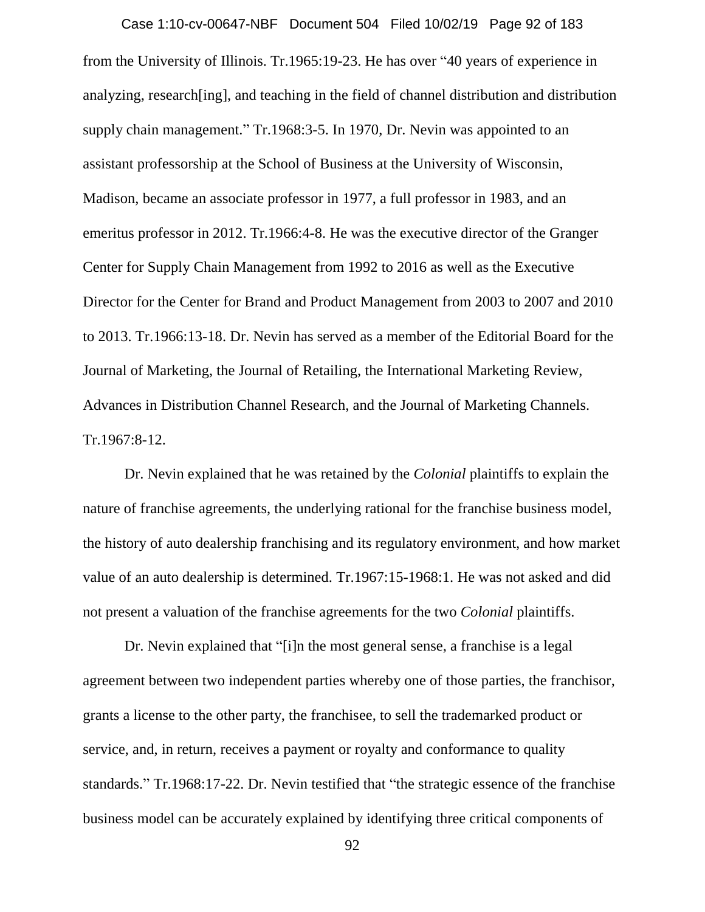from the University of Illinois. Tr.1965:19-23. He has over "40 years of experience in analyzing, research[ing], and teaching in the field of channel distribution and distribution supply chain management." Tr.1968:3-5. In 1970, Dr. Nevin was appointed to an assistant professorship at the School of Business at the University of Wisconsin, Madison, became an associate professor in 1977, a full professor in 1983, and an emeritus professor in 2012. Tr.1966:4-8. He was the executive director of the Granger Center for Supply Chain Management from 1992 to 2016 as well as the Executive Director for the Center for Brand and Product Management from 2003 to 2007 and 2010 to 2013. Tr.1966:13-18. Dr. Nevin has served as a member of the Editorial Board for the Journal of Marketing, the Journal of Retailing, the International Marketing Review, Advances in Distribution Channel Research, and the Journal of Marketing Channels. Tr.1967:8-12.

Dr. Nevin explained that he was retained by the *Colonial* plaintiffs to explain the nature of franchise agreements, the underlying rational for the franchise business model, the history of auto dealership franchising and its regulatory environment, and how market value of an auto dealership is determined. Tr.1967:15-1968:1. He was not asked and did not present a valuation of the franchise agreements for the two *Colonial* plaintiffs.

Dr. Nevin explained that "[i]n the most general sense, a franchise is a legal agreement between two independent parties whereby one of those parties, the franchisor, grants a license to the other party, the franchisee, to sell the trademarked product or service, and, in return, receives a payment or royalty and conformance to quality standards." Tr.1968:17-22. Dr. Nevin testified that "the strategic essence of the franchise business model can be accurately explained by identifying three critical components of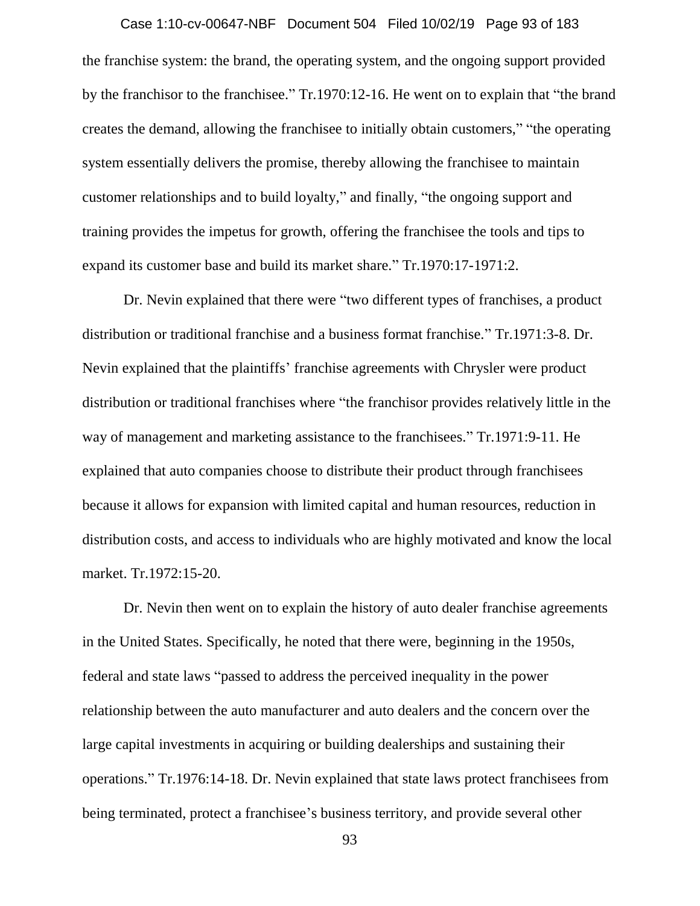the franchise system: the brand, the operating system, and the ongoing support provided by the franchisor to the franchisee." Tr.1970:12-16. He went on to explain that "the brand creates the demand, allowing the franchisee to initially obtain customers," "the operating system essentially delivers the promise, thereby allowing the franchisee to maintain customer relationships and to build loyalty," and finally, "the ongoing support and training provides the impetus for growth, offering the franchisee the tools and tips to expand its customer base and build its market share." Tr.1970:17-1971:2.

Dr. Nevin explained that there were "two different types of franchises, a product distribution or traditional franchise and a business format franchise." Tr.1971:3-8. Dr. Nevin explained that the plaintiffs' franchise agreements with Chrysler were product distribution or traditional franchises where "the franchisor provides relatively little in the way of management and marketing assistance to the franchisees." Tr.1971:9-11. He explained that auto companies choose to distribute their product through franchisees because it allows for expansion with limited capital and human resources, reduction in distribution costs, and access to individuals who are highly motivated and know the local market. Tr.1972:15-20.

Dr. Nevin then went on to explain the history of auto dealer franchise agreements in the United States. Specifically, he noted that there were, beginning in the 1950s, federal and state laws "passed to address the perceived inequality in the power relationship between the auto manufacturer and auto dealers and the concern over the large capital investments in acquiring or building dealerships and sustaining their operations." Tr.1976:14-18. Dr. Nevin explained that state laws protect franchisees from being terminated, protect a franchisee's business territory, and provide several other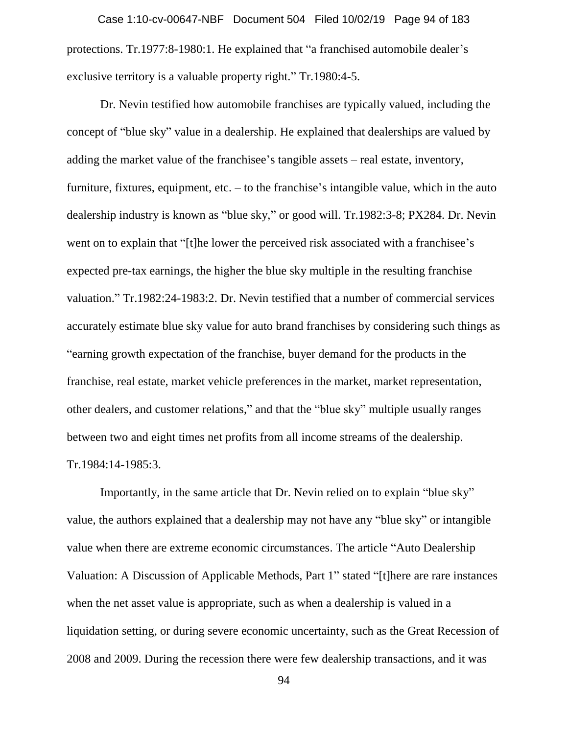protections. Tr.1977:8-1980:1. He explained that "a franchised automobile dealer's exclusive territory is a valuable property right." Tr.1980:4-5.

Dr. Nevin testified how automobile franchises are typically valued, including the concept of "blue sky" value in a dealership. He explained that dealerships are valued by adding the market value of the franchisee's tangible assets – real estate, inventory, furniture, fixtures, equipment, etc. – to the franchise's intangible value, which in the auto dealership industry is known as "blue sky," or good will. Tr.1982:3-8; PX284. Dr. Nevin went on to explain that "[t]he lower the perceived risk associated with a franchisee's expected pre-tax earnings, the higher the blue sky multiple in the resulting franchise valuation." Tr.1982:24-1983:2. Dr. Nevin testified that a number of commercial services accurately estimate blue sky value for auto brand franchises by considering such things as "earning growth expectation of the franchise, buyer demand for the products in the franchise, real estate, market vehicle preferences in the market, market representation, other dealers, and customer relations," and that the "blue sky" multiple usually ranges between two and eight times net profits from all income streams of the dealership. Tr.1984:14-1985:3.

Importantly, in the same article that Dr. Nevin relied on to explain "blue sky" value, the authors explained that a dealership may not have any "blue sky" or intangible value when there are extreme economic circumstances. The article "Auto Dealership Valuation: A Discussion of Applicable Methods, Part 1" stated "[t]here are rare instances when the net asset value is appropriate, such as when a dealership is valued in a liquidation setting, or during severe economic uncertainty, such as the Great Recession of 2008 and 2009. During the recession there were few dealership transactions, and it was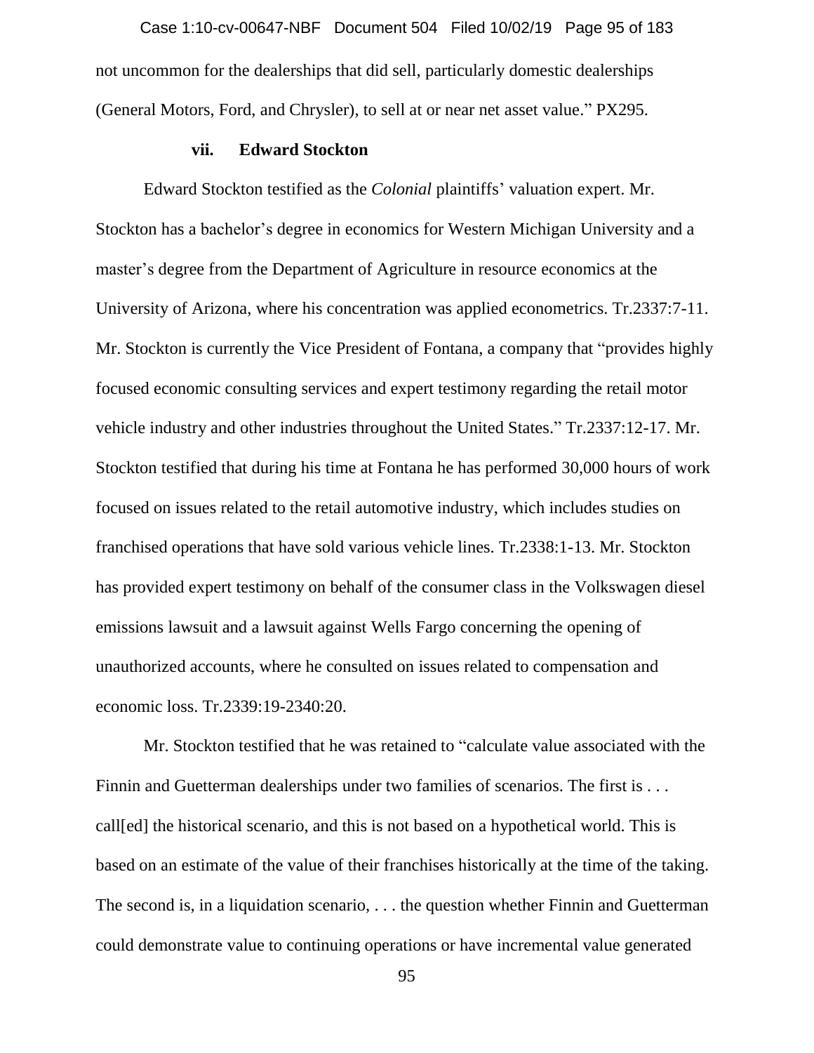not uncommon for the dealerships that did sell, particularly domestic dealerships (General Motors, Ford, and Chrysler), to sell at or near net asset value." PX295.

#### vii. Edward Stockton

Edward Stockton testified as the *Colonial* plaintiffs' valuation expert. Mr. Stockton has a bachelor's degree in economics for Western Michigan University and a master's degree from the Department of Agriculture in resource economics at the University of Arizona, where his concentration was applied econometrics. Tr.2337:7-11. Mr. Stockton is currently the Vice President of Fontana, a company that "provides highly focused economic consulting services and expert testimony regarding the retail motor vehicle industry and other industries throughout the United States." Tr.2337:12-17. Mr. Stockton testified that during his time at Fontana he has performed 30,000 hours of work focused on issues related to the retail automotive industry, which includes studies on franchised operations that have sold various vehicle lines. Tr.2338:1-13. Mr. Stockton has provided expert testimony on behalf of the consumer class in the Volkswagen diesel emissions lawsuit and a lawsuit against Wells Fargo concerning the opening of unauthorized accounts, where he consulted on issues related to compensation and economic loss. Tr.2339:19-2340:20.

Mr. Stockton testified that he was retained to "calculate value associated with the Finnin and Guetterman dealerships under two families of scenarios. The first is . . . call[ed] the historical scenario, and this is not based on a hypothetical world. This is based on an estimate of the value of their franchises historically at the time of the taking. The second is, in a liquidation scenario, . . . the question whether Finnin and Guetterman could demonstrate value to continuing operations or have incremental value generated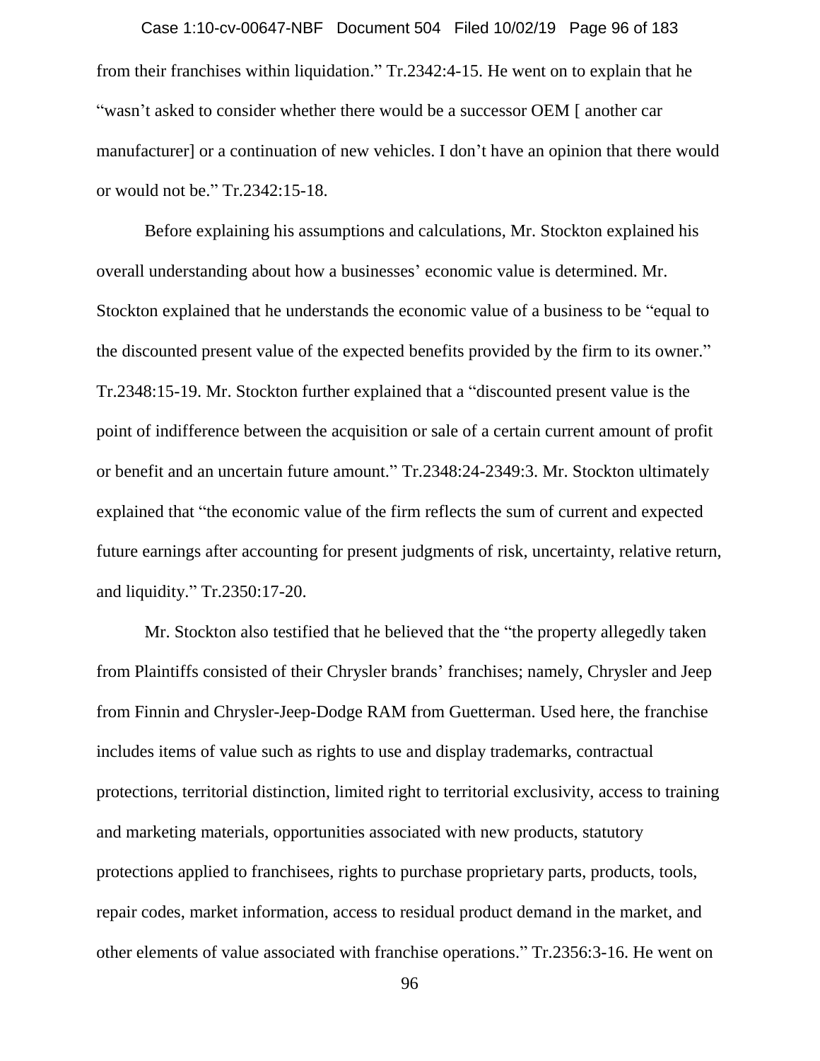from their franchises within liquidation." Tr.2342:4-15. He went on to explain that he "wasn't asked to consider whether there would be a successor OEM [ another car manufacturer] or a continuation of new vehicles. I don't have an opinion that there would or would not be." Tr.2342:15-18.

Before explaining his assumptions and calculations, Mr. Stockton explained his overall understanding about how a businesses' economic value is determined. Mr. Stockton explained that he understands the economic value of a business to be "equal to the discounted present value of the expected benefits provided by the firm to its owner." Tr.2348:15-19. Mr. Stockton further explained that a "discounted present value is the point of indifference between the acquisition or sale of a certain current amount of profit or benefit and an uncertain future amount." Tr.2348:24-2349:3. Mr. Stockton ultimately explained that "the economic value of the firm reflects the sum of current and expected future earnings after accounting for present judgments of risk, uncertainty, relative return, and liquidity." Tr.2350:17-20.

Mr. Stockton also testified that he believed that the "the property allegedly taken from Plaintiffs consisted of their Chrysler brands' franchises; namely, Chrysler and Jeep from Finnin and Chrysler-Jeep-Dodge RAM from Guetterman. Used here, the franchise includes items of value such as rights to use and display trademarks, contractual protections, territorial distinction, limited right to territorial exclusivity, access to training and marketing materials, opportunities associated with new products, statutory protections applied to franchisees, rights to purchase proprietary parts, products, tools, repair codes, market information, access to residual product demand in the market, and other elements of value associated with franchise operations." Tr.2356:3-16. He went on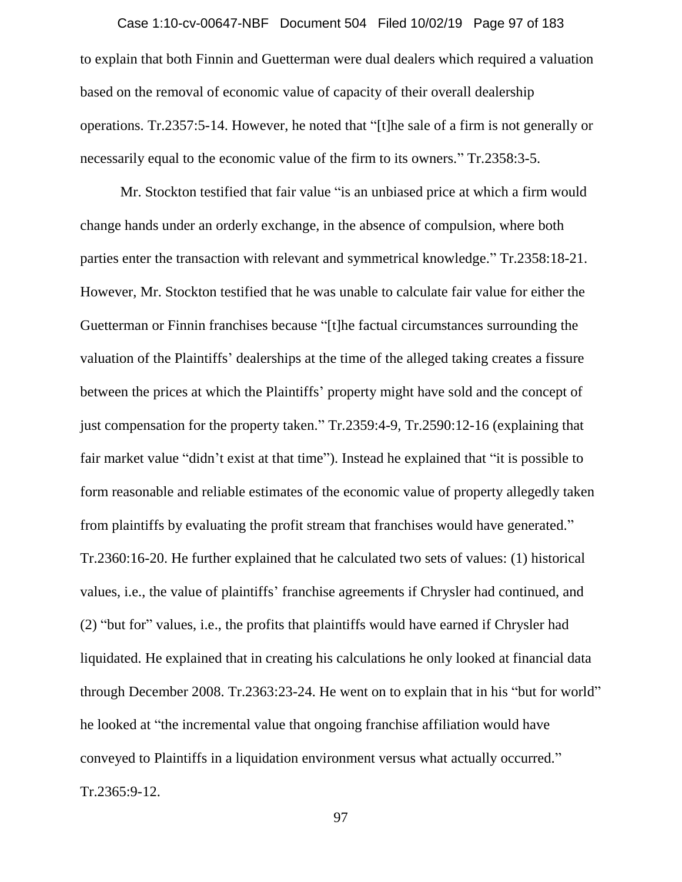to explain that both Finnin and Guetterman were dual dealers which required a valuation based on the removal of economic value of capacity of their overall dealership operations. Tr.2357:5-14. However, he noted that "[t]he sale of a firm is not generally or necessarily equal to the economic value of the firm to its owners." Tr.2358:3-5.

Mr. Stockton testified that fair value "is an unbiased price at which a firm would change hands under an orderly exchange, in the absence of compulsion, where both parties enter the transaction with relevant and symmetrical knowledge." Tr.2358:18-21. However, Mr. Stockton testified that he was unable to calculate fair value for either the Guetterman or Finnin franchises because "[t]he factual circumstances surrounding the valuation of the Plaintiffs' dealerships at the time of the alleged taking creates a fissure between the prices at which the Plaintiffs' property might have sold and the concept of just compensation for the property taken." Tr.2359:4-9, Tr.2590:12-16 (explaining that fair market value "didn't exist at that time"). Instead he explained that "it is possible to form reasonable and reliable estimates of the economic value of property allegedly taken from plaintiffs by evaluating the profit stream that franchises would have generated." Tr.2360:16-20. He further explained that he calculated two sets of values: (1) historical values, i.e., the value of plaintiffs' franchise agreements if Chrysler had continued, and (2) "but for" values, i.e., the profits that plaintiffs would have earned if Chrysler had liquidated. He explained that in creating his calculations he only looked at financial data through December 2008. Tr.2363:23-24. He went on to explain that in his "but for world" he looked at "the incremental value that ongoing franchise affiliation would have conveyed to Plaintiffs in a liquidation environment versus what actually occurred." Tr.2365:9-12.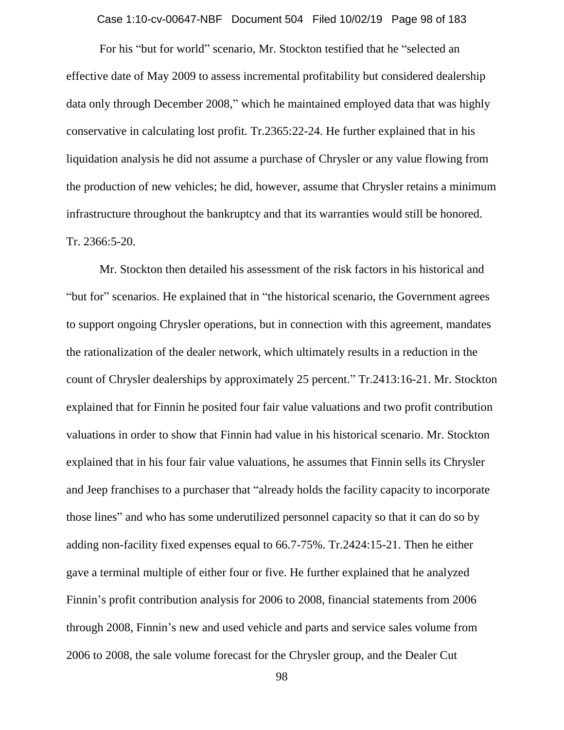For his "but for world" scenario, Mr. Stockton testified that he "selected an effective date of May 2009 to assess incremental profitability but considered dealership data only through December 2008," which he maintained employed data that was highly conservative in calculating lost profit. Tr.2365:22-24. He further explained that in his liquidation analysis he did not assume a purchase of Chrysler or any value flowing from the production of new vehicles; he did, however, assume that Chrysler retains a minimum infrastructure throughout the bankruptcy and that its warranties would still be honored. Tr. 2366:5-20.

Mr. Stockton then detailed his assessment of the risk factors in his historical and "but for" scenarios. He explained that in "the historical scenario, the Government agrees to support ongoing Chrysler operations, but in connection with this agreement, mandates the rationalization of the dealer network, which ultimately results in a reduction in the count of Chrysler dealerships by approximately 25 percent." Tr.2413:16-21. Mr. Stockton explained that for Finnin he posited four fair value valuations and two profit contribution valuations in order to show that Finnin had value in his historical scenario. Mr. Stockton explained that in his four fair value valuations, he assumes that Finnin sells its Chrysler and Jeep franchises to a purchaser that "already holds the facility capacity to incorporate those lines" and who has some underutilized personnel capacity so that it can do so by adding non-facility fixed expenses equal to 66.7-75%. Tr.2424:15-21. Then he either gave a terminal multiple of either four or five. He further explained that he analyzed Finnin's profit contribution analysis for 2006 to 2008, financial statements from 2006 through 2008, Finnin's new and used vehicle and parts and service sales volume from 2006 to 2008, the sale volume forecast for the Chrysler group, and the Dealer Cut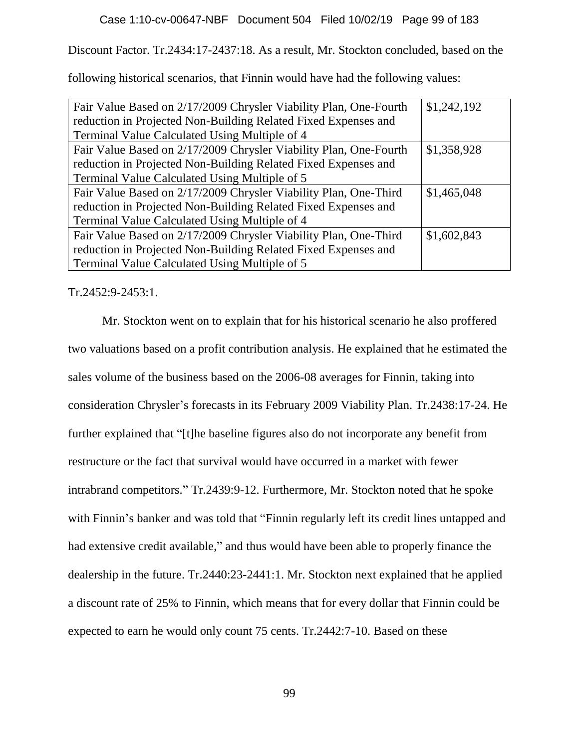Discount Factor. Tr.2434:17-2437:18. As a result, Mr. Stockton concluded, based on the following historical scenarios, that Finnin would have had the following values:

| | |
|---|---|
| Fair Value Based on 2/17/2009 Chrysler Viability Plan, One-Fourth reduction in Projected Non-Building Related Fixed Expenses and Terminal Value Calculated Using Multiple of 4 | $1,242,192 |
| Fair Value Based on 2/17/2009 Chrysler Viability Plan, One-Fourth reduction in Projected Non-Building Related Fixed Expenses and Terminal Value Calculated Using Multiple of 5 | $1,358,928 |
| Fair Value Based on 2/17/2009 Chrysler Viability Plan, One-Third reduction in Projected Non-Building Related Fixed Expenses and Terminal Value Calculated Using Multiple of 4 | $1,465,048 |
| Fair Value Based on 2/17/2009 Chrysler Viability Plan, One-Third reduction in Projected Non-Building Related Fixed Expenses and Terminal Value Calculated Using Multiple of 5 | $1,602,843 |

Tr.2452:9-2453:1.

Mr. Stockton went on to explain that for his historical scenario he also proffered two valuations based on a profit contribution analysis. He explained that he estimated the sales volume of the business based on the 2006-08 averages for Finnin, taking into consideration Chrysler's forecasts in its February 2009 Viability Plan. Tr.2438:17-24. He further explained that "[t]he baseline figures also do not incorporate any benefit from restructure or the fact that survival would have occurred in a market with fewer intrabrand competitors." Tr.2439:9-12. Furthermore, Mr. Stockton noted that he spoke with Finnin's banker and was told that "Finnin regularly left its credit lines untapped and had extensive credit available," and thus would have been able to properly finance the dealership in the future. Tr.2440:23-2441:1. Mr. Stockton next explained that he applied a discount rate of 25% to Finnin, which means that for every dollar that Finnin could be expected to earn he would only count 75 cents. Tr.2442:7-10. Based on these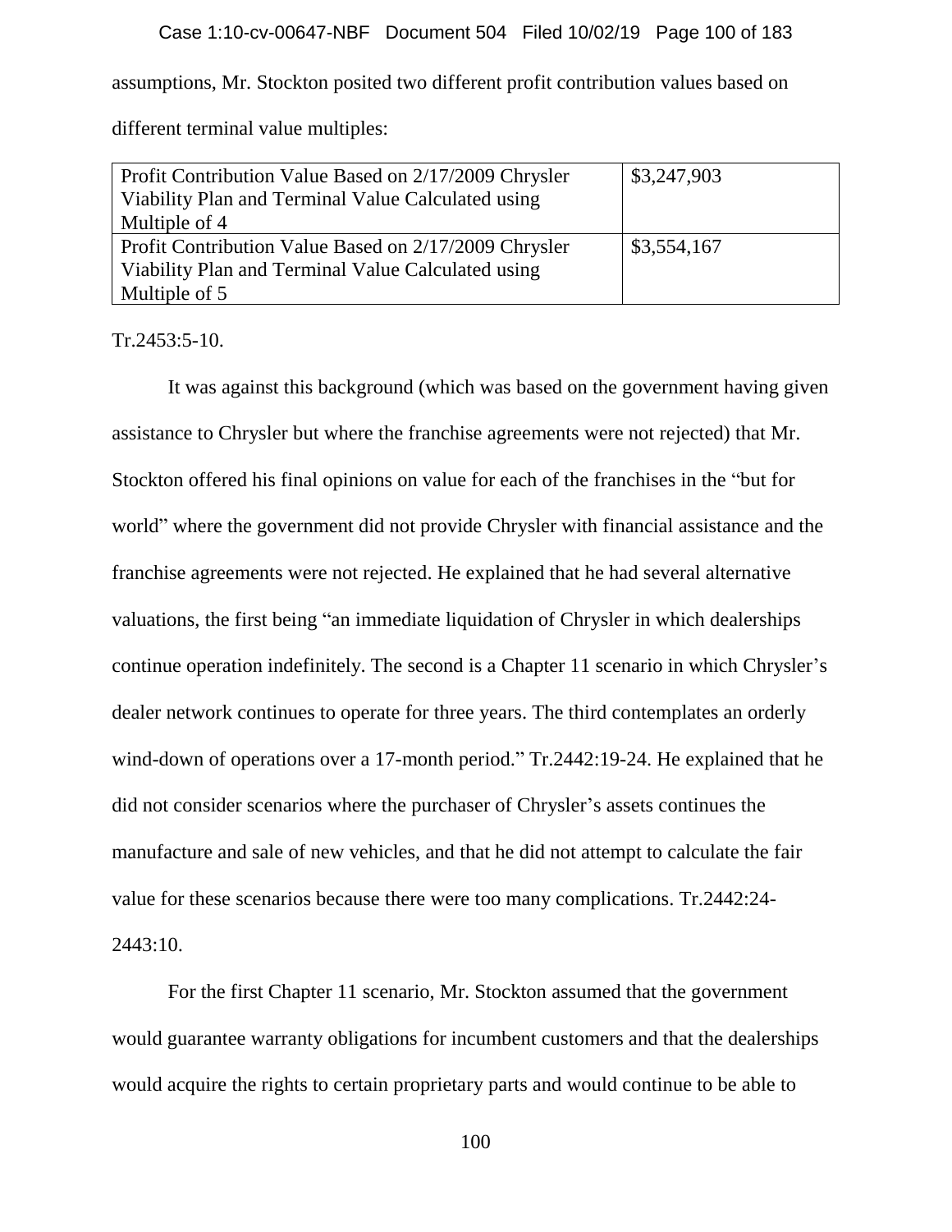assumptions, Mr. Stockton posited two different profit contribution values based on different terminal value multiples:

| Profit Contribution Value Based on 2/17/2009 Chrysler Viability Plan and Terminal Value Calculated using Multiple of 4 | $3,247,903 |
| --- | --- |
| Profit Contribution Value Based on 2/17/2009 Chrysler Viability Plan and Terminal Value Calculated using Multiple of 5 | $3,554,167 |

Tr.2453:5-10.

It was against this background (which was based on the government having given assistance to Chrysler but where the franchise agreements were not rejected) that Mr. Stockton offered his final opinions on value for each of the franchises in the "but for world" where the government did not provide Chrysler with financial assistance and the franchise agreements were not rejected. He explained that he had several alternative valuations, the first being "an immediate liquidation of Chrysler in which dealerships continue operation indefinitely. The second is a Chapter 11 scenario in which Chrysler's dealer network continues to operate for three years. The third contemplates an orderly wind-down of operations over a 17-month period." Tr.2442:19-24. He explained that he did not consider scenarios where the purchaser of Chrysler's assets continues the manufacture and sale of new vehicles, and that he did not attempt to calculate the fair value for these scenarios because there were too many complications. Tr.2442:24-2443:10.

For the first Chapter 11 scenario, Mr. Stockton assumed that the government would guarantee warranty obligations for incumbent customers and that the dealerships would acquire the rights to certain proprietary parts and would continue to be able to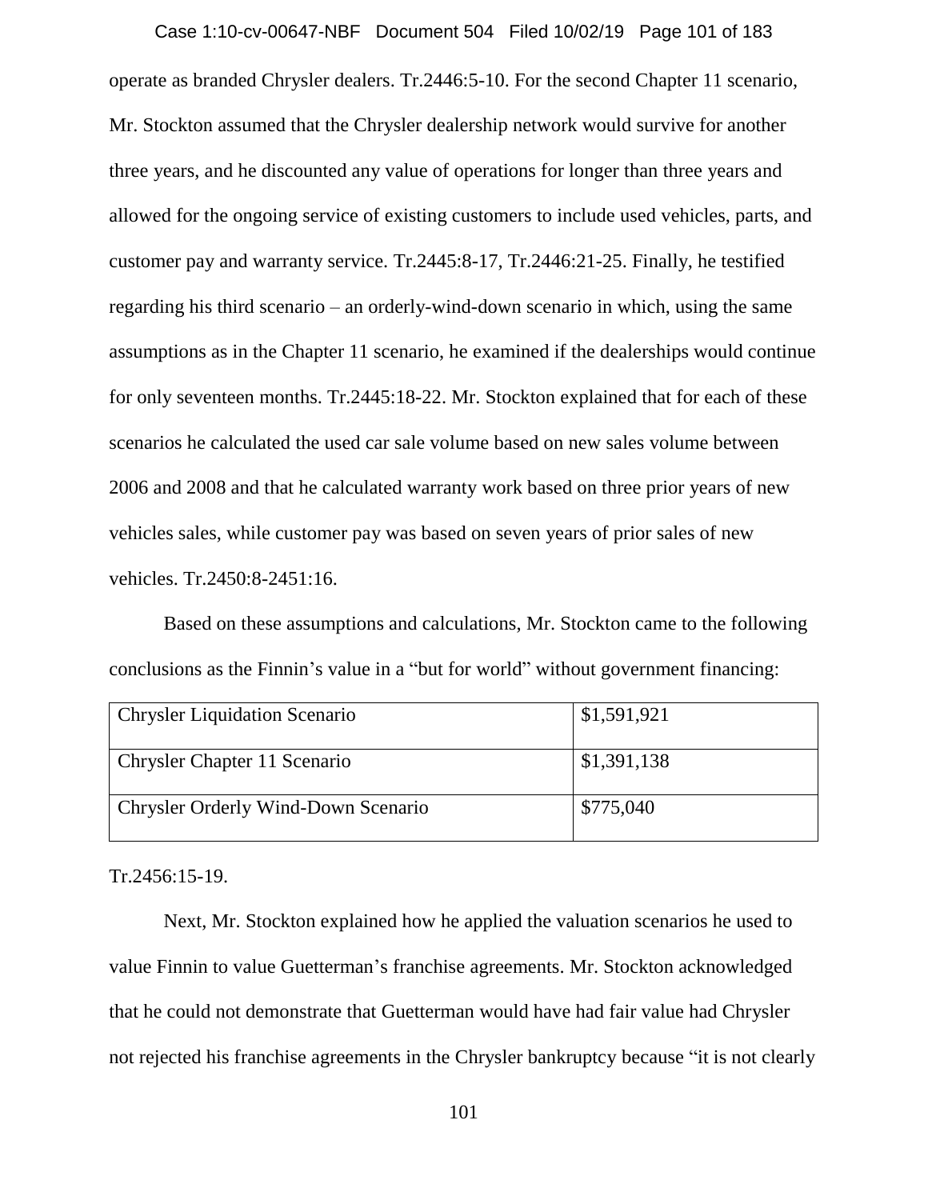operate as branded Chrysler dealers. Tr.2446:5-10. For the second Chapter 11 scenario, Mr. Stockton assumed that the Chrysler dealership network would survive for another three years, and he discounted any value of operations for longer than three years and allowed for the ongoing service of existing customers to include used vehicles, parts, and customer pay and warranty service. Tr.2445:8-17, Tr.2446:21-25. Finally, he testified regarding his third scenario – an orderly-wind-down scenario in which, using the same assumptions as in the Chapter 11 scenario, he examined if the dealerships would continue for only seventeen months. Tr.2445:18-22. Mr. Stockton explained that for each of these scenarios he calculated the used car sale volume based on new sales volume between 2006 and 2008 and that he calculated warranty work based on three prior years of new vehicles sales, while customer pay was based on seven years of prior sales of new vehicles. Tr.2450:8-2451:16.

Based on these assumptions and calculations, Mr. Stockton came to the following conclusions as the Finnin's value in a "but for world" without government financing:

| | |
|---|---|
| Chrysler Liquidation Scenario | $1,591,921 |
| Chrysler Chapter 11 Scenario | $1,391,138 |
| Chrysler Orderly Wind-Down Scenario | $775,040 |

Tr.2456:15-19.

Next, Mr. Stockton explained how he applied the valuation scenarios he used to value Finnin to value Guetterman's franchise agreements. Mr. Stockton acknowledged that he could not demonstrate that Guetterman would have had fair value had Chrysler not rejected his franchise agreements in the Chrysler bankruptcy because "it is not clearly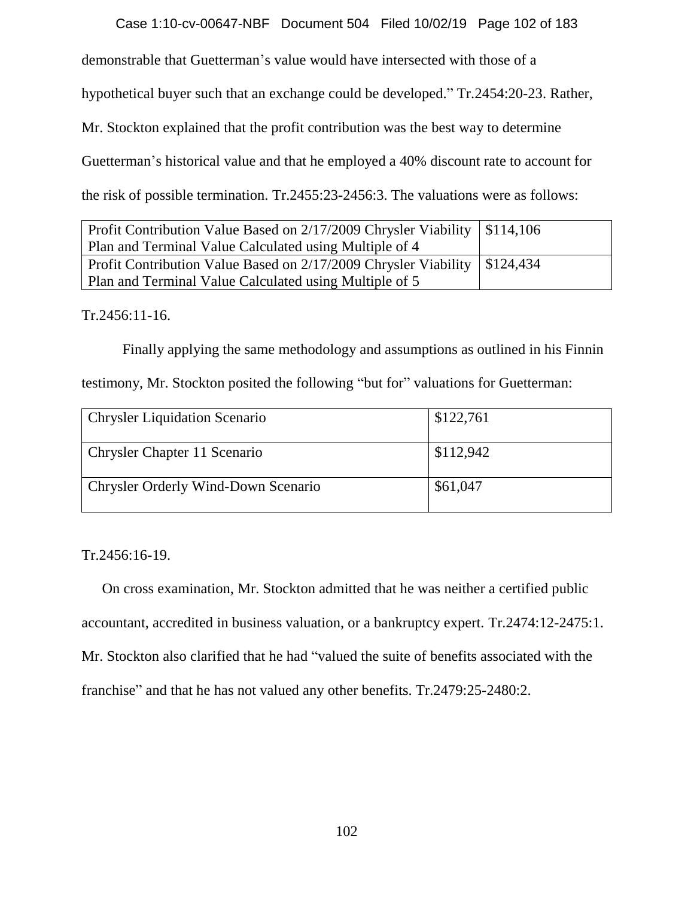demonstrable that Guetterman's value would have intersected with those of a hypothetical buyer such that an exchange could be developed." Tr.2454:20-23. Rather, Mr. Stockton explained that the profit contribution was the best way to determine Guetterman's historical value and that he employed a 40% discount rate to account for the risk of possible termination. Tr.2455:23-2456:3. The valuations were as follows:

| | |
|---|---|
| Profit Contribution Value Based on 2/17/2009 Chrysler Viability Plan and Terminal Value Calculated using Multiple of 4 | $114,106 |
| Profit Contribution Value Based on 2/17/2009 Chrysler Viability Plan and Terminal Value Calculated using Multiple of 5 | $124,434 |

Tr.2456:11-16.

Finally applying the same methodology and assumptions as outlined in his Finnin testimony, Mr. Stockton posited the following "but for" valuations for Guetterman:

| | |
|---|---|
| Chrysler Liquidation Scenario | $122,761 |
| Chrysler Chapter 11 Scenario | $112,942 |
| Chrysler Orderly Wind-Down Scenario | $61,047 |

Tr.2456:16-19.

On cross examination, Mr. Stockton admitted that he was neither a certified public accountant, accredited in business valuation, or a bankruptcy expert. Tr.2474:12-2475:1. Mr. Stockton also clarified that he had "valued the suite of benefits associated with the franchise" and that he has not valued any other benefits. Tr.2479:25-2480:2.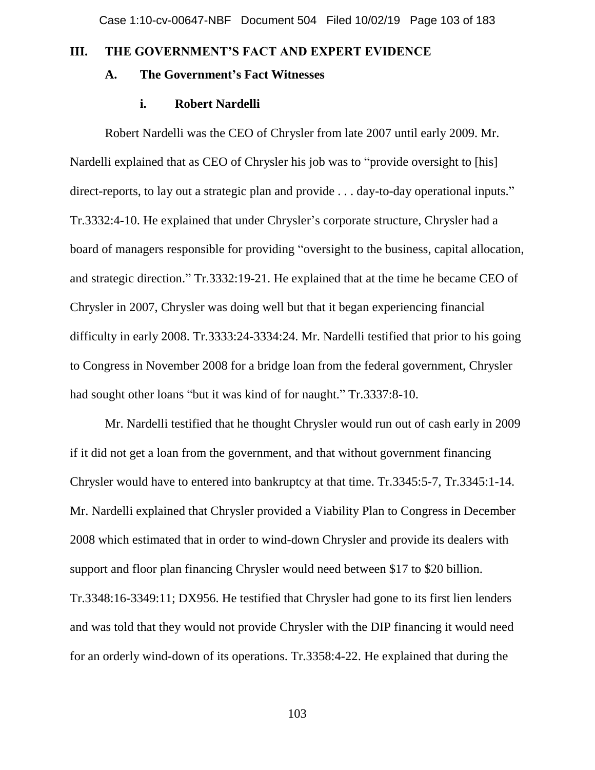## III. THE GOVERNMENT'S FACT AND EXPERT EVIDENCE

### A. The Government's Fact Witnesses

#### i. Robert Nardelli

Robert Nardelli was the CEO of Chrysler from late 2007 until early 2009. Mr. Nardelli explained that as CEO of Chrysler his job was to "provide oversight to [his] direct-reports, to lay out a strategic plan and provide . . . day-to-day operational inputs." Tr.3332:4-10. He explained that under Chrysler's corporate structure, Chrysler had a board of managers responsible for providing "oversight to the business, capital allocation, and strategic direction." Tr.3332:19-21. He explained that at the time he became CEO of Chrysler in 2007, Chrysler was doing well but that it began experiencing financial difficulty in early 2008. Tr.3333:24-3334:24. Mr. Nardelli testified that prior to his going to Congress in November 2008 for a bridge loan from the federal government, Chrysler had sought other loans "but it was kind of for naught." Tr.3337:8-10.

Mr. Nardelli testified that he thought Chrysler would run out of cash early in 2009 if it did not get a loan from the government, and that without government financing Chrysler would have to entered into bankruptcy at that time. Tr.3345:5-7, Tr.3345:1-14. Mr. Nardelli explained that Chrysler provided a Viability Plan to Congress in December 2008 which estimated that in order to wind-down Chrysler and provide its dealers with support and floor plan financing Chrysler would need between $17 to $20 billion. Tr.3348:16-3349:11; DX956. He testified that Chrysler had gone to its first lien lenders and was told that they would not provide Chrysler with the DIP financing it would need for an orderly wind-down of its operations. Tr.3358:4-22. He explained that during the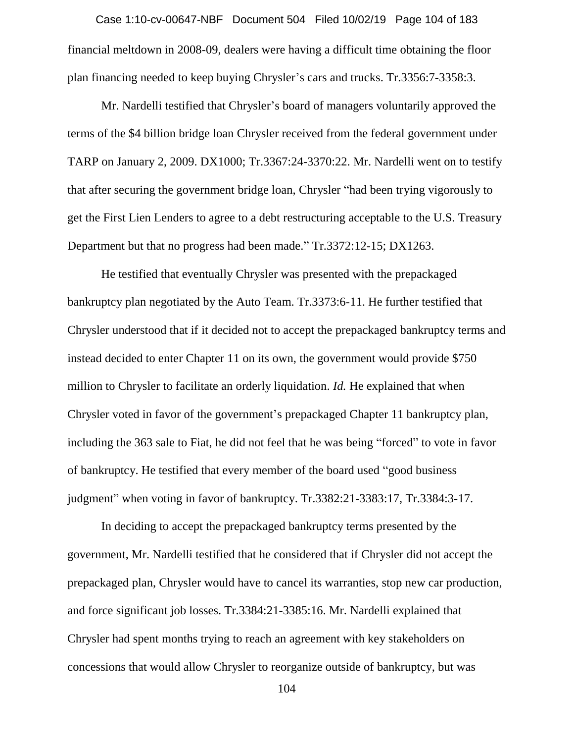financial meltdown in 2008-09, dealers were having a difficult time obtaining the floor plan financing needed to keep buying Chrysler's cars and trucks. Tr.3356:7-3358:3.

Mr. Nardelli testified that Chrysler's board of managers voluntarily approved the terms of the $4 billion bridge loan Chrysler received from the federal government under TARP on January 2, 2009. DX1000; Tr.3367:24-3370:22. Mr. Nardelli went on to testify that after securing the government bridge loan, Chrysler "had been trying vigorously to get the First Lien Lenders to agree to a debt restructuring acceptable to the U.S. Treasury Department but that no progress had been made." Tr.3372:12-15; DX1263.

He testified that eventually Chrysler was presented with the prepackaged bankruptcy plan negotiated by the Auto Team. Tr.3373:6-11. He further testified that Chrysler understood that if it decided not to accept the prepackaged bankruptcy terms and instead decided to enter Chapter 11 on its own, the government would provide $750 million to Chrysler to facilitate an orderly liquidation. *Id.* He explained that when Chrysler voted in favor of the government's prepackaged Chapter 11 bankruptcy plan, including the 363 sale to Fiat, he did not feel that he was being "forced" to vote in favor of bankruptcy. He testified that every member of the board used "good business judgment" when voting in favor of bankruptcy. Tr.3382:21-3383:17, Tr.3384:3-17.

In deciding to accept the prepackaged bankruptcy terms presented by the government, Mr. Nardelli testified that he considered that if Chrysler did not accept the prepackaged plan, Chrysler would have to cancel its warranties, stop new car production, and force significant job losses. Tr.3384:21-3385:16. Mr. Nardelli explained that Chrysler had spent months trying to reach an agreement with key stakeholders on concessions that would allow Chrysler to reorganize outside of bankruptcy, but was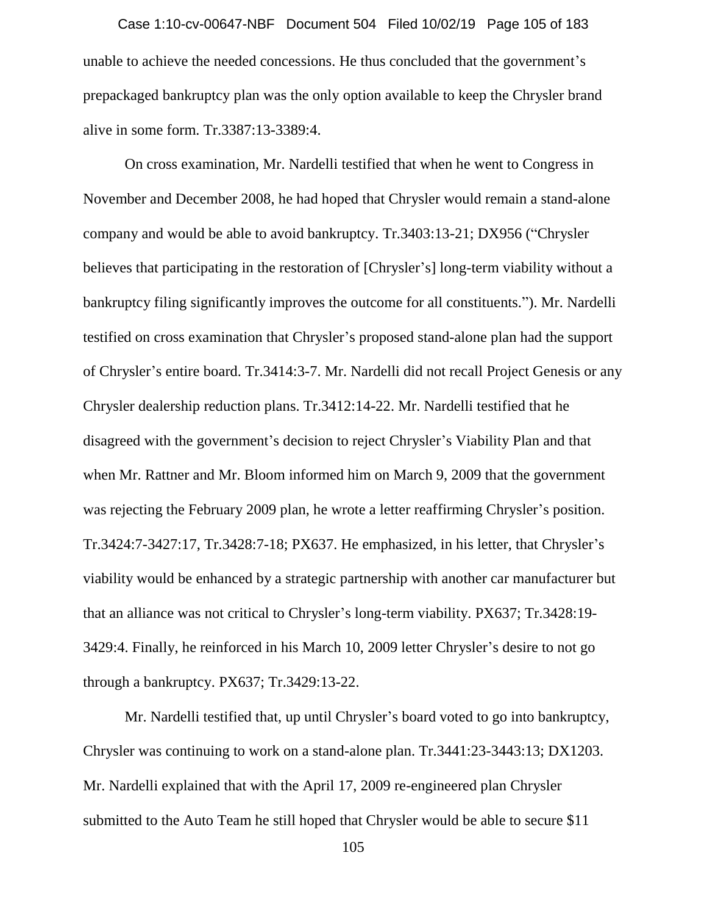unable to achieve the needed concessions. He thus concluded that the government's prepackaged bankruptcy plan was the only option available to keep the Chrysler brand alive in some form. Tr.3387:13-3389:4.

On cross examination, Mr. Nardelli testified that when he went to Congress in November and December 2008, he had hoped that Chrysler would remain a stand-alone company and would be able to avoid bankruptcy. Tr.3403:13-21; DX956 ("Chrysler believes that participating in the restoration of [Chrysler's] long-term viability without a bankruptcy filing significantly improves the outcome for all constituents."). Mr. Nardelli testified on cross examination that Chrysler's proposed stand-alone plan had the support of Chrysler's entire board. Tr.3414:3-7. Mr. Nardelli did not recall Project Genesis or any Chrysler dealership reduction plans. Tr.3412:14-22. Mr. Nardelli testified that he disagreed with the government's decision to reject Chrysler's Viability Plan and that when Mr. Rattner and Mr. Bloom informed him on March 9, 2009 that the government was rejecting the February 2009 plan, he wrote a letter reaffirming Chrysler's position. Tr.3424:7-3427:17, Tr.3428:7-18; PX637. He emphasized, in his letter, that Chrysler's viability would be enhanced by a strategic partnership with another car manufacturer but that an alliance was not critical to Chrysler's long-term viability. PX637; Tr.3428:19-3429:4. Finally, he reinforced in his March 10, 2009 letter Chrysler's desire to not go through a bankruptcy. PX637; Tr.3429:13-22.

Mr. Nardelli testified that, up until Chrysler's board voted to go into bankruptcy, Chrysler was continuing to work on a stand-alone plan. Tr.3441:23-3443:13; DX1203. Mr. Nardelli explained that with the April 17, 2009 re-engineered plan Chrysler submitted to the Auto Team he still hoped that Chrysler would be able to secure $11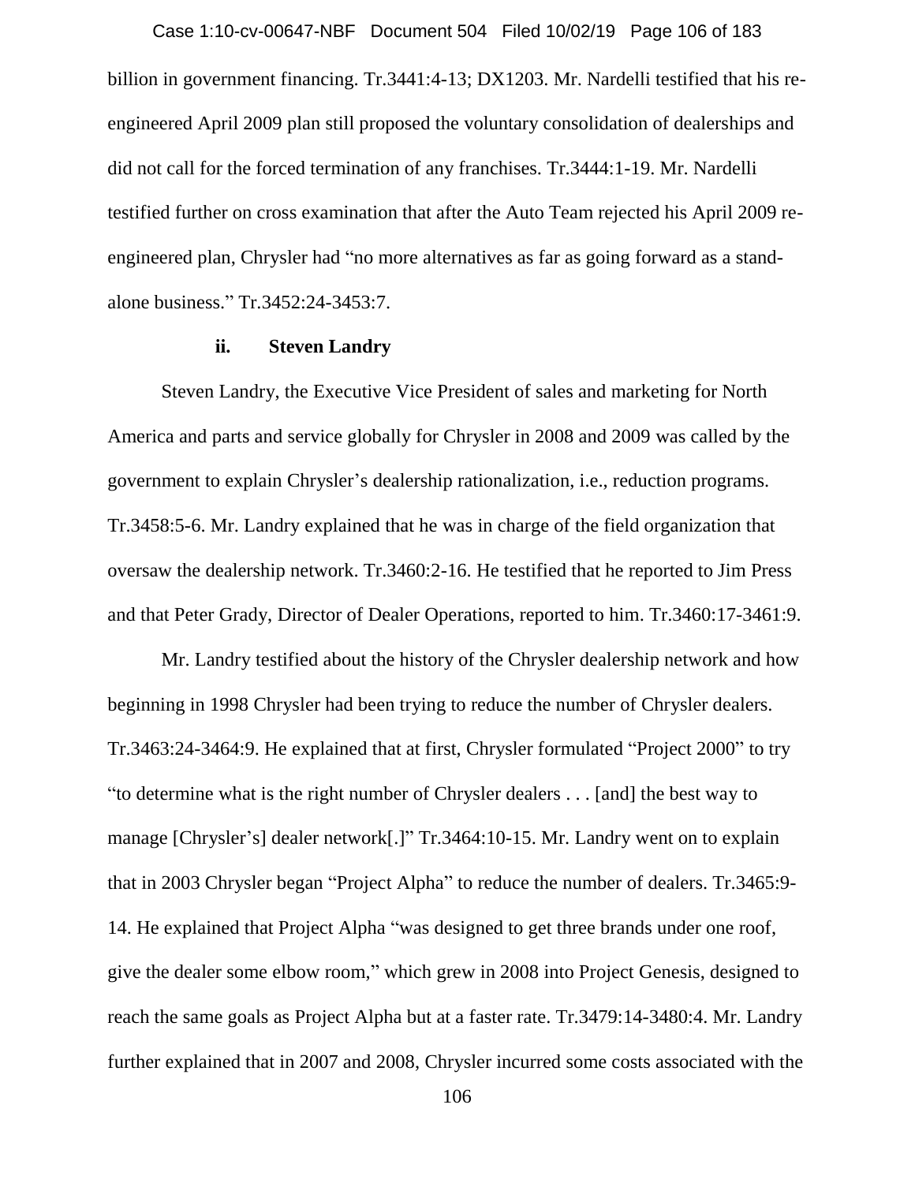billion in government financing. Tr.3441:4-13; DX1203. Mr. Nardelli testified that his re-engineered April 2009 plan still proposed the voluntary consolidation of dealerships and did not call for the forced termination of any franchises. Tr.3444:1-19. Mr. Nardelli testified further on cross examination that after the Auto Team rejected his April 2009 re-engineered plan, Chrysler had "no more alternatives as far as going forward as a stand-alone business." Tr.3452:24-3453:7.

**ii. Steven Landry**

Steven Landry, the Executive Vice President of sales and marketing for North America and parts and service globally for Chrysler in 2008 and 2009 was called by the government to explain Chrysler's dealership rationalization, i.e., reduction programs. Tr.3458:5-6. Mr. Landry explained that he was in charge of the field organization that oversaw the dealership network. Tr.3460:2-16. He testified that he reported to Jim Press and that Peter Grady, Director of Dealer Operations, reported to him. Tr.3460:17-3461:9.

Mr. Landry testified about the history of the Chrysler dealership network and how beginning in 1998 Chrysler had been trying to reduce the number of Chrysler dealers. Tr.3463:24-3464:9. He explained that at first, Chrysler formulated "Project 2000" to try "to determine what is the right number of Chrysler dealers . . . [and] the best way to manage [Chrysler's] dealer network[.]" Tr.3464:10-15. Mr. Landry went on to explain that in 2003 Chrysler began "Project Alpha" to reduce the number of dealers. Tr.3465:9-14. He explained that Project Alpha "was designed to get three brands under one roof, give the dealer some elbow room," which grew in 2008 into Project Genesis, designed to reach the same goals as Project Alpha but at a faster rate. Tr.3479:14-3480:4. Mr. Landry further explained that in 2007 and 2008, Chrysler incurred some costs associated with the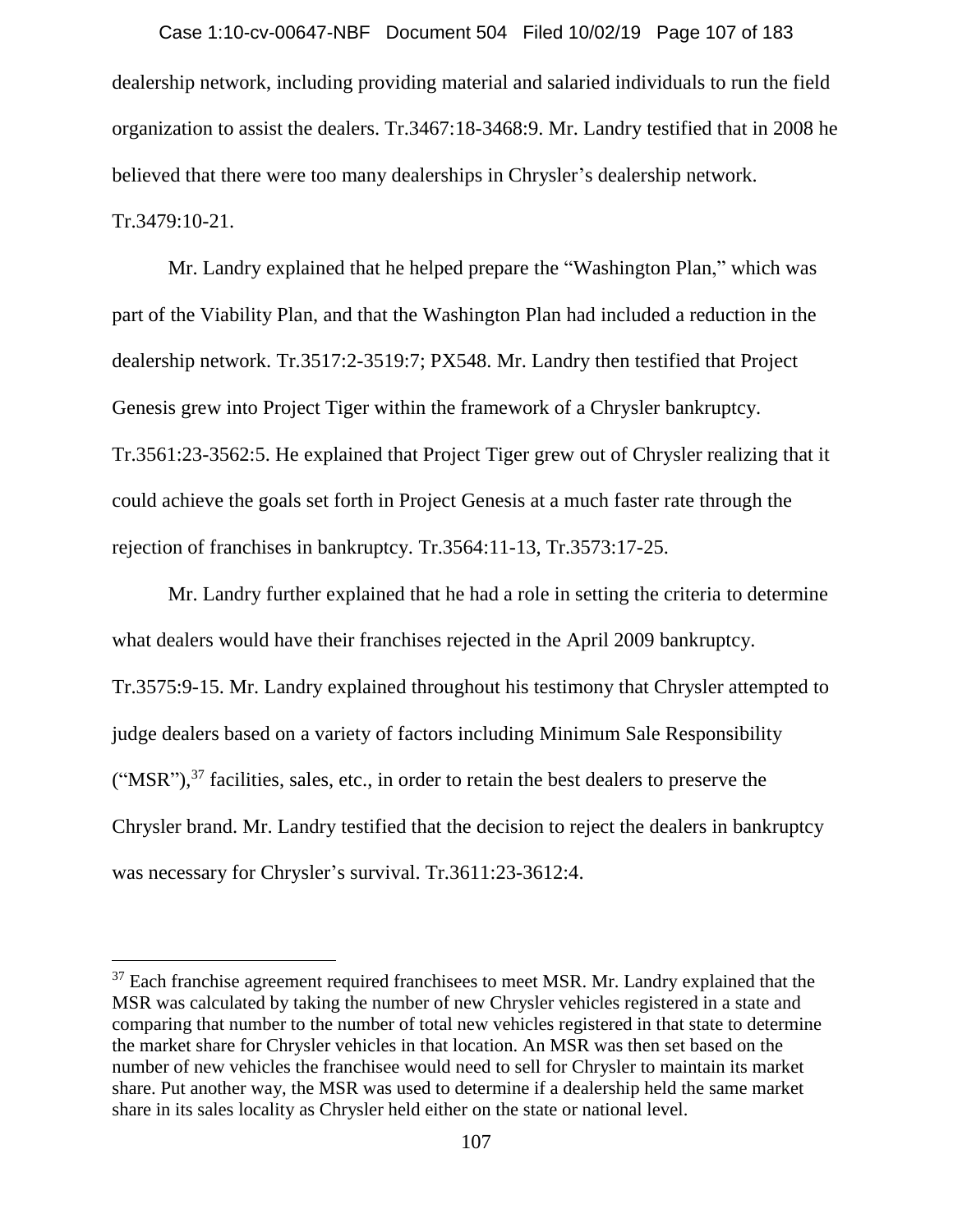dealership network, including providing material and salaried individuals to run the field organization to assist the dealers. Tr.3467:18-3468:9. Mr. Landry testified that in 2008 he believed that there were too many dealerships in Chrysler's dealership network. Tr.3479:10-21.

Mr. Landry explained that he helped prepare the "Washington Plan," which was part of the Viability Plan, and that the Washington Plan had included a reduction in the dealership network. Tr.3517:2-3519:7; PX548. Mr. Landry then testified that Project Genesis grew into Project Tiger within the framework of a Chrysler bankruptcy. Tr.3561:23-3562:5. He explained that Project Tiger grew out of Chrysler realizing that it could achieve the goals set forth in Project Genesis at a much faster rate through the rejection of franchises in bankruptcy. Tr.3564:11-13, Tr.3573:17-25.

Mr. Landry further explained that he had a role in setting the criteria to determine what dealers would have their franchises rejected in the April 2009 bankruptcy. Tr.3575:9-15. Mr. Landry explained throughout his testimony that Chrysler attempted to judge dealers based on a variety of factors including Minimum Sale Responsibility ("MSR"),[37] facilities, sales, etc., in order to retain the best dealers to preserve the Chrysler brand. Mr. Landry testified that the decision to reject the dealers in bankruptcy was necessary for Chrysler's survival. Tr.3611:23-3612:4.

[37] Each franchise agreement required franchisees to meet MSR. Mr. Landry explained that the MSR was calculated by taking the number of new Chrysler vehicles registered in a state and comparing that number to the number of total new vehicles registered in that state to determine the market share for Chrysler vehicles in that location. An MSR was then set based on the number of new vehicles the franchisee would need to sell for Chrysler to maintain its market share. Put another way, the MSR was used to determine if a dealership held the same market share in its sales locality as Chrysler held either on the state or national level.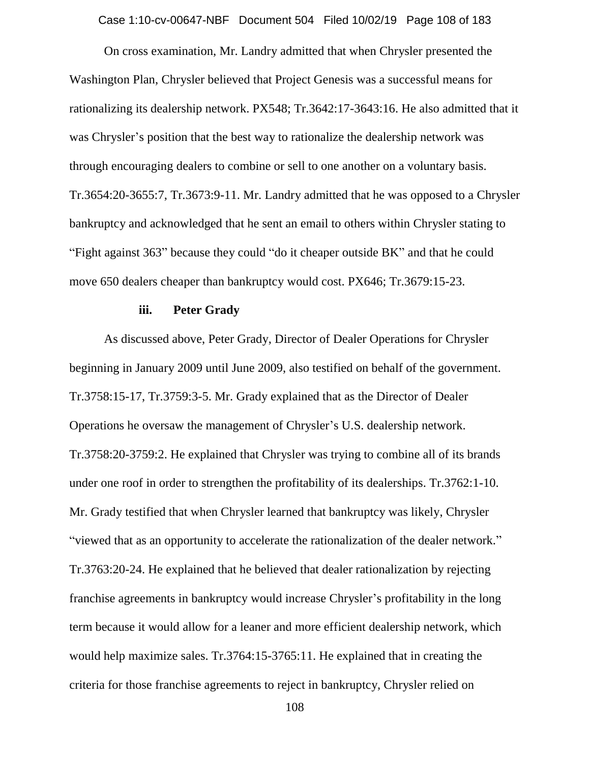On cross examination, Mr. Landry admitted that when Chrysler presented the Washington Plan, Chrysler believed that Project Genesis was a successful means for rationalizing its dealership network. PX548; Tr.3642:17-3643:16. He also admitted that it was Chrysler's position that the best way to rationalize the dealership network was through encouraging dealers to combine or sell to one another on a voluntary basis. Tr.3654:20-3655:7, Tr.3673:9-11. Mr. Landry admitted that he was opposed to a Chrysler bankruptcy and acknowledged that he sent an email to others within Chrysler stating to "Fight against 363" because they could "do it cheaper outside BK" and that he could move 650 dealers cheaper than bankruptcy would cost. PX646; Tr.3679:15-23.

**iii. Peter Grady**

As discussed above, Peter Grady, Director of Dealer Operations for Chrysler beginning in January 2009 until June 2009, also testified on behalf of the government. Tr.3758:15-17, Tr.3759:3-5. Mr. Grady explained that as the Director of Dealer Operations he oversaw the management of Chrysler's U.S. dealership network. Tr.3758:20-3759:2. He explained that Chrysler was trying to combine all of its brands under one roof in order to strengthen the profitability of its dealerships. Tr.3762:1-10. Mr. Grady testified that when Chrysler learned that bankruptcy was likely, Chrysler "viewed that as an opportunity to accelerate the rationalization of the dealer network." Tr.3763:20-24. He explained that he believed that dealer rationalization by rejecting franchise agreements in bankruptcy would increase Chrysler's profitability in the long term because it would allow for a leaner and more efficient dealership network, which would help maximize sales. Tr.3764:15-3765:11. He explained that in creating the criteria for those franchise agreements to reject in bankruptcy, Chrysler relied on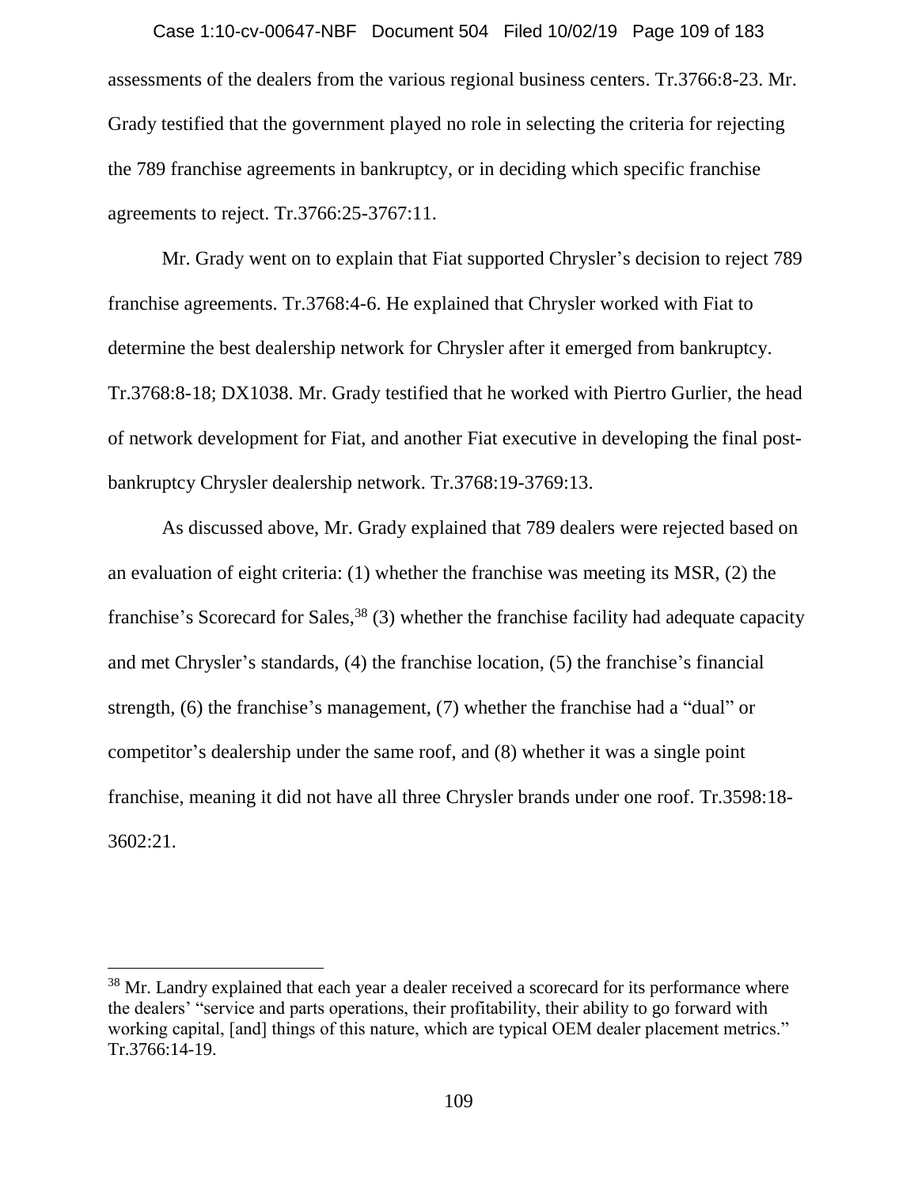assessments of the dealers from the various regional business centers. Tr.3766:8-23. Mr. Grady testified that the government played no role in selecting the criteria for rejecting the 789 franchise agreements in bankruptcy, or in deciding which specific franchise agreements to reject. Tr.3766:25-3767:11.

Mr. Grady went on to explain that Fiat supported Chrysler's decision to reject 789 franchise agreements. Tr.3768:4-6. He explained that Chrysler worked with Fiat to determine the best dealership network for Chrysler after it emerged from bankruptcy. Tr.3768:8-18; DX1038. Mr. Grady testified that he worked with Piertro Gurlier, the head of network development for Fiat, and another Fiat executive in developing the final post-bankruptcy Chrysler dealership network. Tr.3768:19-3769:13.

As discussed above, Mr. Grady explained that 789 dealers were rejected based on an evaluation of eight criteria: (1) whether the franchise was meeting its MSR, (2) the franchise's Scorecard for Sales,[38] (3) whether the franchise facility had adequate capacity and met Chrysler's standards, (4) the franchise location, (5) the franchise's financial strength, (6) the franchise's management, (7) whether the franchise had a "dual" or competitor's dealership under the same roof, and (8) whether it was a single point franchise, meaning it did not have all three Chrysler brands under one roof. Tr.3598:18-3602:21.

---

[38] Mr. Landry explained that each year a dealer received a scorecard for its performance where the dealers' "service and parts operations, their profitability, their ability to go forward with working capital, [and] things of this nature, which are typical OEM dealer placement metrics." Tr.3766:14-19.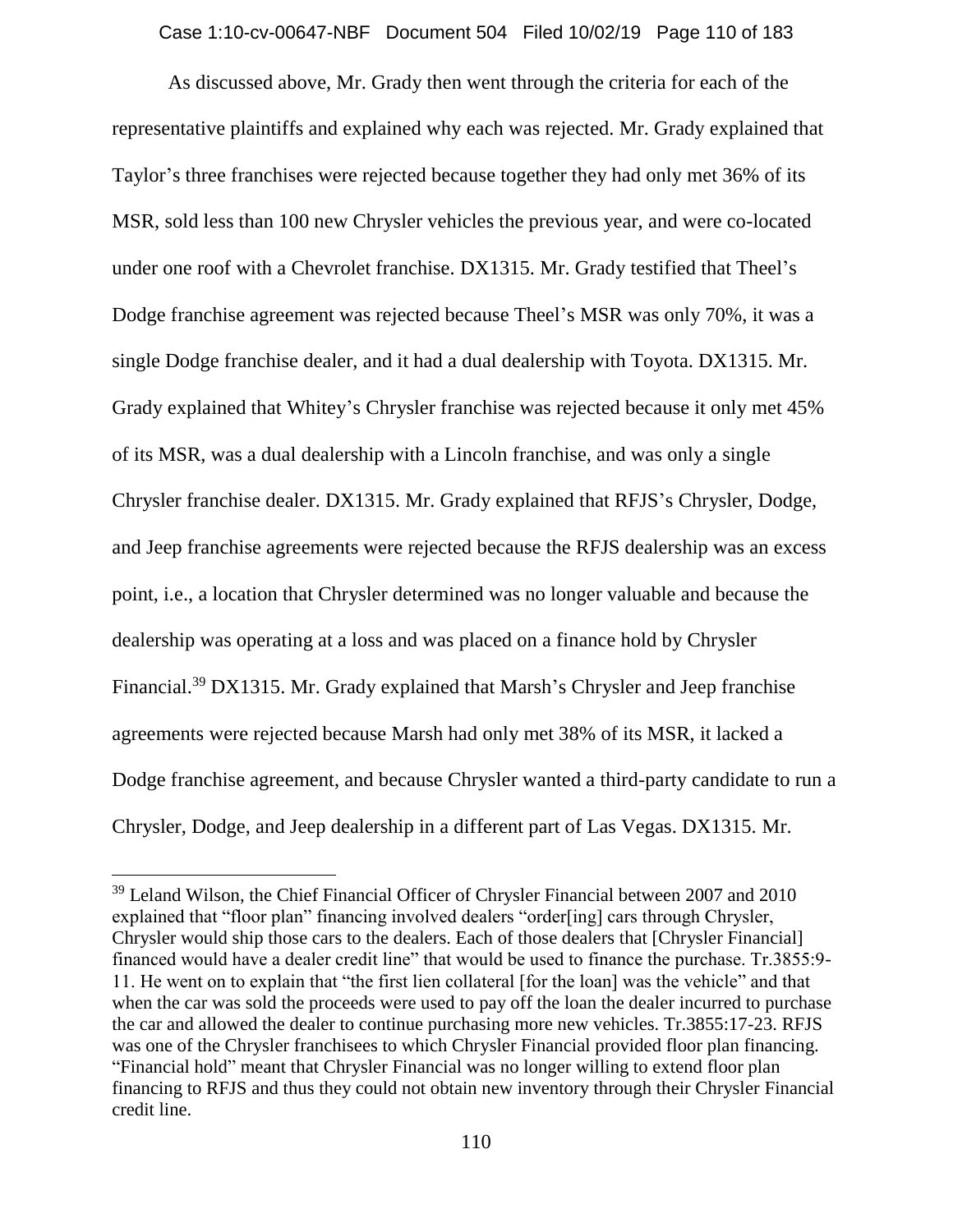As discussed above, Mr. Grady then went through the criteria for each of the representative plaintiffs and explained why each was rejected. Mr. Grady explained that Taylor's three franchises were rejected because together they had only met 36% of its MSR, sold less than 100 new Chrysler vehicles the previous year, and were co-located under one roof with a Chevrolet franchise. DX1315. Mr. Grady testified that Theel's Dodge franchise agreement was rejected because Theel's MSR was only 70%, it was a single Dodge franchise dealer, and it had a dual dealership with Toyota. DX1315. Mr. Grady explained that Whitey's Chrysler franchise was rejected because it only met 45% of its MSR, was a dual dealership with a Lincoln franchise, and was only a single Chrysler franchise dealer. DX1315. Mr. Grady explained that RFJS's Chrysler, Dodge, and Jeep franchise agreements were rejected because the RFJS dealership was an excess point, i.e., a location that Chrysler determined was no longer valuable and because the dealership was operating at a loss and was placed on a finance hold by Chrysler Financial.[39] DX1315. Mr. Grady explained that Marsh's Chrysler and Jeep franchise agreements were rejected because Marsh had only met 38% of its MSR, it lacked a Dodge franchise agreement, and because Chrysler wanted a third-party candidate to run a Chrysler, Dodge, and Jeep dealership in a different part of Las Vegas. DX1315. Mr.

---

[39] Leland Wilson, the Chief Financial Officer of Chrysler Financial between 2007 and 2010 explained that "floor plan" financing involved dealers "order[ing] cars through Chrysler, Chrysler would ship those cars to the dealers. Each of those dealers that [Chrysler Financial] financed would have a dealer credit line" that would be used to finance the purchase. Tr.3855:9-11. He went on to explain that "the first lien collateral [for the loan] was the vehicle" and that when the car was sold the proceeds were used to pay off the loan the dealer incurred to purchase the car and allowed the dealer to continue purchasing more new vehicles. Tr.3855:17-23. RFJS was one of the Chrysler franchisees to which Chrysler Financial provided floor plan financing. "Financial hold" meant that Chrysler Financial was no longer willing to extend floor plan financing to RFJS and thus they could not obtain new inventory through their Chrysler Financial credit line.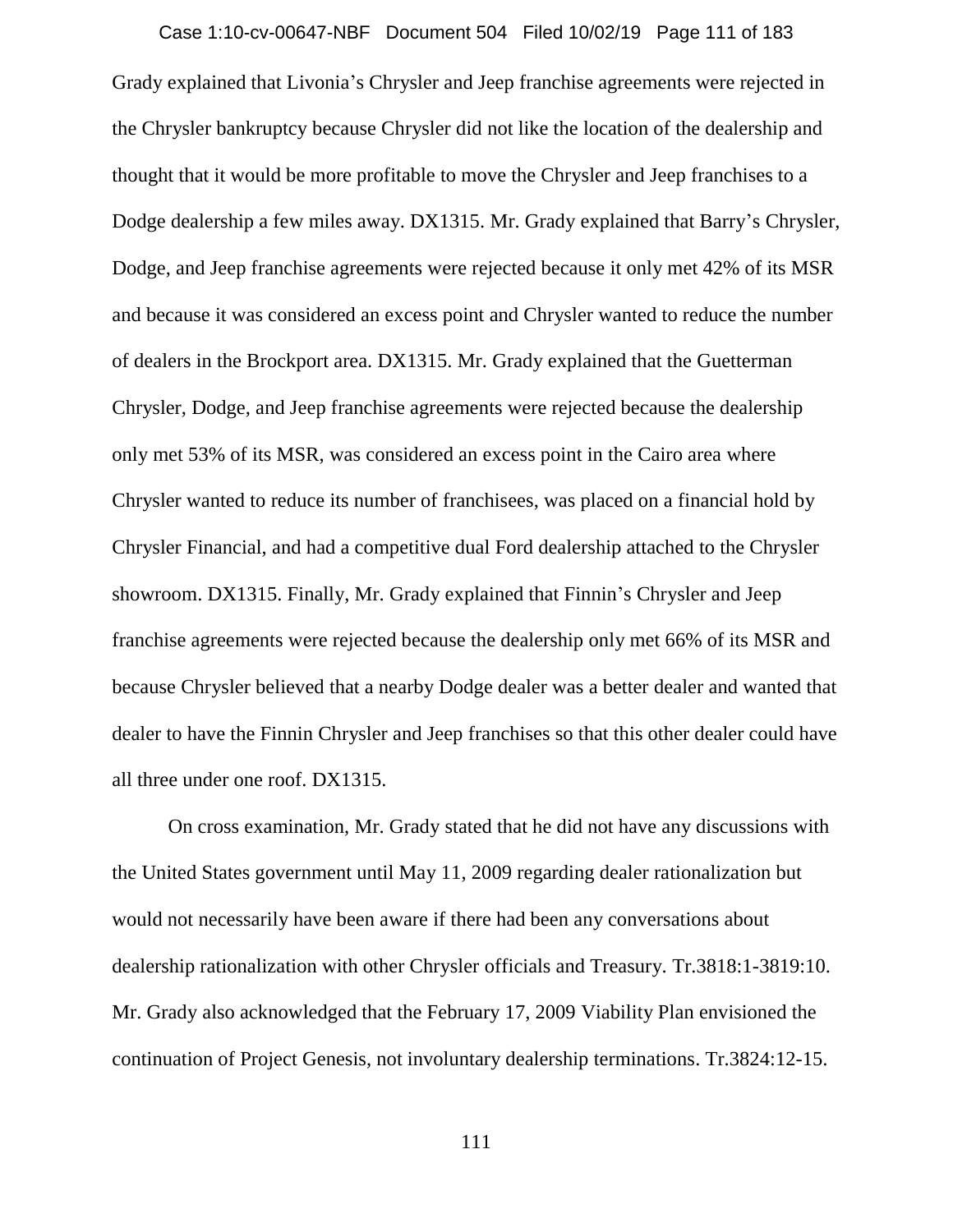Grady explained that Livonia's Chrysler and Jeep franchise agreements were rejected in the Chrysler bankruptcy because Chrysler did not like the location of the dealership and thought that it would be more profitable to move the Chrysler and Jeep franchises to a Dodge dealership a few miles away. DX1315. Mr. Grady explained that Barry's Chrysler, Dodge, and Jeep franchise agreements were rejected because it only met 42% of its MSR and because it was considered an excess point and Chrysler wanted to reduce the number of dealers in the Brockport area. DX1315. Mr. Grady explained that the Guetterman Chrysler, Dodge, and Jeep franchise agreements were rejected because the dealership only met 53% of its MSR, was considered an excess point in the Cairo area where Chrysler wanted to reduce its number of franchisees, was placed on a financial hold by Chrysler Financial, and had a competitive dual Ford dealership attached to the Chrysler showroom. DX1315. Finally, Mr. Grady explained that Finnin's Chrysler and Jeep franchise agreements were rejected because the dealership only met 66% of its MSR and because Chrysler believed that a nearby Dodge dealer was a better dealer and wanted that dealer to have the Finnin Chrysler and Jeep franchises so that this other dealer could have all three under one roof. DX1315.

On cross examination, Mr. Grady stated that he did not have any discussions with the United States government until May 11, 2009 regarding dealer rationalization but would not necessarily have been aware if there had been any conversations about dealership rationalization with other Chrysler officials and Treasury. Tr.3818:1-3819:10. Mr. Grady also acknowledged that the February 17, 2009 Viability Plan envisioned the continuation of Project Genesis, not involuntary dealership terminations. Tr.3824:12-15.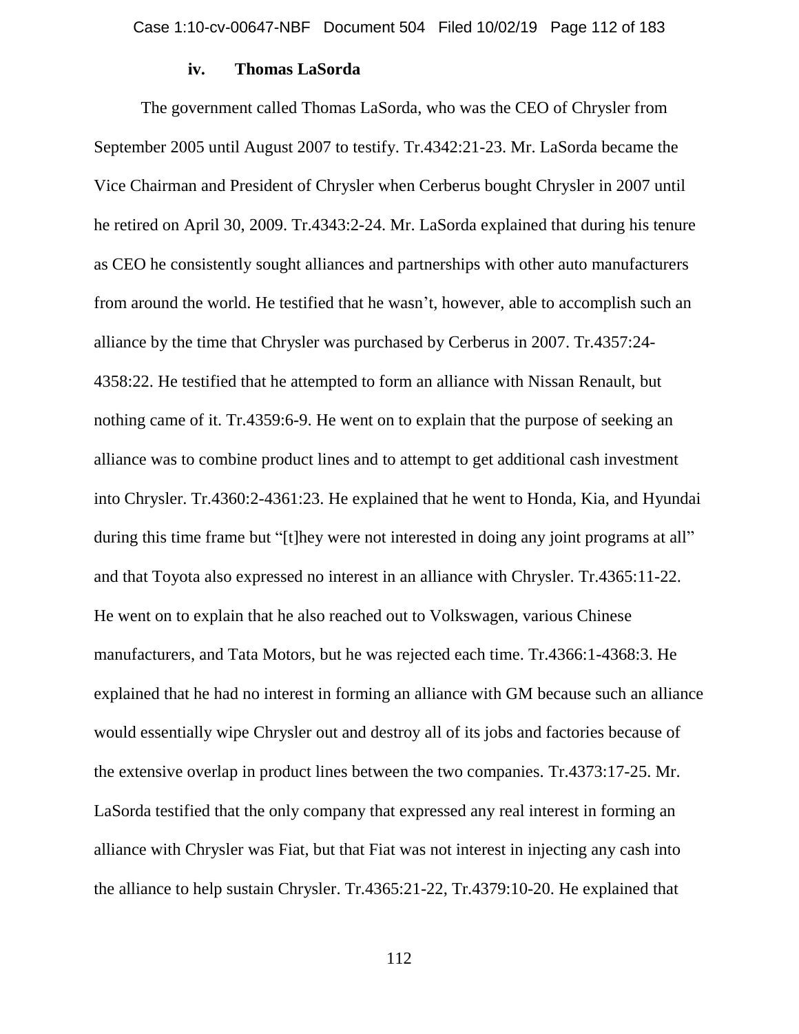#### iv. Thomas LaSorda

The government called Thomas LaSorda, who was the CEO of Chrysler from September 2005 until August 2007 to testify. Tr.4342:21-23. Mr. LaSorda became the Vice Chairman and President of Chrysler when Cerberus bought Chrysler in 2007 until he retired on April 30, 2009. Tr.4343:2-24. Mr. LaSorda explained that during his tenure as CEO he consistently sought alliances and partnerships with other auto manufacturers from around the world. He testified that he wasn't, however, able to accomplish such an alliance by the time that Chrysler was purchased by Cerberus in 2007. Tr.4357:24-4358:22. He testified that he attempted to form an alliance with Nissan Renault, but nothing came of it. Tr.4359:6-9. He went on to explain that the purpose of seeking an alliance was to combine product lines and to attempt to get additional cash investment into Chrysler. Tr.4360:2-4361:23. He explained that he went to Honda, Kia, and Hyundai during this time frame but "[t]hey were not interested in doing any joint programs at all" and that Toyota also expressed no interest in an alliance with Chrysler. Tr.4365:11-22. He went on to explain that he also reached out to Volkswagen, various Chinese manufacturers, and Tata Motors, but he was rejected each time. Tr.4366:1-4368:3. He explained that he had no interest in forming an alliance with GM because such an alliance would essentially wipe Chrysler out and destroy all of its jobs and factories because of the extensive overlap in product lines between the two companies. Tr.4373:17-25. Mr. LaSorda testified that the only company that expressed any real interest in forming an alliance with Chrysler was Fiat, but that Fiat was not interest in injecting any cash into the alliance to help sustain Chrysler. Tr.4365:21-22, Tr.4379:10-20. He explained that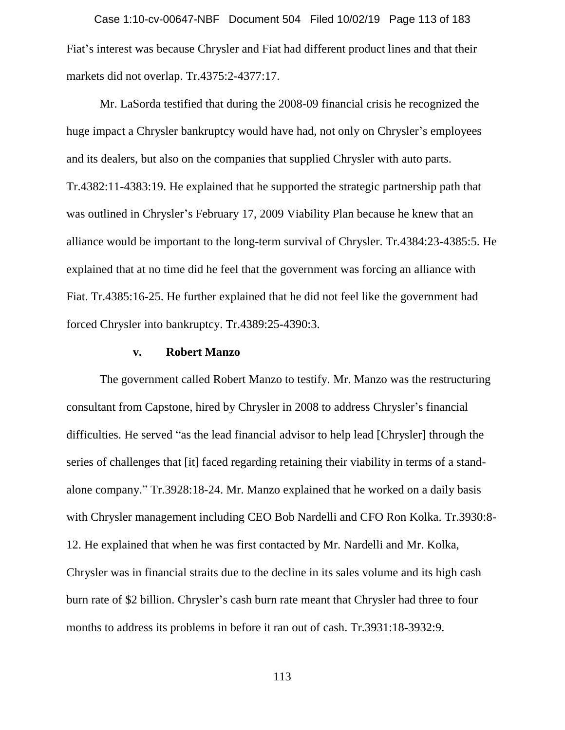Fiat's interest was because Chrysler and Fiat had different product lines and that their markets did not overlap. Tr.4375:2-4377:17.

Mr. LaSorda testified that during the 2008-09 financial crisis he recognized the huge impact a Chrysler bankruptcy would have had, not only on Chrysler's employees and its dealers, but also on the companies that supplied Chrysler with auto parts. Tr.4382:11-4383:19. He explained that he supported the strategic partnership path that was outlined in Chrysler's February 17, 2009 Viability Plan because he knew that an alliance would be important to the long-term survival of Chrysler. Tr.4384:23-4385:5. He explained that at no time did he feel that the government was forcing an alliance with Fiat. Tr.4385:16-25. He further explained that he did not feel like the government had forced Chrysler into bankruptcy. Tr.4389:25-4390:3.

**v. Robert Manzo**

The government called Robert Manzo to testify. Mr. Manzo was the restructuring consultant from Capstone, hired by Chrysler in 2008 to address Chrysler's financial difficulties. He served "as the lead financial advisor to help lead [Chrysler] through the series of challenges that [it] faced regarding retaining their viability in terms of a stand-alone company." Tr.3928:18-24. Mr. Manzo explained that he worked on a daily basis with Chrysler management including CEO Bob Nardelli and CFO Ron Kolka. Tr.3930:8-12. He explained that when he was first contacted by Mr. Nardelli and Mr. Kolka, Chrysler was in financial straits due to the decline in its sales volume and its high cash burn rate of $2 billion. Chrysler's cash burn rate meant that Chrysler had three to four months to address its problems in before it ran out of cash. Tr.3931:18-3932:9.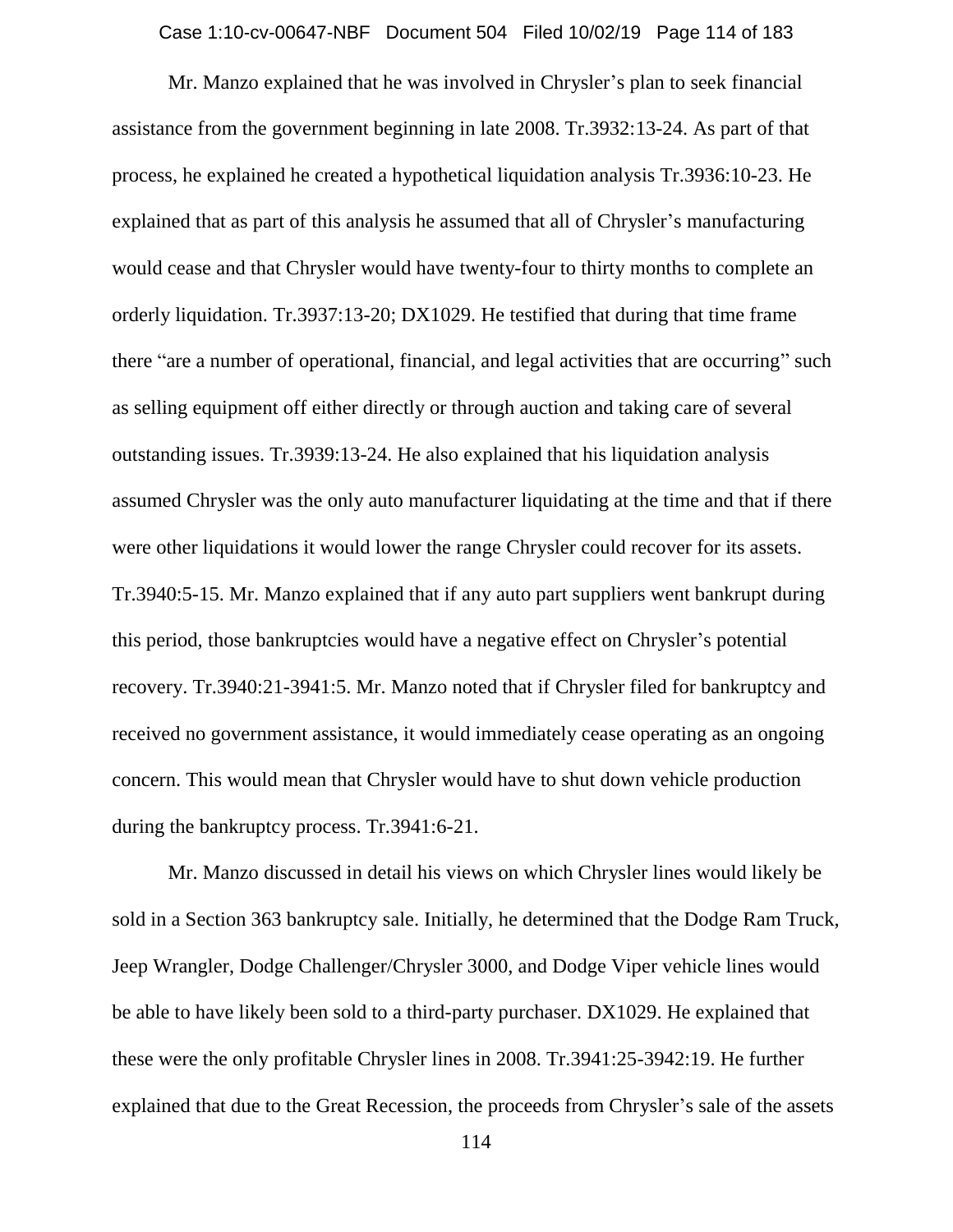Mr. Manzo explained that he was involved in Chrysler's plan to seek financial assistance from the government beginning in late 2008. Tr.3932:13-24. As part of that process, he explained he created a hypothetical liquidation analysis Tr.3936:10-23. He explained that as part of this analysis he assumed that all of Chrysler's manufacturing would cease and that Chrysler would have twenty-four to thirty months to complete an orderly liquidation. Tr.3937:13-20; DX1029. He testified that during that time frame there "are a number of operational, financial, and legal activities that are occurring" such as selling equipment off either directly or through auction and taking care of several outstanding issues. Tr.3939:13-24. He also explained that his liquidation analysis assumed Chrysler was the only auto manufacturer liquidating at the time and that if there were other liquidations it would lower the range Chrysler could recover for its assets. Tr.3940:5-15. Mr. Manzo explained that if any auto part suppliers went bankrupt during this period, those bankruptcies would have a negative effect on Chrysler's potential recovery. Tr.3940:21-3941:5. Mr. Manzo noted that if Chrysler filed for bankruptcy and received no government assistance, it would immediately cease operating as an ongoing concern. This would mean that Chrysler would have to shut down vehicle production during the bankruptcy process. Tr.3941:6-21.

Mr. Manzo discussed in detail his views on which Chrysler lines would likely be sold in a Section 363 bankruptcy sale. Initially, he determined that the Dodge Ram Truck, Jeep Wrangler, Dodge Challenger/Chrysler 3000, and Dodge Viper vehicle lines would be able to have likely been sold to a third-party purchaser. DX1029. He explained that these were the only profitable Chrysler lines in 2008. Tr.3941:25-3942:19. He further explained that due to the Great Recession, the proceeds from Chrysler's sale of the assets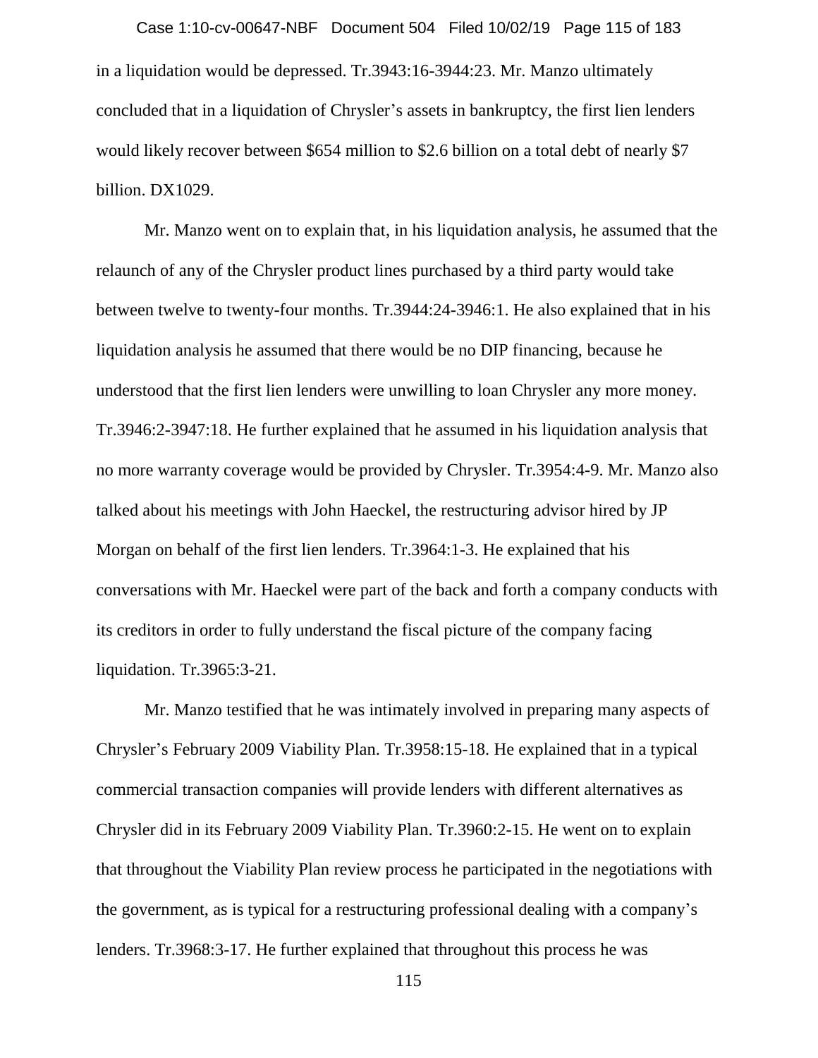in a liquidation would be depressed. Tr.3943:16-3944:23. Mr. Manzo ultimately concluded that in a liquidation of Chrysler's assets in bankruptcy, the first lien lenders would likely recover between $654 million to $2.6 billion on a total debt of nearly $7 billion. DX1029.

Mr. Manzo went on to explain that, in his liquidation analysis, he assumed that the relaunch of any of the Chrysler product lines purchased by a third party would take between twelve to twenty-four months. Tr.3944:24-3946:1. He also explained that in his liquidation analysis he assumed that there would be no DIP financing, because he understood that the first lien lenders were unwilling to loan Chrysler any more money. Tr.3946:2-3947:18. He further explained that he assumed in his liquidation analysis that no more warranty coverage would be provided by Chrysler. Tr.3954:4-9. Mr. Manzo also talked about his meetings with John Haeckel, the restructuring advisor hired by JP Morgan on behalf of the first lien lenders. Tr.3964:1-3. He explained that his conversations with Mr. Haeckel were part of the back and forth a company conducts with its creditors in order to fully understand the fiscal picture of the company facing liquidation. Tr.3965:3-21.

Mr. Manzo testified that he was intimately involved in preparing many aspects of Chrysler's February 2009 Viability Plan. Tr.3958:15-18. He explained that in a typical commercial transaction companies will provide lenders with different alternatives as Chrysler did in its February 2009 Viability Plan. Tr.3960:2-15. He went on to explain that throughout the Viability Plan review process he participated in the negotiations with the government, as is typical for a restructuring professional dealing with a company's lenders. Tr.3968:3-17. He further explained that throughout this process he was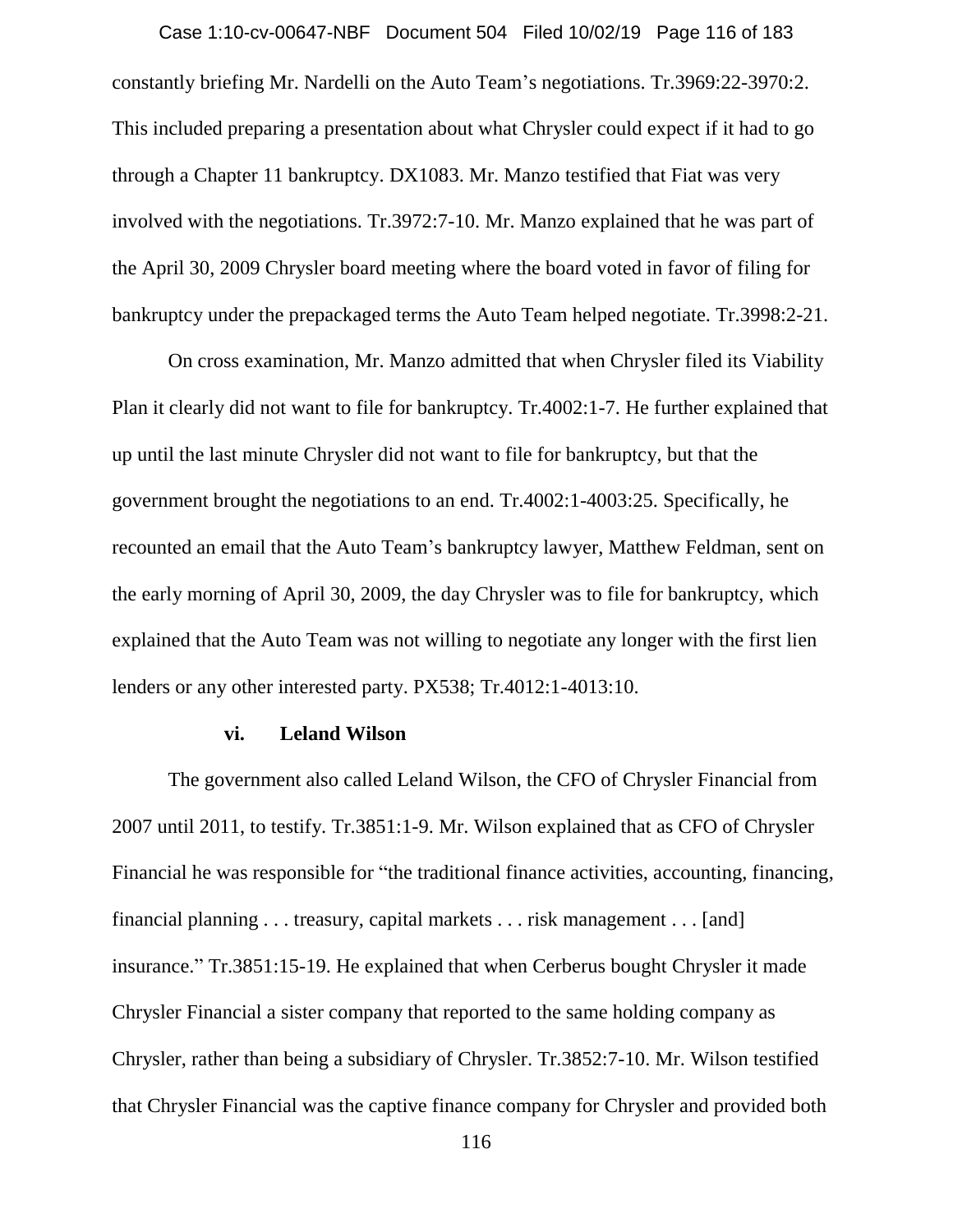constantly briefing Mr. Nardelli on the Auto Team's negotiations. Tr.3969:22-3970:2. This included preparing a presentation about what Chrysler could expect if it had to go through a Chapter 11 bankruptcy. DX1083. Mr. Manzo testified that Fiat was very involved with the negotiations. Tr.3972:7-10. Mr. Manzo explained that he was part of the April 30, 2009 Chrysler board meeting where the board voted in favor of filing for bankruptcy under the prepackaged terms the Auto Team helped negotiate. Tr.3998:2-21.

On cross examination, Mr. Manzo admitted that when Chrysler filed its Viability Plan it clearly did not want to file for bankruptcy. Tr.4002:1-7. He further explained that up until the last minute Chrysler did not want to file for bankruptcy, but that the government brought the negotiations to an end. Tr.4002:1-4003:25. Specifically, he recounted an email that the Auto Team's bankruptcy lawyer, Matthew Feldman, sent on the early morning of April 30, 2009, the day Chrysler was to file for bankruptcy, which explained that the Auto Team was not willing to negotiate any longer with the first lien lenders or any other interested party. PX538; Tr.4012:1-4013:10.

**vi. Leland Wilson**

The government also called Leland Wilson, the CFO of Chrysler Financial from 2007 until 2011, to testify. Tr.3851:1-9. Mr. Wilson explained that as CFO of Chrysler Financial he was responsible for "the traditional finance activities, accounting, financing, financial planning . . . treasury, capital markets . . . risk management . . . [and] insurance." Tr.3851:15-19. He explained that when Cerberus bought Chrysler it made Chrysler Financial a sister company that reported to the same holding company as Chrysler, rather than being a subsidiary of Chrysler. Tr.3852:7-10. Mr. Wilson testified that Chrysler Financial was the captive finance company for Chrysler and provided both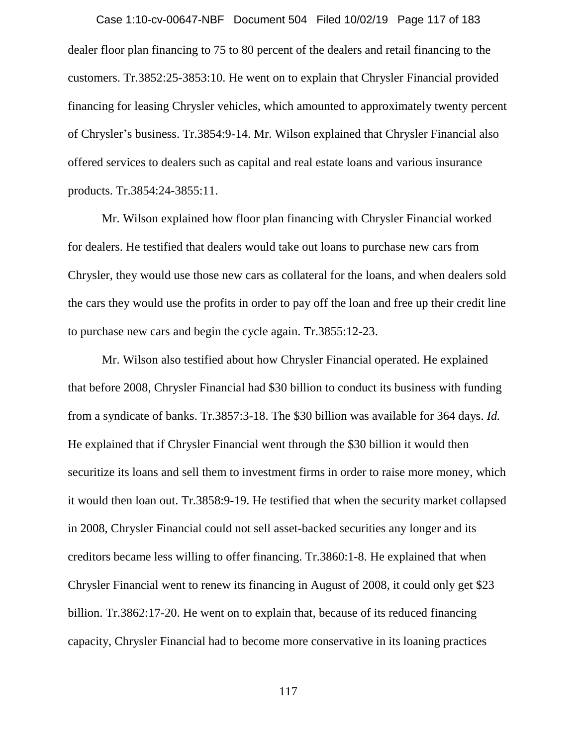dealer floor plan financing to 75 to 80 percent of the dealers and retail financing to the customers. Tr.3852:25-3853:10. He went on to explain that Chrysler Financial provided financing for leasing Chrysler vehicles, which amounted to approximately twenty percent of Chrysler's business. Tr.3854:9-14. Mr. Wilson explained that Chrysler Financial also offered services to dealers such as capital and real estate loans and various insurance products. Tr.3854:24-3855:11.

Mr. Wilson explained how floor plan financing with Chrysler Financial worked for dealers. He testified that dealers would take out loans to purchase new cars from Chrysler, they would use those new cars as collateral for the loans, and when dealers sold the cars they would use the profits in order to pay off the loan and free up their credit line to purchase new cars and begin the cycle again. Tr.3855:12-23.

Mr. Wilson also testified about how Chrysler Financial operated. He explained that before 2008, Chrysler Financial had $30 billion to conduct its business with funding from a syndicate of banks. Tr.3857:3-18. The $30 billion was available for 364 days. *Id.* He explained that if Chrysler Financial went through the $30 billion it would then securitize its loans and sell them to investment firms in order to raise more money, which it would then loan out. Tr.3858:9-19. He testified that when the security market collapsed in 2008, Chrysler Financial could not sell asset-backed securities any longer and its creditors became less willing to offer financing. Tr.3860:1-8. He explained that when Chrysler Financial went to renew its financing in August of 2008, it could only get $23 billion. Tr.3862:17-20. He went on to explain that, because of its reduced financing capacity, Chrysler Financial had to become more conservative in its loaning practices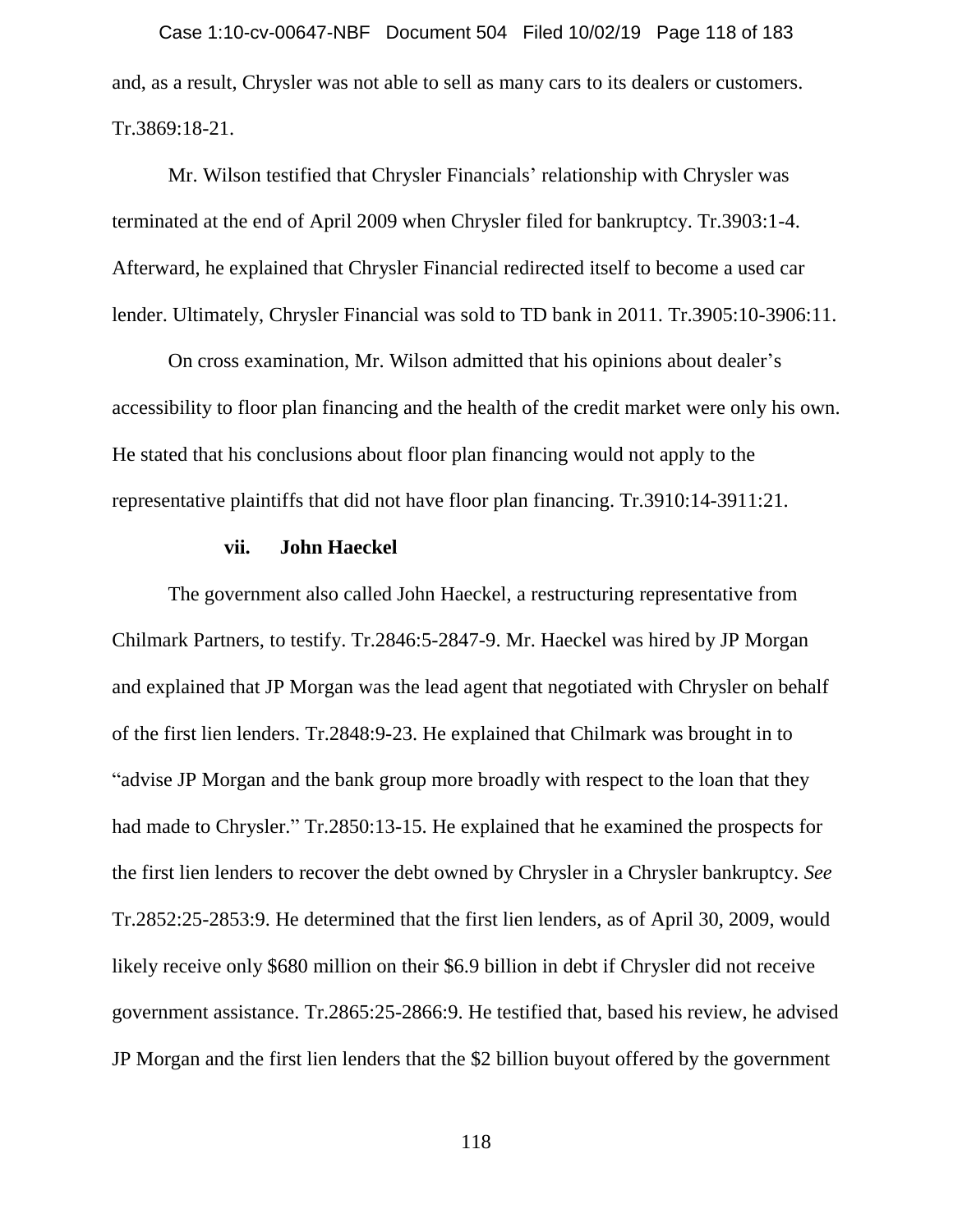and, as a result, Chrysler was not able to sell as many cars to its dealers or customers. Tr.3869:18-21.

Mr. Wilson testified that Chrysler Financials' relationship with Chrysler was terminated at the end of April 2009 when Chrysler filed for bankruptcy. Tr.3903:1-4. Afterward, he explained that Chrysler Financial redirected itself to become a used car lender. Ultimately, Chrysler Financial was sold to TD bank in 2011. Tr.3905:10-3906:11.

On cross examination, Mr. Wilson admitted that his opinions about dealer's accessibility to floor plan financing and the health of the credit market were only his own. He stated that his conclusions about floor plan financing would not apply to the representative plaintiffs that did not have floor plan financing. Tr.3910:14-3911:21.

**vii. John Haeckel**

The government also called John Haeckel, a restructuring representative from Chilmark Partners, to testify. Tr.2846:5-2847-9. Mr. Haeckel was hired by JP Morgan and explained that JP Morgan was the lead agent that negotiated with Chrysler on behalf of the first lien lenders. Tr.2848:9-23. He explained that Chilmark was brought in to "advise JP Morgan and the bank group more broadly with respect to the loan that they had made to Chrysler." Tr.2850:13-15. He explained that he examined the prospects for the first lien lenders to recover the debt owned by Chrysler in a Chrysler bankruptcy. *See* Tr.2852:25-2853:9. He determined that the first lien lenders, as of April 30, 2009, would likely receive only $680 million on their $6.9 billion in debt if Chrysler did not receive government assistance. Tr.2865:25-2866:9. He testified that, based his review, he advised JP Morgan and the first lien lenders that the $2 billion buyout offered by the government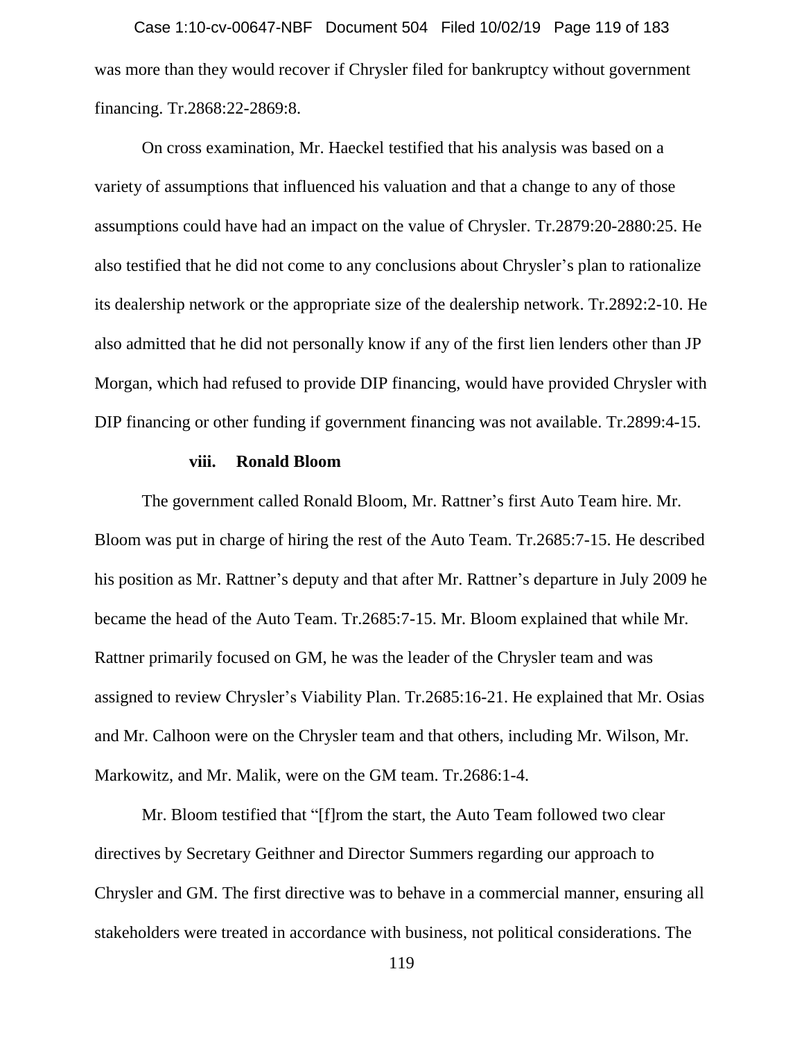was more than they would recover if Chrysler filed for bankruptcy without government financing. Tr.2868:22-2869:8.

On cross examination, Mr. Haeckel testified that his analysis was based on a variety of assumptions that influenced his valuation and that a change to any of those assumptions could have had an impact on the value of Chrysler. Tr.2879:20-2880:25. He also testified that he did not come to any conclusions about Chrysler's plan to rationalize its dealership network or the appropriate size of the dealership network. Tr.2892:2-10. He also admitted that he did not personally know if any of the first lien lenders other than JP Morgan, which had refused to provide DIP financing, would have provided Chrysler with DIP financing or other funding if government financing was not available. Tr.2899:4-15.

#### viii. Ronald Bloom

The government called Ronald Bloom, Mr. Rattner's first Auto Team hire. Mr. Bloom was put in charge of hiring the rest of the Auto Team. Tr.2685:7-15. He described his position as Mr. Rattner's deputy and that after Mr. Rattner's departure in July 2009 he became the head of the Auto Team. Tr.2685:7-15. Mr. Bloom explained that while Mr. Rattner primarily focused on GM, he was the leader of the Chrysler team and was assigned to review Chrysler's Viability Plan. Tr.2685:16-21. He explained that Mr. Osias and Mr. Calhoon were on the Chrysler team and that others, including Mr. Wilson, Mr. Markowitz, and Mr. Malik, were on the GM team. Tr.2686:1-4.

Mr. Bloom testified that "[f]rom the start, the Auto Team followed two clear directives by Secretary Geithner and Director Summers regarding our approach to Chrysler and GM. The first directive was to behave in a commercial manner, ensuring all stakeholders were treated in accordance with business, not political considerations. The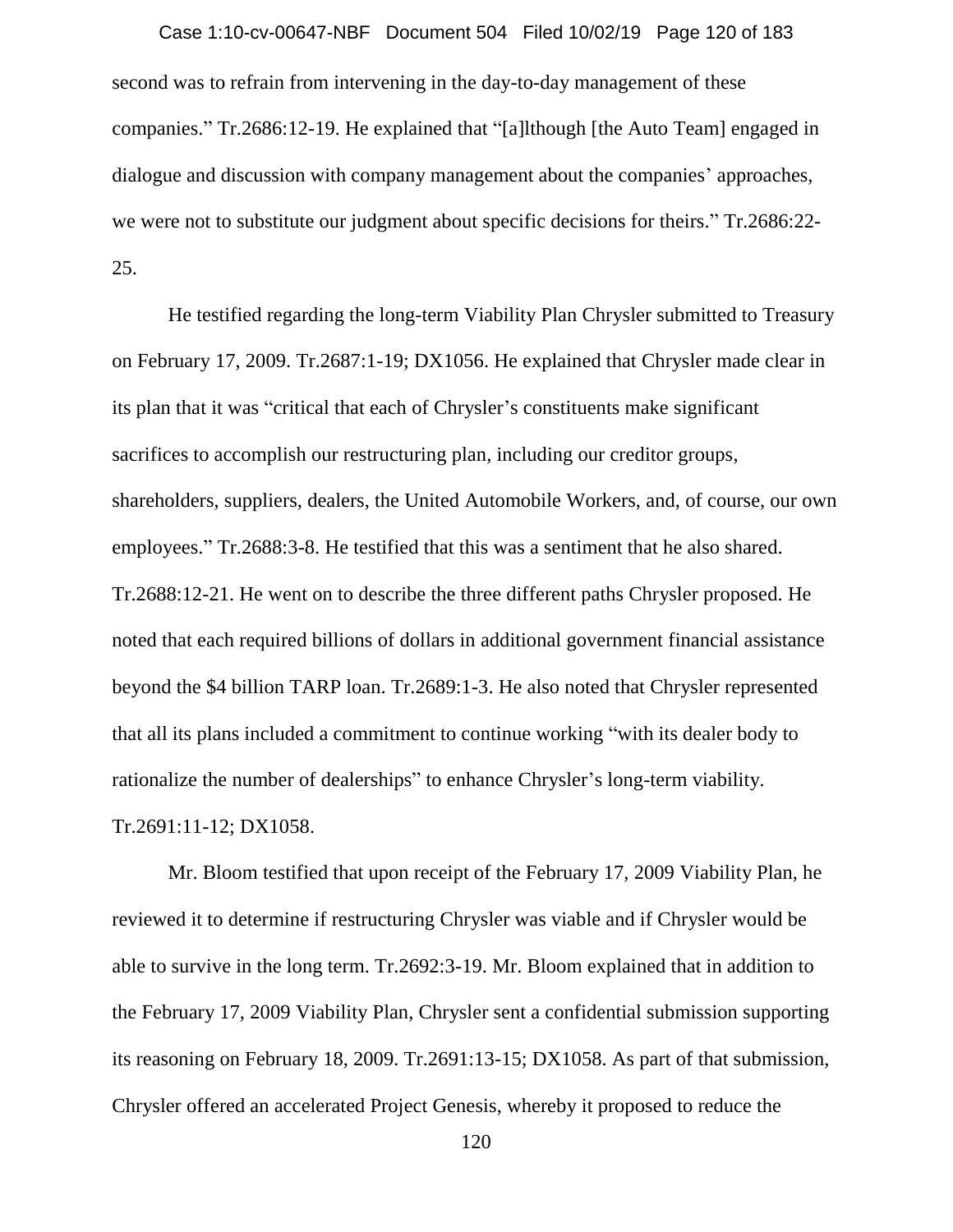second was to refrain from intervening in the day-to-day management of these companies." Tr.2686:12-19. He explained that "[a]lthough [the Auto Team] engaged in dialogue and discussion with company management about the companies' approaches, we were not to substitute our judgment about specific decisions for theirs." Tr.2686:22-25.

He testified regarding the long-term Viability Plan Chrysler submitted to Treasury on February 17, 2009. Tr.2687:1-19; DX1056. He explained that Chrysler made clear in its plan that it was "critical that each of Chrysler's constituents make significant sacrifices to accomplish our restructuring plan, including our creditor groups, shareholders, suppliers, dealers, the United Automobile Workers, and, of course, our own employees." Tr.2688:3-8. He testified that this was a sentiment that he also shared. Tr.2688:12-21. He went on to describe the three different paths Chrysler proposed. He noted that each required billions of dollars in additional government financial assistance beyond the $4 billion TARP loan. Tr.2689:1-3. He also noted that Chrysler represented that all its plans included a commitment to continue working "with its dealer body to rationalize the number of dealerships" to enhance Chrysler's long-term viability. Tr.2691:11-12; DX1058.

Mr. Bloom testified that upon receipt of the February 17, 2009 Viability Plan, he reviewed it to determine if restructuring Chrysler was viable and if Chrysler would be able to survive in the long term. Tr.2692:3-19. Mr. Bloom explained that in addition to the February 17, 2009 Viability Plan, Chrysler sent a confidential submission supporting its reasoning on February 18, 2009. Tr.2691:13-15; DX1058. As part of that submission, Chrysler offered an accelerated Project Genesis, whereby it proposed to reduce the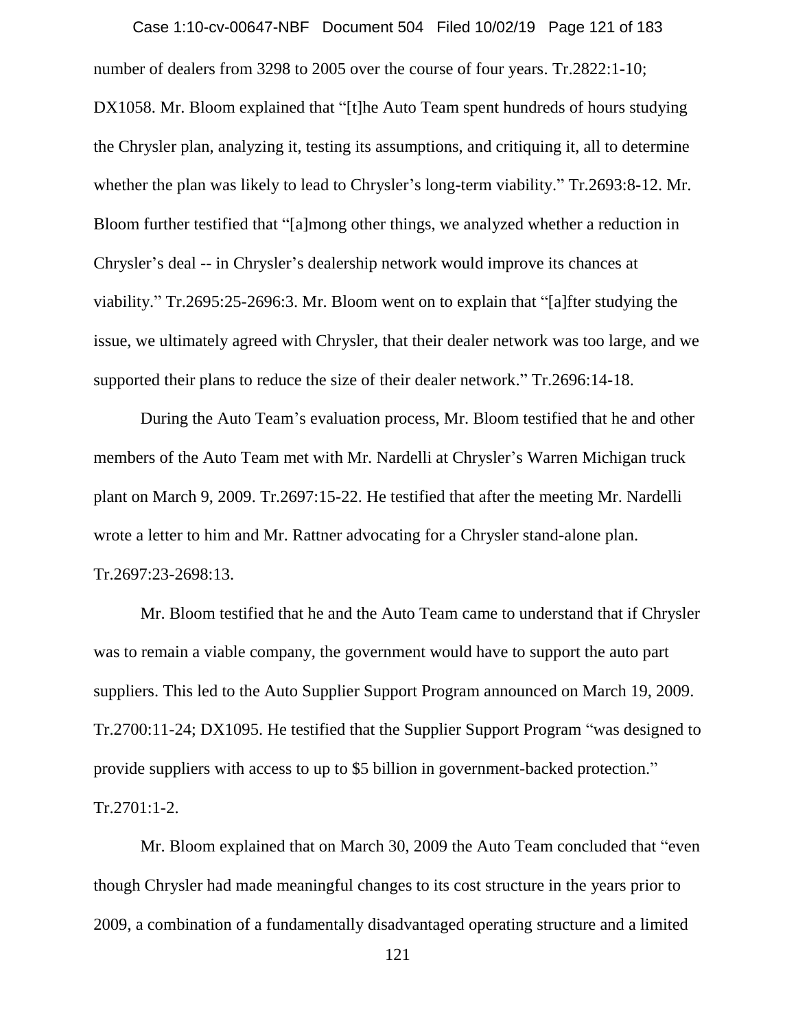number of dealers from 3298 to 2005 over the course of four years. Tr.2822:1-10; DX1058. Mr. Bloom explained that "[t]he Auto Team spent hundreds of hours studying the Chrysler plan, analyzing it, testing its assumptions, and critiquing it, all to determine whether the plan was likely to lead to Chrysler's long-term viability." Tr.2693:8-12. Mr. Bloom further testified that "[a]mong other things, we analyzed whether a reduction in Chrysler's deal -- in Chrysler's dealership network would improve its chances at viability." Tr.2695:25-2696:3. Mr. Bloom went on to explain that "[a]fter studying the issue, we ultimately agreed with Chrysler, that their dealer network was too large, and we supported their plans to reduce the size of their dealer network." Tr.2696:14-18.

During the Auto Team's evaluation process, Mr. Bloom testified that he and other members of the Auto Team met with Mr. Nardelli at Chrysler's Warren Michigan truck plant on March 9, 2009. Tr.2697:15-22. He testified that after the meeting Mr. Nardelli wrote a letter to him and Mr. Rattner advocating for a Chrysler stand-alone plan. Tr.2697:23-2698:13.

Mr. Bloom testified that he and the Auto Team came to understand that if Chrysler was to remain a viable company, the government would have to support the auto part suppliers. This led to the Auto Supplier Support Program announced on March 19, 2009. Tr.2700:11-24; DX1095. He testified that the Supplier Support Program "was designed to provide suppliers with access to up to $5 billion in government-backed protection." Tr.2701:1-2.

Mr. Bloom explained that on March 30, 2009 the Auto Team concluded that "even though Chrysler had made meaningful changes to its cost structure in the years prior to 2009, a combination of a fundamentally disadvantaged operating structure and a limited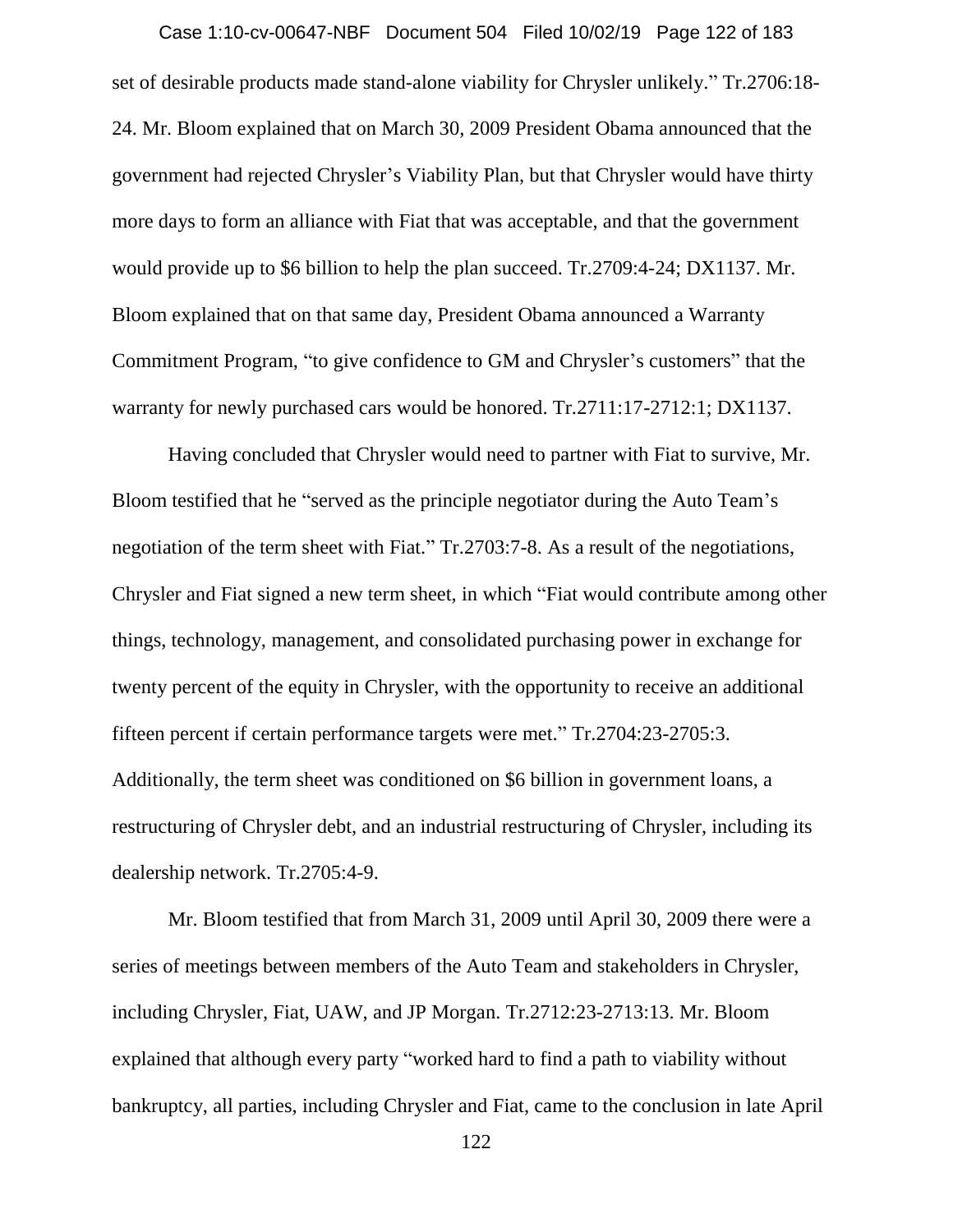set of desirable products made stand-alone viability for Chrysler unlikely." Tr.2706:18-24. Mr. Bloom explained that on March 30, 2009 President Obama announced that the government had rejected Chrysler's Viability Plan, but that Chrysler would have thirty more days to form an alliance with Fiat that was acceptable, and that the government would provide up to $6 billion to help the plan succeed. Tr.2709:4-24; DX1137. Mr. Bloom explained that on that same day, President Obama announced a Warranty Commitment Program, "to give confidence to GM and Chrysler's customers" that the warranty for newly purchased cars would be honored. Tr.2711:17-2712:1; DX1137.

Having concluded that Chrysler would need to partner with Fiat to survive, Mr. Bloom testified that he "served as the principle negotiator during the Auto Team's negotiation of the term sheet with Fiat." Tr.2703:7-8. As a result of the negotiations, Chrysler and Fiat signed a new term sheet, in which "Fiat would contribute among other things, technology, management, and consolidated purchasing power in exchange for twenty percent of the equity in Chrysler, with the opportunity to receive an additional fifteen percent if certain performance targets were met." Tr.2704:23-2705:3. Additionally, the term sheet was conditioned on $6 billion in government loans, a restructuring of Chrysler debt, and an industrial restructuring of Chrysler, including its dealership network. Tr.2705:4-9.

Mr. Bloom testified that from March 31, 2009 until April 30, 2009 there were a series of meetings between members of the Auto Team and stakeholders in Chrysler, including Chrysler, Fiat, UAW, and JP Morgan. Tr.2712:23-2713:13. Mr. Bloom explained that although every party "worked hard to find a path to viability without bankruptcy, all parties, including Chrysler and Fiat, came to the conclusion in late April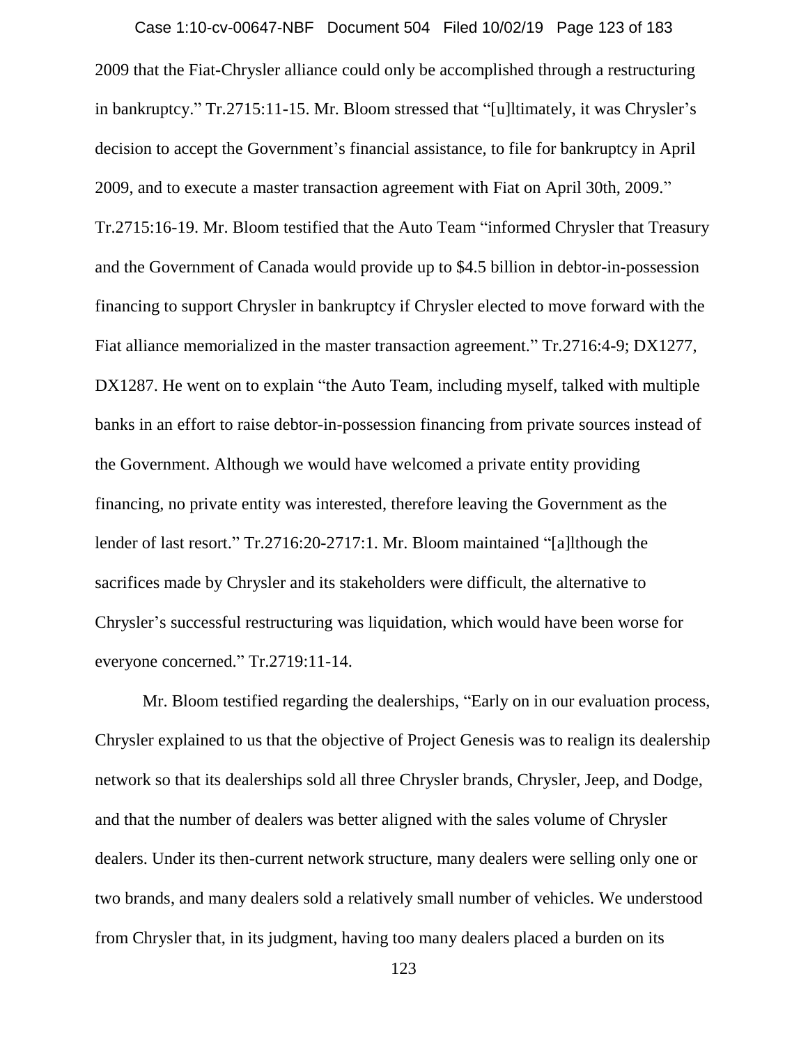2009 that the Fiat-Chrysler alliance could only be accomplished through a restructuring in bankruptcy." Tr.2715:11-15. Mr. Bloom stressed that "[u]ltimately, it was Chrysler's decision to accept the Government's financial assistance, to file for bankruptcy in April 2009, and to execute a master transaction agreement with Fiat on April 30th, 2009." Tr.2715:16-19. Mr. Bloom testified that the Auto Team "informed Chrysler that Treasury and the Government of Canada would provide up to $4.5 billion in debtor-in-possession financing to support Chrysler in bankruptcy if Chrysler elected to move forward with the Fiat alliance memorialized in the master transaction agreement." Tr.2716:4-9; DX1277, DX1287. He went on to explain "the Auto Team, including myself, talked with multiple banks in an effort to raise debtor-in-possession financing from private sources instead of the Government. Although we would have welcomed a private entity providing financing, no private entity was interested, therefore leaving the Government as the lender of last resort." Tr.2716:20-2717:1. Mr. Bloom maintained "[a]lthough the sacrifices made by Chrysler and its stakeholders were difficult, the alternative to Chrysler's successful restructuring was liquidation, which would have been worse for everyone concerned." Tr.2719:11-14.

Mr. Bloom testified regarding the dealerships, "Early on in our evaluation process, Chrysler explained to us that the objective of Project Genesis was to realign its dealership network so that its dealerships sold all three Chrysler brands, Chrysler, Jeep, and Dodge, and that the number of dealers was better aligned with the sales volume of Chrysler dealers. Under its then-current network structure, many dealers were selling only one or two brands, and many dealers sold a relatively small number of vehicles. We understood from Chrysler that, in its judgment, having too many dealers placed a burden on its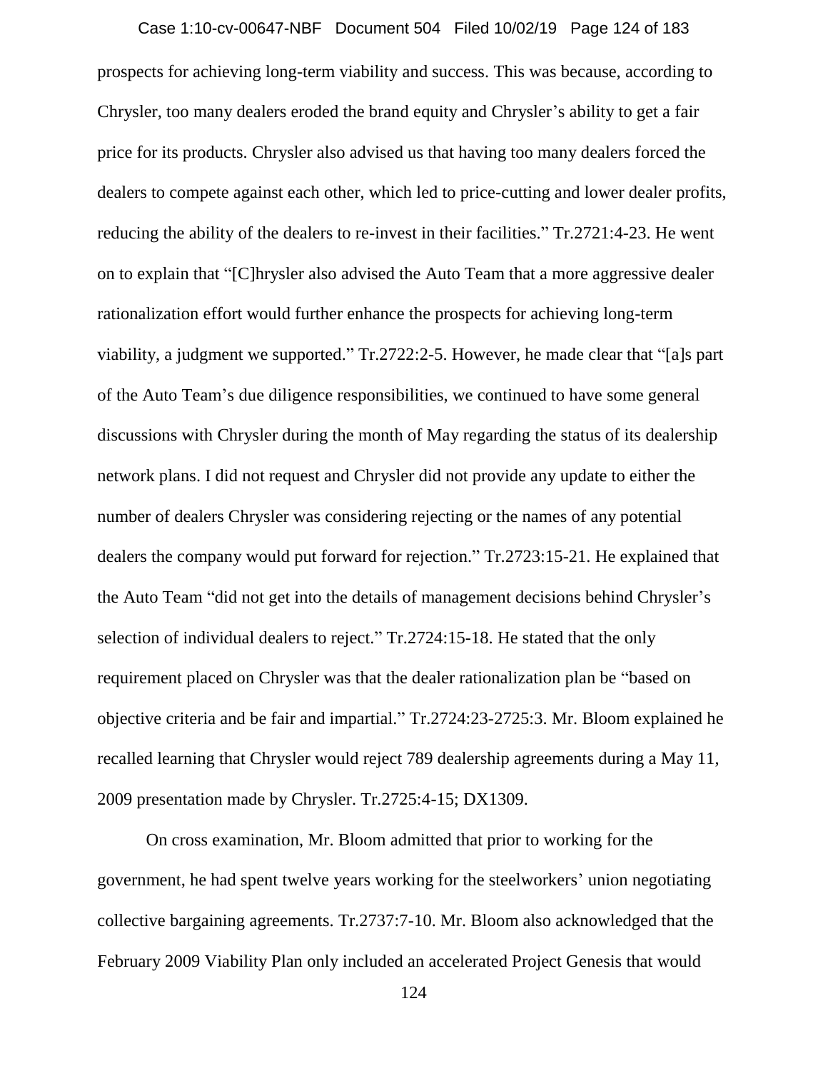prospects for achieving long-term viability and success. This was because, according to Chrysler, too many dealers eroded the brand equity and Chrysler's ability to get a fair price for its products. Chrysler also advised us that having too many dealers forced the dealers to compete against each other, which led to price-cutting and lower dealer profits, reducing the ability of the dealers to re-invest in their facilities." Tr.2721:4-23. He went on to explain that "[C]hrysler also advised the Auto Team that a more aggressive dealer rationalization effort would further enhance the prospects for achieving long-term viability, a judgment we supported." Tr.2722:2-5. However, he made clear that "[a]s part of the Auto Team's due diligence responsibilities, we continued to have some general discussions with Chrysler during the month of May regarding the status of its dealership network plans. I did not request and Chrysler did not provide any update to either the number of dealers Chrysler was considering rejecting or the names of any potential dealers the company would put forward for rejection." Tr.2723:15-21. He explained that the Auto Team "did not get into the details of management decisions behind Chrysler's selection of individual dealers to reject." Tr.2724:15-18. He stated that the only requirement placed on Chrysler was that the dealer rationalization plan be "based on objective criteria and be fair and impartial." Tr.2724:23-2725:3. Mr. Bloom explained he recalled learning that Chrysler would reject 789 dealership agreements during a May 11, 2009 presentation made by Chrysler. Tr.2725:4-15; DX1309.

On cross examination, Mr. Bloom admitted that prior to working for the government, he had spent twelve years working for the steelworkers' union negotiating collective bargaining agreements. Tr.2737:7-10. Mr. Bloom also acknowledged that the February 2009 Viability Plan only included an accelerated Project Genesis that would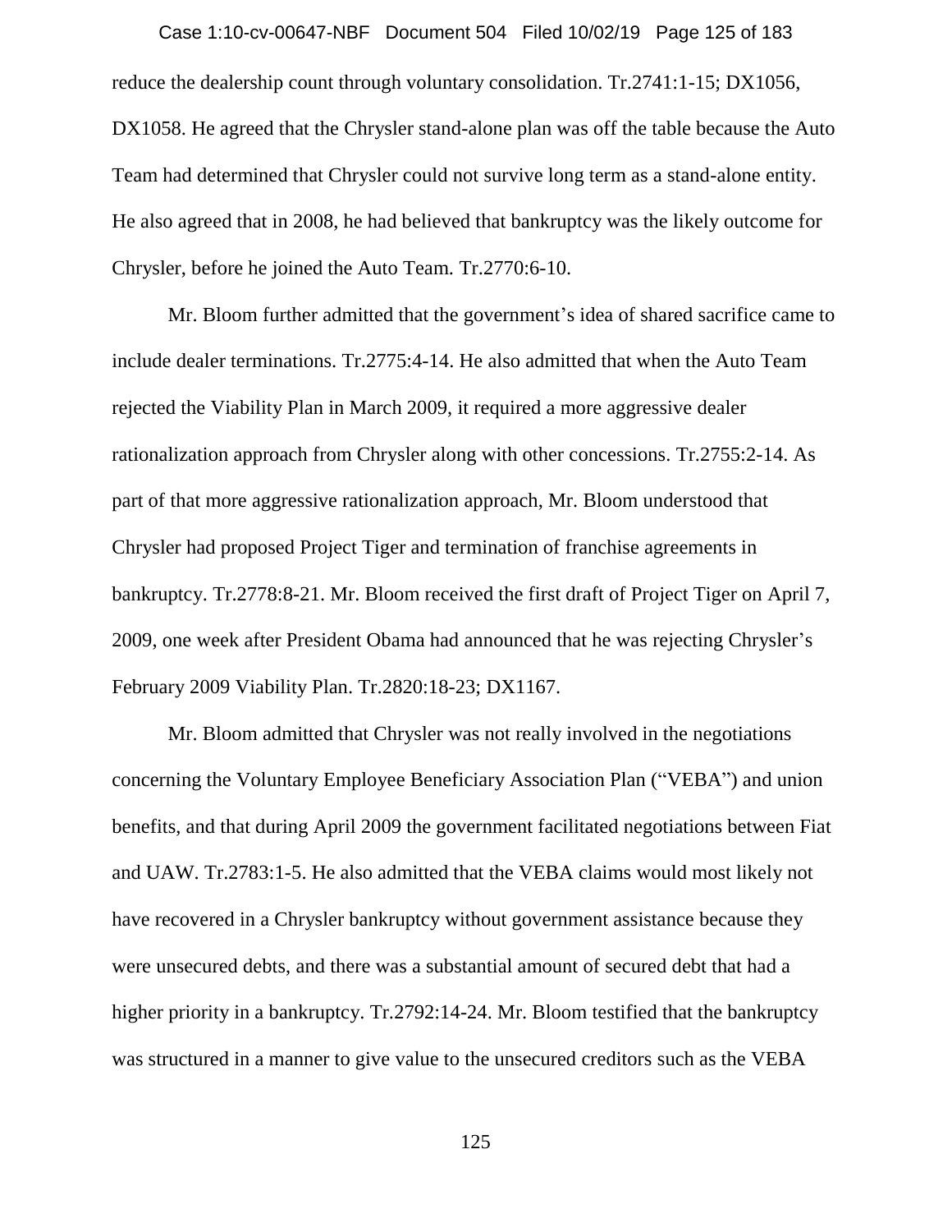reduce the dealership count through voluntary consolidation. Tr.2741:1-15; DX1056, DX1058. He agreed that the Chrysler stand-alone plan was off the table because the Auto Team had determined that Chrysler could not survive long term as a stand-alone entity. He also agreed that in 2008, he had believed that bankruptcy was the likely outcome for Chrysler, before he joined the Auto Team. Tr.2770:6-10.

Mr. Bloom further admitted that the government's idea of shared sacrifice came to include dealer terminations. Tr.2775:4-14. He also admitted that when the Auto Team rejected the Viability Plan in March 2009, it required a more aggressive dealer rationalization approach from Chrysler along with other concessions. Tr.2755:2-14. As part of that more aggressive rationalization approach, Mr. Bloom understood that Chrysler had proposed Project Tiger and termination of franchise agreements in bankruptcy. Tr.2778:8-21. Mr. Bloom received the first draft of Project Tiger on April 7, 2009, one week after President Obama had announced that he was rejecting Chrysler's February 2009 Viability Plan. Tr.2820:18-23; DX1167.

Mr. Bloom admitted that Chrysler was not really involved in the negotiations concerning the Voluntary Employee Beneficiary Association Plan ("VEBA") and union benefits, and that during April 2009 the government facilitated negotiations between Fiat and UAW. Tr.2783:1-5. He also admitted that the VEBA claims would most likely not have recovered in a Chrysler bankruptcy without government assistance because they were unsecured debts, and there was a substantial amount of secured debt that had a higher priority in a bankruptcy. Tr.2792:14-24. Mr. Bloom testified that the bankruptcy was structured in a manner to give value to the unsecured creditors such as the VEBA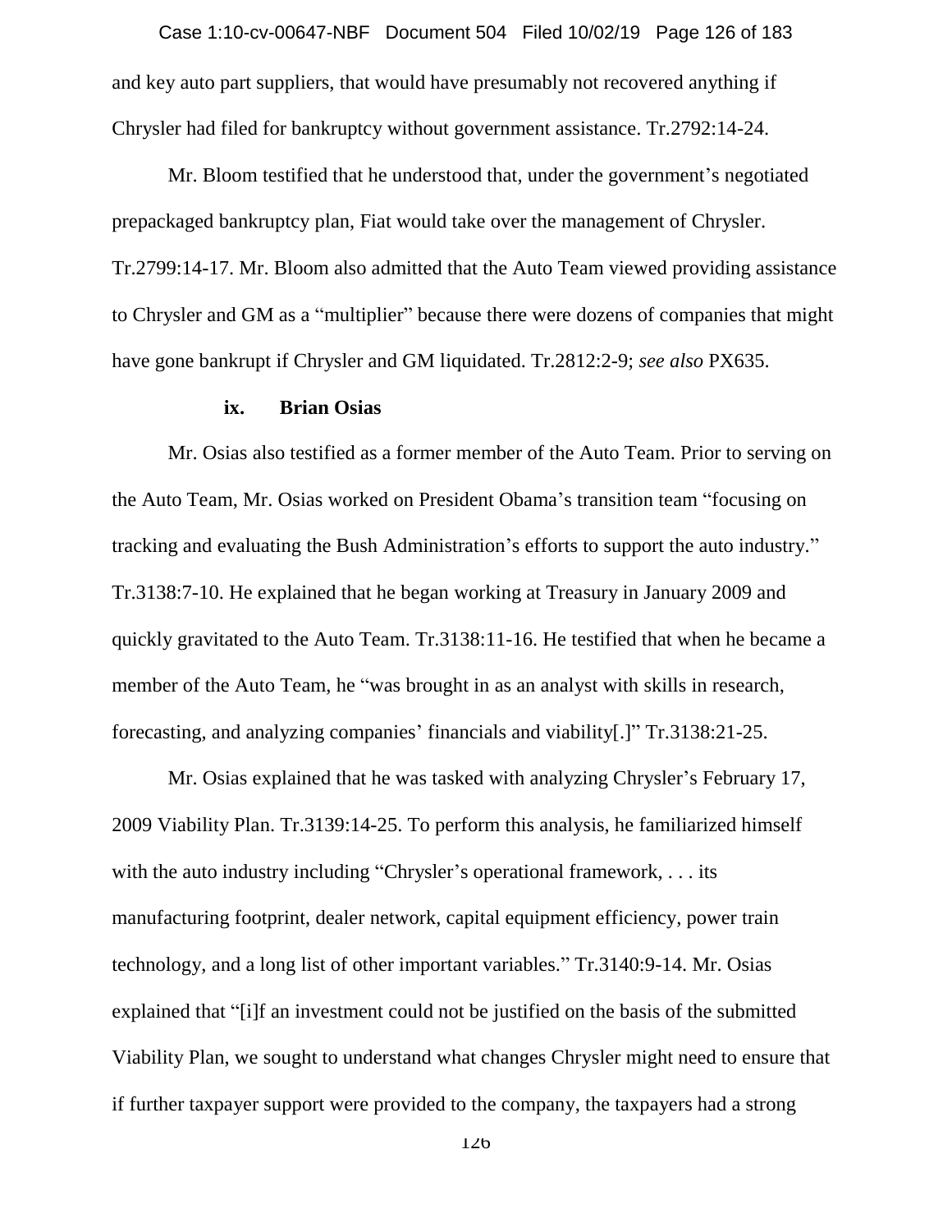and key auto part suppliers, that would have presumably not recovered anything if Chrysler had filed for bankruptcy without government assistance. Tr.2792:14-24.

Mr. Bloom testified that he understood that, under the government's negotiated prepackaged bankruptcy plan, Fiat would take over the management of Chrysler. Tr.2799:14-17. Mr. Bloom also admitted that the Auto Team viewed providing assistance to Chrysler and GM as a "multiplier" because there were dozens of companies that might have gone bankrupt if Chrysler and GM liquidated. Tr.2812:2-9; *see also* PX635.

**ix. Brian Osias**

Mr. Osias also testified as a former member of the Auto Team. Prior to serving on the Auto Team, Mr. Osias worked on President Obama's transition team "focusing on tracking and evaluating the Bush Administration's efforts to support the auto industry." Tr.3138:7-10. He explained that he began working at Treasury in January 2009 and quickly gravitated to the Auto Team. Tr.3138:11-16. He testified that when he became a member of the Auto Team, he "was brought in as an analyst with skills in research, forecasting, and analyzing companies' financials and viability[.]" Tr.3138:21-25.

Mr. Osias explained that he was tasked with analyzing Chrysler's February 17, 2009 Viability Plan. Tr.3139:14-25. To perform this analysis, he familiarized himself with the auto industry including "Chrysler's operational framework, . . . its manufacturing footprint, dealer network, capital equipment efficiency, power train technology, and a long list of other important variables." Tr.3140:9-14. Mr. Osias explained that "[i]f an investment could not be justified on the basis of the submitted Viability Plan, we sought to understand what changes Chrysler might need to ensure that if further taxpayer support were provided to the company, the taxpayers had a strong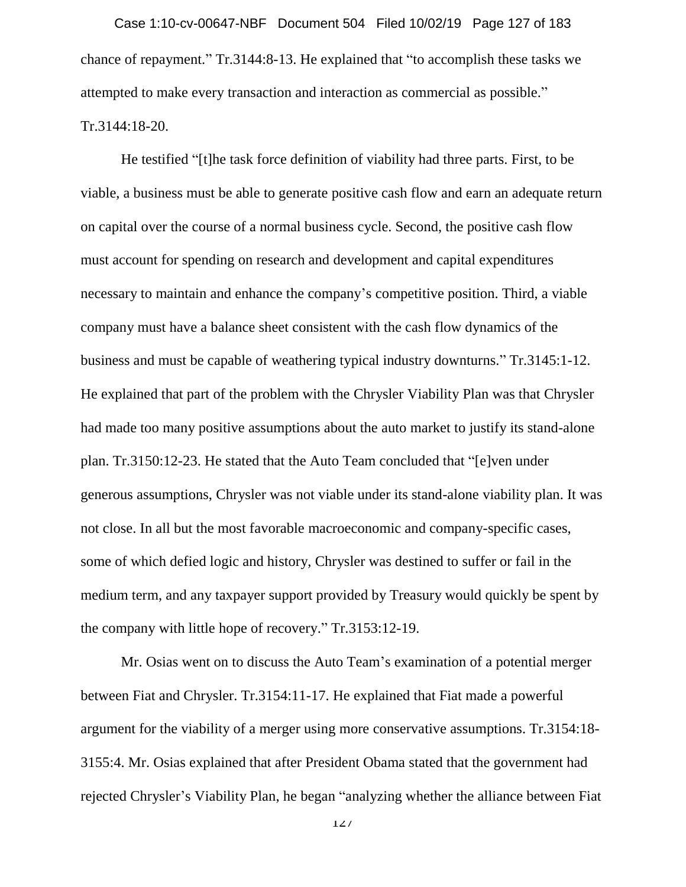chance of repayment." Tr.3144:8-13. He explained that "to accomplish these tasks we attempted to make every transaction and interaction as commercial as possible." Tr.3144:18-20.

He testified "[t]he task force definition of viability had three parts. First, to be viable, a business must be able to generate positive cash flow and earn an adequate return on capital over the course of a normal business cycle. Second, the positive cash flow must account for spending on research and development and capital expenditures necessary to maintain and enhance the company's competitive position. Third, a viable company must have a balance sheet consistent with the cash flow dynamics of the business and must be capable of weathering typical industry downturns." Tr.3145:1-12. He explained that part of the problem with the Chrysler Viability Plan was that Chrysler had made too many positive assumptions about the auto market to justify its stand-alone plan. Tr.3150:12-23. He stated that the Auto Team concluded that "[e]ven under generous assumptions, Chrysler was not viable under its stand-alone viability plan. It was not close. In all but the most favorable macroeconomic and company-specific cases, some of which defied logic and history, Chrysler was destined to suffer or fail in the medium term, and any taxpayer support provided by Treasury would quickly be spent by the company with little hope of recovery." Tr.3153:12-19.

Mr. Osias went on to discuss the Auto Team's examination of a potential merger between Fiat and Chrysler. Tr.3154:11-17. He explained that Fiat made a powerful argument for the viability of a merger using more conservative assumptions. Tr.3154:18-3155:4. Mr. Osias explained that after President Obama stated that the government had rejected Chrysler's Viability Plan, he began "analyzing whether the alliance between Fiat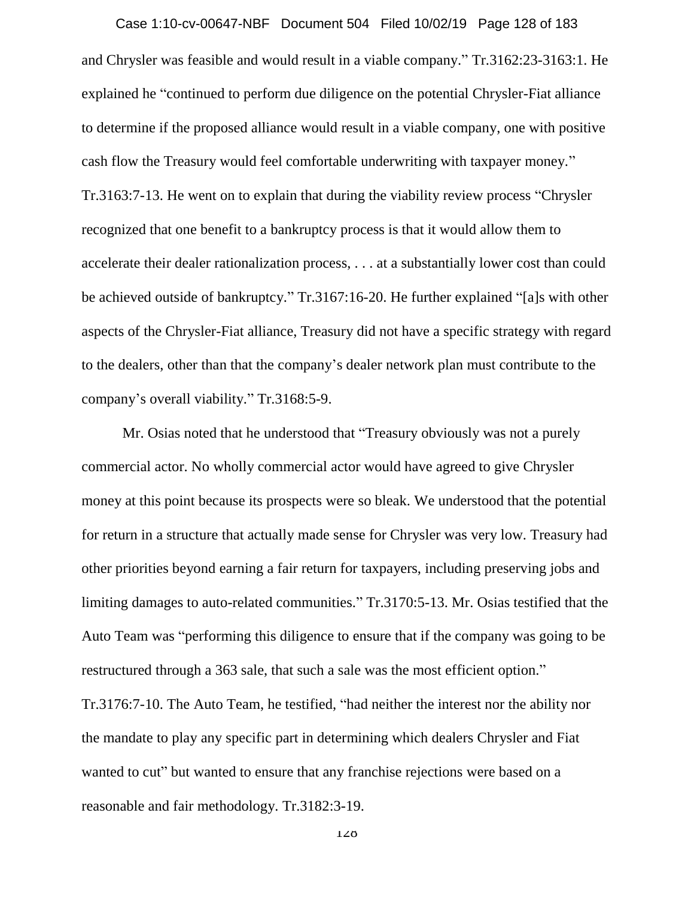and Chrysler was feasible and would result in a viable company." Tr.3162:23-3163:1. He explained he "continued to perform due diligence on the potential Chrysler-Fiat alliance to determine if the proposed alliance would result in a viable company, one with positive cash flow the Treasury would feel comfortable underwriting with taxpayer money." Tr.3163:7-13. He went on to explain that during the viability review process "Chrysler recognized that one benefit to a bankruptcy process is that it would allow them to accelerate their dealer rationalization process, . . . at a substantially lower cost than could be achieved outside of bankruptcy." Tr.3167:16-20. He further explained "[a]s with other aspects of the Chrysler-Fiat alliance, Treasury did not have a specific strategy with regard to the dealers, other than that the company's dealer network plan must contribute to the company's overall viability." Tr.3168:5-9.

Mr. Osias noted that he understood that "Treasury obviously was not a purely commercial actor. No wholly commercial actor would have agreed to give Chrysler money at this point because its prospects were so bleak. We understood that the potential for return in a structure that actually made sense for Chrysler was very low. Treasury had other priorities beyond earning a fair return for taxpayers, including preserving jobs and limiting damages to auto-related communities." Tr.3170:5-13. Mr. Osias testified that the Auto Team was "performing this diligence to ensure that if the company was going to be restructured through a 363 sale, that such a sale was the most efficient option." Tr.3176:7-10. The Auto Team, he testified, "had neither the interest nor the ability nor the mandate to play any specific part in determining which dealers Chrysler and Fiat wanted to cut" but wanted to ensure that any franchise rejections were based on a reasonable and fair methodology. Tr.3182:3-19.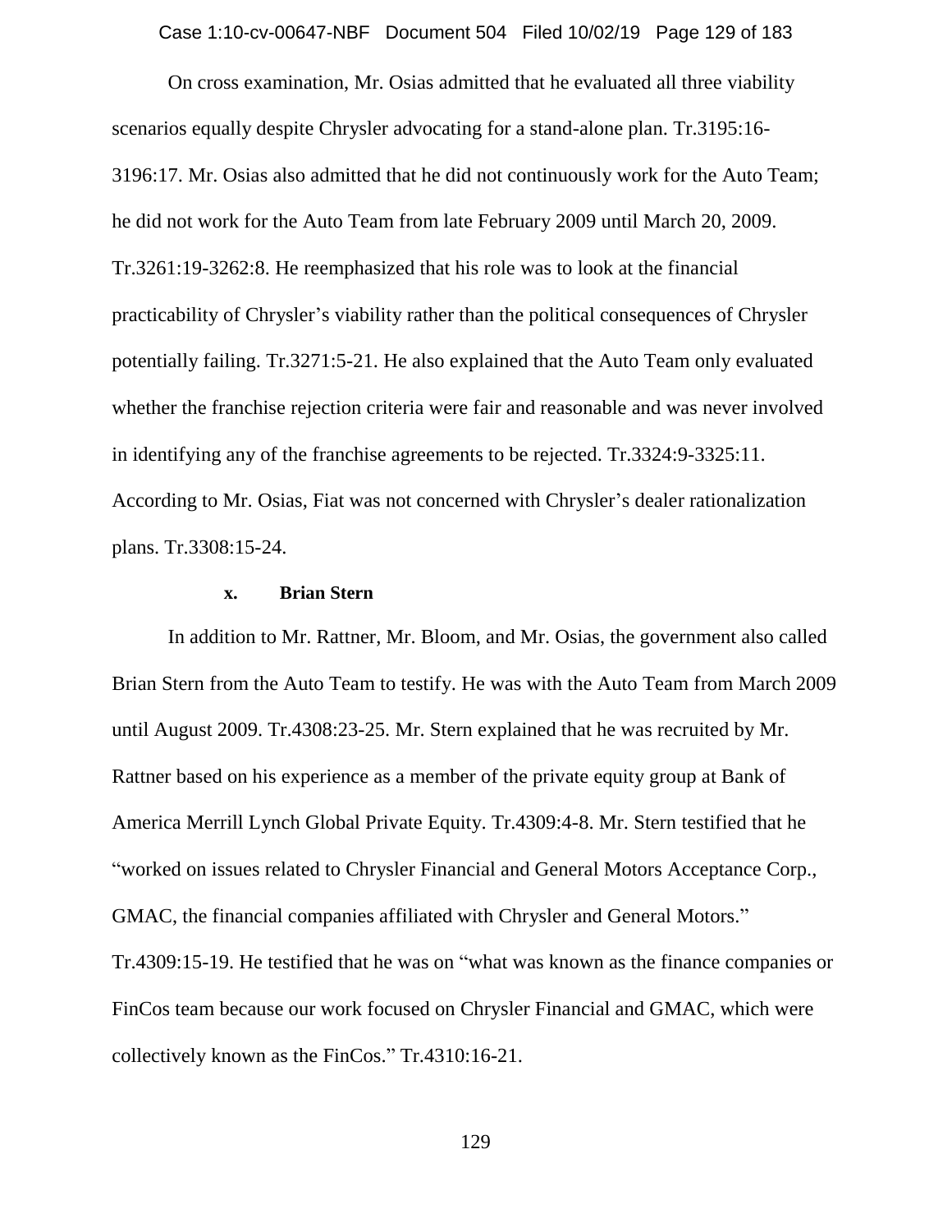On cross examination, Mr. Osias admitted that he evaluated all three viability scenarios equally despite Chrysler advocating for a stand-alone plan. Tr.3195:16-3196:17. Mr. Osias also admitted that he did not continuously work for the Auto Team; he did not work for the Auto Team from late February 2009 until March 20, 2009. Tr.3261:19-3262:8. He reemphasized that his role was to look at the financial practicability of Chrysler's viability rather than the political consequences of Chrysler potentially failing. Tr.3271:5-21. He also explained that the Auto Team only evaluated whether the franchise rejection criteria were fair and reasonable and was never involved in identifying any of the franchise agreements to be rejected. Tr.3324:9-3325:11. According to Mr. Osias, Fiat was not concerned with Chrysler's dealer rationalization plans. Tr.3308:15-24.

**x. Brian Stern**

In addition to Mr. Rattner, Mr. Bloom, and Mr. Osias, the government also called Brian Stern from the Auto Team to testify. He was with the Auto Team from March 2009 until August 2009. Tr.4308:23-25. Mr. Stern explained that he was recruited by Mr. Rattner based on his experience as a member of the private equity group at Bank of America Merrill Lynch Global Private Equity. Tr.4309:4-8. Mr. Stern testified that he "worked on issues related to Chrysler Financial and General Motors Acceptance Corp., GMAC, the financial companies affiliated with Chrysler and General Motors." Tr.4309:15-19. He testified that he was on "what was known as the finance companies or FinCos team because our work focused on Chrysler Financial and GMAC, which were collectively known as the FinCos." Tr.4310:16-21.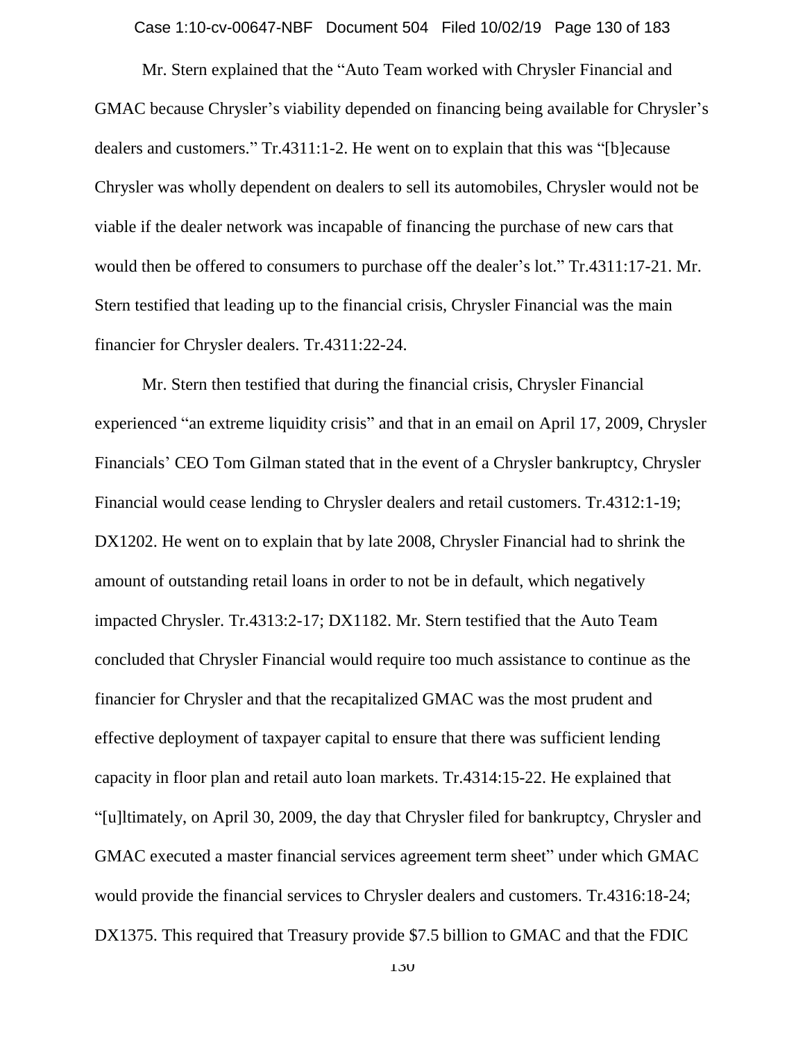Mr. Stern explained that the "Auto Team worked with Chrysler Financial and GMAC because Chrysler's viability depended on financing being available for Chrysler's dealers and customers." Tr.4311:1-2. He went on to explain that this was "[b]ecause Chrysler was wholly dependent on dealers to sell its automobiles, Chrysler would not be viable if the dealer network was incapable of financing the purchase of new cars that would then be offered to consumers to purchase off the dealer's lot." Tr.4311:17-21. Mr. Stern testified that leading up to the financial crisis, Chrysler Financial was the main financier for Chrysler dealers. Tr.4311:22-24.

Mr. Stern then testified that during the financial crisis, Chrysler Financial experienced "an extreme liquidity crisis" and that in an email on April 17, 2009, Chrysler Financials' CEO Tom Gilman stated that in the event of a Chrysler bankruptcy, Chrysler Financial would cease lending to Chrysler dealers and retail customers. Tr.4312:1-19; DX1202. He went on to explain that by late 2008, Chrysler Financial had to shrink the amount of outstanding retail loans in order to not be in default, which negatively impacted Chrysler. Tr.4313:2-17; DX1182. Mr. Stern testified that the Auto Team concluded that Chrysler Financial would require too much assistance to continue as the financier for Chrysler and that the recapitalized GMAC was the most prudent and effective deployment of taxpayer capital to ensure that there was sufficient lending capacity in floor plan and retail auto loan markets. Tr.4314:15-22. He explained that "[u]ltimately, on April 30, 2009, the day that Chrysler filed for bankruptcy, Chrysler and GMAC executed a master financial services agreement term sheet" under which GMAC would provide the financial services to Chrysler dealers and customers. Tr.4316:18-24; DX1375. This required that Treasury provide $7.5 billion to GMAC and that the FDIC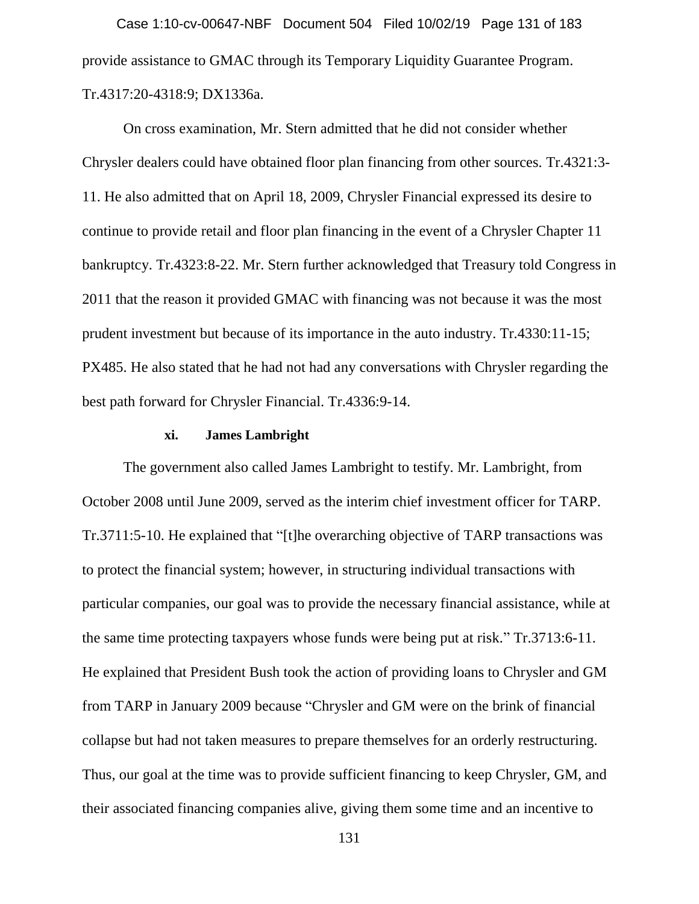provide assistance to GMAC through its Temporary Liquidity Guarantee Program. Tr.4317:20-4318:9; DX1336a.

On cross examination, Mr. Stern admitted that he did not consider whether Chrysler dealers could have obtained floor plan financing from other sources. Tr.4321:3-11. He also admitted that on April 18, 2009, Chrysler Financial expressed its desire to continue to provide retail and floor plan financing in the event of a Chrysler Chapter 11 bankruptcy. Tr.4323:8-22. Mr. Stern further acknowledged that Treasury told Congress in 2011 that the reason it provided GMAC with financing was not because it was the most prudent investment but because of its importance in the auto industry. Tr.4330:11-15; PX485. He also stated that he had not had any conversations with Chrysler regarding the best path forward for Chrysler Financial. Tr.4336:9-14.

**xi. James Lambright**

The government also called James Lambright to testify. Mr. Lambright, from October 2008 until June 2009, served as the interim chief investment officer for TARP. Tr.3711:5-10. He explained that "[t]he overarching objective of TARP transactions was to protect the financial system; however, in structuring individual transactions with particular companies, our goal was to provide the necessary financial assistance, while at the same time protecting taxpayers whose funds were being put at risk." Tr.3713:6-11. He explained that President Bush took the action of providing loans to Chrysler and GM from TARP in January 2009 because "Chrysler and GM were on the brink of financial collapse but had not taken measures to prepare themselves for an orderly restructuring. Thus, our goal at the time was to provide sufficient financing to keep Chrysler, GM, and their associated financing companies alive, giving them some time and an incentive to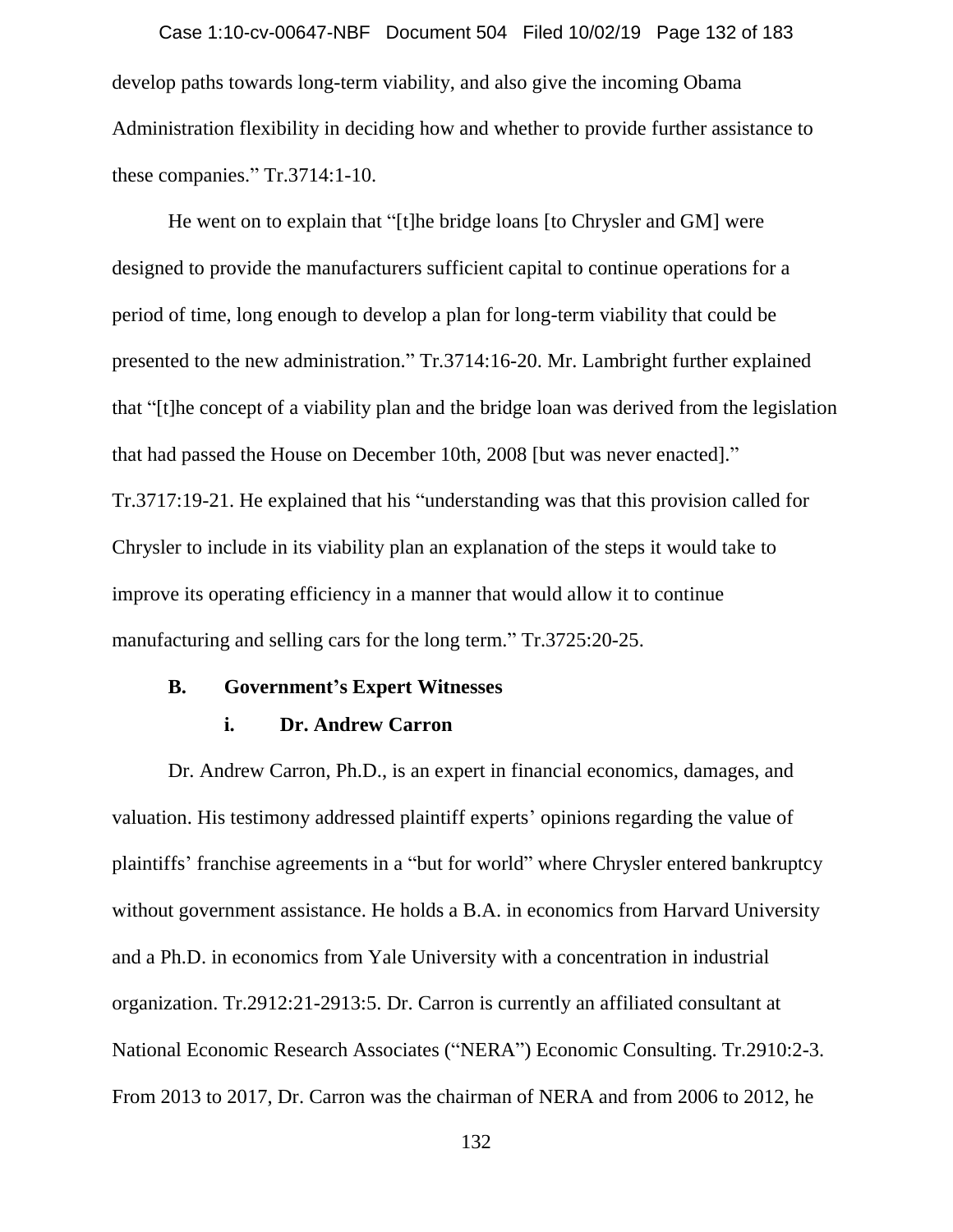develop paths towards long-term viability, and also give the incoming Obama Administration flexibility in deciding how and whether to provide further assistance to these companies." Tr.3714:1-10.

He went on to explain that "[t]he bridge loans [to Chrysler and GM] were designed to provide the manufacturers sufficient capital to continue operations for a period of time, long enough to develop a plan for long-term viability that could be presented to the new administration." Tr.3714:16-20. Mr. Lambright further explained that "[t]he concept of a viability plan and the bridge loan was derived from the legislation that had passed the House on December 10th, 2008 [but was never enacted]." Tr.3717:19-21. He explained that his "understanding was that this provision called for Chrysler to include in its viability plan an explanation of the steps it would take to improve its operating efficiency in a manner that would allow it to continue manufacturing and selling cars for the long term." Tr.3725:20-25.

### B. Government's Expert Witnesses

#### i. Dr. Andrew Carron

Dr. Andrew Carron, Ph.D., is an expert in financial economics, damages, and valuation. His testimony addressed plaintiff experts' opinions regarding the value of plaintiffs' franchise agreements in a "but for world" where Chrysler entered bankruptcy without government assistance. He holds a B.A. in economics from Harvard University and a Ph.D. in economics from Yale University with a concentration in industrial organization. Tr.2912:21-2913:5. Dr. Carron is currently an affiliated consultant at National Economic Research Associates ("NERA") Economic Consulting. Tr.2910:2-3. From 2013 to 2017, Dr. Carron was the chairman of NERA and from 2006 to 2012, he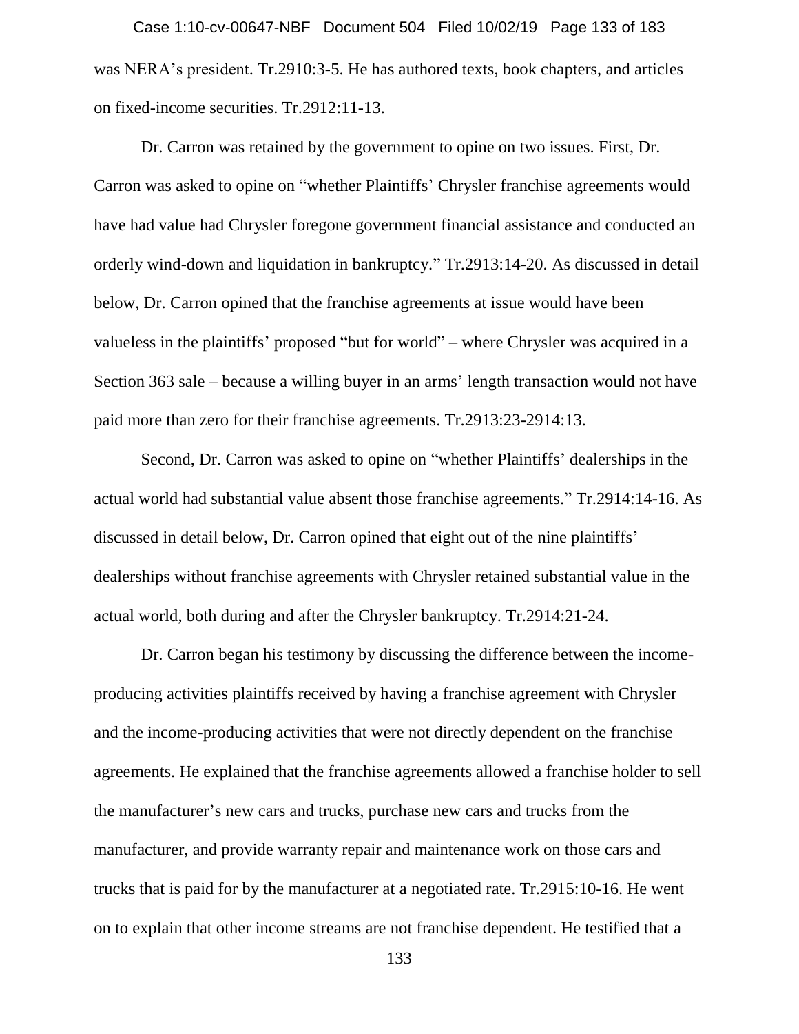was NERA's president. Tr.2910:3-5. He has authored texts, book chapters, and articles on fixed-income securities. Tr.2912:11-13.

Dr. Carron was retained by the government to opine on two issues. First, Dr. Carron was asked to opine on "whether Plaintiffs' Chrysler franchise agreements would have had value had Chrysler foregone government financial assistance and conducted an orderly wind-down and liquidation in bankruptcy." Tr.2913:14-20. As discussed in detail below, Dr. Carron opined that the franchise agreements at issue would have been valueless in the plaintiffs' proposed "but for world" – where Chrysler was acquired in a Section 363 sale – because a willing buyer in an arms' length transaction would not have paid more than zero for their franchise agreements. Tr.2913:23-2914:13.

Second, Dr. Carron was asked to opine on "whether Plaintiffs' dealerships in the actual world had substantial value absent those franchise agreements." Tr.2914:14-16. As discussed in detail below, Dr. Carron opined that eight out of the nine plaintiffs' dealerships without franchise agreements with Chrysler retained substantial value in the actual world, both during and after the Chrysler bankruptcy. Tr.2914:21-24.

Dr. Carron began his testimony by discussing the difference between the income-producing activities plaintiffs received by having a franchise agreement with Chrysler and the income-producing activities that were not directly dependent on the franchise agreements. He explained that the franchise agreements allowed a franchise holder to sell the manufacturer's new cars and trucks, purchase new cars and trucks from the manufacturer, and provide warranty repair and maintenance work on those cars and trucks that is paid for by the manufacturer at a negotiated rate. Tr.2915:10-16. He went on to explain that other income streams are not franchise dependent. He testified that a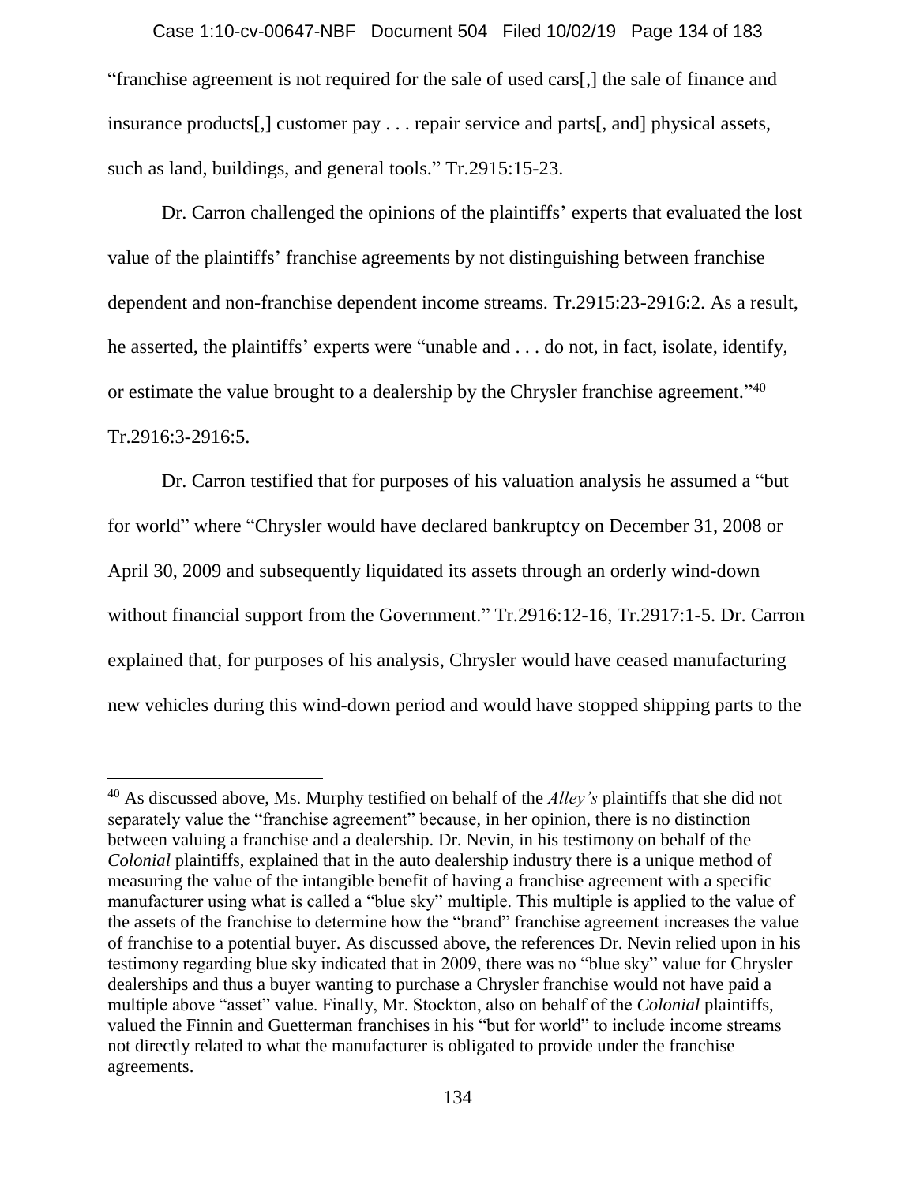"franchise agreement is not required for the sale of used cars[,] the sale of finance and insurance products[,] customer pay . . . repair service and parts[, and] physical assets, such as land, buildings, and general tools." Tr.2915:15-23.

Dr. Carron challenged the opinions of the plaintiffs' experts that evaluated the lost value of the plaintiffs' franchise agreements by not distinguishing between franchise dependent and non-franchise dependent income streams. Tr.2915:23-2916:2. As a result, he asserted, the plaintiffs' experts were "unable and . . . do not, in fact, isolate, identify, or estimate the value brought to a dealership by the Chrysler franchise agreement."[40] Tr.2916:3-2916:5.

Dr. Carron testified that for purposes of his valuation analysis he assumed a "but for world" where "Chrysler would have declared bankruptcy on December 31, 2008 or April 30, 2009 and subsequently liquidated its assets through an orderly wind-down without financial support from the Government." Tr.2916:12-16, Tr.2917:1-5. Dr. Carron explained that, for purposes of his analysis, Chrysler would have ceased manufacturing new vehicles during this wind-down period and would have stopped shipping parts to the

---

[40] As discussed above, Ms. Murphy testified on behalf of the *Alley's* plaintiffs that she did not separately value the "franchise agreement" because, in her opinion, there is no distinction between valuing a franchise and a dealership. Dr. Nevin, in his testimony on behalf of the *Colonial* plaintiffs, explained that in the auto dealership industry there is a unique method of measuring the value of the intangible benefit of having a franchise agreement with a specific manufacturer using what is called a "blue sky" multiple. This multiple is applied to the value of the assets of the franchise to determine how the "brand" franchise agreement increases the value of franchise to a potential buyer. As discussed above, the references Dr. Nevin relied upon in his testimony regarding blue sky indicated that in 2009, there was no "blue sky" value for Chrysler dealerships and thus a buyer wanting to purchase a Chrysler franchise would not have paid a multiple above "asset" value. Finally, Mr. Stockton, also on behalf of the *Colonial* plaintiffs, valued the Finnin and Guetterman franchises in his "but for world" to include income streams not directly related to what the manufacturer is obligated to provide under the franchise agreements.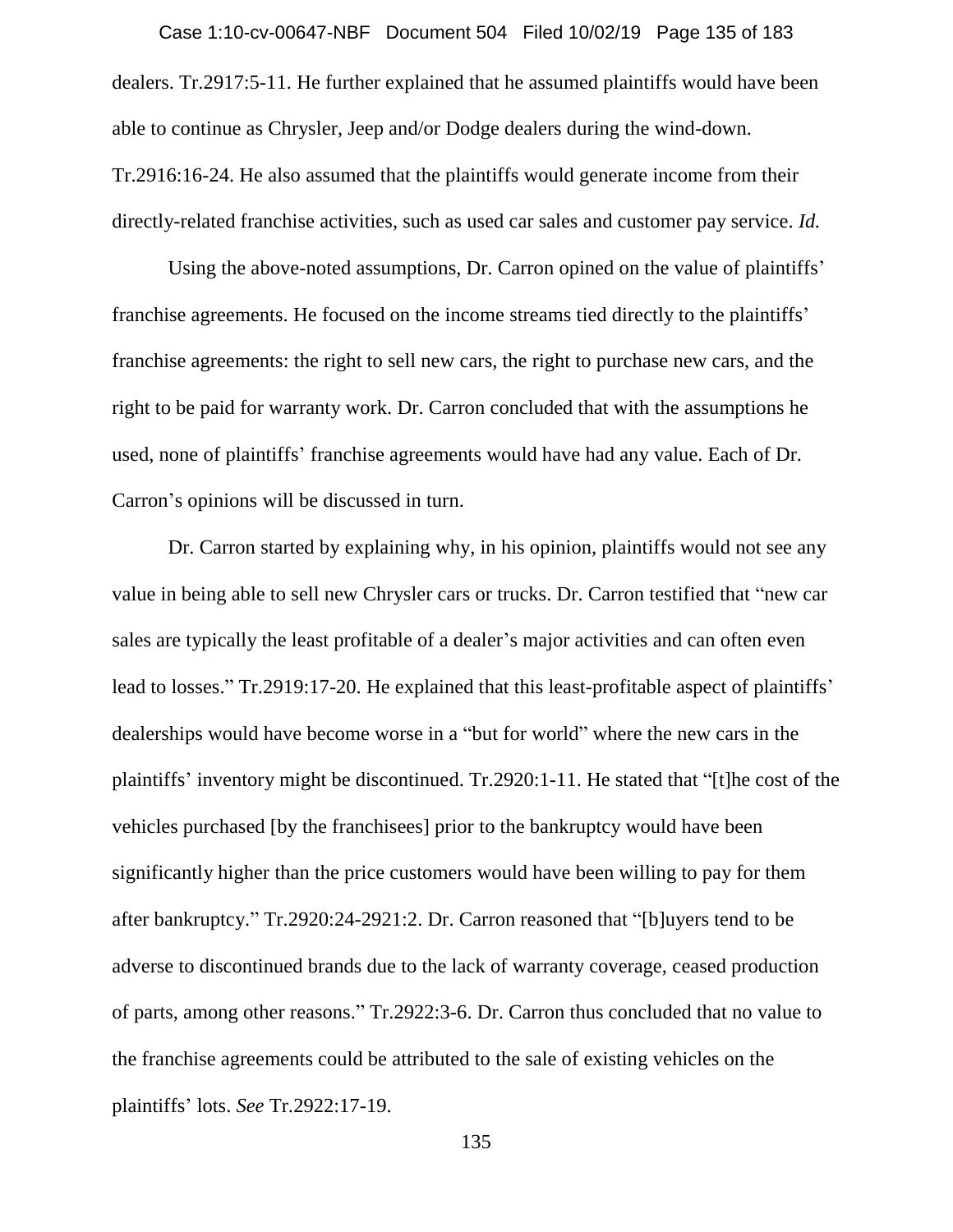dealers. Tr.2917:5-11. He further explained that he assumed plaintiffs would have been able to continue as Chrysler, Jeep and/or Dodge dealers during the wind-down. Tr.2916:16-24. He also assumed that the plaintiffs would generate income from their directly-related franchise activities, such as used car sales and customer pay service. *Id.*

Using the above-noted assumptions, Dr. Carron opined on the value of plaintiffs' franchise agreements. He focused on the income streams tied directly to the plaintiffs' franchise agreements: the right to sell new cars, the right to purchase new cars, and the right to be paid for warranty work. Dr. Carron concluded that with the assumptions he used, none of plaintiffs' franchise agreements would have had any value. Each of Dr. Carron's opinions will be discussed in turn.

Dr. Carron started by explaining why, in his opinion, plaintiffs would not see any value in being able to sell new Chrysler cars or trucks. Dr. Carron testified that "new car sales are typically the least profitable of a dealer's major activities and can often even lead to losses." Tr.2919:17-20. He explained that this least-profitable aspect of plaintiffs' dealerships would have become worse in a "but for world" where the new cars in the plaintiffs' inventory might be discontinued. Tr.2920:1-11. He stated that "[t]he cost of the vehicles purchased [by the franchisees] prior to the bankruptcy would have been significantly higher than the price customers would have been willing to pay for them after bankruptcy." Tr.2920:24-2921:2. Dr. Carron reasoned that "[b]uyers tend to be adverse to discontinued brands due to the lack of warranty coverage, ceased production of parts, among other reasons." Tr.2922:3-6. Dr. Carron thus concluded that no value to the franchise agreements could be attributed to the sale of existing vehicles on the plaintiffs' lots. *See* Tr.2922:17-19.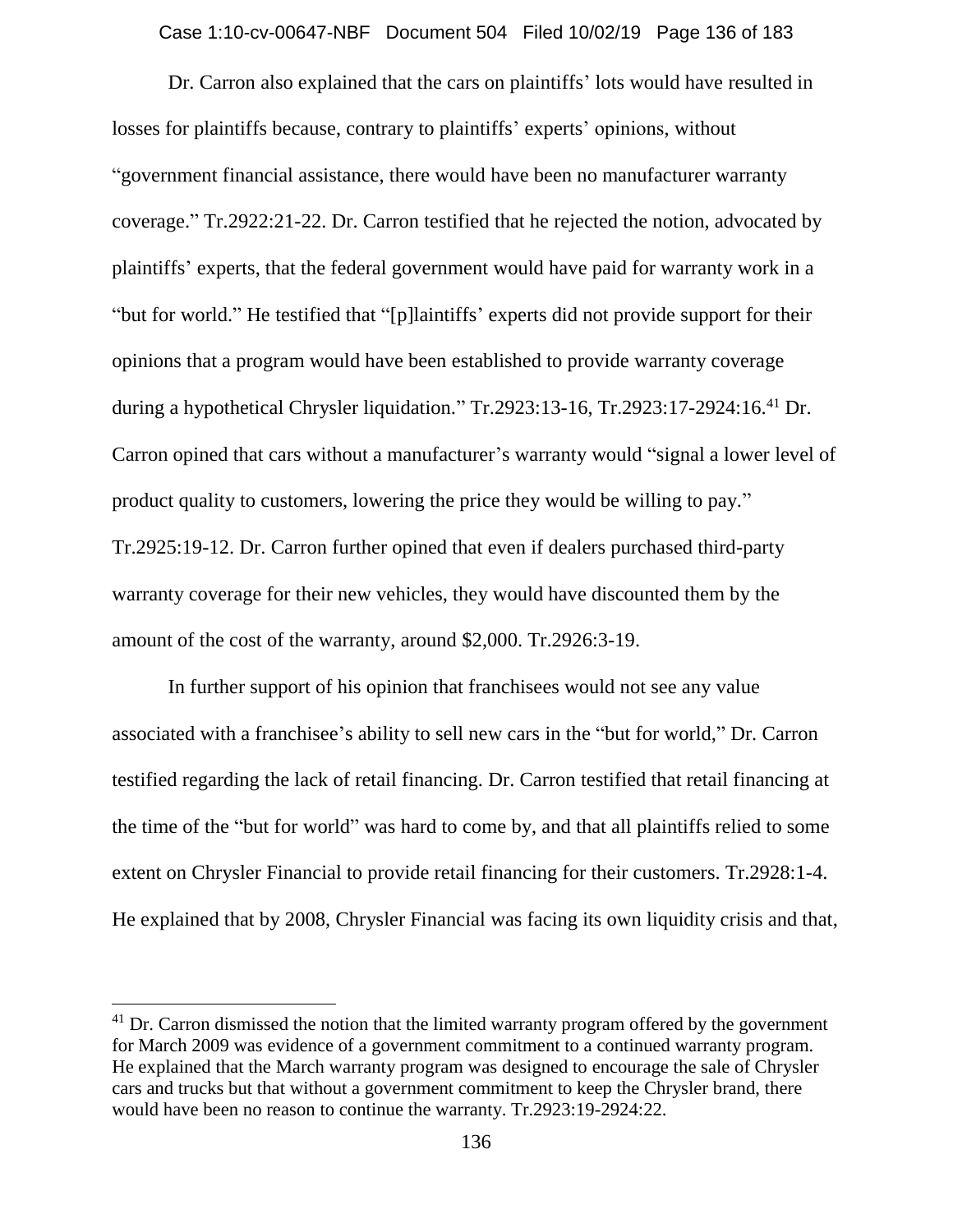Dr. Carron also explained that the cars on plaintiffs' lots would have resulted in losses for plaintiffs because, contrary to plaintiffs' experts' opinions, without "government financial assistance, there would have been no manufacturer warranty coverage." Tr.2922:21-22. Dr. Carron testified that he rejected the notion, advocated by plaintiffs' experts, that the federal government would have paid for warranty work in a "but for world." He testified that "[p]laintiffs' experts did not provide support for their opinions that a program would have been established to provide warranty coverage during a hypothetical Chrysler liquidation." Tr.2923:13-16, Tr.2923:17-2924:16.[41] Dr. Carron opined that cars without a manufacturer's warranty would "signal a lower level of product quality to customers, lowering the price they would be willing to pay." Tr.2925:19-12. Dr. Carron further opined that even if dealers purchased third-party warranty coverage for their new vehicles, they would have discounted them by the amount of the cost of the warranty, around $2,000. Tr.2926:3-19.

In further support of his opinion that franchisees would not see any value associated with a franchisee's ability to sell new cars in the "but for world," Dr. Carron testified regarding the lack of retail financing. Dr. Carron testified that retail financing at the time of the "but for world" was hard to come by, and that all plaintiffs relied to some extent on Chrysler Financial to provide retail financing for their customers. Tr.2928:1-4. He explained that by 2008, Chrysler Financial was facing its own liquidity crisis and that,

[41] Dr. Carron dismissed the notion that the limited warranty program offered by the government for March 2009 was evidence of a government commitment to a continued warranty program. He explained that the March warranty program was designed to encourage the sale of Chrysler cars and trucks but that without a government commitment to keep the Chrysler brand, there would have been no reason to continue the warranty. Tr.2923:19-2924:22.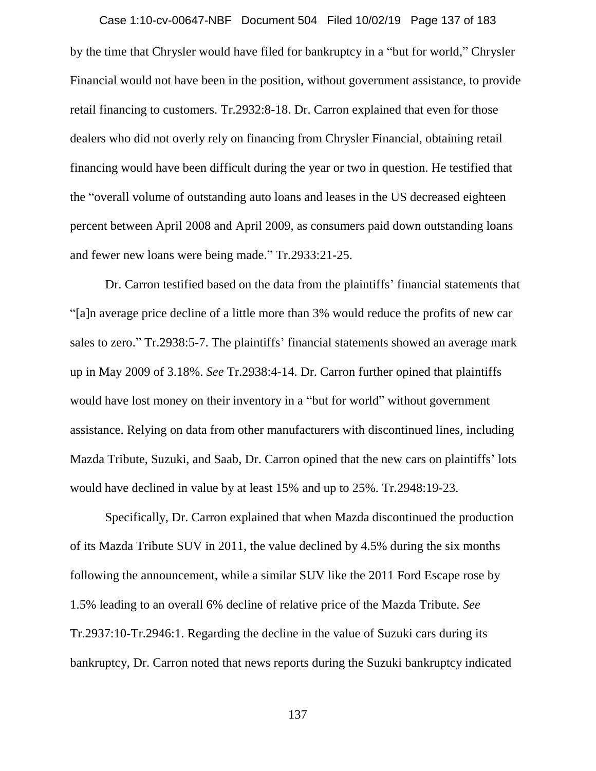by the time that Chrysler would have filed for bankruptcy in a "but for world," Chrysler Financial would not have been in the position, without government assistance, to provide retail financing to customers. Tr.2932:8-18. Dr. Carron explained that even for those dealers who did not overly rely on financing from Chrysler Financial, obtaining retail financing would have been difficult during the year or two in question. He testified that the "overall volume of outstanding auto loans and leases in the US decreased eighteen percent between April 2008 and April 2009, as consumers paid down outstanding loans and fewer new loans were being made." Tr.2933:21-25.

Dr. Carron testified based on the data from the plaintiffs' financial statements that "[a]n average price decline of a little more than 3% would reduce the profits of new car sales to zero." Tr.2938:5-7. The plaintiffs' financial statements showed an average mark up in May 2009 of 3.18%. *See* Tr.2938:4-14. Dr. Carron further opined that plaintiffs would have lost money on their inventory in a "but for world" without government assistance. Relying on data from other manufacturers with discontinued lines, including Mazda Tribute, Suzuki, and Saab, Dr. Carron opined that the new cars on plaintiffs' lots would have declined in value by at least 15% and up to 25%. Tr.2948:19-23.

Specifically, Dr. Carron explained that when Mazda discontinued the production of its Mazda Tribute SUV in 2011, the value declined by 4.5% during the six months following the announcement, while a similar SUV like the 2011 Ford Escape rose by 1.5% leading to an overall 6% decline of relative price of the Mazda Tribute. *See* Tr.2937:10-Tr.2946:1. Regarding the decline in the value of Suzuki cars during its bankruptcy, Dr. Carron noted that news reports during the Suzuki bankruptcy indicated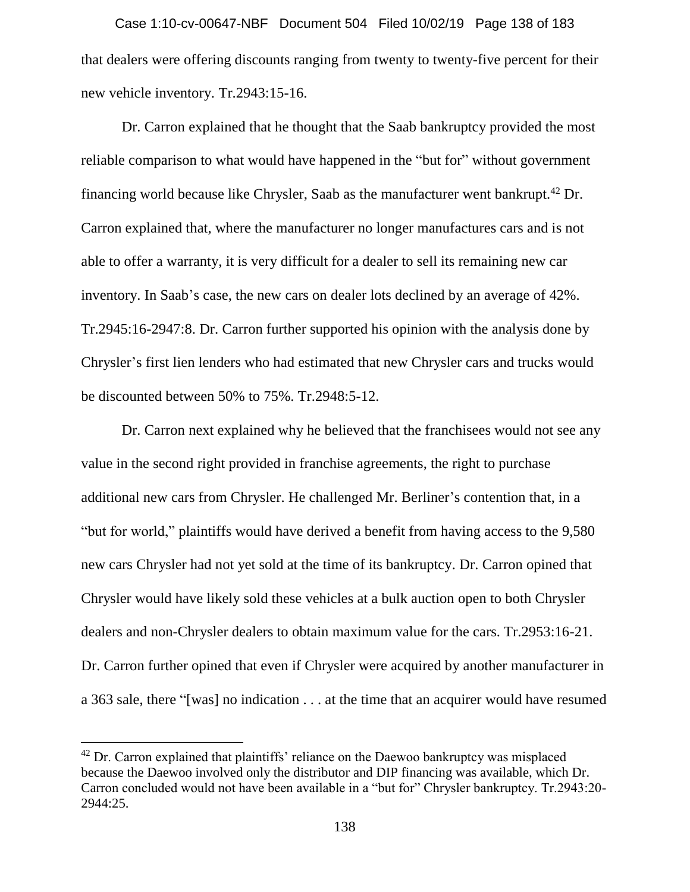that dealers were offering discounts ranging from twenty to twenty-five percent for their new vehicle inventory. Tr.2943:15-16.

Dr. Carron explained that he thought that the Saab bankruptcy provided the most reliable comparison to what would have happened in the "but for" without government financing world because like Chrysler, Saab as the manufacturer went bankrupt.[42] Dr. Carron explained that, where the manufacturer no longer manufactures cars and is not able to offer a warranty, it is very difficult for a dealer to sell its remaining new car inventory. In Saab's case, the new cars on dealer lots declined by an average of 42%. Tr.2945:16-2947:8. Dr. Carron further supported his opinion with the analysis done by Chrysler's first lien lenders who had estimated that new Chrysler cars and trucks would be discounted between 50% to 75%. Tr.2948:5-12.

Dr. Carron next explained why he believed that the franchisees would not see any value in the second right provided in franchise agreements, the right to purchase additional new cars from Chrysler. He challenged Mr. Berliner's contention that, in a "but for world," plaintiffs would have derived a benefit from having access to the 9,580 new cars Chrysler had not yet sold at the time of its bankruptcy. Dr. Carron opined that Chrysler would have likely sold these vehicles at a bulk auction open to both Chrysler dealers and non-Chrysler dealers to obtain maximum value for the cars. Tr.2953:16-21. Dr. Carron further opined that even if Chrysler were acquired by another manufacturer in a 363 sale, there "[was] no indication . . . at the time that an acquirer would have resumed

[42] Dr. Carron explained that plaintiffs' reliance on the Daewoo bankruptcy was misplaced because the Daewoo involved only the distributor and DIP financing was available, which Dr. Carron concluded would not have been available in a "but for" Chrysler bankruptcy. Tr.2943:20-2944:25.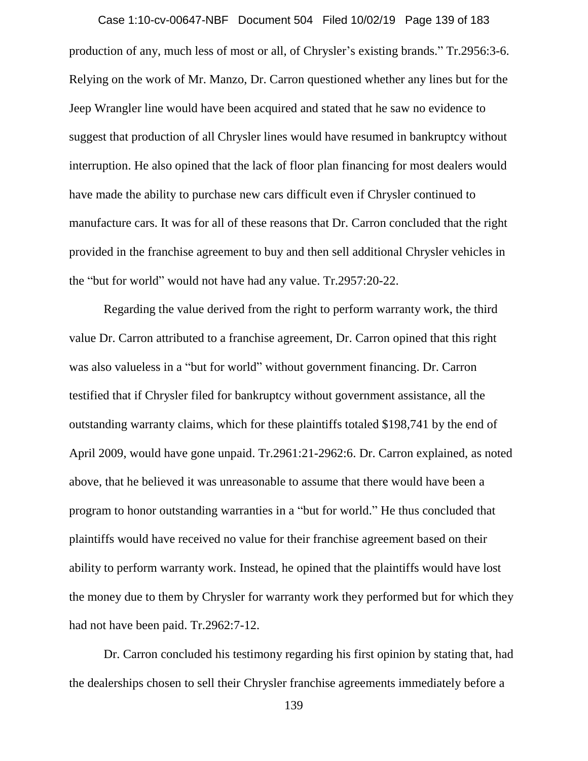production of any, much less of most or all, of Chrysler's existing brands." Tr.2956:3-6. Relying on the work of Mr. Manzo, Dr. Carron questioned whether any lines but for the Jeep Wrangler line would have been acquired and stated that he saw no evidence to suggest that production of all Chrysler lines would have resumed in bankruptcy without interruption. He also opined that the lack of floor plan financing for most dealers would have made the ability to purchase new cars difficult even if Chrysler continued to manufacture cars. It was for all of these reasons that Dr. Carron concluded that the right provided in the franchise agreement to buy and then sell additional Chrysler vehicles in the "but for world" would not have had any value. Tr.2957:20-22.

Regarding the value derived from the right to perform warranty work, the third value Dr. Carron attributed to a franchise agreement, Dr. Carron opined that this right was also valueless in a "but for world" without government financing. Dr. Carron testified that if Chrysler filed for bankruptcy without government assistance, all the outstanding warranty claims, which for these plaintiffs totaled $198,741 by the end of April 2009, would have gone unpaid. Tr.2961:21-2962:6. Dr. Carron explained, as noted above, that he believed it was unreasonable to assume that there would have been a program to honor outstanding warranties in a "but for world." He thus concluded that plaintiffs would have received no value for their franchise agreement based on their ability to perform warranty work. Instead, he opined that the plaintiffs would have lost the money due to them by Chrysler for warranty work they performed but for which they had not have been paid. Tr.2962:7-12.

Dr. Carron concluded his testimony regarding his first opinion by stating that, had the dealerships chosen to sell their Chrysler franchise agreements immediately before a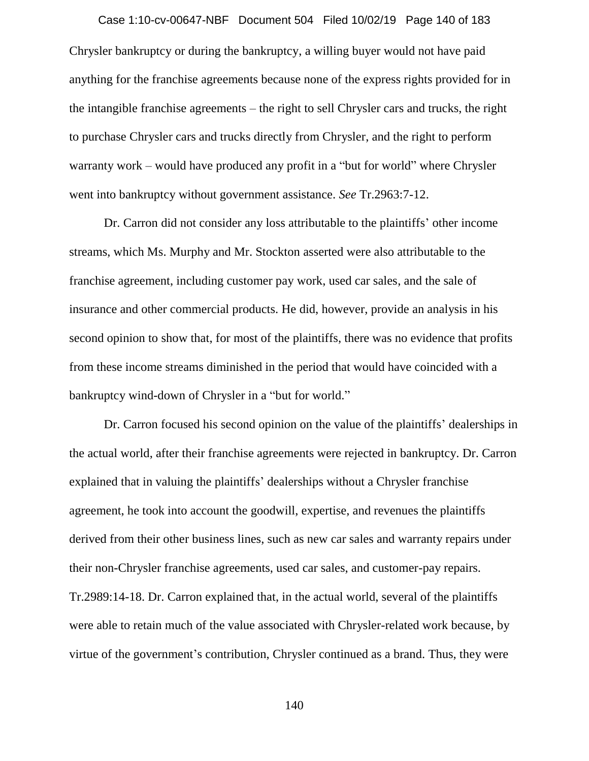Chrysler bankruptcy or during the bankruptcy, a willing buyer would not have paid anything for the franchise agreements because none of the express rights provided for in the intangible franchise agreements – the right to sell Chrysler cars and trucks, the right to purchase Chrysler cars and trucks directly from Chrysler, and the right to perform warranty work – would have produced any profit in a "but for world" where Chrysler went into bankruptcy without government assistance. *See* Tr.2963:7-12.

Dr. Carron did not consider any loss attributable to the plaintiffs' other income streams, which Ms. Murphy and Mr. Stockton asserted were also attributable to the franchise agreement, including customer pay work, used car sales, and the sale of insurance and other commercial products. He did, however, provide an analysis in his second opinion to show that, for most of the plaintiffs, there was no evidence that profits from these income streams diminished in the period that would have coincided with a bankruptcy wind-down of Chrysler in a "but for world."

Dr. Carron focused his second opinion on the value of the plaintiffs' dealerships in the actual world, after their franchise agreements were rejected in bankruptcy. Dr. Carron explained that in valuing the plaintiffs' dealerships without a Chrysler franchise agreement, he took into account the goodwill, expertise, and revenues the plaintiffs derived from their other business lines, such as new car sales and warranty repairs under their non-Chrysler franchise agreements, used car sales, and customer-pay repairs. Tr.2989:14-18. Dr. Carron explained that, in the actual world, several of the plaintiffs were able to retain much of the value associated with Chrysler-related work because, by virtue of the government's contribution, Chrysler continued as a brand. Thus, they were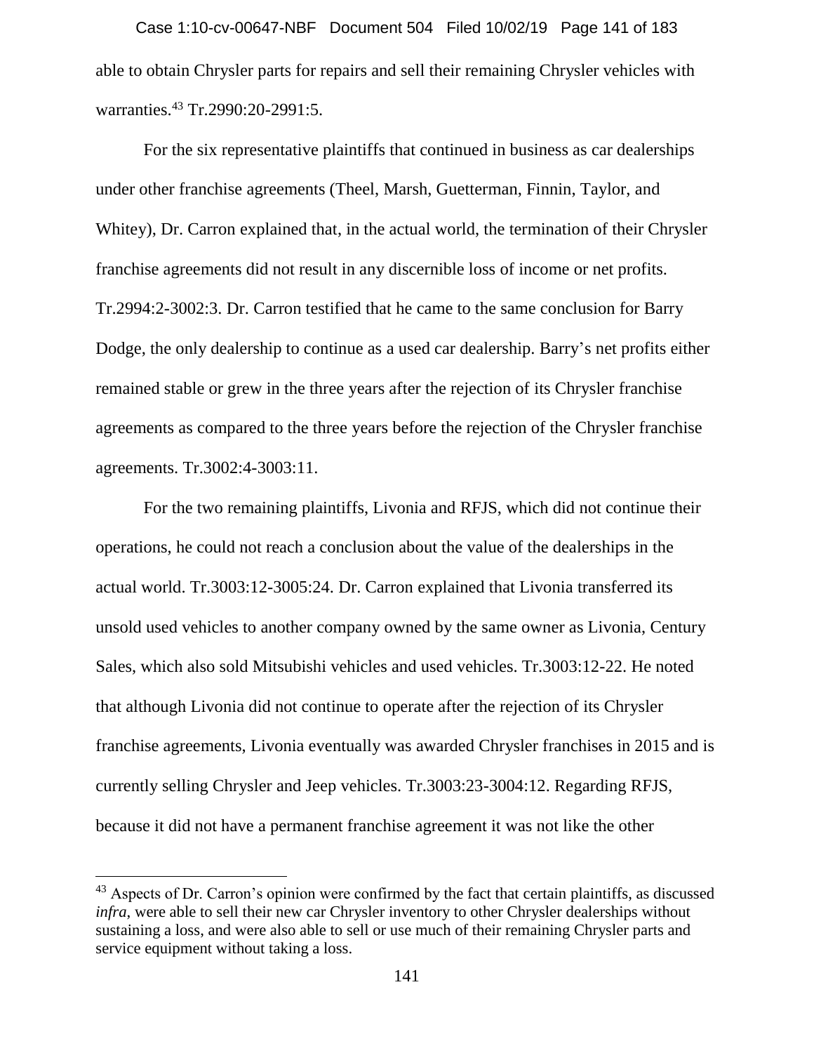able to obtain Chrysler parts for repairs and sell their remaining Chrysler vehicles with warranties.[43] Tr.2990:20-2991:5.

For the six representative plaintiffs that continued in business as car dealerships under other franchise agreements (Theel, Marsh, Guetterman, Finnin, Taylor, and Whitey), Dr. Carron explained that, in the actual world, the termination of their Chrysler franchise agreements did not result in any discernible loss of income or net profits. Tr.2994:2-3002:3. Dr. Carron testified that he came to the same conclusion for Barry Dodge, the only dealership to continue as a used car dealership. Barry's net profits either remained stable or grew in the three years after the rejection of its Chrysler franchise agreements as compared to the three years before the rejection of the Chrysler franchise agreements. Tr.3002:4-3003:11.

For the two remaining plaintiffs, Livonia and RFJS, which did not continue their operations, he could not reach a conclusion about the value of the dealerships in the actual world. Tr.3003:12-3005:24. Dr. Carron explained that Livonia transferred its unsold used vehicles to another company owned by the same owner as Livonia, Century Sales, which also sold Mitsubishi vehicles and used vehicles. Tr.3003:12-22. He noted that although Livonia did not continue to operate after the rejection of its Chrysler franchise agreements, Livonia eventually was awarded Chrysler franchises in 2015 and is currently selling Chrysler and Jeep vehicles. Tr.3003:23-3004:12. Regarding RFJS, because it did not have a permanent franchise agreement it was not like the other

---

[43] Aspects of Dr. Carron's opinion were confirmed by the fact that certain plaintiffs, as discussed *infra*, were able to sell their new car Chrysler inventory to other Chrysler dealerships without sustaining a loss, and were also able to sell or use much of their remaining Chrysler parts and service equipment without taking a loss.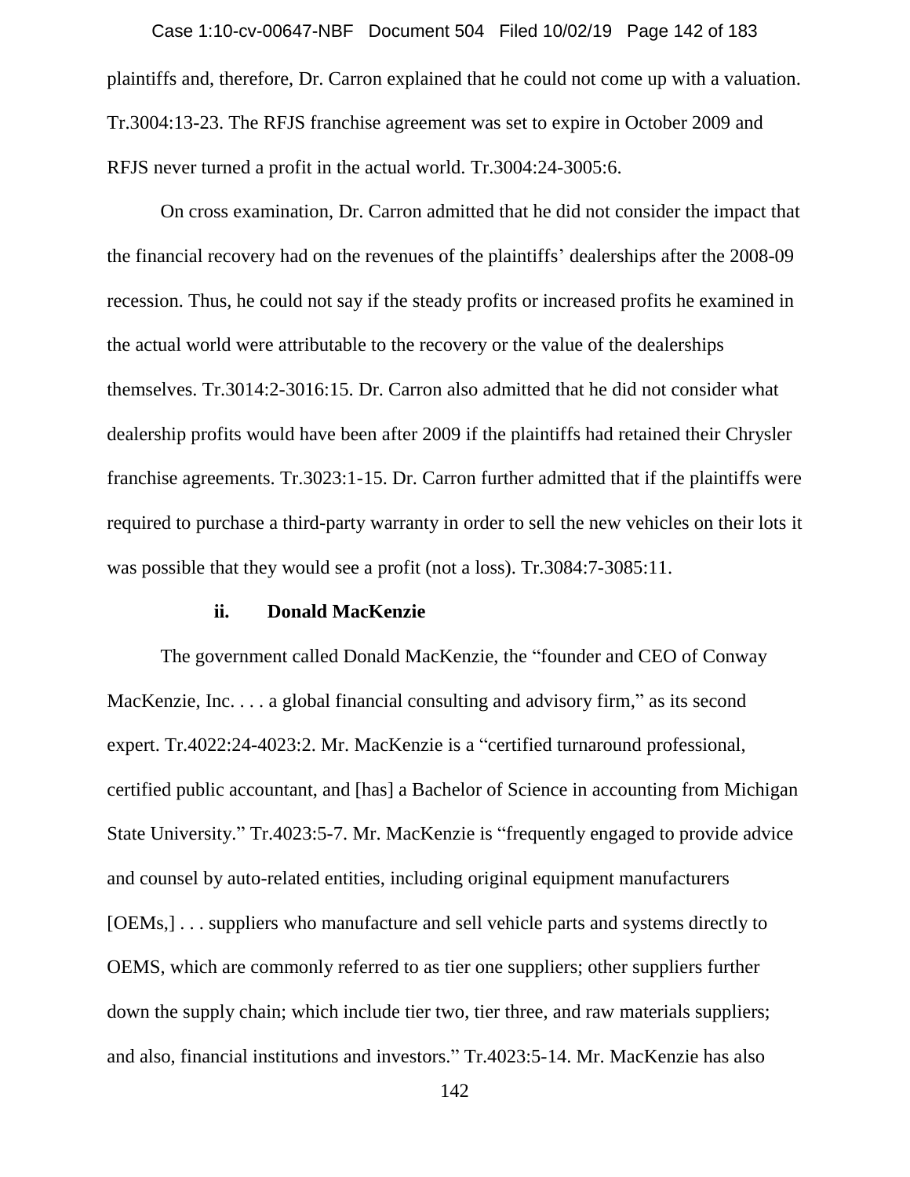plaintiffs and, therefore, Dr. Carron explained that he could not come up with a valuation. Tr.3004:13-23. The RFJS franchise agreement was set to expire in October 2009 and RFJS never turned a profit in the actual world. Tr.3004:24-3005:6.

On cross examination, Dr. Carron admitted that he did not consider the impact that the financial recovery had on the revenues of the plaintiffs' dealerships after the 2008-09 recession. Thus, he could not say if the steady profits or increased profits he examined in the actual world were attributable to the recovery or the value of the dealerships themselves. Tr.3014:2-3016:15. Dr. Carron also admitted that he did not consider what dealership profits would have been after 2009 if the plaintiffs had retained their Chrysler franchise agreements. Tr.3023:1-15. Dr. Carron further admitted that if the plaintiffs were required to purchase a third-party warranty in order to sell the new vehicles on their lots it was possible that they would see a profit (not a loss). Tr.3084:7-3085:11.

#### ii. Donald MacKenzie

The government called Donald MacKenzie, the "founder and CEO of Conway MacKenzie, Inc. . . . a global financial consulting and advisory firm," as its second expert. Tr.4022:24-4023:2. Mr. MacKenzie is a "certified turnaround professional, certified public accountant, and [has] a Bachelor of Science in accounting from Michigan State University." Tr.4023:5-7. Mr. MacKenzie is "frequently engaged to provide advice and counsel by auto-related entities, including original equipment manufacturers [OEMs,] . . . suppliers who manufacture and sell vehicle parts and systems directly to OEMS, which are commonly referred to as tier one suppliers; other suppliers further down the supply chain; which include tier two, tier three, and raw materials suppliers; and also, financial institutions and investors." Tr.4023:5-14. Mr. MacKenzie has also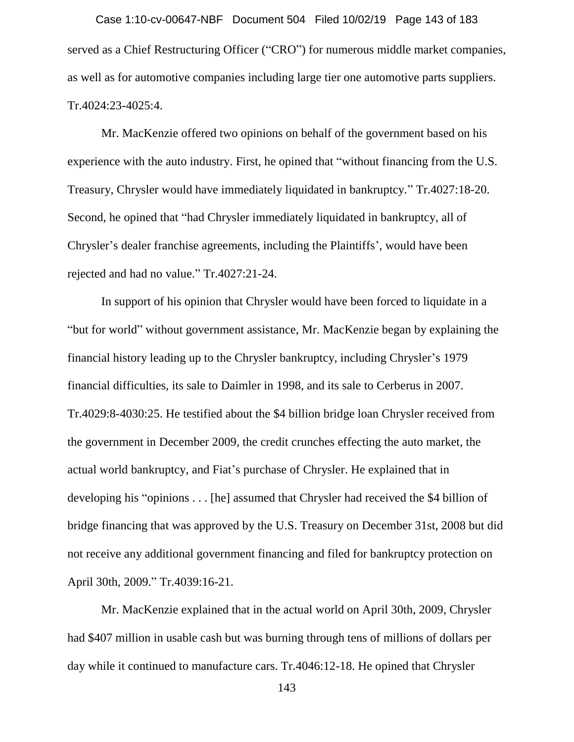served as a Chief Restructuring Officer ("CRO") for numerous middle market companies, as well as for automotive companies including large tier one automotive parts suppliers. Tr.4024:23-4025:4.

Mr. MacKenzie offered two opinions on behalf of the government based on his experience with the auto industry. First, he opined that "without financing from the U.S. Treasury, Chrysler would have immediately liquidated in bankruptcy." Tr.4027:18-20. Second, he opined that "had Chrysler immediately liquidated in bankruptcy, all of Chrysler's dealer franchise agreements, including the Plaintiffs', would have been rejected and had no value." Tr.4027:21-24.

In support of his opinion that Chrysler would have been forced to liquidate in a "but for world" without government assistance, Mr. MacKenzie began by explaining the financial history leading up to the Chrysler bankruptcy, including Chrysler's 1979 financial difficulties, its sale to Daimler in 1998, and its sale to Cerberus in 2007. Tr.4029:8-4030:25. He testified about the $4 billion bridge loan Chrysler received from the government in December 2009, the credit crunches effecting the auto market, the actual world bankruptcy, and Fiat's purchase of Chrysler. He explained that in developing his "opinions . . . [he] assumed that Chrysler had received the $4 billion of bridge financing that was approved by the U.S. Treasury on December 31st, 2008 but did not receive any additional government financing and filed for bankruptcy protection on April 30th, 2009." Tr.4039:16-21.

Mr. MacKenzie explained that in the actual world on April 30th, 2009, Chrysler had $407 million in usable cash but was burning through tens of millions of dollars per day while it continued to manufacture cars. Tr.4046:12-18. He opined that Chrysler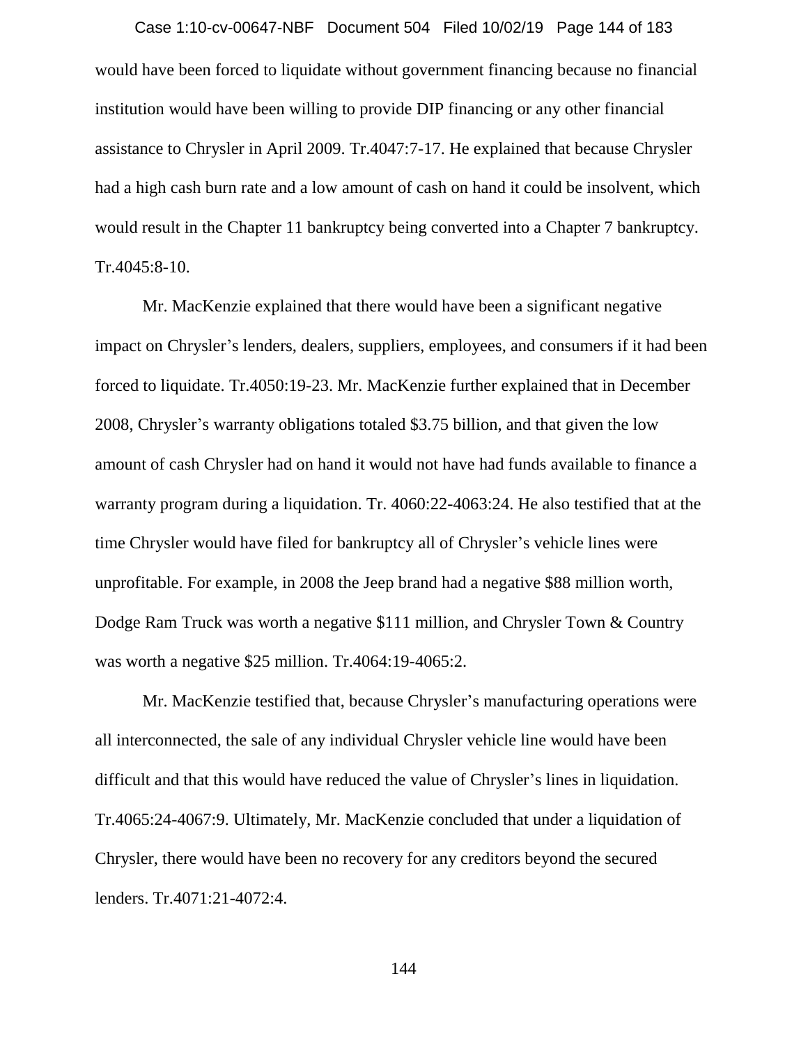would have been forced to liquidate without government financing because no financial institution would have been willing to provide DIP financing or any other financial assistance to Chrysler in April 2009. Tr.4047:7-17. He explained that because Chrysler had a high cash burn rate and a low amount of cash on hand it could be insolvent, which would result in the Chapter 11 bankruptcy being converted into a Chapter 7 bankruptcy. Tr.4045:8-10.

Mr. MacKenzie explained that there would have been a significant negative impact on Chrysler's lenders, dealers, suppliers, employees, and consumers if it had been forced to liquidate. Tr.4050:19-23. Mr. MacKenzie further explained that in December 2008, Chrysler's warranty obligations totaled $3.75 billion, and that given the low amount of cash Chrysler had on hand it would not have had funds available to finance a warranty program during a liquidation. Tr. 4060:22-4063:24. He also testified that at the time Chrysler would have filed for bankruptcy all of Chrysler's vehicle lines were unprofitable. For example, in 2008 the Jeep brand had a negative $88 million worth, Dodge Ram Truck was worth a negative $111 million, and Chrysler Town & Country was worth a negative $25 million. Tr.4064:19-4065:2.

Mr. MacKenzie testified that, because Chrysler's manufacturing operations were all interconnected, the sale of any individual Chrysler vehicle line would have been difficult and that this would have reduced the value of Chrysler's lines in liquidation. Tr.4065:24-4067:9. Ultimately, Mr. MacKenzie concluded that under a liquidation of Chrysler, there would have been no recovery for any creditors beyond the secured lenders. Tr.4071:21-4072:4.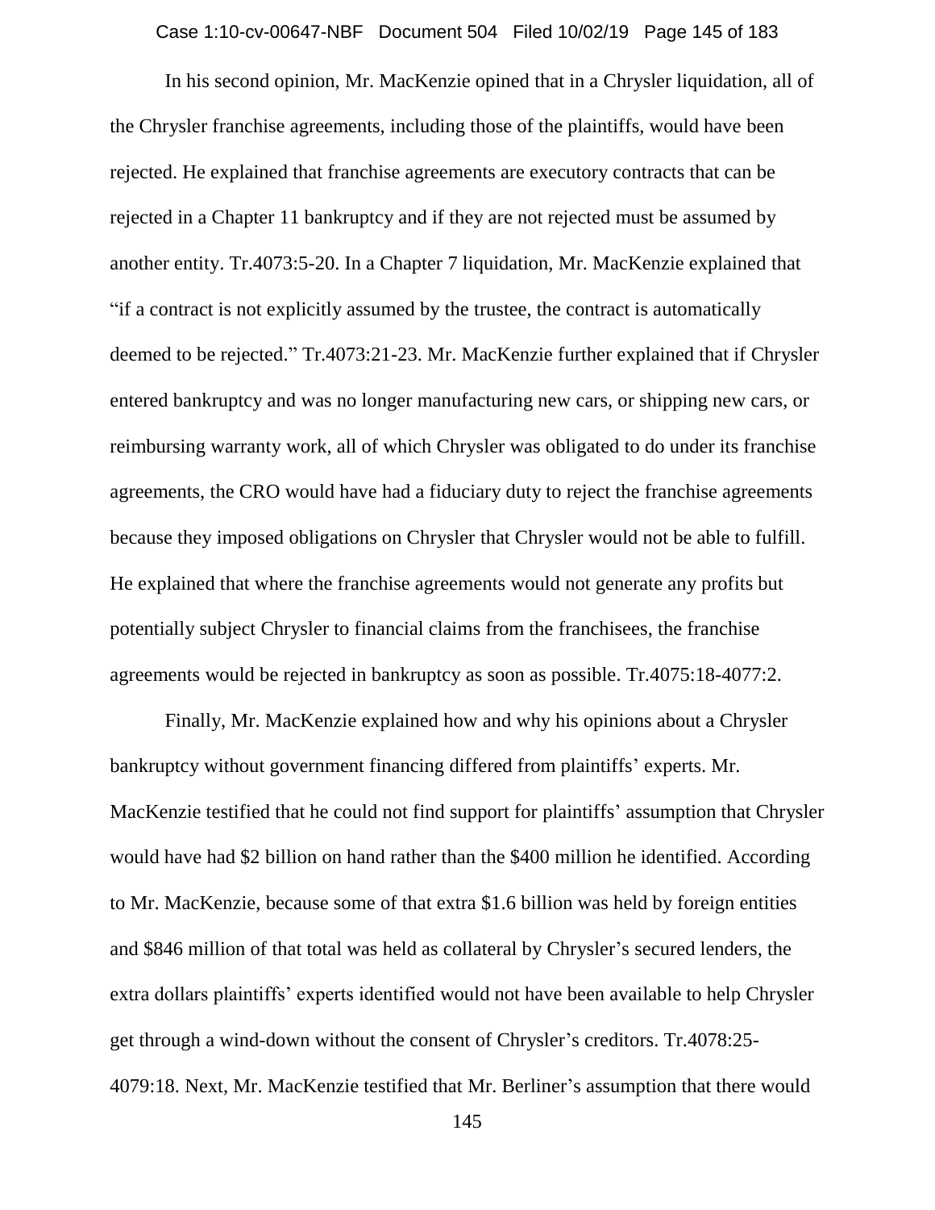In his second opinion, Mr. MacKenzie opined that in a Chrysler liquidation, all of the Chrysler franchise agreements, including those of the plaintiffs, would have been rejected. He explained that franchise agreements are executory contracts that can be rejected in a Chapter 11 bankruptcy and if they are not rejected must be assumed by another entity. Tr.4073:5-20. In a Chapter 7 liquidation, Mr. MacKenzie explained that "if a contract is not explicitly assumed by the trustee, the contract is automatically deemed to be rejected." Tr.4073:21-23. Mr. MacKenzie further explained that if Chrysler entered bankruptcy and was no longer manufacturing new cars, or shipping new cars, or reimbursing warranty work, all of which Chrysler was obligated to do under its franchise agreements, the CRO would have had a fiduciary duty to reject the franchise agreements because they imposed obligations on Chrysler that Chrysler would not be able to fulfill. He explained that where the franchise agreements would not generate any profits but potentially subject Chrysler to financial claims from the franchisees, the franchise agreements would be rejected in bankruptcy as soon as possible. Tr.4075:18-4077:2.

Finally, Mr. MacKenzie explained how and why his opinions about a Chrysler bankruptcy without government financing differed from plaintiffs' experts. Mr. MacKenzie testified that he could not find support for plaintiffs' assumption that Chrysler would have had $2 billion on hand rather than the $400 million he identified. According to Mr. MacKenzie, because some of that extra $1.6 billion was held by foreign entities and $846 million of that total was held as collateral by Chrysler's secured lenders, the extra dollars plaintiffs' experts identified would not have been available to help Chrysler get through a wind-down without the consent of Chrysler's creditors. Tr.4078:25-4079:18. Next, Mr. MacKenzie testified that Mr. Berliner's assumption that there would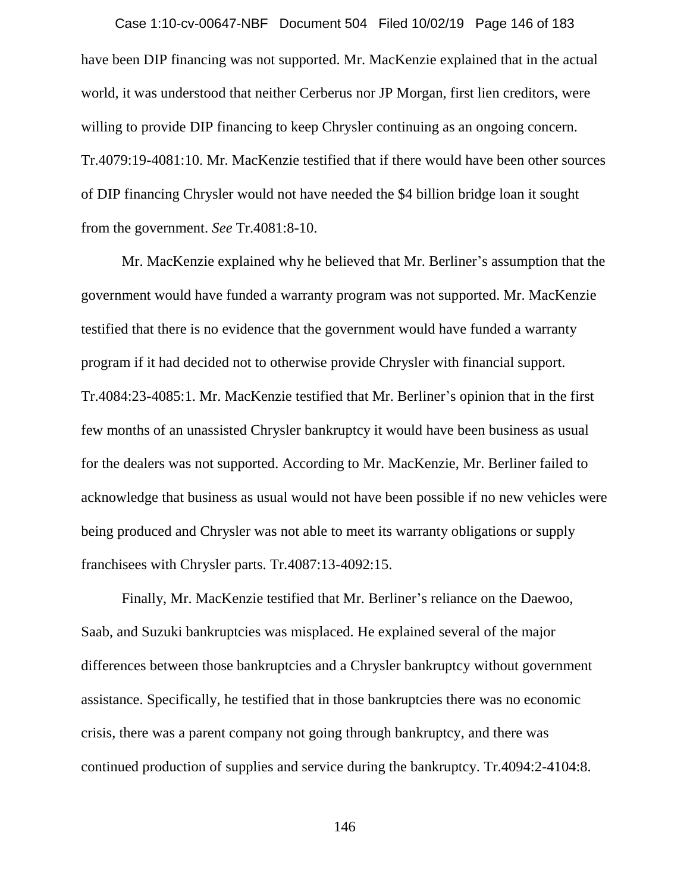have been DIP financing was not supported. Mr. MacKenzie explained that in the actual world, it was understood that neither Cerberus nor JP Morgan, first lien creditors, were willing to provide DIP financing to keep Chrysler continuing as an ongoing concern. Tr.4079:19-4081:10. Mr. MacKenzie testified that if there would have been other sources of DIP financing Chrysler would not have needed the $4 billion bridge loan it sought from the government. *See* Tr.4081:8-10.

Mr. MacKenzie explained why he believed that Mr. Berliner's assumption that the government would have funded a warranty program was not supported. Mr. MacKenzie testified that there is no evidence that the government would have funded a warranty program if it had decided not to otherwise provide Chrysler with financial support. Tr.4084:23-4085:1. Mr. MacKenzie testified that Mr. Berliner's opinion that in the first few months of an unassisted Chrysler bankruptcy it would have been business as usual for the dealers was not supported. According to Mr. MacKenzie, Mr. Berliner failed to acknowledge that business as usual would not have been possible if no new vehicles were being produced and Chrysler was not able to meet its warranty obligations or supply franchisees with Chrysler parts. Tr.4087:13-4092:15.

Finally, Mr. MacKenzie testified that Mr. Berliner's reliance on the Daewoo, Saab, and Suzuki bankruptcies was misplaced. He explained several of the major differences between those bankruptcies and a Chrysler bankruptcy without government assistance. Specifically, he testified that in those bankruptcies there was no economic crisis, there was a parent company not going through bankruptcy, and there was continued production of supplies and service during the bankruptcy. Tr.4094:2-4104:8.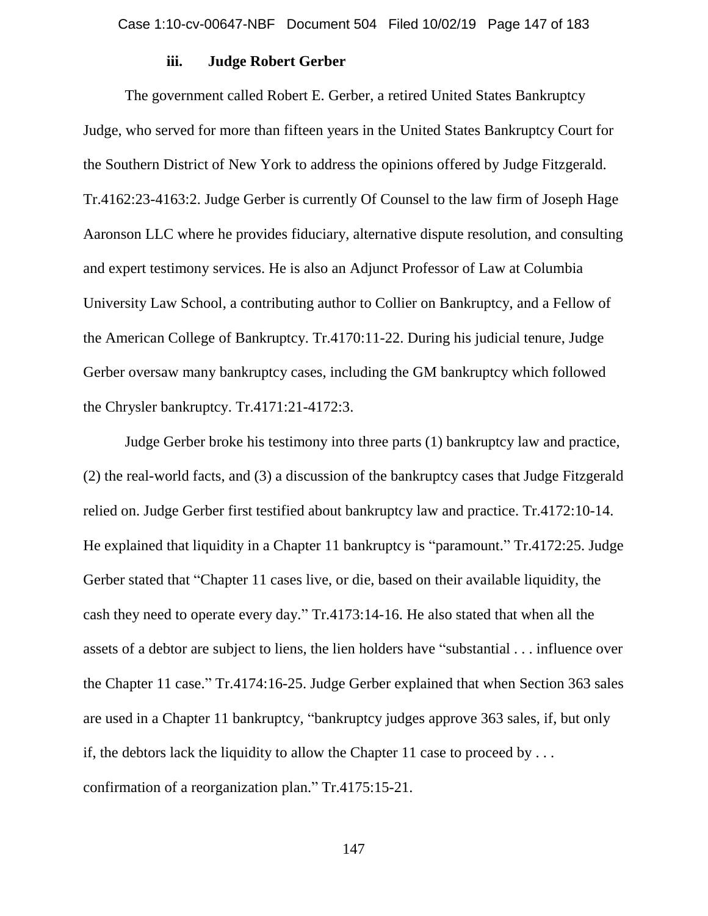### iii. Judge Robert Gerber

The government called Robert E. Gerber, a retired United States Bankruptcy Judge, who served for more than fifteen years in the United States Bankruptcy Court for the Southern District of New York to address the opinions offered by Judge Fitzgerald. Tr.4162:23-4163:2. Judge Gerber is currently Of Counsel to the law firm of Joseph Hage Aaronson LLC where he provides fiduciary, alternative dispute resolution, and consulting and expert testimony services. He is also an Adjunct Professor of Law at Columbia University Law School, a contributing author to Collier on Bankruptcy, and a Fellow of the American College of Bankruptcy. Tr.4170:11-22. During his judicial tenure, Judge Gerber oversaw many bankruptcy cases, including the GM bankruptcy which followed the Chrysler bankruptcy. Tr.4171:21-4172:3.

Judge Gerber broke his testimony into three parts (1) bankruptcy law and practice, (2) the real-world facts, and (3) a discussion of the bankruptcy cases that Judge Fitzgerald relied on. Judge Gerber first testified about bankruptcy law and practice. Tr.4172:10-14. He explained that liquidity in a Chapter 11 bankruptcy is "paramount." Tr.4172:25. Judge Gerber stated that "Chapter 11 cases live, or die, based on their available liquidity, the cash they need to operate every day." Tr.4173:14-16. He also stated that when all the assets of a debtor are subject to liens, the lien holders have "substantial . . . influence over the Chapter 11 case." Tr.4174:16-25. Judge Gerber explained that when Section 363 sales are used in a Chapter 11 bankruptcy, "bankruptcy judges approve 363 sales, if, but only if, the debtors lack the liquidity to allow the Chapter 11 case to proceed by . . . confirmation of a reorganization plan." Tr.4175:15-21.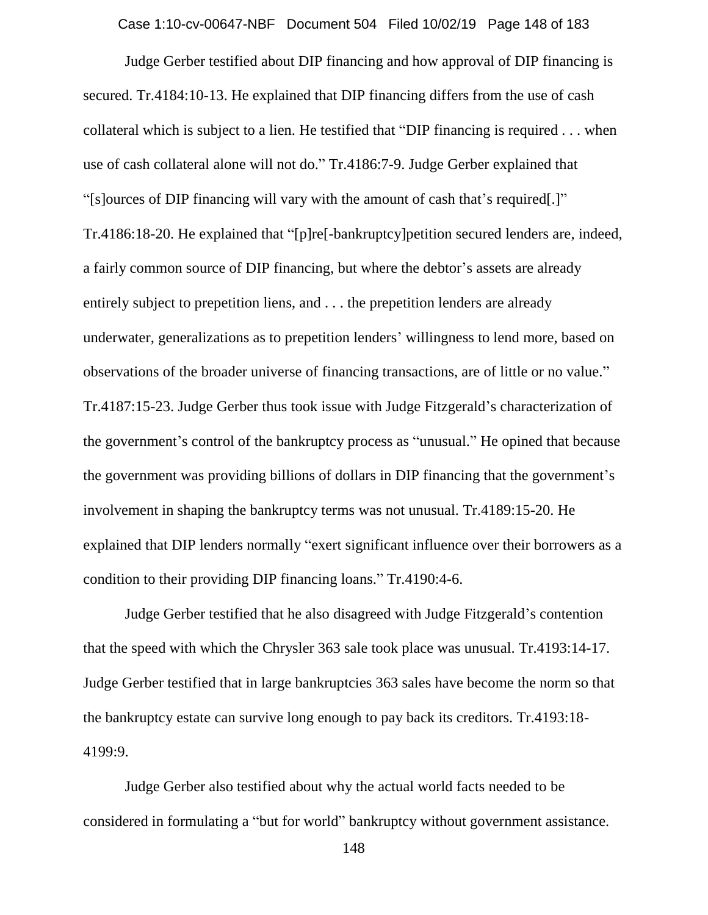Judge Gerber testified about DIP financing and how approval of DIP financing is secured. Tr.4184:10-13. He explained that DIP financing differs from the use of cash collateral which is subject to a lien. He testified that "DIP financing is required . . . when use of cash collateral alone will not do." Tr.4186:7-9. Judge Gerber explained that "[s]ources of DIP financing will vary with the amount of cash that's required[.]" Tr.4186:18-20. He explained that "[p]re[-bankruptcy]petition secured lenders are, indeed, a fairly common source of DIP financing, but where the debtor's assets are already entirely subject to prepetition liens, and . . . the prepetition lenders are already underwater, generalizations as to prepetition lenders' willingness to lend more, based on observations of the broader universe of financing transactions, are of little or no value." Tr.4187:15-23. Judge Gerber thus took issue with Judge Fitzgerald's characterization of the government's control of the bankruptcy process as "unusual." He opined that because the government was providing billions of dollars in DIP financing that the government's involvement in shaping the bankruptcy terms was not unusual. Tr.4189:15-20. He explained that DIP lenders normally "exert significant influence over their borrowers as a condition to their providing DIP financing loans." Tr.4190:4-6.

Judge Gerber testified that he also disagreed with Judge Fitzgerald's contention that the speed with which the Chrysler 363 sale took place was unusual. Tr.4193:14-17. Judge Gerber testified that in large bankruptcies 363 sales have become the norm so that the bankruptcy estate can survive long enough to pay back its creditors. Tr.4193:18-4199:9.

Judge Gerber also testified about why the actual world facts needed to be considered in formulating a "but for world" bankruptcy without government assistance.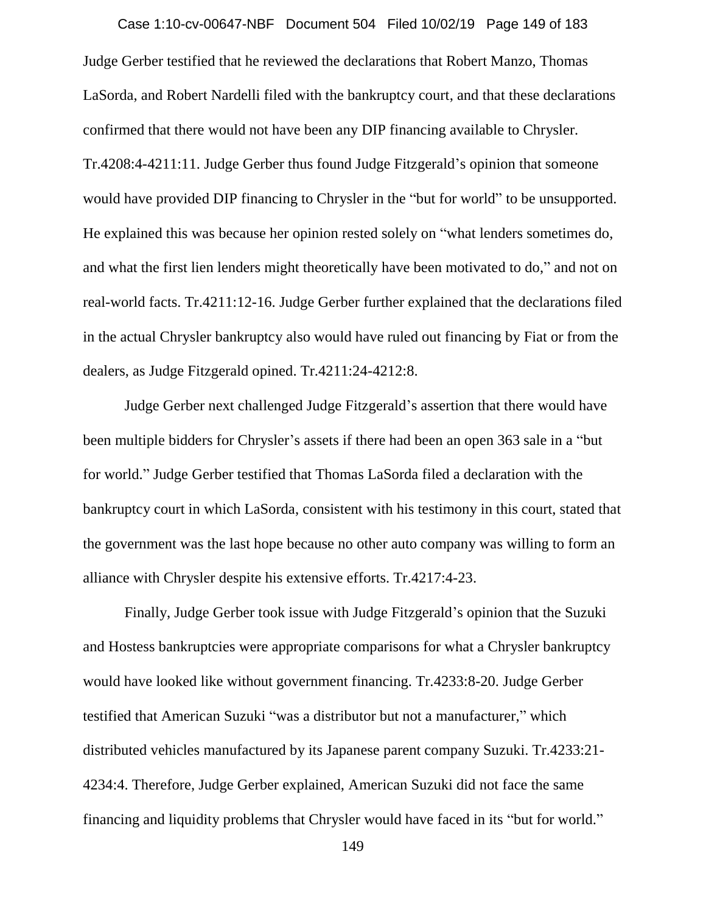Judge Gerber testified that he reviewed the declarations that Robert Manzo, Thomas LaSorda, and Robert Nardelli filed with the bankruptcy court, and that these declarations confirmed that there would not have been any DIP financing available to Chrysler. Tr.4208:4-4211:11. Judge Gerber thus found Judge Fitzgerald's opinion that someone would have provided DIP financing to Chrysler in the "but for world" to be unsupported. He explained this was because her opinion rested solely on "what lenders sometimes do, and what the first lien lenders might theoretically have been motivated to do," and not on real-world facts. Tr.4211:12-16. Judge Gerber further explained that the declarations filed in the actual Chrysler bankruptcy also would have ruled out financing by Fiat or from the dealers, as Judge Fitzgerald opined. Tr.4211:24-4212:8.

Judge Gerber next challenged Judge Fitzgerald's assertion that there would have been multiple bidders for Chrysler's assets if there had been an open 363 sale in a "but for world." Judge Gerber testified that Thomas LaSorda filed a declaration with the bankruptcy court in which LaSorda, consistent with his testimony in this court, stated that the government was the last hope because no other auto company was willing to form an alliance with Chrysler despite his extensive efforts. Tr.4217:4-23.

Finally, Judge Gerber took issue with Judge Fitzgerald's opinion that the Suzuki and Hostess bankruptcies were appropriate comparisons for what a Chrysler bankruptcy would have looked like without government financing. Tr.4233:8-20. Judge Gerber testified that American Suzuki "was a distributor but not a manufacturer," which distributed vehicles manufactured by its Japanese parent company Suzuki. Tr.4233:21-4234:4. Therefore, Judge Gerber explained, American Suzuki did not face the same financing and liquidity problems that Chrysler would have faced in its "but for world."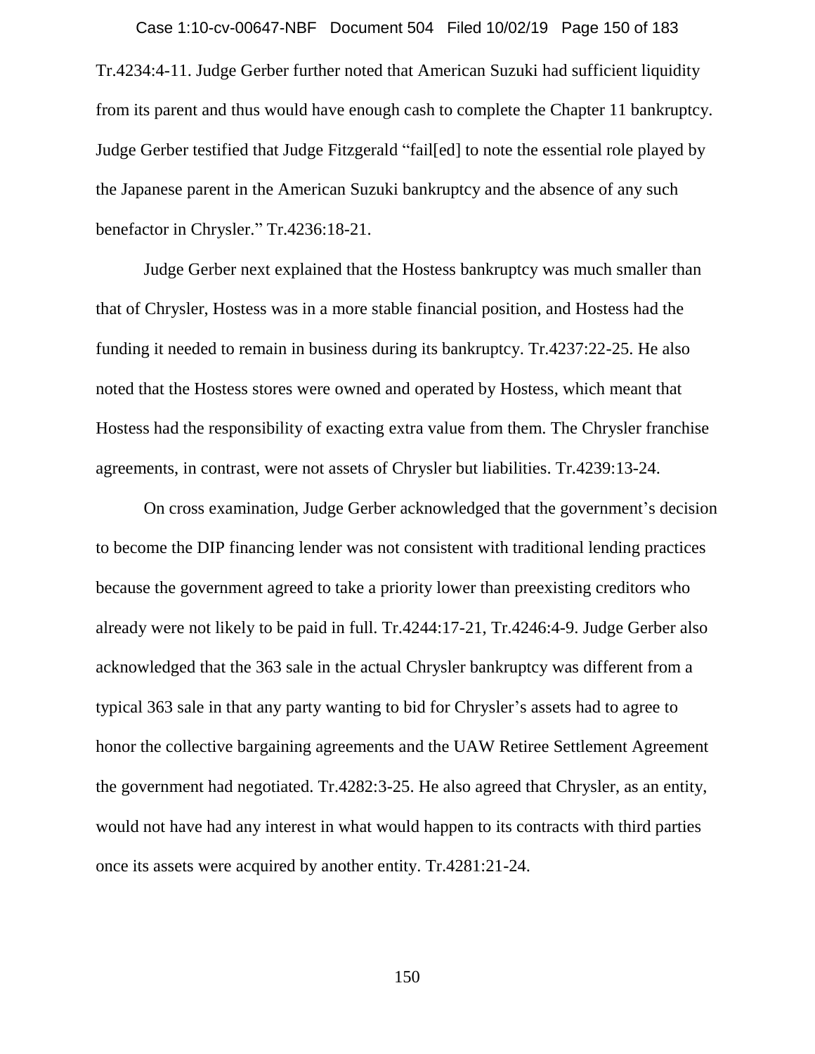Tr.4234:4-11. Judge Gerber further noted that American Suzuki had sufficient liquidity from its parent and thus would have enough cash to complete the Chapter 11 bankruptcy. Judge Gerber testified that Judge Fitzgerald "fail[ed] to note the essential role played by the Japanese parent in the American Suzuki bankruptcy and the absence of any such benefactor in Chrysler." Tr.4236:18-21.

Judge Gerber next explained that the Hostess bankruptcy was much smaller than that of Chrysler, Hostess was in a more stable financial position, and Hostess had the funding it needed to remain in business during its bankruptcy. Tr.4237:22-25. He also noted that the Hostess stores were owned and operated by Hostess, which meant that Hostess had the responsibility of exacting extra value from them. The Chrysler franchise agreements, in contrast, were not assets of Chrysler but liabilities. Tr.4239:13-24.

On cross examination, Judge Gerber acknowledged that the government's decision to become the DIP financing lender was not consistent with traditional lending practices because the government agreed to take a priority lower than preexisting creditors who already were not likely to be paid in full. Tr.4244:17-21, Tr.4246:4-9. Judge Gerber also acknowledged that the 363 sale in the actual Chrysler bankruptcy was different from a typical 363 sale in that any party wanting to bid for Chrysler's assets had to agree to honor the collective bargaining agreements and the UAW Retiree Settlement Agreement the government had negotiated. Tr.4282:3-25. He also agreed that Chrysler, as an entity, would not have had any interest in what would happen to its contracts with third parties once its assets were acquired by another entity. Tr.4281:21-24.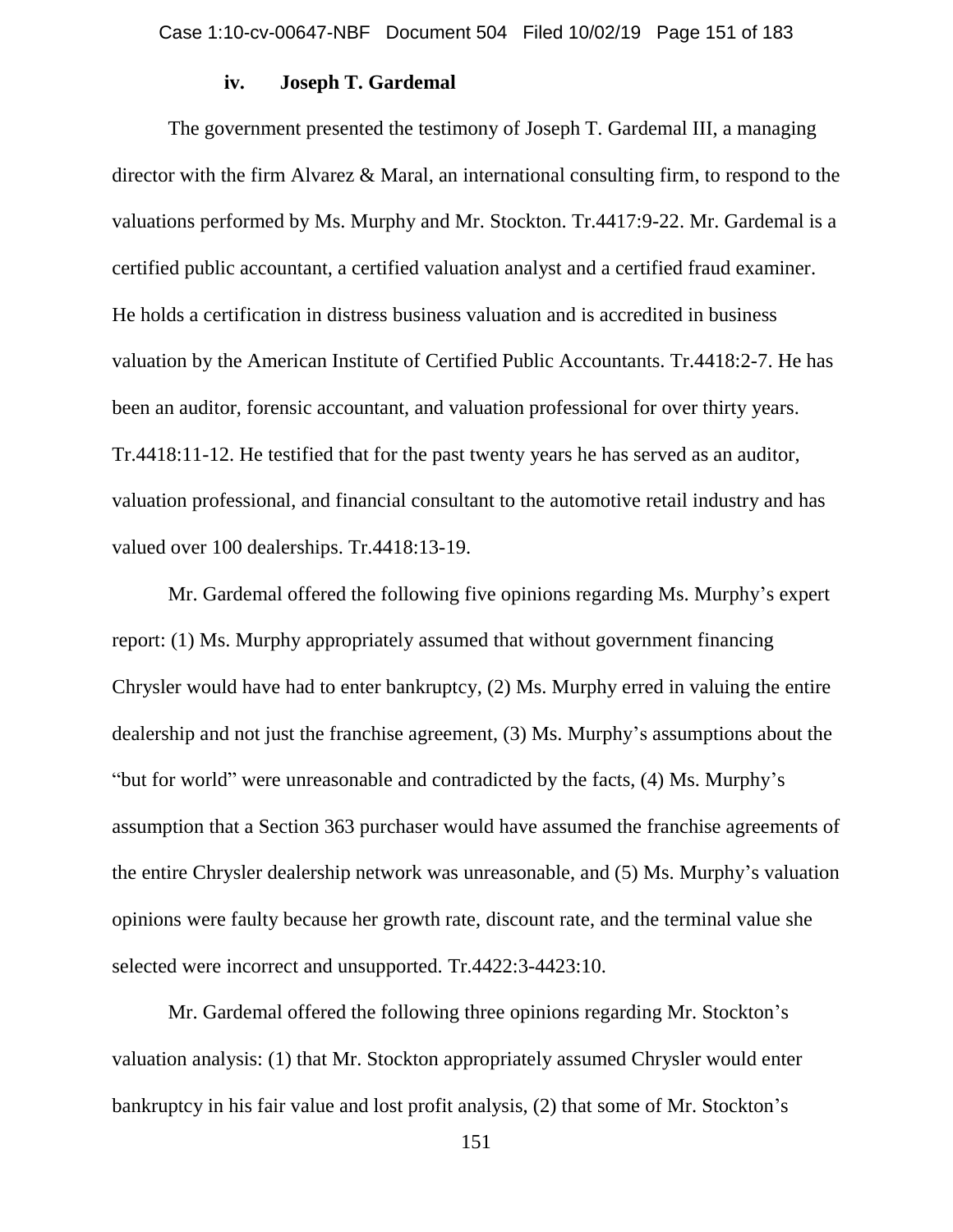#### iv. Joseph T. Gardemal

The government presented the testimony of Joseph T. Gardemal III, a managing director with the firm Alvarez & Maral, an international consulting firm, to respond to the valuations performed by Ms. Murphy and Mr. Stockton. Tr.4417:9-22. Mr. Gardemal is a certified public accountant, a certified valuation analyst and a certified fraud examiner. He holds a certification in distress business valuation and is accredited in business valuation by the American Institute of Certified Public Accountants. Tr.4418:2-7. He has been an auditor, forensic accountant, and valuation professional for over thirty years. Tr.4418:11-12. He testified that for the past twenty years he has served as an auditor, valuation professional, and financial consultant to the automotive retail industry and has valued over 100 dealerships. Tr.4418:13-19.

Mr. Gardemal offered the following five opinions regarding Ms. Murphy's expert report: (1) Ms. Murphy appropriately assumed that without government financing Chrysler would have had to enter bankruptcy, (2) Ms. Murphy erred in valuing the entire dealership and not just the franchise agreement, (3) Ms. Murphy's assumptions about the "but for world" were unreasonable and contradicted by the facts, (4) Ms. Murphy's assumption that a Section 363 purchaser would have assumed the franchise agreements of the entire Chrysler dealership network was unreasonable, and (5) Ms. Murphy's valuation opinions were faulty because her growth rate, discount rate, and the terminal value she selected were incorrect and unsupported. Tr.4422:3-4423:10.

Mr. Gardemal offered the following three opinions regarding Mr. Stockton's valuation analysis: (1) that Mr. Stockton appropriately assumed Chrysler would enter bankruptcy in his fair value and lost profit analysis, (2) that some of Mr. Stockton's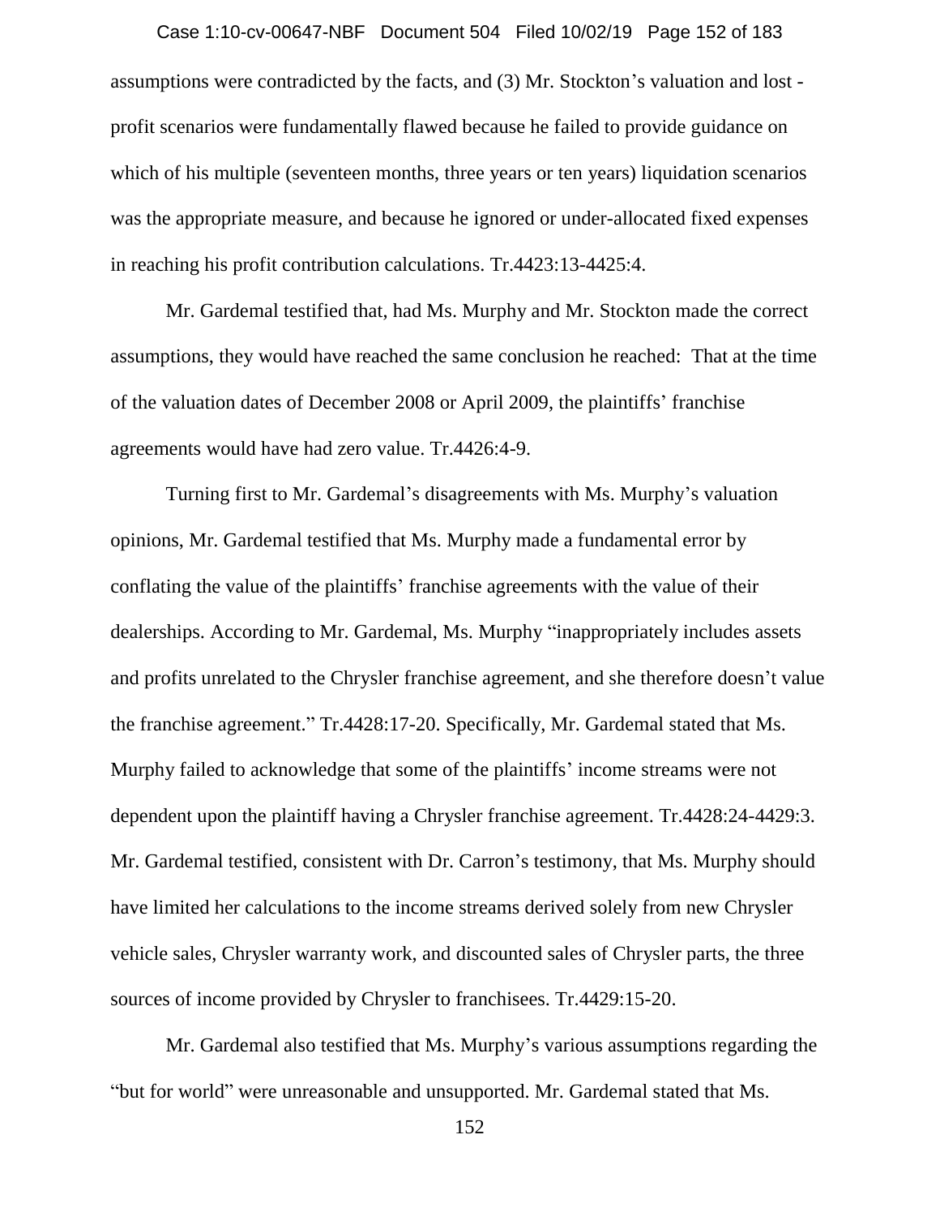assumptions were contradicted by the facts, and (3) Mr. Stockton's valuation and lost - profit scenarios were fundamentally flawed because he failed to provide guidance on which of his multiple (seventeen months, three years or ten years) liquidation scenarios was the appropriate measure, and because he ignored or under-allocated fixed expenses in reaching his profit contribution calculations. Tr.4423:13-4425:4.

Mr. Gardemal testified that, had Ms. Murphy and Mr. Stockton made the correct assumptions, they would have reached the same conclusion he reached: That at the time of the valuation dates of December 2008 or April 2009, the plaintiffs' franchise agreements would have had zero value. Tr.4426:4-9.

Turning first to Mr. Gardemal's disagreements with Ms. Murphy's valuation opinions, Mr. Gardemal testified that Ms. Murphy made a fundamental error by conflating the value of the plaintiffs' franchise agreements with the value of their dealerships. According to Mr. Gardemal, Ms. Murphy "inappropriately includes assets and profits unrelated to the Chrysler franchise agreement, and she therefore doesn't value the franchise agreement." Tr.4428:17-20. Specifically, Mr. Gardemal stated that Ms. Murphy failed to acknowledge that some of the plaintiffs' income streams were not dependent upon the plaintiff having a Chrysler franchise agreement. Tr.4428:24-4429:3. Mr. Gardemal testified, consistent with Dr. Carron's testimony, that Ms. Murphy should have limited her calculations to the income streams derived solely from new Chrysler vehicle sales, Chrysler warranty work, and discounted sales of Chrysler parts, the three sources of income provided by Chrysler to franchisees. Tr.4429:15-20.

Mr. Gardemal also testified that Ms. Murphy's various assumptions regarding the "but for world" were unreasonable and unsupported. Mr. Gardemal stated that Ms.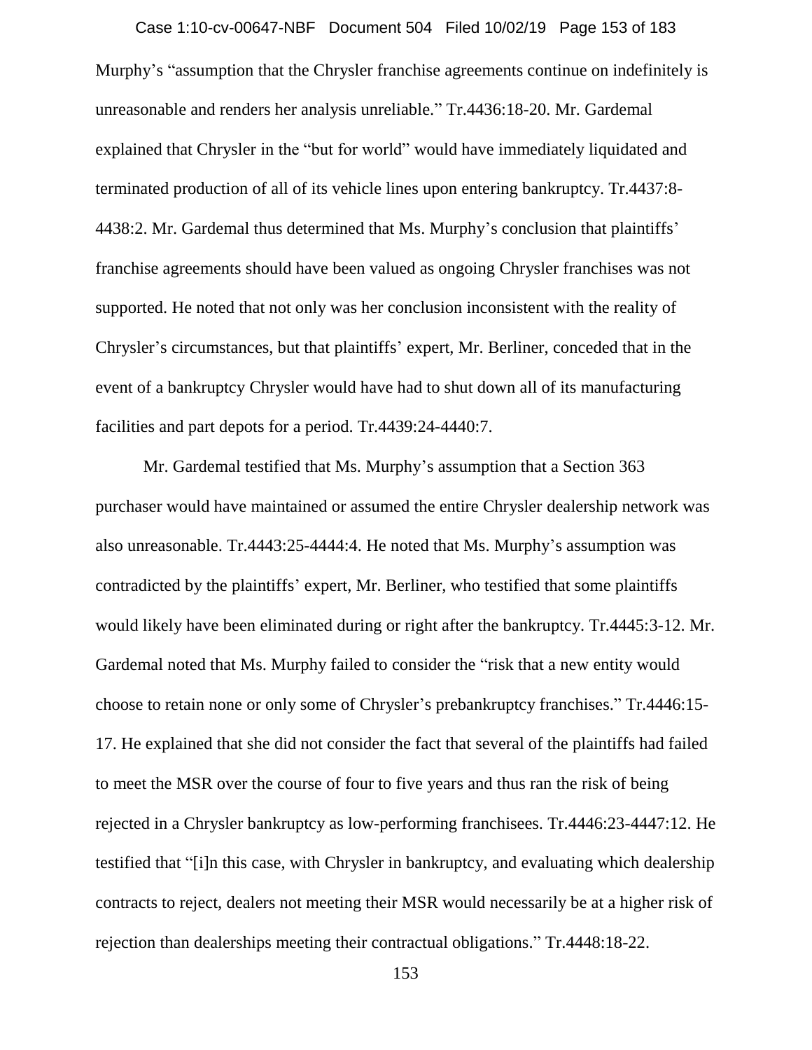Murphy's "assumption that the Chrysler franchise agreements continue on indefinitely is unreasonable and renders her analysis unreliable." Tr.4436:18-20. Mr. Gardemal explained that Chrysler in the "but for world" would have immediately liquidated and terminated production of all of its vehicle lines upon entering bankruptcy. Tr.4437:8-4438:2. Mr. Gardemal thus determined that Ms. Murphy's conclusion that plaintiffs' franchise agreements should have been valued as ongoing Chrysler franchises was not supported. He noted that not only was her conclusion inconsistent with the reality of Chrysler's circumstances, but that plaintiffs' expert, Mr. Berliner, conceded that in the event of a bankruptcy Chrysler would have had to shut down all of its manufacturing facilities and part depots for a period. Tr.4439:24-4440:7.

Mr. Gardemal testified that Ms. Murphy's assumption that a Section 363 purchaser would have maintained or assumed the entire Chrysler dealership network was also unreasonable. Tr.4443:25-4444:4. He noted that Ms. Murphy's assumption was contradicted by the plaintiffs' expert, Mr. Berliner, who testified that some plaintiffs would likely have been eliminated during or right after the bankruptcy. Tr.4445:3-12. Mr. Gardemal noted that Ms. Murphy failed to consider the "risk that a new entity would choose to retain none or only some of Chrysler's prebankruptcy franchises." Tr.4446:15-17. He explained that she did not consider the fact that several of the plaintiffs had failed to meet the MSR over the course of four to five years and thus ran the risk of being rejected in a Chrysler bankruptcy as low-performing franchisees. Tr.4446:23-4447:12. He testified that "[i]n this case, with Chrysler in bankruptcy, and evaluating which dealership contracts to reject, dealers not meeting their MSR would necessarily be at a higher risk of rejection than dealerships meeting their contractual obligations." Tr.4448:18-22.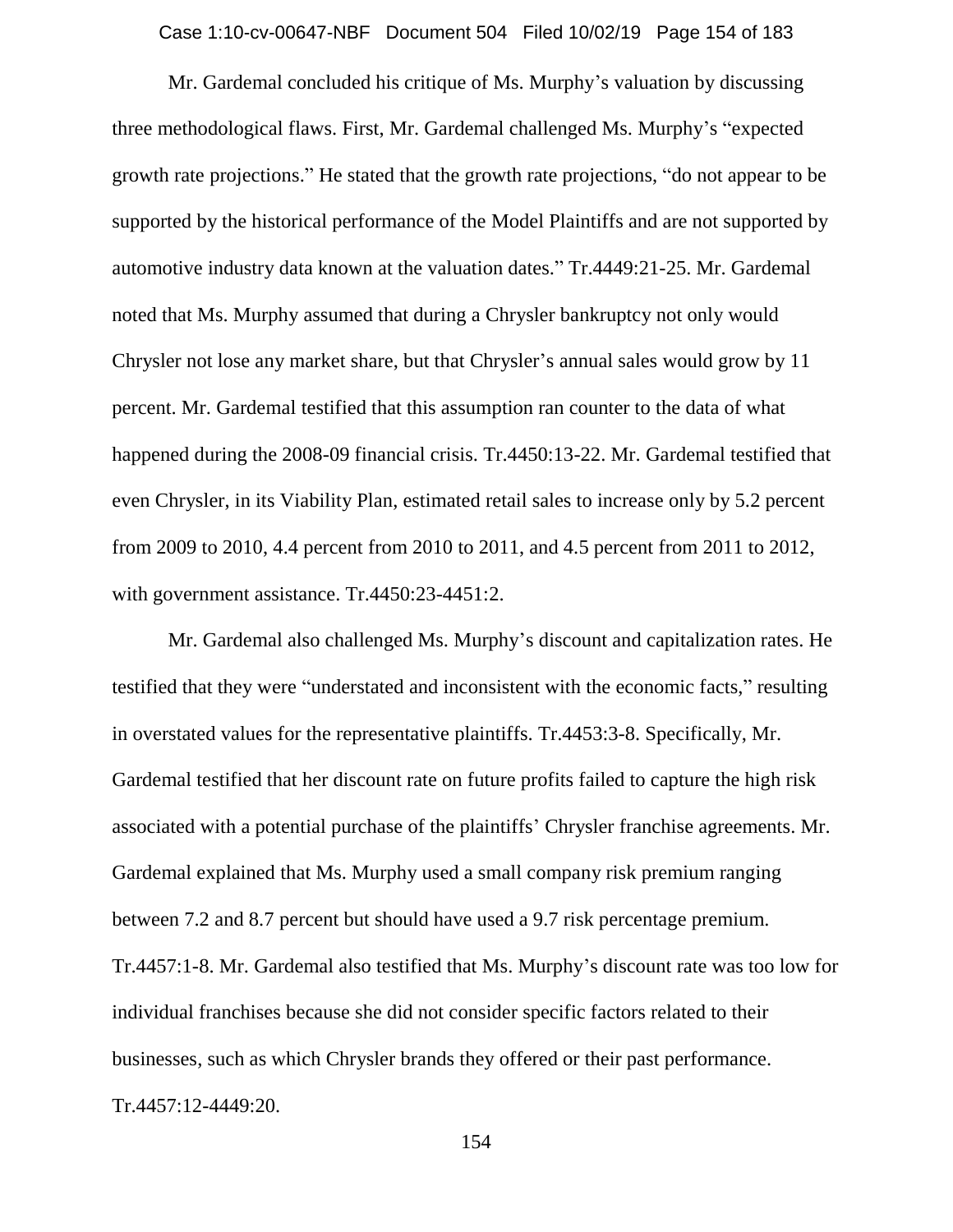Mr. Gardemal concluded his critique of Ms. Murphy's valuation by discussing three methodological flaws. First, Mr. Gardemal challenged Ms. Murphy's "expected growth rate projections." He stated that the growth rate projections, "do not appear to be supported by the historical performance of the Model Plaintiffs and are not supported by automotive industry data known at the valuation dates." Tr.4449:21-25. Mr. Gardemal noted that Ms. Murphy assumed that during a Chrysler bankruptcy not only would Chrysler not lose any market share, but that Chrysler's annual sales would grow by 11 percent. Mr. Gardemal testified that this assumption ran counter to the data of what happened during the 2008-09 financial crisis. Tr.4450:13-22. Mr. Gardemal testified that even Chrysler, in its Viability Plan, estimated retail sales to increase only by 5.2 percent from 2009 to 2010, 4.4 percent from 2010 to 2011, and 4.5 percent from 2011 to 2012, with government assistance. Tr.4450:23-4451:2.

Mr. Gardemal also challenged Ms. Murphy's discount and capitalization rates. He testified that they were "understated and inconsistent with the economic facts," resulting in overstated values for the representative plaintiffs. Tr.4453:3-8. Specifically, Mr. Gardemal testified that her discount rate on future profits failed to capture the high risk associated with a potential purchase of the plaintiffs' Chrysler franchise agreements. Mr. Gardemal explained that Ms. Murphy used a small company risk premium ranging between 7.2 and 8.7 percent but should have used a 9.7 risk percentage premium. Tr.4457:1-8. Mr. Gardemal also testified that Ms. Murphy's discount rate was too low for individual franchises because she did not consider specific factors related to their businesses, such as which Chrysler brands they offered or their past performance. Tr.4457:12-4449:20.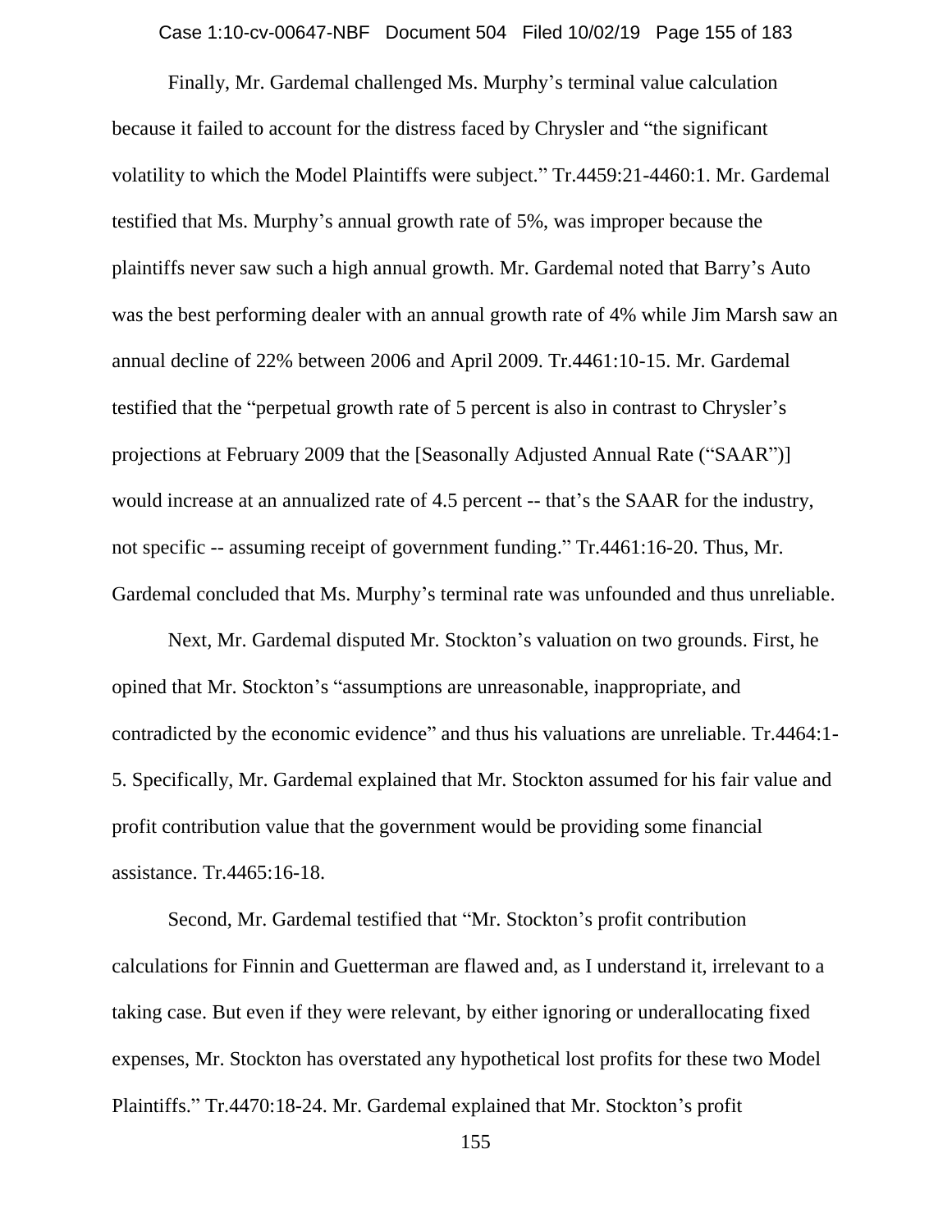Finally, Mr. Gardemal challenged Ms. Murphy's terminal value calculation because it failed to account for the distress faced by Chrysler and "the significant volatility to which the Model Plaintiffs were subject." Tr.4459:21-4460:1. Mr. Gardemal testified that Ms. Murphy's annual growth rate of 5%, was improper because the plaintiffs never saw such a high annual growth. Mr. Gardemal noted that Barry's Auto was the best performing dealer with an annual growth rate of 4% while Jim Marsh saw an annual decline of 22% between 2006 and April 2009. Tr.4461:10-15. Mr. Gardemal testified that the "perpetual growth rate of 5 percent is also in contrast to Chrysler's projections at February 2009 that the [Seasonally Adjusted Annual Rate ("SAAR")] would increase at an annualized rate of 4.5 percent -- that's the SAAR for the industry, not specific -- assuming receipt of government funding." Tr.4461:16-20. Thus, Mr. Gardemal concluded that Ms. Murphy's terminal rate was unfounded and thus unreliable.

Next, Mr. Gardemal disputed Mr. Stockton's valuation on two grounds. First, he opined that Mr. Stockton's "assumptions are unreasonable, inappropriate, and contradicted by the economic evidence" and thus his valuations are unreliable. Tr.4464:1-5. Specifically, Mr. Gardemal explained that Mr. Stockton assumed for his fair value and profit contribution value that the government would be providing some financial assistance. Tr.4465:16-18.

Second, Mr. Gardemal testified that "Mr. Stockton's profit contribution calculations for Finnin and Guetterman are flawed and, as I understand it, irrelevant to a taking case. But even if they were relevant, by either ignoring or underallocating fixed expenses, Mr. Stockton has overstated any hypothetical lost profits for these two Model Plaintiffs." Tr.4470:18-24. Mr. Gardemal explained that Mr. Stockton's profit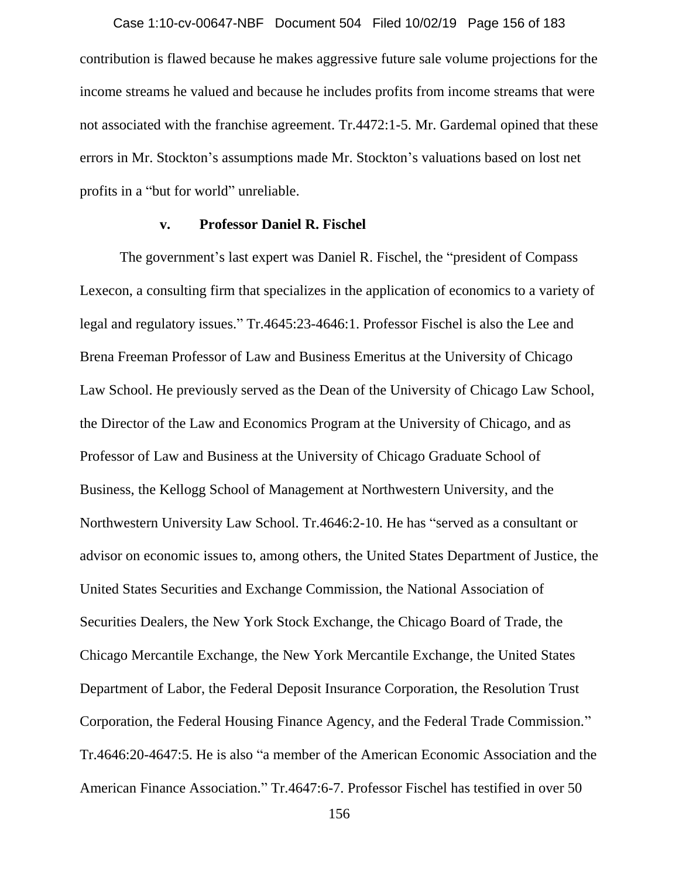contribution is flawed because he makes aggressive future sale volume projections for the income streams he valued and because he includes profits from income streams that were not associated with the franchise agreement. Tr.4472:1-5. Mr. Gardemal opined that these errors in Mr. Stockton's assumptions made Mr. Stockton's valuations based on lost net profits in a "but for world" unreliable.

**v. Professor Daniel R. Fischel**

The government's last expert was Daniel R. Fischel, the "president of Compass Lexecon, a consulting firm that specializes in the application of economics to a variety of legal and regulatory issues." Tr.4645:23-4646:1. Professor Fischel is also the Lee and Brena Freeman Professor of Law and Business Emeritus at the University of Chicago Law School. He previously served as the Dean of the University of Chicago Law School, the Director of the Law and Economics Program at the University of Chicago, and as Professor of Law and Business at the University of Chicago Graduate School of Business, the Kellogg School of Management at Northwestern University, and the Northwestern University Law School. Tr.4646:2-10. He has "served as a consultant or advisor on economic issues to, among others, the United States Department of Justice, the United States Securities and Exchange Commission, the National Association of Securities Dealers, the New York Stock Exchange, the Chicago Board of Trade, the Chicago Mercantile Exchange, the New York Mercantile Exchange, the United States Department of Labor, the Federal Deposit Insurance Corporation, the Resolution Trust Corporation, the Federal Housing Finance Agency, and the Federal Trade Commission." Tr.4646:20-4647:5. He is also "a member of the American Economic Association and the American Finance Association." Tr.4647:6-7. Professor Fischel has testified in over 50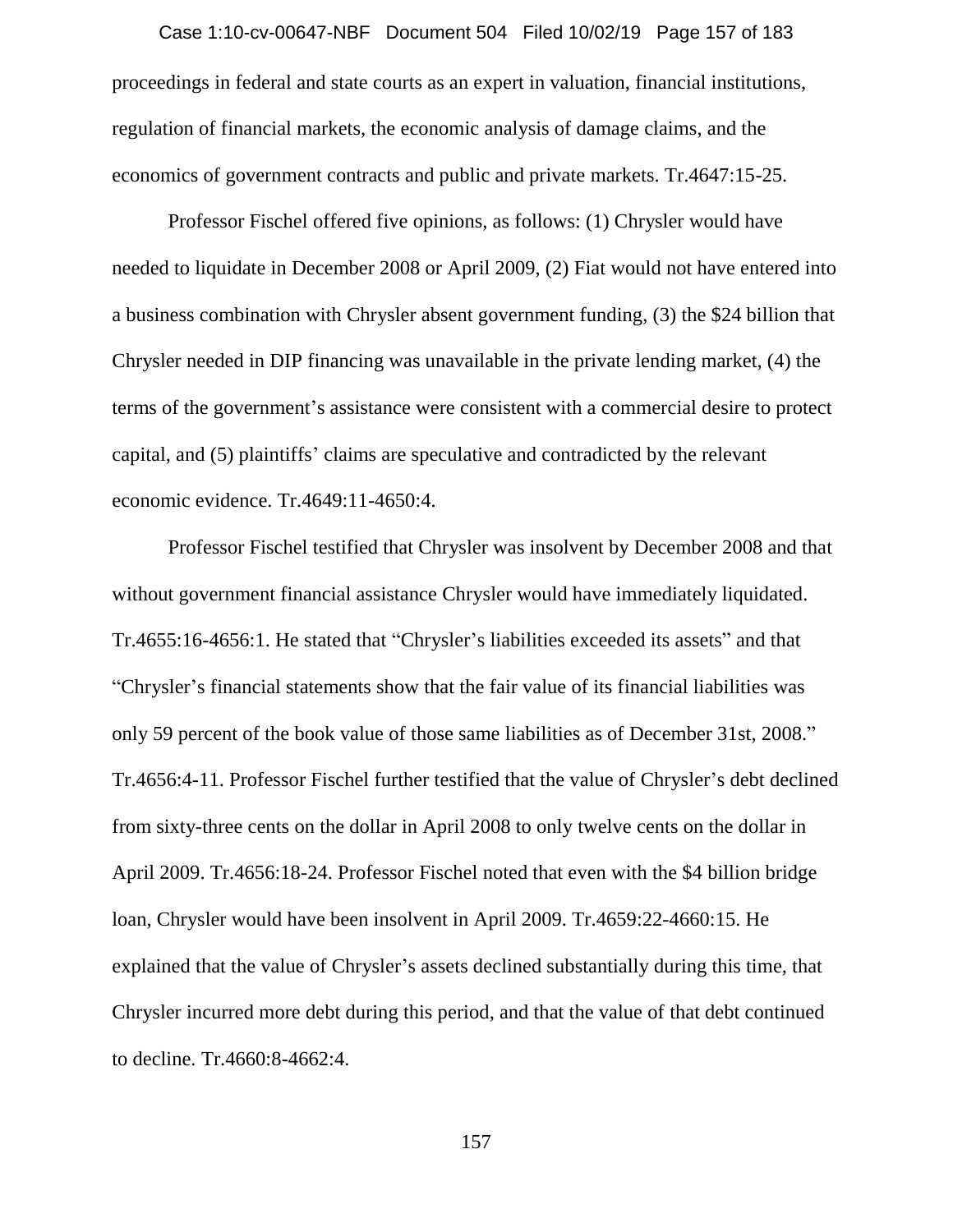proceedings in federal and state courts as an expert in valuation, financial institutions, regulation of financial markets, the economic analysis of damage claims, and the economics of government contracts and public and private markets. Tr.4647:15-25.

Professor Fischel offered five opinions, as follows: (1) Chrysler would have needed to liquidate in December 2008 or April 2009, (2) Fiat would not have entered into a business combination with Chrysler absent government funding, (3) the $24 billion that Chrysler needed in DIP financing was unavailable in the private lending market, (4) the terms of the government's assistance were consistent with a commercial desire to protect capital, and (5) plaintiffs' claims are speculative and contradicted by the relevant economic evidence. Tr.4649:11-4650:4.

Professor Fischel testified that Chrysler was insolvent by December 2008 and that without government financial assistance Chrysler would have immediately liquidated. Tr.4655:16-4656:1. He stated that "Chrysler's liabilities exceeded its assets" and that "Chrysler's financial statements show that the fair value of its financial liabilities was only 59 percent of the book value of those same liabilities as of December 31st, 2008." Tr.4656:4-11. Professor Fischel further testified that the value of Chrysler's debt declined from sixty-three cents on the dollar in April 2008 to only twelve cents on the dollar in April 2009. Tr.4656:18-24. Professor Fischel noted that even with the $4 billion bridge loan, Chrysler would have been insolvent in April 2009. Tr.4659:22-4660:15. He explained that the value of Chrysler's assets declined substantially during this time, that Chrysler incurred more debt during this period, and that the value of that debt continued to decline. Tr.4660:8-4662:4.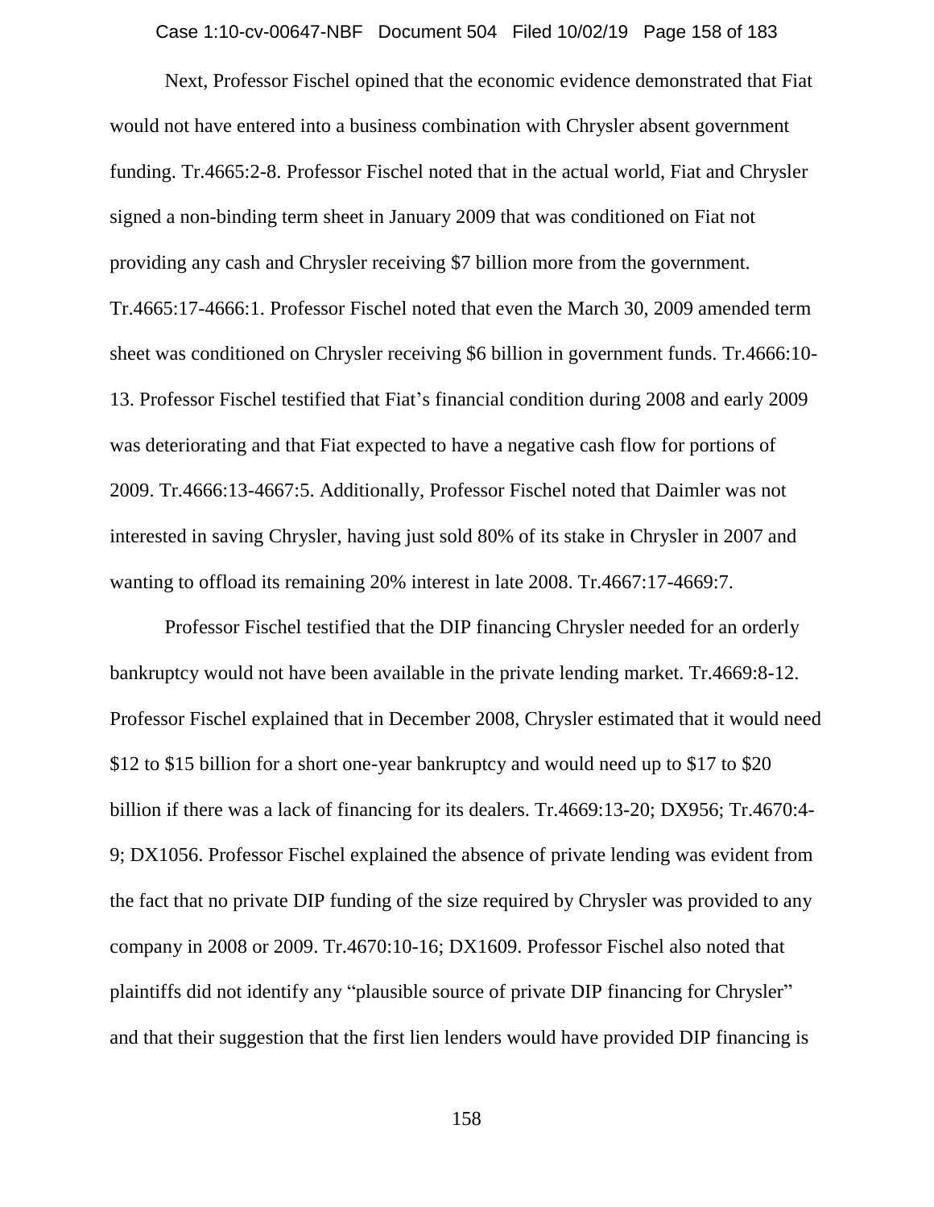Next, Professor Fischel opined that the economic evidence demonstrated that Fiat would not have entered into a business combination with Chrysler absent government funding. Tr.4665:2-8. Professor Fischel noted that in the actual world, Fiat and Chrysler signed a non-binding term sheet in January 2009 that was conditioned on Fiat not providing any cash and Chrysler receiving $7 billion more from the government. Tr.4665:17-4666:1. Professor Fischel noted that even the March 30, 2009 amended term sheet was conditioned on Chrysler receiving $6 billion in government funds. Tr.4666:10-13. Professor Fischel testified that Fiat's financial condition during 2008 and early 2009 was deteriorating and that Fiat expected to have a negative cash flow for portions of 2009. Tr.4666:13-4667:5. Additionally, Professor Fischel noted that Daimler was not interested in saving Chrysler, having just sold 80% of its stake in Chrysler in 2007 and wanting to offload its remaining 20% interest in late 2008. Tr.4667:17-4669:7.

Professor Fischel testified that the DIP financing Chrysler needed for an orderly bankruptcy would not have been available in the private lending market. Tr.4669:8-12. Professor Fischel explained that in December 2008, Chrysler estimated that it would need $12 to $15 billion for a short one-year bankruptcy and would need up to $17 to $20 billion if there was a lack of financing for its dealers. Tr.4669:13-20; DX956; Tr.4670:4-9; DX1056. Professor Fischel explained the absence of private lending was evident from the fact that no private DIP funding of the size required by Chrysler was provided to any company in 2008 or 2009. Tr.4670:10-16; DX1609. Professor Fischel also noted that plaintiffs did not identify any "plausible source of private DIP financing for Chrysler" and that their suggestion that the first lien lenders would have provided DIP financing is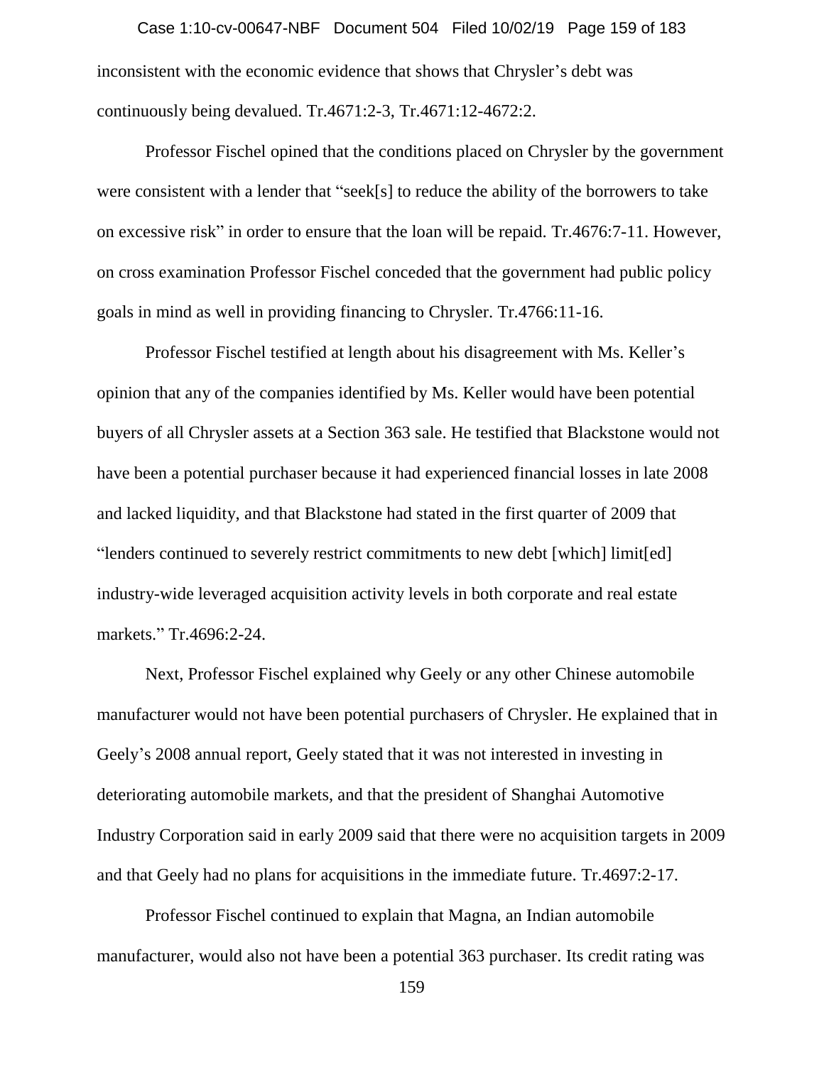inconsistent with the economic evidence that shows that Chrysler's debt was continuously being devalued. Tr.4671:2-3, Tr.4671:12-4672:2.

Professor Fischel opined that the conditions placed on Chrysler by the government were consistent with a lender that "seek[s] to reduce the ability of the borrowers to take on excessive risk" in order to ensure that the loan will be repaid. Tr.4676:7-11. However, on cross examination Professor Fischel conceded that the government had public policy goals in mind as well in providing financing to Chrysler. Tr.4766:11-16.

Professor Fischel testified at length about his disagreement with Ms. Keller's opinion that any of the companies identified by Ms. Keller would have been potential buyers of all Chrysler assets at a Section 363 sale. He testified that Blackstone would not have been a potential purchaser because it had experienced financial losses in late 2008 and lacked liquidity, and that Blackstone had stated in the first quarter of 2009 that "lenders continued to severely restrict commitments to new debt [which] limit[ed] industry-wide leveraged acquisition activity levels in both corporate and real estate markets." Tr.4696:2-24.

Next, Professor Fischel explained why Geely or any other Chinese automobile manufacturer would not have been potential purchasers of Chrysler. He explained that in Geely's 2008 annual report, Geely stated that it was not interested in investing in deteriorating automobile markets, and that the president of Shanghai Automotive Industry Corporation said in early 2009 said that there were no acquisition targets in 2009 and that Geely had no plans for acquisitions in the immediate future. Tr.4697:2-17.

Professor Fischel continued to explain that Magna, an Indian automobile manufacturer, would also not have been a potential 363 purchaser. Its credit rating was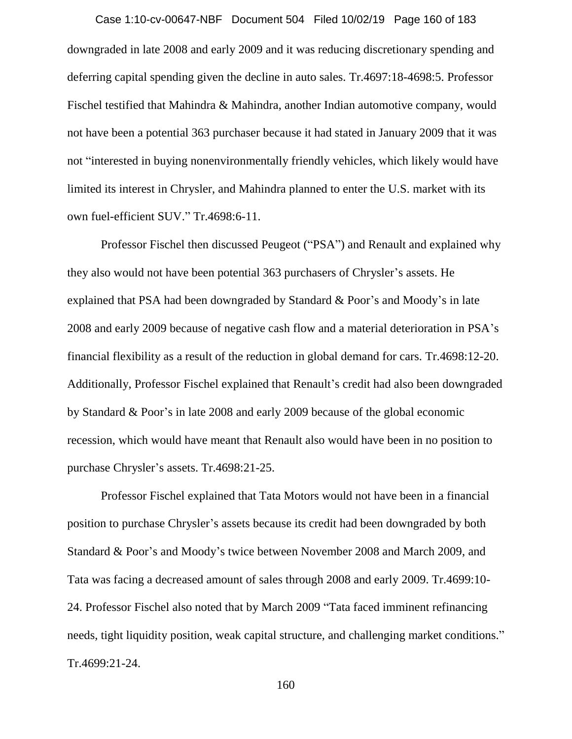downgraded in late 2008 and early 2009 and it was reducing discretionary spending and deferring capital spending given the decline in auto sales. Tr.4697:18-4698:5. Professor Fischel testified that Mahindra & Mahindra, another Indian automotive company, would not have been a potential 363 purchaser because it had stated in January 2009 that it was not "interested in buying nonenvironmentally friendly vehicles, which likely would have limited its interest in Chrysler, and Mahindra planned to enter the U.S. market with its own fuel-efficient SUV." Tr.4698:6-11.

Professor Fischel then discussed Peugeot ("PSA") and Renault and explained why they also would not have been potential 363 purchasers of Chrysler's assets. He explained that PSA had been downgraded by Standard & Poor's and Moody's in late 2008 and early 2009 because of negative cash flow and a material deterioration in PSA's financial flexibility as a result of the reduction in global demand for cars. Tr.4698:12-20. Additionally, Professor Fischel explained that Renault's credit had also been downgraded by Standard & Poor's in late 2008 and early 2009 because of the global economic recession, which would have meant that Renault also would have been in no position to purchase Chrysler's assets. Tr.4698:21-25.

Professor Fischel explained that Tata Motors would not have been in a financial position to purchase Chrysler's assets because its credit had been downgraded by both Standard & Poor's and Moody's twice between November 2008 and March 2009, and Tata was facing a decreased amount of sales through 2008 and early 2009. Tr.4699:10-24. Professor Fischel also noted that by March 2009 "Tata faced imminent refinancing needs, tight liquidity position, weak capital structure, and challenging market conditions." Tr.4699:21-24.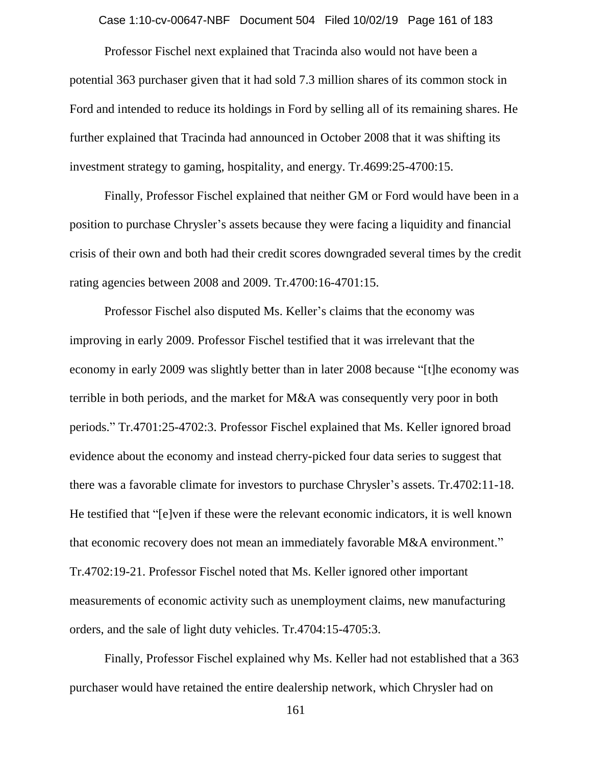Professor Fischel next explained that Tracinda also would not have been a potential 363 purchaser given that it had sold 7.3 million shares of its common stock in Ford and intended to reduce its holdings in Ford by selling all of its remaining shares. He further explained that Tracinda had announced in October 2008 that it was shifting its investment strategy to gaming, hospitality, and energy. Tr.4699:25-4700:15.

Finally, Professor Fischel explained that neither GM or Ford would have been in a position to purchase Chrysler's assets because they were facing a liquidity and financial crisis of their own and both had their credit scores downgraded several times by the credit rating agencies between 2008 and 2009. Tr.4700:16-4701:15.

Professor Fischel also disputed Ms. Keller's claims that the economy was improving in early 2009. Professor Fischel testified that it was irrelevant that the economy in early 2009 was slightly better than in later 2008 because "[t]he economy was terrible in both periods, and the market for M&A was consequently very poor in both periods." Tr.4701:25-4702:3. Professor Fischel explained that Ms. Keller ignored broad evidence about the economy and instead cherry-picked four data series to suggest that there was a favorable climate for investors to purchase Chrysler's assets. Tr.4702:11-18. He testified that "[e]ven if these were the relevant economic indicators, it is well known that economic recovery does not mean an immediately favorable M&A environment." Tr.4702:19-21. Professor Fischel noted that Ms. Keller ignored other important measurements of economic activity such as unemployment claims, new manufacturing orders, and the sale of light duty vehicles. Tr.4704:15-4705:3.

Finally, Professor Fischel explained why Ms. Keller had not established that a 363 purchaser would have retained the entire dealership network, which Chrysler had on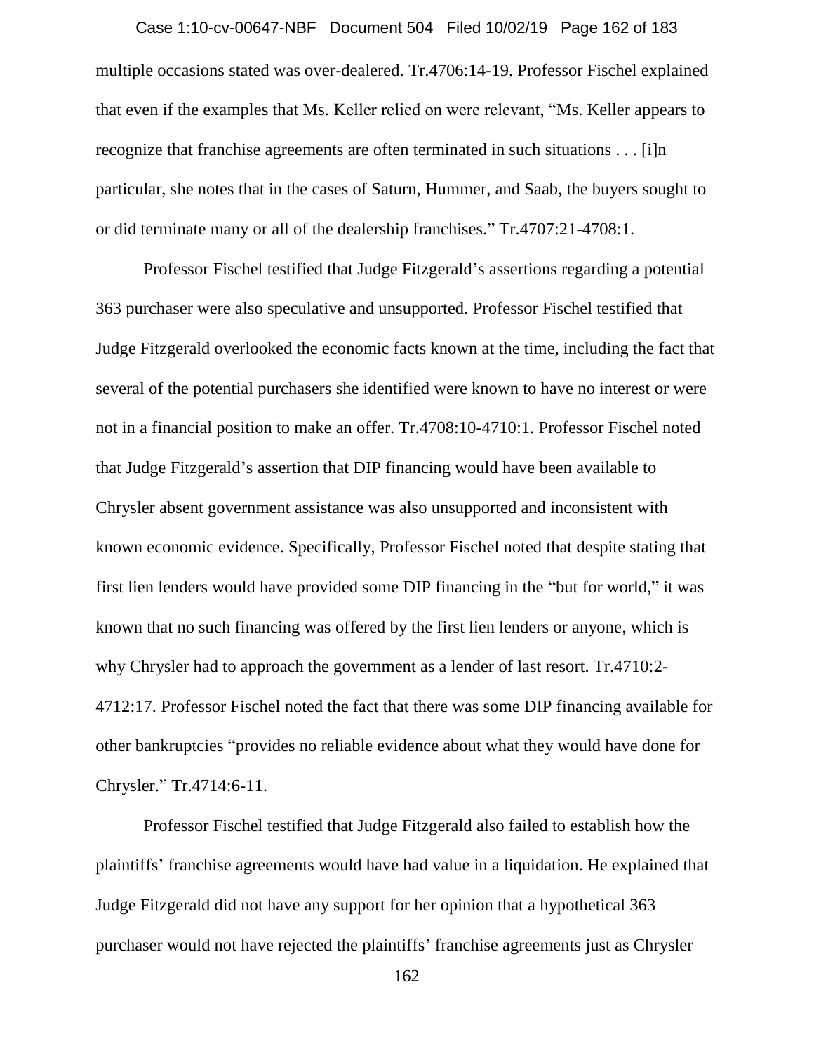multiple occasions stated was over-dealered. Tr.4706:14-19. Professor Fischel explained that even if the examples that Ms. Keller relied on were relevant, "Ms. Keller appears to recognize that franchise agreements are often terminated in such situations . . . [i]n particular, she notes that in the cases of Saturn, Hummer, and Saab, the buyers sought to or did terminate many or all of the dealership franchises." Tr.4707:21-4708:1.

Professor Fischel testified that Judge Fitzgerald's assertions regarding a potential 363 purchaser were also speculative and unsupported. Professor Fischel testified that Judge Fitzgerald overlooked the economic facts known at the time, including the fact that several of the potential purchasers she identified were known to have no interest or were not in a financial position to make an offer. Tr.4708:10-4710:1. Professor Fischel noted that Judge Fitzgerald's assertion that DIP financing would have been available to Chrysler absent government assistance was also unsupported and inconsistent with known economic evidence. Specifically, Professor Fischel noted that despite stating that first lien lenders would have provided some DIP financing in the "but for world," it was known that no such financing was offered by the first lien lenders or anyone, which is why Chrysler had to approach the government as a lender of last resort. Tr.4710:2-4712:17. Professor Fischel noted the fact that there was some DIP financing available for other bankruptcies "provides no reliable evidence about what they would have done for Chrysler." Tr.4714:6-11.

Professor Fischel testified that Judge Fitzgerald also failed to establish how the plaintiffs' franchise agreements would have had value in a liquidation. He explained that Judge Fitzgerald did not have any support for her opinion that a hypothetical 363 purchaser would not have rejected the plaintiffs' franchise agreements just as Chrysler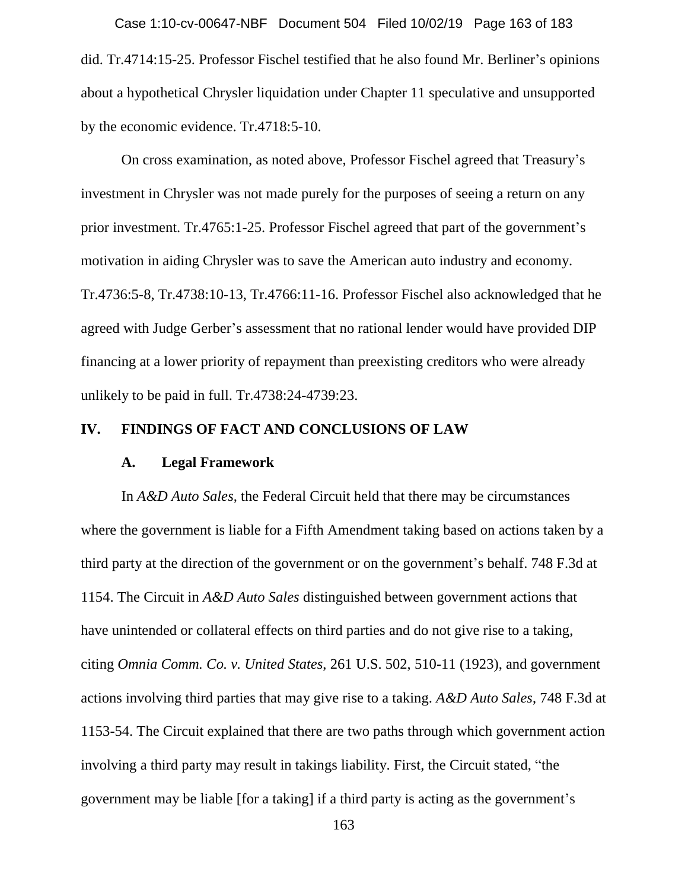did. Tr.4714:15-25. Professor Fischel testified that he also found Mr. Berliner's opinions about a hypothetical Chrysler liquidation under Chapter 11 speculative and unsupported by the economic evidence. Tr.4718:5-10.

On cross examination, as noted above, Professor Fischel agreed that Treasury's investment in Chrysler was not made purely for the purposes of seeing a return on any prior investment. Tr.4765:1-25. Professor Fischel agreed that part of the government's motivation in aiding Chrysler was to save the American auto industry and economy. Tr.4736:5-8, Tr.4738:10-13, Tr.4766:11-16. Professor Fischel also acknowledged that he agreed with Judge Gerber's assessment that no rational lender would have provided DIP financing at a lower priority of repayment than preexisting creditors who were already unlikely to be paid in full. Tr.4738:24-4739:23.

## IV. FINDINGS OF FACT AND CONCLUSIONS OF LAW

### A. Legal Framework

In *A&D Auto Sales*, the Federal Circuit held that there may be circumstances where the government is liable for a Fifth Amendment taking based on actions taken by a third party at the direction of the government or on the government's behalf. 748 F.3d at 1154. The Circuit in *A&D Auto Sales* distinguished between government actions that have unintended or collateral effects on third parties and do not give rise to a taking, citing *Omnia Comm. Co. v. United States*, 261 U.S. 502, 510-11 (1923), and government actions involving third parties that may give rise to a taking. *A&D Auto Sales*, 748 F.3d at 1153-54. The Circuit explained that there are two paths through which government action involving a third party may result in takings liability. First, the Circuit stated, "the government may be liable [for a taking] if a third party is acting as the government's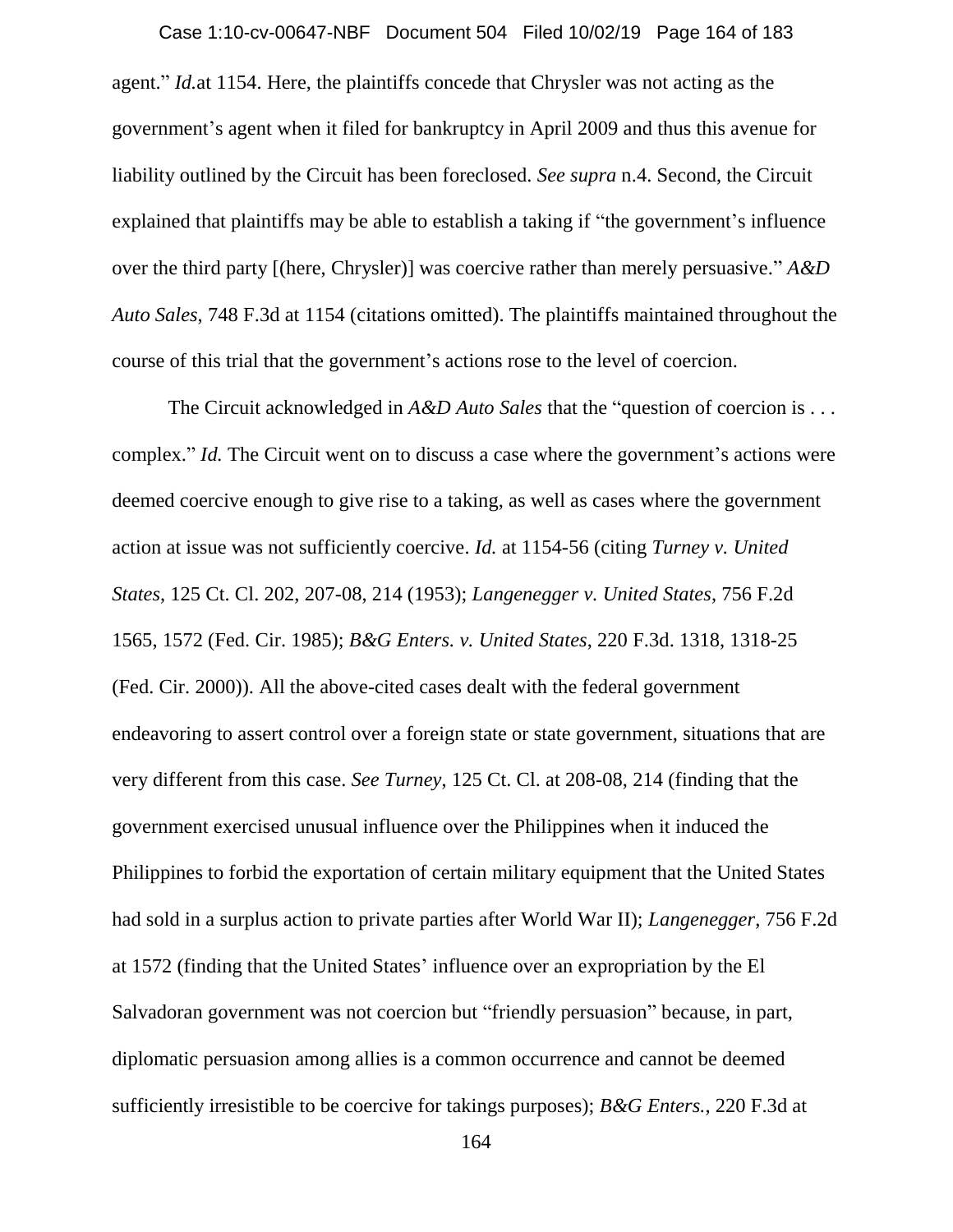agent." *Id.*at 1154. Here, the plaintiffs concede that Chrysler was not acting as the government's agent when it filed for bankruptcy in April 2009 and thus this avenue for liability outlined by the Circuit has been foreclosed. *See supra* n.4. Second, the Circuit explained that plaintiffs may be able to establish a taking if "the government's influence over the third party [(here, Chrysler)] was coercive rather than merely persuasive." *A&D Auto Sales*, 748 F.3d at 1154 (citations omitted). The plaintiffs maintained throughout the course of this trial that the government's actions rose to the level of coercion.

The Circuit acknowledged in *A&D Auto Sales* that the "question of coercion is . . . complex." *Id.* The Circuit went on to discuss a case where the government's actions were deemed coercive enough to give rise to a taking, as well as cases where the government action at issue was not sufficiently coercive. *Id.* at 1154-56 (citing *Turney v. United States*, 125 Ct. Cl. 202, 207-08, 214 (1953); *Langenegger v. United States*, 756 F.2d 1565, 1572 (Fed. Cir. 1985); *B&G Enters. v. United States*, 220 F.3d. 1318, 1318-25 (Fed. Cir. 2000)). All the above-cited cases dealt with the federal government endeavoring to assert control over a foreign state or state government, situations that are very different from this case. *See Turney*, 125 Ct. Cl. at 208-08, 214 (finding that the government exercised unusual influence over the Philippines when it induced the Philippines to forbid the exportation of certain military equipment that the United States had sold in a surplus action to private parties after World War II); *Langenegger*, 756 F.2d at 1572 (finding that the United States' influence over an expropriation by the El Salvadoran government was not coercion but "friendly persuasion" because, in part, diplomatic persuasion among allies is a common occurrence and cannot be deemed sufficiently irresistible to be coercive for takings purposes); *B&G Enters.*, 220 F.3d at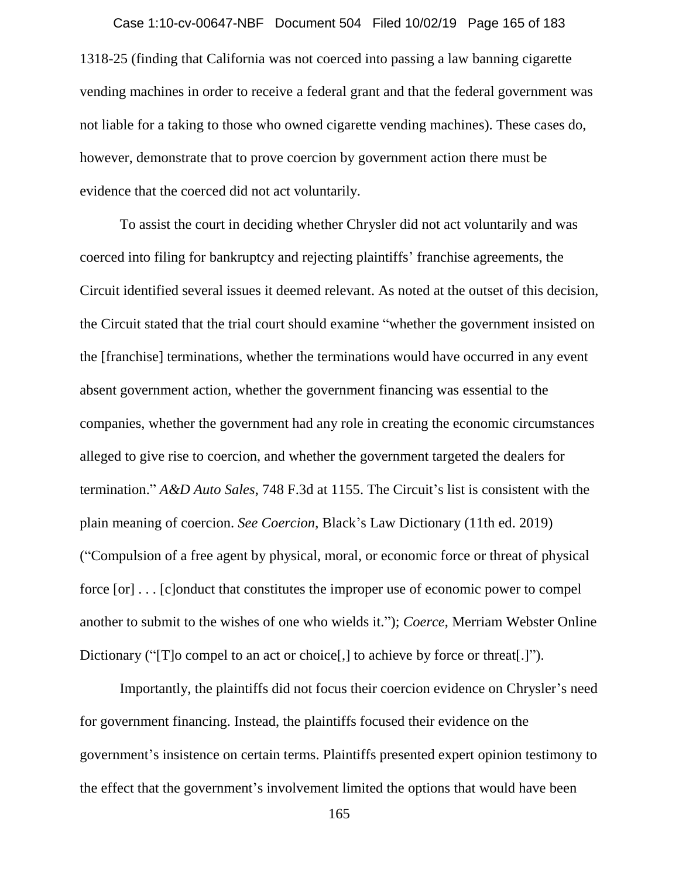1318-25 (finding that California was not coerced into passing a law banning cigarette vending machines in order to receive a federal grant and that the federal government was not liable for a taking to those who owned cigarette vending machines). These cases do, however, demonstrate that to prove coercion by government action there must be evidence that the coerced did not act voluntarily.

To assist the court in deciding whether Chrysler did not act voluntarily and was coerced into filing for bankruptcy and rejecting plaintiffs' franchise agreements, the Circuit identified several issues it deemed relevant. As noted at the outset of this decision, the Circuit stated that the trial court should examine "whether the government insisted on the [franchise] terminations, whether the terminations would have occurred in any event absent government action, whether the government financing was essential to the companies, whether the government had any role in creating the economic circumstances alleged to give rise to coercion, and whether the government targeted the dealers for termination." *A&D Auto Sales*, 748 F.3d at 1155. The Circuit's list is consistent with the plain meaning of coercion. *See Coercion*, Black's Law Dictionary (11th ed. 2019) ("Compulsion of a free agent by physical, moral, or economic force or threat of physical force [or] . . . [c]onduct that constitutes the improper use of economic power to compel another to submit to the wishes of one who wields it."); *Coerce*, Merriam Webster Online Dictionary ("[T]o compel to an act or choice[,] to achieve by force or threat[.]").

Importantly, the plaintiffs did not focus their coercion evidence on Chrysler's need for government financing. Instead, the plaintiffs focused their evidence on the government's insistence on certain terms. Plaintiffs presented expert opinion testimony to the effect that the government's involvement limited the options that would have been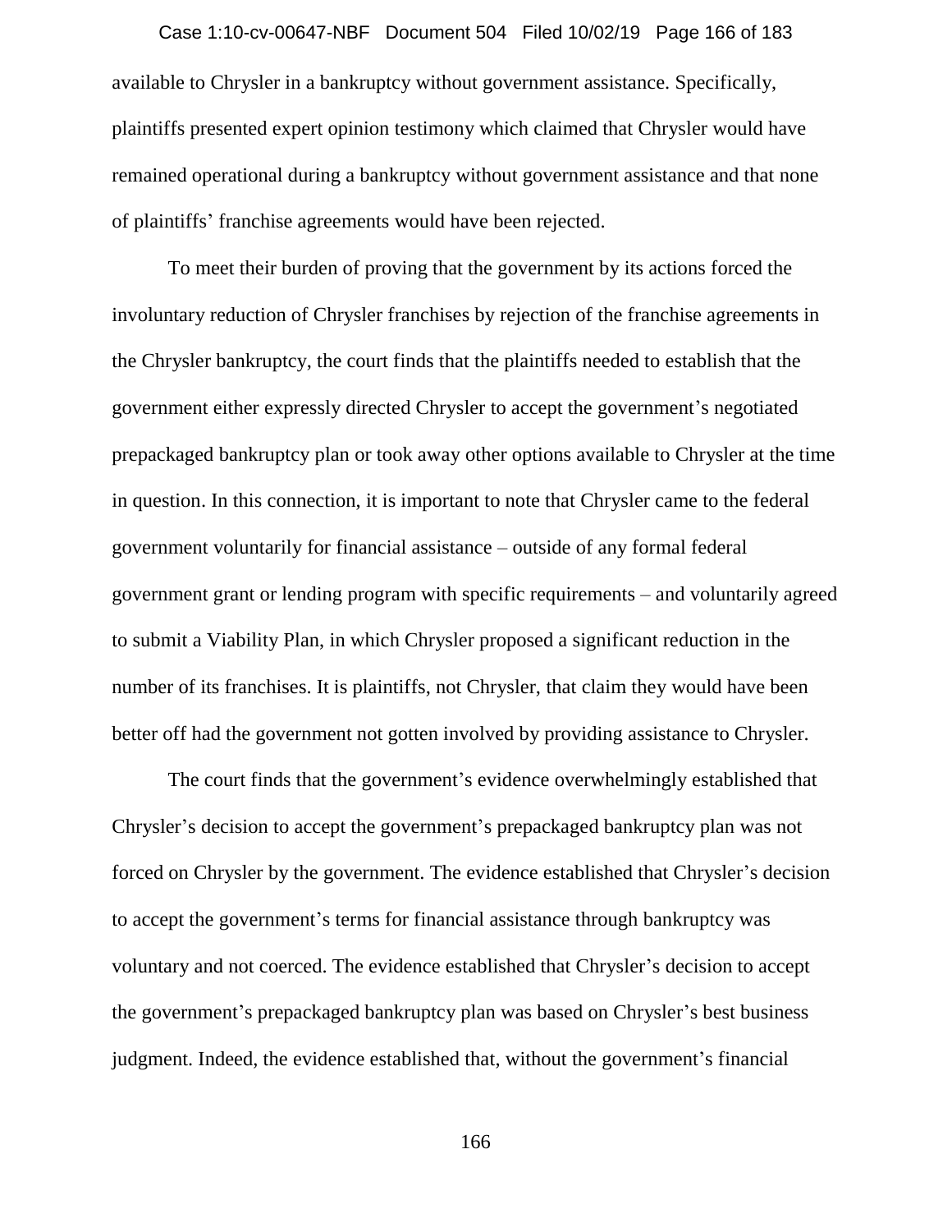available to Chrysler in a bankruptcy without government assistance. Specifically, plaintiffs presented expert opinion testimony which claimed that Chrysler would have remained operational during a bankruptcy without government assistance and that none of plaintiffs' franchise agreements would have been rejected.

To meet their burden of proving that the government by its actions forced the involuntary reduction of Chrysler franchises by rejection of the franchise agreements in the Chrysler bankruptcy, the court finds that the plaintiffs needed to establish that the government either expressly directed Chrysler to accept the government's negotiated prepackaged bankruptcy plan or took away other options available to Chrysler at the time in question. In this connection, it is important to note that Chrysler came to the federal government voluntarily for financial assistance – outside of any formal federal government grant or lending program with specific requirements – and voluntarily agreed to submit a Viability Plan, in which Chrysler proposed a significant reduction in the number of its franchises. It is plaintiffs, not Chrysler, that claim they would have been better off had the government not gotten involved by providing assistance to Chrysler.

The court finds that the government's evidence overwhelmingly established that Chrysler's decision to accept the government's prepackaged bankruptcy plan was not forced on Chrysler by the government. The evidence established that Chrysler's decision to accept the government's terms for financial assistance through bankruptcy was voluntary and not coerced. The evidence established that Chrysler's decision to accept the government's prepackaged bankruptcy plan was based on Chrysler's best business judgment. Indeed, the evidence established that, without the government's financial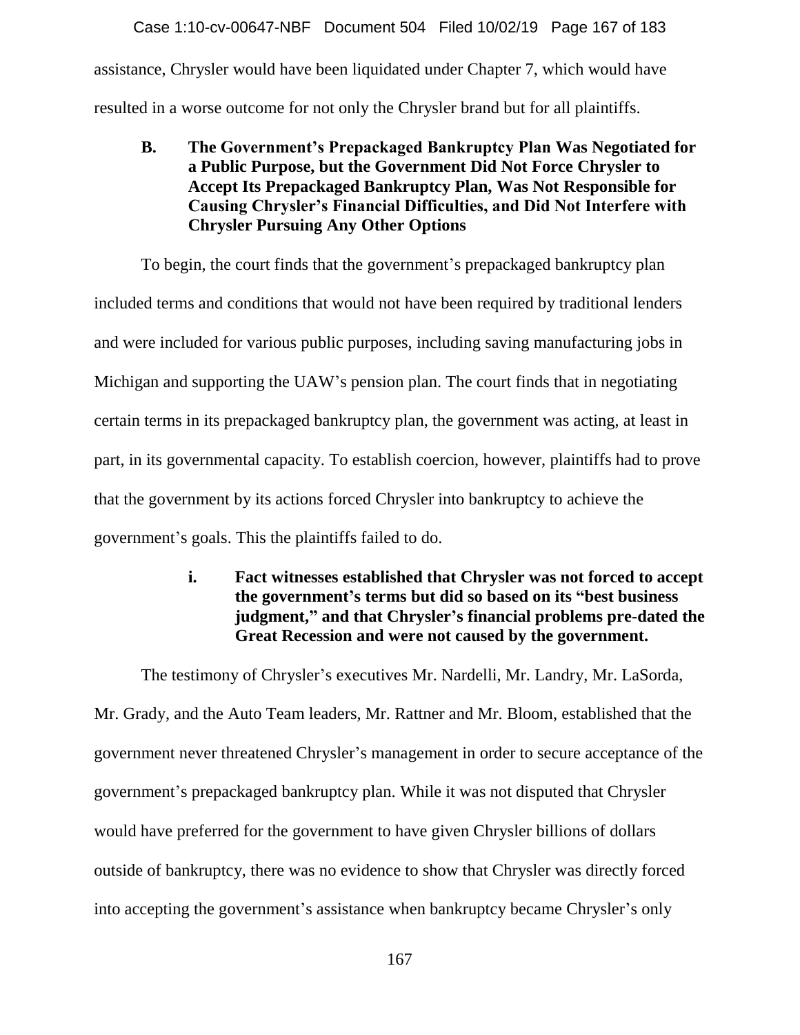assistance, Chrysler would have been liquidated under Chapter 7, which would have resulted in a worse outcome for not only the Chrysler brand but for all plaintiffs.

### B. The Government's Prepackaged Bankruptcy Plan Was Negotiated for a Public Purpose, but the Government Did Not Force Chrysler to Accept Its Prepackaged Bankruptcy Plan, Was Not Responsible for Causing Chrysler's Financial Difficulties, and Did Not Interfere with Chrysler Pursuing Any Other Options

To begin, the court finds that the government's prepackaged bankruptcy plan included terms and conditions that would not have been required by traditional lenders and were included for various public purposes, including saving manufacturing jobs in Michigan and supporting the UAW's pension plan. The court finds that in negotiating certain terms in its prepackaged bankruptcy plan, the government was acting, at least in part, in its governmental capacity. To establish coercion, however, plaintiffs had to prove that the government by its actions forced Chrysler into bankruptcy to achieve the government's goals. This the plaintiffs failed to do.

#### i. Fact witnesses established that Chrysler was not forced to accept the government's terms but did so based on its "best business judgment," and that Chrysler's financial problems pre-dated the Great Recession and were not caused by the government.

The testimony of Chrysler's executives Mr. Nardelli, Mr. Landry, Mr. LaSorda, Mr. Grady, and the Auto Team leaders, Mr. Rattner and Mr. Bloom, established that the government never threatened Chrysler's management in order to secure acceptance of the government's prepackaged bankruptcy plan. While it was not disputed that Chrysler would have preferred for the government to have given Chrysler billions of dollars outside of bankruptcy, there was no evidence to show that Chrysler was directly forced into accepting the government's assistance when bankruptcy became Chrysler's only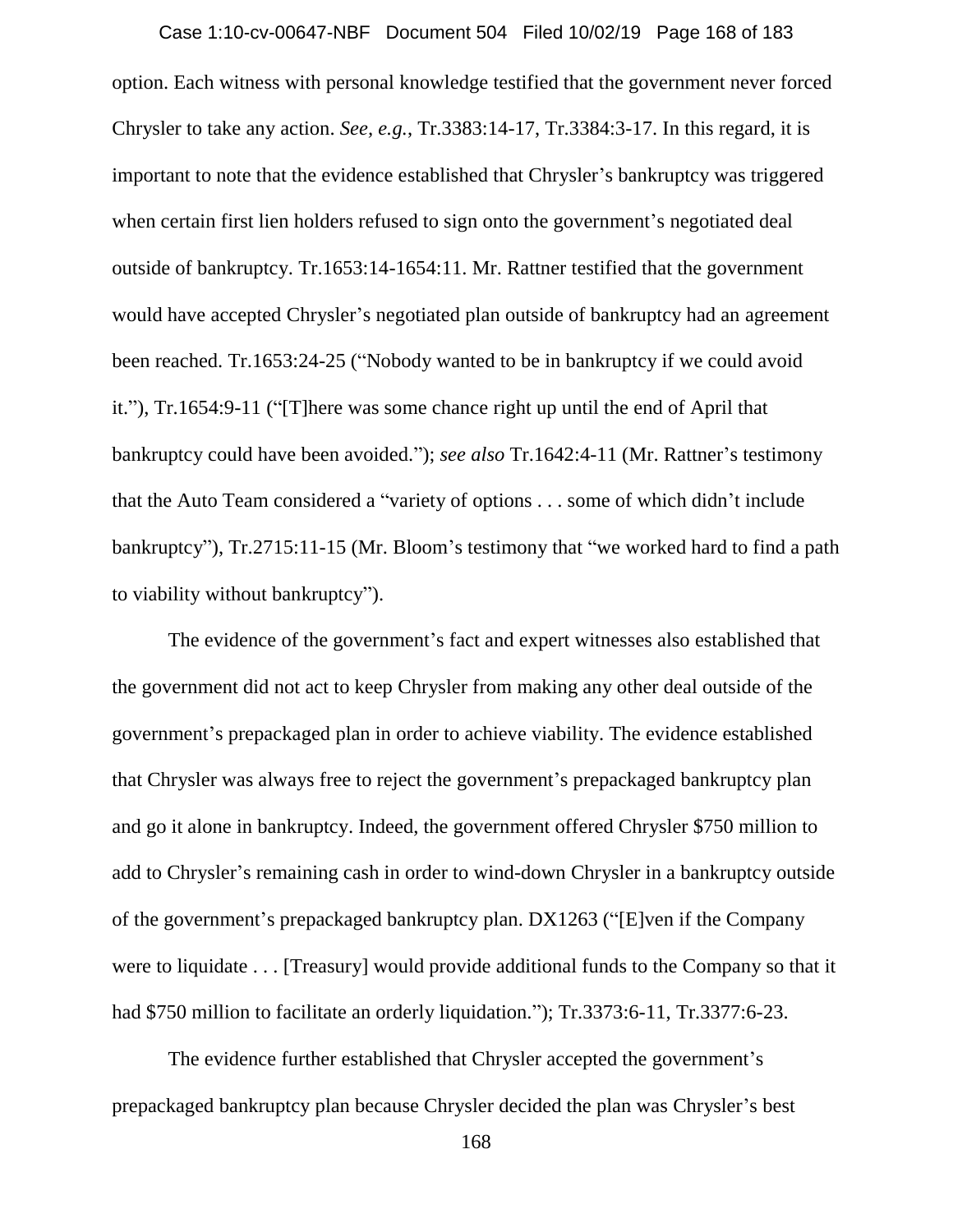option. Each witness with personal knowledge testified that the government never forced Chrysler to take any action. *See, e.g.*, Tr.3383:14-17, Tr.3384:3-17. In this regard, it is important to note that the evidence established that Chrysler's bankruptcy was triggered when certain first lien holders refused to sign onto the government's negotiated deal outside of bankruptcy. Tr.1653:14-1654:11. Mr. Rattner testified that the government would have accepted Chrysler's negotiated plan outside of bankruptcy had an agreement been reached. Tr.1653:24-25 ("Nobody wanted to be in bankruptcy if we could avoid it."), Tr.1654:9-11 ("[T]here was some chance right up until the end of April that bankruptcy could have been avoided."); *see also* Tr.1642:4-11 (Mr. Rattner's testimony that the Auto Team considered a "variety of options . . . some of which didn't include bankruptcy"), Tr.2715:11-15 (Mr. Bloom's testimony that "we worked hard to find a path to viability without bankruptcy").

The evidence of the government's fact and expert witnesses also established that the government did not act to keep Chrysler from making any other deal outside of the government's prepackaged plan in order to achieve viability. The evidence established that Chrysler was always free to reject the government's prepackaged bankruptcy plan and go it alone in bankruptcy. Indeed, the government offered Chrysler $750 million to add to Chrysler's remaining cash in order to wind-down Chrysler in a bankruptcy outside of the government's prepackaged bankruptcy plan. DX1263 ("[E]ven if the Company were to liquidate . . . [Treasury] would provide additional funds to the Company so that it had $750 million to facilitate an orderly liquidation."); Tr.3373:6-11, Tr.3377:6-23.

The evidence further established that Chrysler accepted the government's prepackaged bankruptcy plan because Chrysler decided the plan was Chrysler's best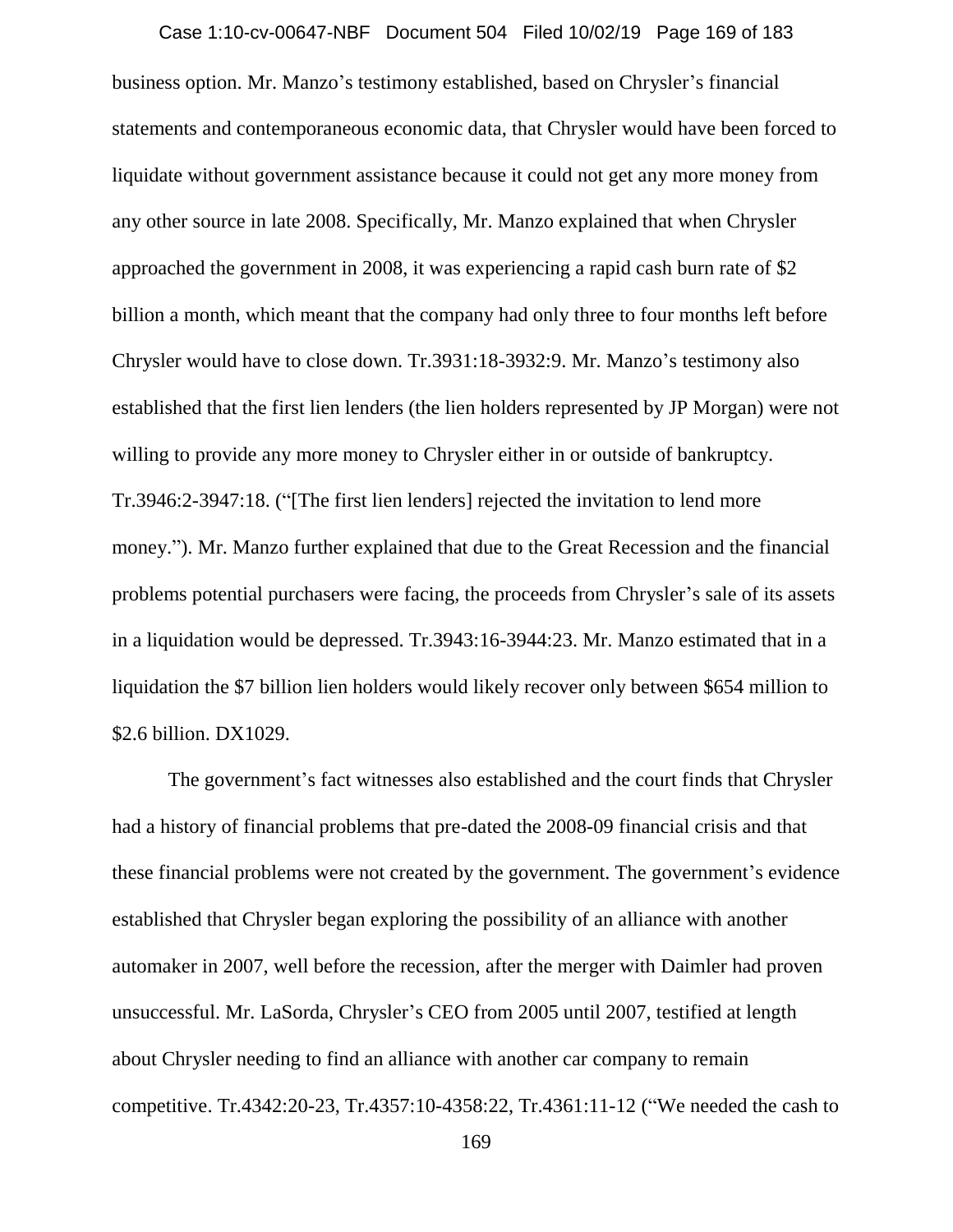business option. Mr. Manzo's testimony established, based on Chrysler's financial statements and contemporaneous economic data, that Chrysler would have been forced to liquidate without government assistance because it could not get any more money from any other source in late 2008. Specifically, Mr. Manzo explained that when Chrysler approached the government in 2008, it was experiencing a rapid cash burn rate of $2 billion a month, which meant that the company had only three to four months left before Chrysler would have to close down. Tr.3931:18-3932:9. Mr. Manzo's testimony also established that the first lien lenders (the lien holders represented by JP Morgan) were not willing to provide any more money to Chrysler either in or outside of bankruptcy. Tr.3946:2-3947:18. ("[The first lien lenders] rejected the invitation to lend more money."). Mr. Manzo further explained that due to the Great Recession and the financial problems potential purchasers were facing, the proceeds from Chrysler's sale of its assets in a liquidation would be depressed. Tr.3943:16-3944:23. Mr. Manzo estimated that in a liquidation the $7 billion lien holders would likely recover only between $654 million to $2.6 billion. DX1029.

The government's fact witnesses also established and the court finds that Chrysler had a history of financial problems that pre-dated the 2008-09 financial crisis and that these financial problems were not created by the government. The government's evidence established that Chrysler began exploring the possibility of an alliance with another automaker in 2007, well before the recession, after the merger with Daimler had proven unsuccessful. Mr. LaSorda, Chrysler's CEO from 2005 until 2007, testified at length about Chrysler needing to find an alliance with another car company to remain competitive. Tr.4342:20-23, Tr.4357:10-4358:22, Tr.4361:11-12 ("We needed the cash to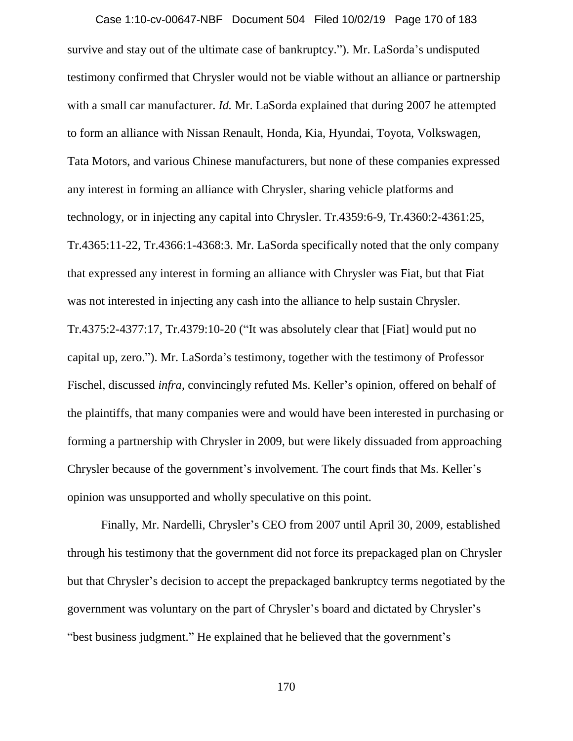survive and stay out of the ultimate case of bankruptcy."). Mr. LaSorda's undisputed testimony confirmed that Chrysler would not be viable without an alliance or partnership with a small car manufacturer. *Id.* Mr. LaSorda explained that during 2007 he attempted to form an alliance with Nissan Renault, Honda, Kia, Hyundai, Toyota, Volkswagen, Tata Motors, and various Chinese manufacturers, but none of these companies expressed any interest in forming an alliance with Chrysler, sharing vehicle platforms and technology, or in injecting any capital into Chrysler. Tr.4359:6-9, Tr.4360:2-4361:25, Tr.4365:11-22, Tr.4366:1-4368:3. Mr. LaSorda specifically noted that the only company that expressed any interest in forming an alliance with Chrysler was Fiat, but that Fiat was not interested in injecting any cash into the alliance to help sustain Chrysler. Tr.4375:2-4377:17, Tr.4379:10-20 ("It was absolutely clear that [Fiat] would put no capital up, zero."). Mr. LaSorda's testimony, together with the testimony of Professor Fischel, discussed *infra*, convincingly refuted Ms. Keller's opinion, offered on behalf of the plaintiffs, that many companies were and would have been interested in purchasing or forming a partnership with Chrysler in 2009, but were likely dissuaded from approaching Chrysler because of the government's involvement. The court finds that Ms. Keller's opinion was unsupported and wholly speculative on this point.

Finally, Mr. Nardelli, Chrysler's CEO from 2007 until April 30, 2009, established through his testimony that the government did not force its prepackaged plan on Chrysler but that Chrysler's decision to accept the prepackaged bankruptcy terms negotiated by the government was voluntary on the part of Chrysler's board and dictated by Chrysler's "best business judgment." He explained that he believed that the government's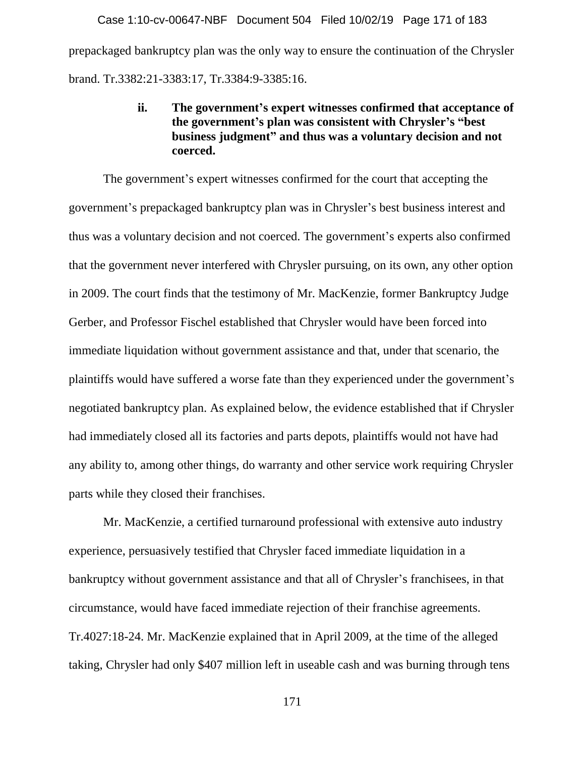prepackaged bankruptcy plan was the only way to ensure the continuation of the Chrysler brand. Tr.3382:21-3383:17, Tr.3384:9-3385:16.

#### ii. The government's expert witnesses confirmed that acceptance of the government's plan was consistent with Chrysler's "best business judgment" and thus was a voluntary decision and not coerced.

The government's expert witnesses confirmed for the court that accepting the government's prepackaged bankruptcy plan was in Chrysler's best business interest and thus was a voluntary decision and not coerced. The government's experts also confirmed that the government never interfered with Chrysler pursuing, on its own, any other option in 2009. The court finds that the testimony of Mr. MacKenzie, former Bankruptcy Judge Gerber, and Professor Fischel established that Chrysler would have been forced into immediate liquidation without government assistance and that, under that scenario, the plaintiffs would have suffered a worse fate than they experienced under the government's negotiated bankruptcy plan. As explained below, the evidence established that if Chrysler had immediately closed all its factories and parts depots, plaintiffs would not have had any ability to, among other things, do warranty and other service work requiring Chrysler parts while they closed their franchises.

Mr. MacKenzie, a certified turnaround professional with extensive auto industry experience, persuasively testified that Chrysler faced immediate liquidation in a bankruptcy without government assistance and that all of Chrysler's franchisees, in that circumstance, would have faced immediate rejection of their franchise agreements. Tr.4027:18-24. Mr. MacKenzie explained that in April 2009, at the time of the alleged taking, Chrysler had only $407 million left in useable cash and was burning through tens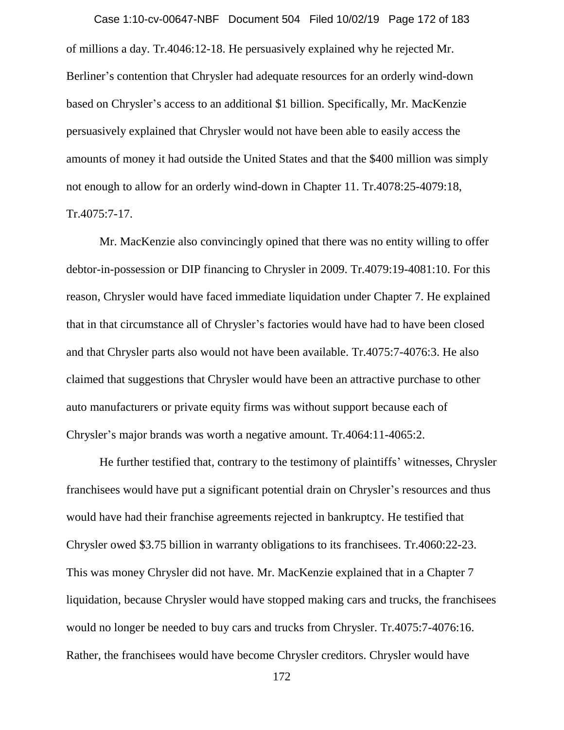of millions a day. Tr.4046:12-18. He persuasively explained why he rejected Mr. Berliner's contention that Chrysler had adequate resources for an orderly wind-down based on Chrysler's access to an additional $1 billion. Specifically, Mr. MacKenzie persuasively explained that Chrysler would not have been able to easily access the amounts of money it had outside the United States and that the $400 million was simply not enough to allow for an orderly wind-down in Chapter 11. Tr.4078:25-4079:18, Tr.4075:7-17.

Mr. MacKenzie also convincingly opined that there was no entity willing to offer debtor-in-possession or DIP financing to Chrysler in 2009. Tr.4079:19-4081:10. For this reason, Chrysler would have faced immediate liquidation under Chapter 7. He explained that in that circumstance all of Chrysler's factories would have had to have been closed and that Chrysler parts also would not have been available. Tr.4075:7-4076:3. He also claimed that suggestions that Chrysler would have been an attractive purchase to other auto manufacturers or private equity firms was without support because each of Chrysler's major brands was worth a negative amount. Tr.4064:11-4065:2.

He further testified that, contrary to the testimony of plaintiffs' witnesses, Chrysler franchisees would have put a significant potential drain on Chrysler's resources and thus would have had their franchise agreements rejected in bankruptcy. He testified that Chrysler owed $3.75 billion in warranty obligations to its franchisees. Tr.4060:22-23. This was money Chrysler did not have. Mr. MacKenzie explained that in a Chapter 7 liquidation, because Chrysler would have stopped making cars and trucks, the franchisees would no longer be needed to buy cars and trucks from Chrysler. Tr.4075:7-4076:16. Rather, the franchisees would have become Chrysler creditors. Chrysler would have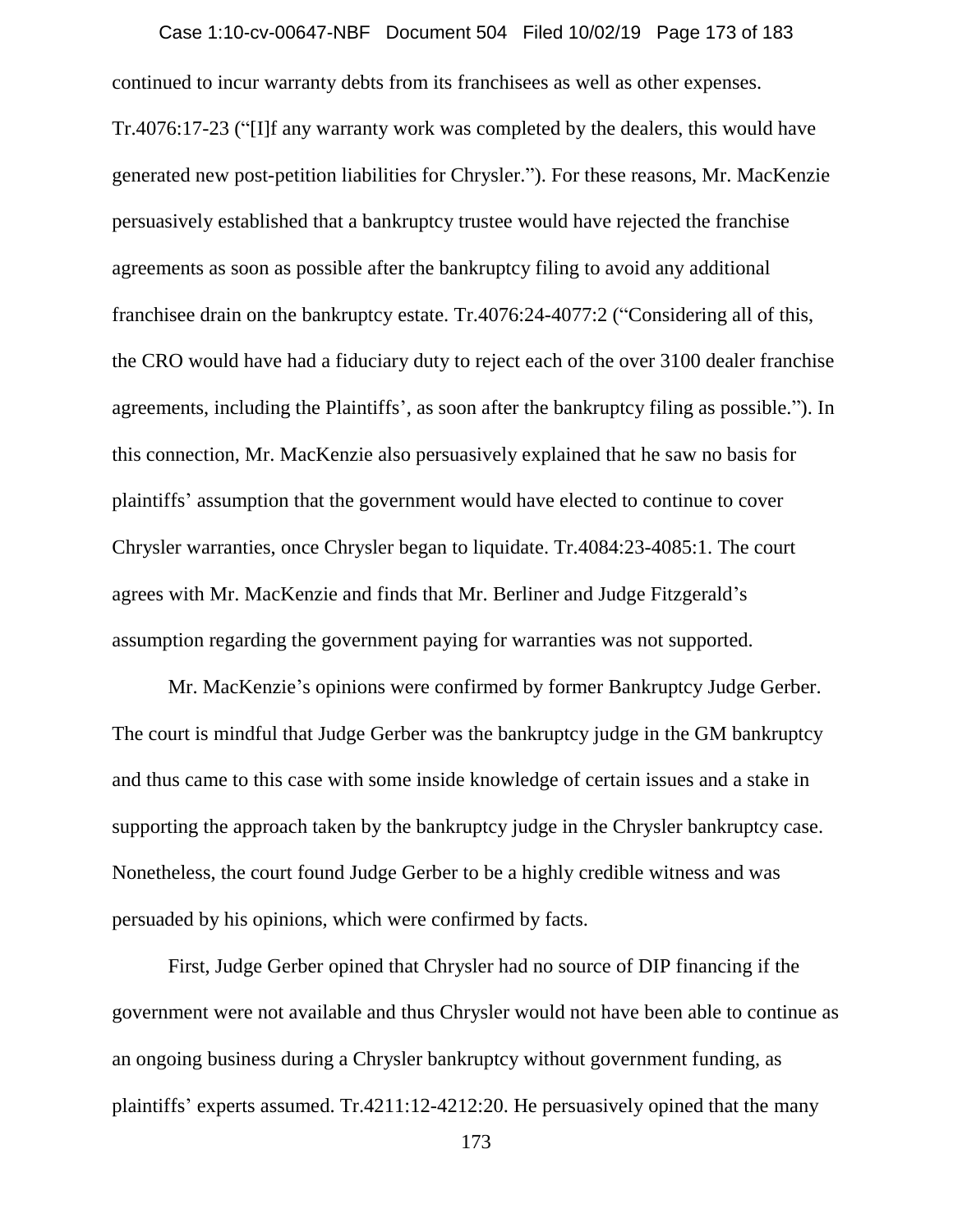continued to incur warranty debts from its franchisees as well as other expenses. Tr.4076:17-23 ("[I]f any warranty work was completed by the dealers, this would have generated new post-petition liabilities for Chrysler."). For these reasons, Mr. MacKenzie persuasively established that a bankruptcy trustee would have rejected the franchise agreements as soon as possible after the bankruptcy filing to avoid any additional franchisee drain on the bankruptcy estate. Tr.4076:24-4077:2 ("Considering all of this, the CRO would have had a fiduciary duty to reject each of the over 3100 dealer franchise agreements, including the Plaintiffs', as soon after the bankruptcy filing as possible."). In this connection, Mr. MacKenzie also persuasively explained that he saw no basis for plaintiffs' assumption that the government would have elected to continue to cover Chrysler warranties, once Chrysler began to liquidate. Tr.4084:23-4085:1. The court agrees with Mr. MacKenzie and finds that Mr. Berliner and Judge Fitzgerald's assumption regarding the government paying for warranties was not supported.

Mr. MacKenzie's opinions were confirmed by former Bankruptcy Judge Gerber. The court is mindful that Judge Gerber was the bankruptcy judge in the GM bankruptcy and thus came to this case with some inside knowledge of certain issues and a stake in supporting the approach taken by the bankruptcy judge in the Chrysler bankruptcy case. Nonetheless, the court found Judge Gerber to be a highly credible witness and was persuaded by his opinions, which were confirmed by facts.

First, Judge Gerber opined that Chrysler had no source of DIP financing if the government were not available and thus Chrysler would not have been able to continue as an ongoing business during a Chrysler bankruptcy without government funding, as plaintiffs' experts assumed. Tr.4211:12-4212:20. He persuasively opined that the many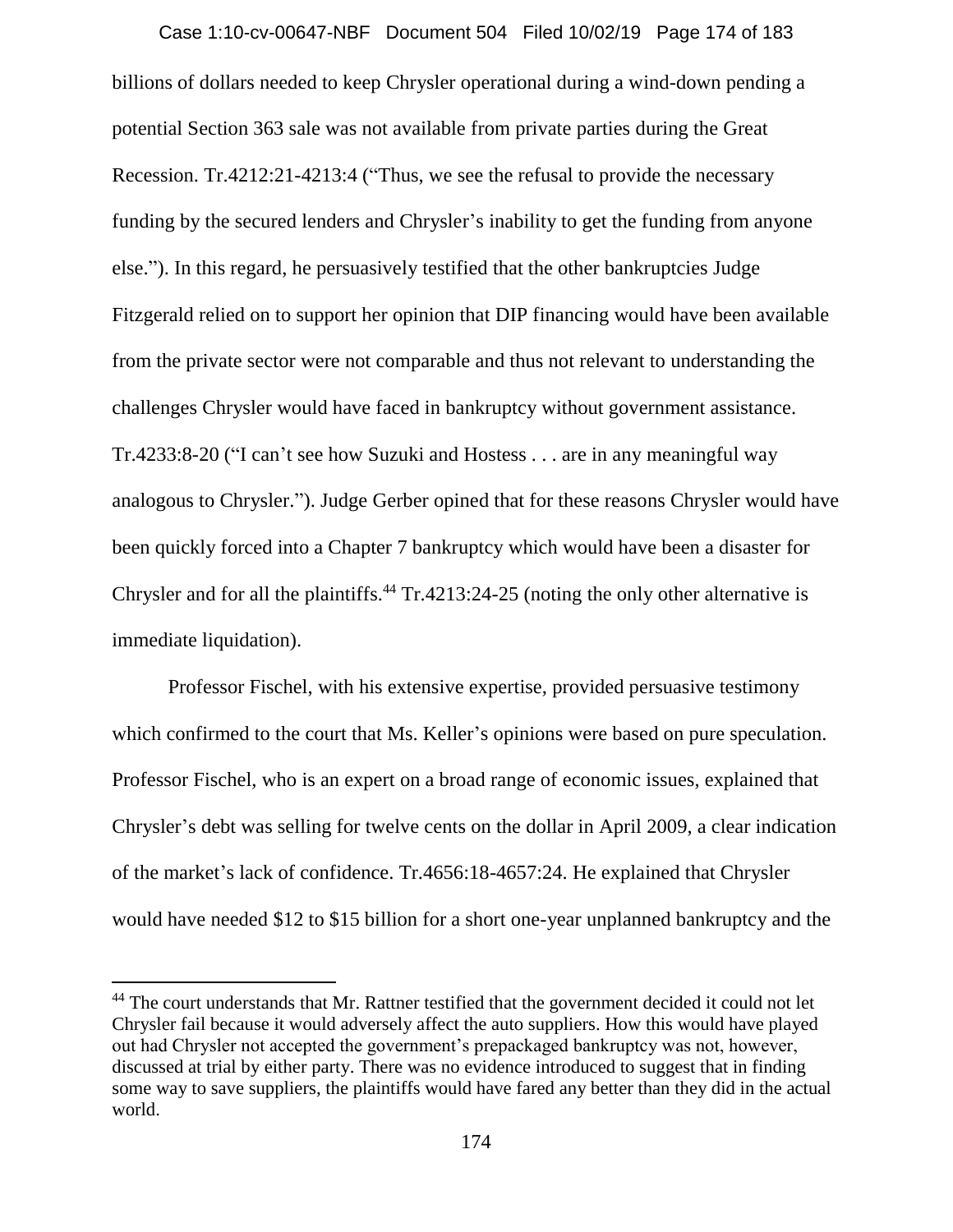billions of dollars needed to keep Chrysler operational during a wind-down pending a potential Section 363 sale was not available from private parties during the Great Recession. Tr.4212:21-4213:4 ("Thus, we see the refusal to provide the necessary funding by the secured lenders and Chrysler's inability to get the funding from anyone else."). In this regard, he persuasively testified that the other bankruptcies Judge Fitzgerald relied on to support her opinion that DIP financing would have been available from the private sector were not comparable and thus not relevant to understanding the challenges Chrysler would have faced in bankruptcy without government assistance. Tr.4233:8-20 ("I can't see how Suzuki and Hostess . . . are in any meaningful way analogous to Chrysler."). Judge Gerber opined that for these reasons Chrysler would have been quickly forced into a Chapter 7 bankruptcy which would have been a disaster for Chrysler and for all the plaintiffs.[44] Tr.4213:24-25 (noting the only other alternative is immediate liquidation).

Professor Fischel, with his extensive expertise, provided persuasive testimony which confirmed to the court that Ms. Keller's opinions were based on pure speculation. Professor Fischel, who is an expert on a broad range of economic issues, explained that Chrysler's debt was selling for twelve cents on the dollar in April 2009, a clear indication of the market's lack of confidence. Tr.4656:18-4657:24. He explained that Chrysler would have needed \$12 to \$15 billion for a short one-year unplanned bankruptcy and the

[44] The court understands that Mr. Rattner testified that the government decided it could not let Chrysler fail because it would adversely affect the auto suppliers. How this would have played out had Chrysler not accepted the government's prepackaged bankruptcy was not, however, discussed at trial by either party. There was no evidence introduced to suggest that in finding some way to save suppliers, the plaintiffs would have fared any better than they did in the actual world.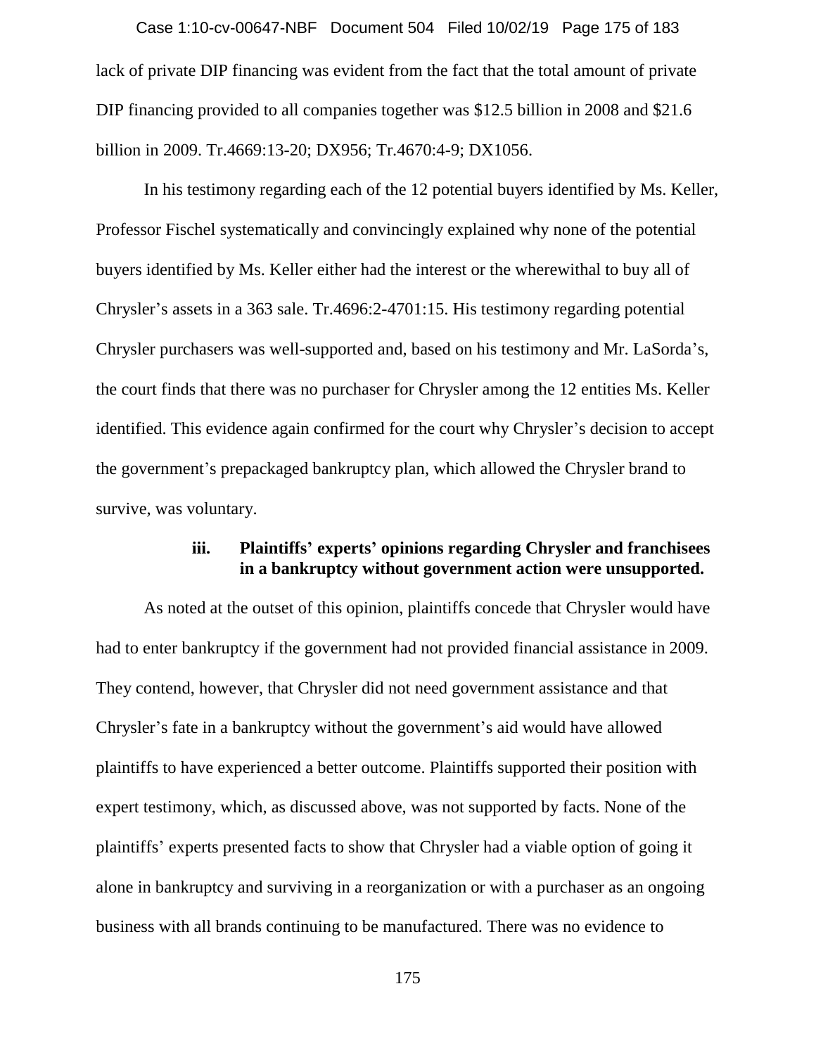lack of private DIP financing was evident from the fact that the total amount of private DIP financing provided to all companies together was $12.5 billion in 2008 and $21.6 billion in 2009. Tr.4669:13-20; DX956; Tr.4670:4-9; DX1056.

In his testimony regarding each of the 12 potential buyers identified by Ms. Keller, Professor Fischel systematically and convincingly explained why none of the potential buyers identified by Ms. Keller either had the interest or the wherewithal to buy all of Chrysler's assets in a 363 sale. Tr.4696:2-4701:15. His testimony regarding potential Chrysler purchasers was well-supported and, based on his testimony and Mr. LaSorda's, the court finds that there was no purchaser for Chrysler among the 12 entities Ms. Keller identified. This evidence again confirmed for the court why Chrysler's decision to accept the government's prepackaged bankruptcy plan, which allowed the Chrysler brand to survive, was voluntary.

**iii. Plaintiffs' experts' opinions regarding Chrysler and franchisees in a bankruptcy without government action were unsupported.**

As noted at the outset of this opinion, plaintiffs concede that Chrysler would have had to enter bankruptcy if the government had not provided financial assistance in 2009. They contend, however, that Chrysler did not need government assistance and that Chrysler's fate in a bankruptcy without the government's aid would have allowed plaintiffs to have experienced a better outcome. Plaintiffs supported their position with expert testimony, which, as discussed above, was not supported by facts. None of the plaintiffs' experts presented facts to show that Chrysler had a viable option of going it alone in bankruptcy and surviving in a reorganization or with a purchaser as an ongoing business with all brands continuing to be manufactured. There was no evidence to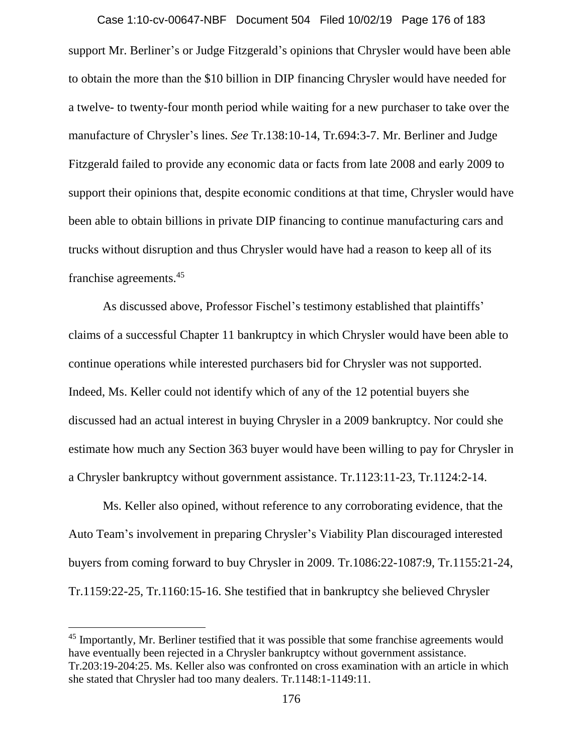support Mr. Berliner's or Judge Fitzgerald's opinions that Chrysler would have been able to obtain the more than the $10 billion in DIP financing Chrysler would have needed for a twelve- to twenty-four month period while waiting for a new purchaser to take over the manufacture of Chrysler's lines. *See* Tr.138:10-14, Tr.694:3-7. Mr. Berliner and Judge Fitzgerald failed to provide any economic data or facts from late 2008 and early 2009 to support their opinions that, despite economic conditions at that time, Chrysler would have been able to obtain billions in private DIP financing to continue manufacturing cars and trucks without disruption and thus Chrysler would have had a reason to keep all of its franchise agreements.[45]

As discussed above, Professor Fischel's testimony established that plaintiffs' claims of a successful Chapter 11 bankruptcy in which Chrysler would have been able to continue operations while interested purchasers bid for Chrysler was not supported. Indeed, Ms. Keller could not identify which of any of the 12 potential buyers she discussed had an actual interest in buying Chrysler in a 2009 bankruptcy. Nor could she estimate how much any Section 363 buyer would have been willing to pay for Chrysler in a Chrysler bankruptcy without government assistance. Tr.1123:11-23, Tr.1124:2-14.

Ms. Keller also opined, without reference to any corroborating evidence, that the Auto Team's involvement in preparing Chrysler's Viability Plan discouraged interested buyers from coming forward to buy Chrysler in 2009. Tr.1086:22-1087:9, Tr.1155:21-24, Tr.1159:22-25, Tr.1160:15-16. She testified that in bankruptcy she believed Chrysler

[45] Importantly, Mr. Berliner testified that it was possible that some franchise agreements would have eventually been rejected in a Chrysler bankruptcy without government assistance. Tr.203:19-204:25. Ms. Keller also was confronted on cross examination with an article in which she stated that Chrysler had too many dealers. Tr.1148:1-1149:11.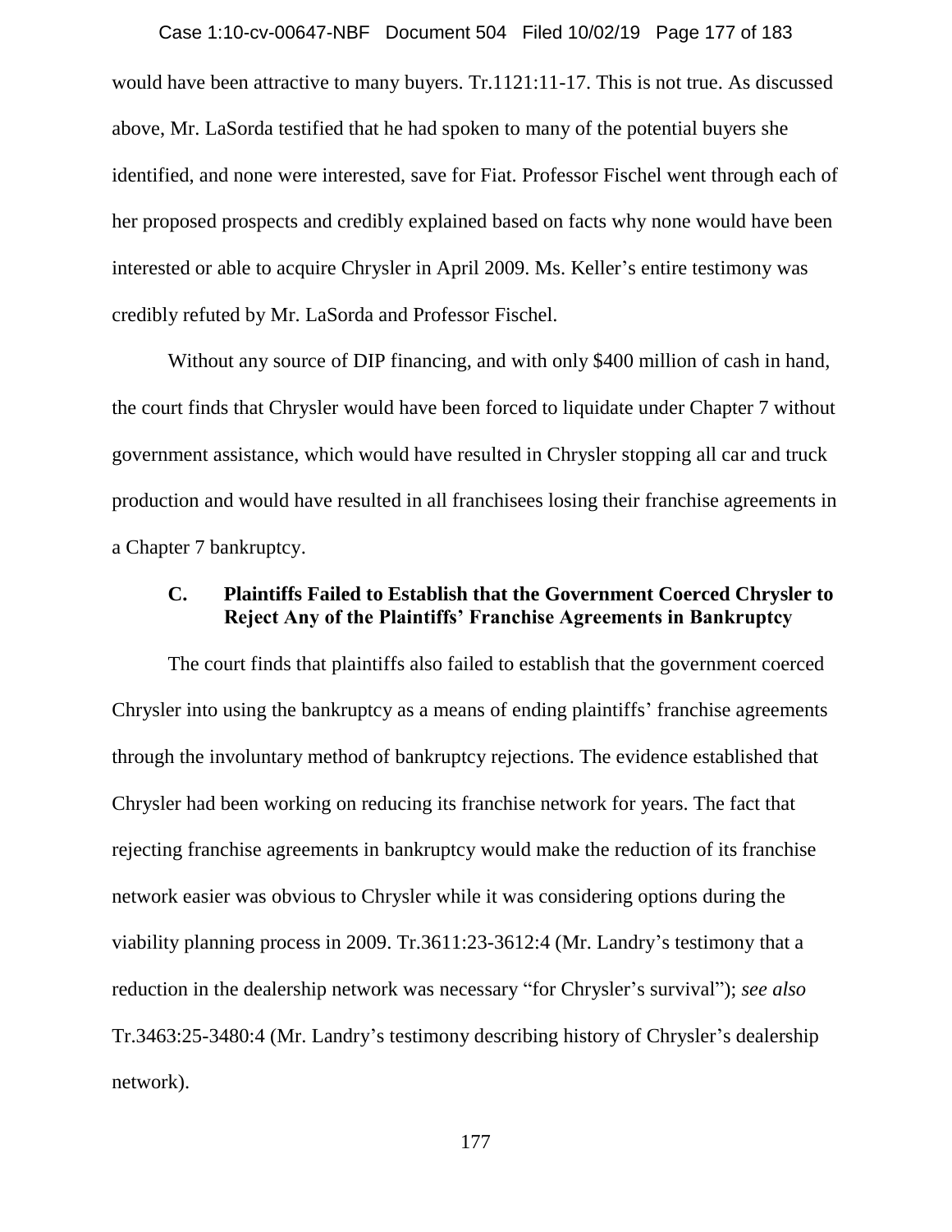would have been attractive to many buyers. Tr.1121:11-17. This is not true. As discussed above, Mr. LaSorda testified that he had spoken to many of the potential buyers she identified, and none were interested, save for Fiat. Professor Fischel went through each of her proposed prospects and credibly explained based on facts why none would have been interested or able to acquire Chrysler in April 2009. Ms. Keller's entire testimony was credibly refuted by Mr. LaSorda and Professor Fischel.

Without any source of DIP financing, and with only $400 million of cash in hand, the court finds that Chrysler would have been forced to liquidate under Chapter 7 without government assistance, which would have resulted in Chrysler stopping all car and truck production and would have resulted in all franchisees losing their franchise agreements in a Chapter 7 bankruptcy.

### C. Plaintiffs Failed to Establish that the Government Coerced Chrysler to Reject Any of the Plaintiffs' Franchise Agreements in Bankruptcy

The court finds that plaintiffs also failed to establish that the government coerced Chrysler into using the bankruptcy as a means of ending plaintiffs' franchise agreements through the involuntary method of bankruptcy rejections. The evidence established that Chrysler had been working on reducing its franchise network for years. The fact that rejecting franchise agreements in bankruptcy would make the reduction of its franchise network easier was obvious to Chrysler while it was considering options during the viability planning process in 2009. Tr.3611:23-3612:4 (Mr. Landry's testimony that a reduction in the dealership network was necessary "for Chrysler's survival"); *see also* Tr.3463:25-3480:4 (Mr. Landry's testimony describing history of Chrysler's dealership network).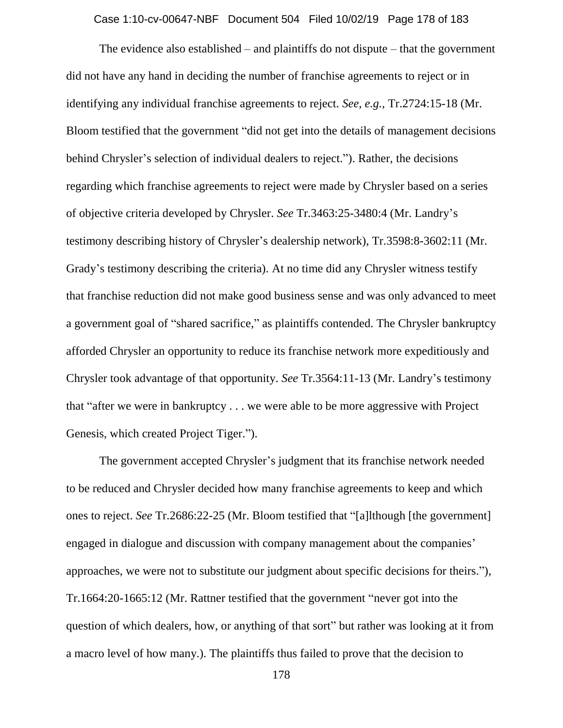The evidence also established – and plaintiffs do not dispute – that the government did not have any hand in deciding the number of franchise agreements to reject or in identifying any individual franchise agreements to reject. *See, e.g.*, Tr.2724:15-18 (Mr. Bloom testified that the government "did not get into the details of management decisions behind Chrysler's selection of individual dealers to reject."). Rather, the decisions regarding which franchise agreements to reject were made by Chrysler based on a series of objective criteria developed by Chrysler. *See* Tr.3463:25-3480:4 (Mr. Landry's testimony describing history of Chrysler's dealership network), Tr.3598:8-3602:11 (Mr. Grady's testimony describing the criteria). At no time did any Chrysler witness testify that franchise reduction did not make good business sense and was only advanced to meet a government goal of "shared sacrifice," as plaintiffs contended. The Chrysler bankruptcy afforded Chrysler an opportunity to reduce its franchise network more expeditiously and Chrysler took advantage of that opportunity. *See* Tr.3564:11-13 (Mr. Landry's testimony that "after we were in bankruptcy . . . we were able to be more aggressive with Project Genesis, which created Project Tiger.").

The government accepted Chrysler's judgment that its franchise network needed to be reduced and Chrysler decided how many franchise agreements to keep and which ones to reject. *See* Tr.2686:22-25 (Mr. Bloom testified that "[a]lthough [the government] engaged in dialogue and discussion with company management about the companies' approaches, we were not to substitute our judgment about specific decisions for theirs."), Tr.1664:20-1665:12 (Mr. Rattner testified that the government "never got into the question of which dealers, how, or anything of that sort" but rather was looking at it from a macro level of how many.). The plaintiffs thus failed to prove that the decision to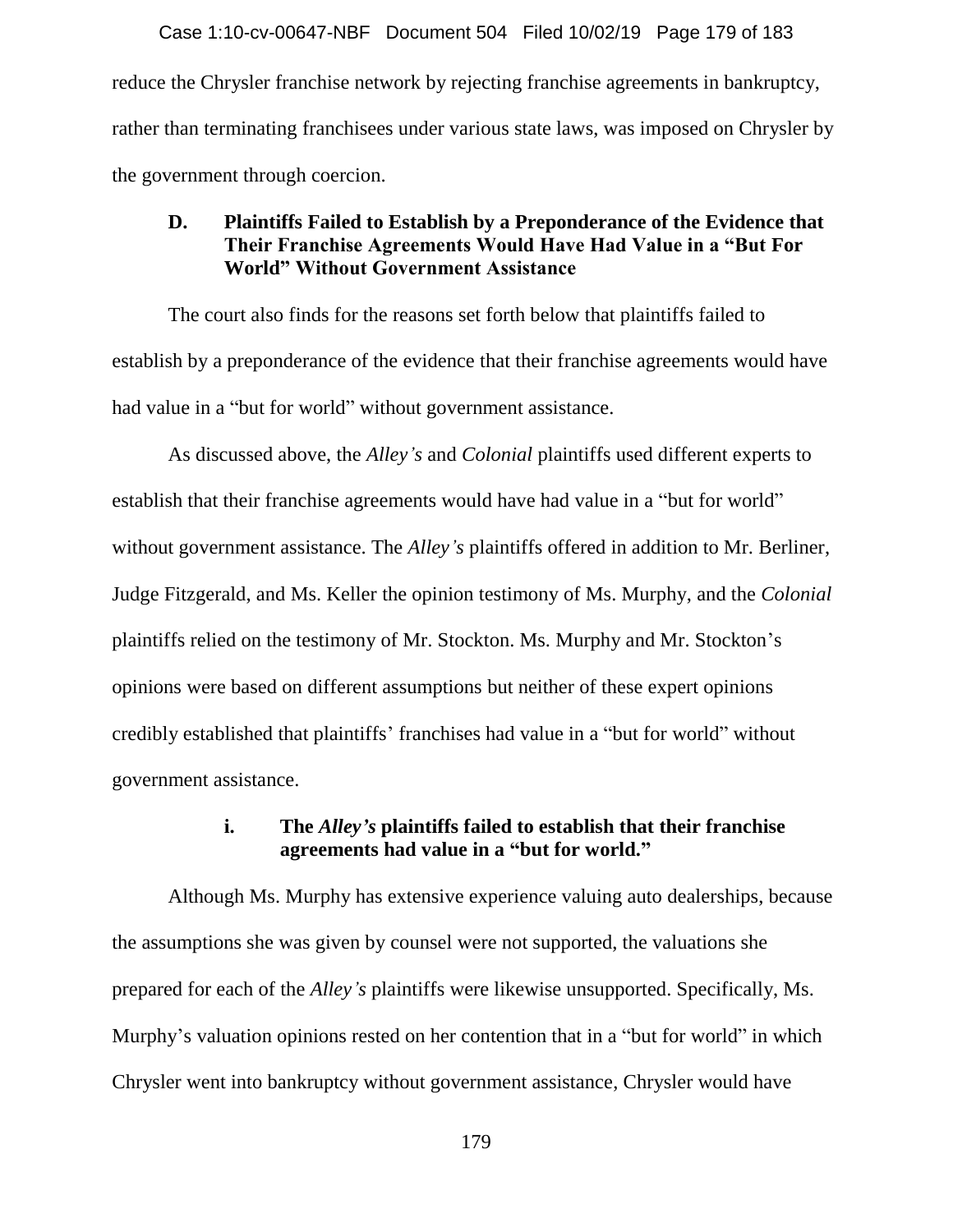reduce the Chrysler franchise network by rejecting franchise agreements in bankruptcy, rather than terminating franchisees under various state laws, was imposed on Chrysler by the government through coercion.

### D. Plaintiffs Failed to Establish by a Preponderance of the Evidence that Their Franchise Agreements Would Have Had Value in a "But For World" Without Government Assistance

The court also finds for the reasons set forth below that plaintiffs failed to establish by a preponderance of the evidence that their franchise agreements would have had value in a "but for world" without government assistance.

As discussed above, the *Alley's* and *Colonial* plaintiffs used different experts to establish that their franchise agreements would have had value in a "but for world" without government assistance. The *Alley's* plaintiffs offered in addition to Mr. Berliner, Judge Fitzgerald, and Ms. Keller the opinion testimony of Ms. Murphy, and the *Colonial* plaintiffs relied on the testimony of Mr. Stockton. Ms. Murphy and Mr. Stockton's opinions were based on different assumptions but neither of these expert opinions credibly established that plaintiffs' franchises had value in a "but for world" without government assistance.

#### i. The *Alley's* plaintiffs failed to establish that their franchise agreements had value in a "but for world."

Although Ms. Murphy has extensive experience valuing auto dealerships, because the assumptions she was given by counsel were not supported, the valuations she prepared for each of the *Alley's* plaintiffs were likewise unsupported. Specifically, Ms. Murphy's valuation opinions rested on her contention that in a "but for world" in which Chrysler went into bankruptcy without government assistance, Chrysler would have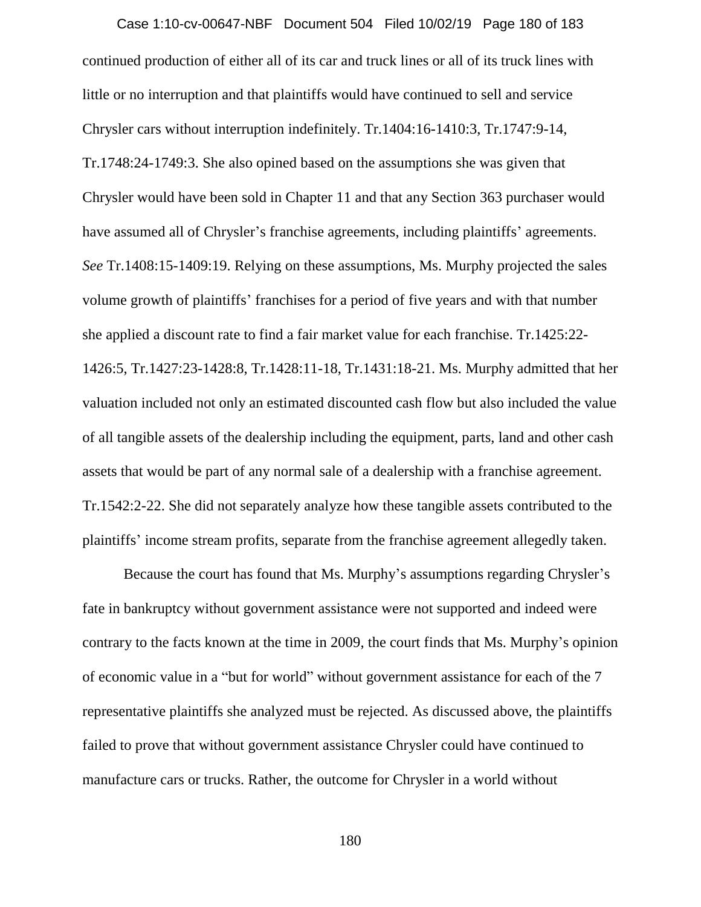continued production of either all of its car and truck lines or all of its truck lines with little or no interruption and that plaintiffs would have continued to sell and service Chrysler cars without interruption indefinitely. Tr.1404:16-1410:3, Tr.1747:9-14, Tr.1748:24-1749:3. She also opined based on the assumptions she was given that Chrysler would have been sold in Chapter 11 and that any Section 363 purchaser would have assumed all of Chrysler's franchise agreements, including plaintiffs' agreements. *See* Tr.1408:15-1409:19. Relying on these assumptions, Ms. Murphy projected the sales volume growth of plaintiffs' franchises for a period of five years and with that number she applied a discount rate to find a fair market value for each franchise. Tr.1425:22-1426:5, Tr.1427:23-1428:8, Tr.1428:11-18, Tr.1431:18-21. Ms. Murphy admitted that her valuation included not only an estimated discounted cash flow but also included the value of all tangible assets of the dealership including the equipment, parts, land and other cash assets that would be part of any normal sale of a dealership with a franchise agreement. Tr.1542:2-22. She did not separately analyze how these tangible assets contributed to the plaintiffs' income stream profits, separate from the franchise agreement allegedly taken.

Because the court has found that Ms. Murphy's assumptions regarding Chrysler's fate in bankruptcy without government assistance were not supported and indeed were contrary to the facts known at the time in 2009, the court finds that Ms. Murphy's opinion of economic value in a "but for world" without government assistance for each of the 7 representative plaintiffs she analyzed must be rejected. As discussed above, the plaintiffs failed to prove that without government assistance Chrysler could have continued to manufacture cars or trucks. Rather, the outcome for Chrysler in a world without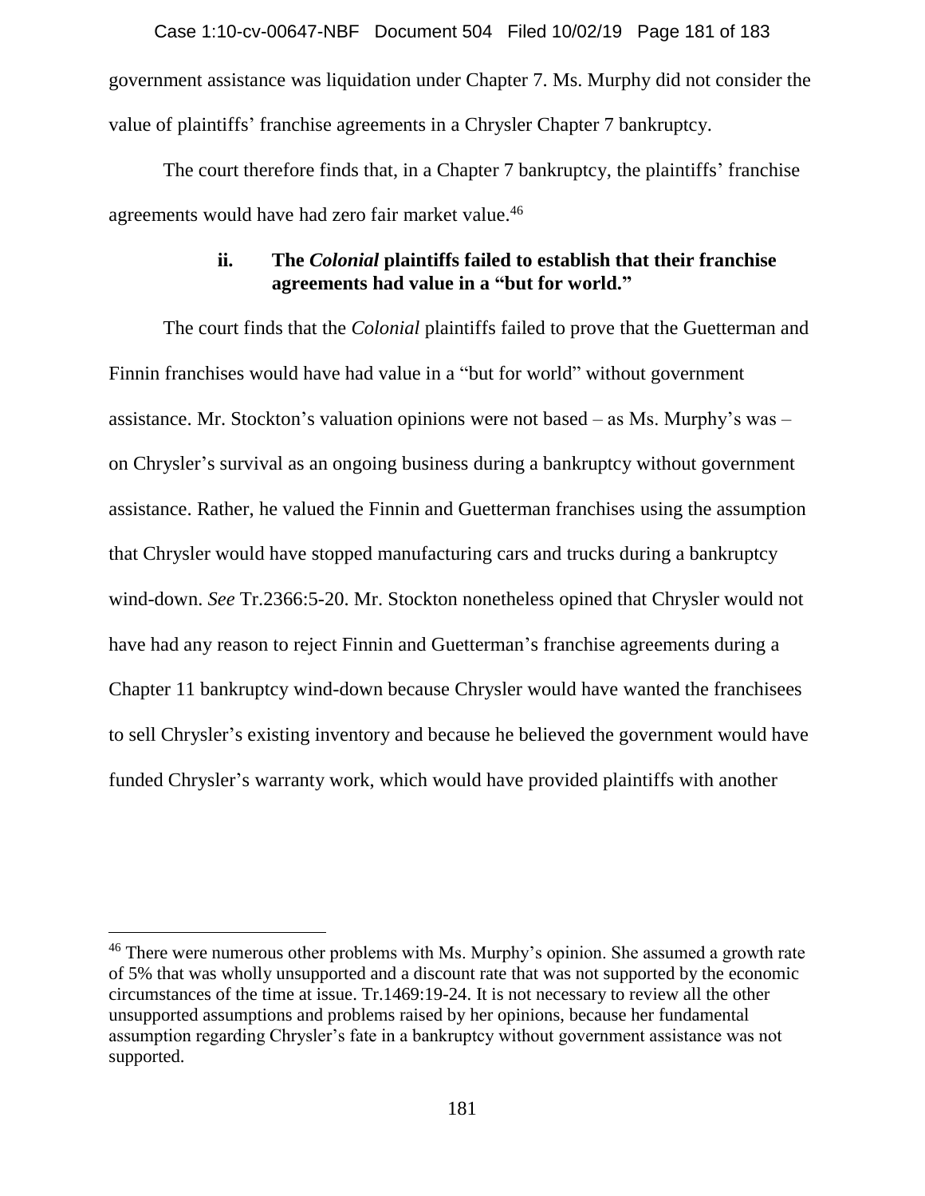government assistance was liquidation under Chapter 7. Ms. Murphy did not consider the value of plaintiffs' franchise agreements in a Chrysler Chapter 7 bankruptcy.

The court therefore finds that, in a Chapter 7 bankruptcy, the plaintiffs' franchise agreements would have had zero fair market value.[46]

#### ii. The *Colonial* plaintiffs failed to establish that their franchise agreements had value in a "but for world."

The court finds that the *Colonial* plaintiffs failed to prove that the Guetterman and Finnin franchises would have had value in a "but for world" without government assistance. Mr. Stockton's valuation opinions were not based – as Ms. Murphy's was – on Chrysler's survival as an ongoing business during a bankruptcy without government assistance. Rather, he valued the Finnin and Guetterman franchises using the assumption that Chrysler would have stopped manufacturing cars and trucks during a bankruptcy wind-down. *See* Tr.2366:5-20. Mr. Stockton nonetheless opined that Chrysler would not have had any reason to reject Finnin and Guetterman's franchise agreements during a Chapter 11 bankruptcy wind-down because Chrysler would have wanted the franchisees to sell Chrysler's existing inventory and because he believed the government would have funded Chrysler's warranty work, which would have provided plaintiffs with another

---

[46] There were numerous other problems with Ms. Murphy's opinion. She assumed a growth rate of 5% that was wholly unsupported and a discount rate that was not supported by the economic circumstances of the time at issue. Tr.1469:19-24. It is not necessary to review all the other unsupported assumptions and problems raised by her opinions, because her fundamental assumption regarding Chrysler's fate in a bankruptcy without government assistance was not supported.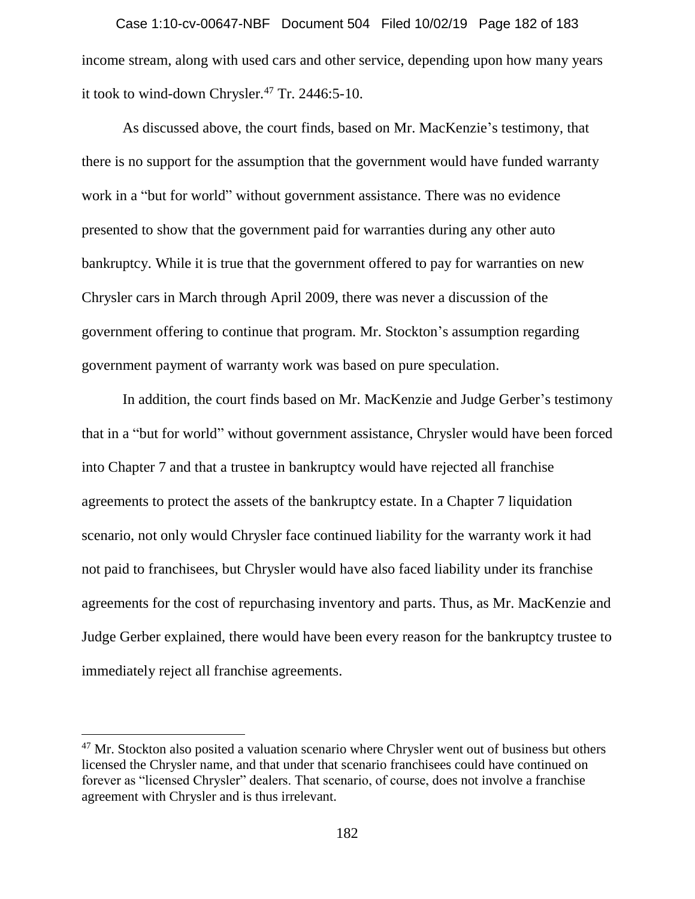income stream, along with used cars and other service, depending upon how many years it took to wind-down Chrysler.[47] Tr. 2446:5-10.

As discussed above, the court finds, based on Mr. MacKenzie's testimony, that there is no support for the assumption that the government would have funded warranty work in a "but for world" without government assistance. There was no evidence presented to show that the government paid for warranties during any other auto bankruptcy. While it is true that the government offered to pay for warranties on new Chrysler cars in March through April 2009, there was never a discussion of the government offering to continue that program. Mr. Stockton's assumption regarding government payment of warranty work was based on pure speculation.

In addition, the court finds based on Mr. MacKenzie and Judge Gerber's testimony that in a "but for world" without government assistance, Chrysler would have been forced into Chapter 7 and that a trustee in bankruptcy would have rejected all franchise agreements to protect the assets of the bankruptcy estate. In a Chapter 7 liquidation scenario, not only would Chrysler face continued liability for the warranty work it had not paid to franchisees, but Chrysler would have also faced liability under its franchise agreements for the cost of repurchasing inventory and parts. Thus, as Mr. MacKenzie and Judge Gerber explained, there would have been every reason for the bankruptcy trustee to immediately reject all franchise agreements.

---

[47] Mr. Stockton also posited a valuation scenario where Chrysler went out of business but others licensed the Chrysler name, and that under that scenario franchisees could have continued on forever as "licensed Chrysler" dealers. That scenario, of course, does not involve a franchise agreement with Chrysler and is thus irrelevant.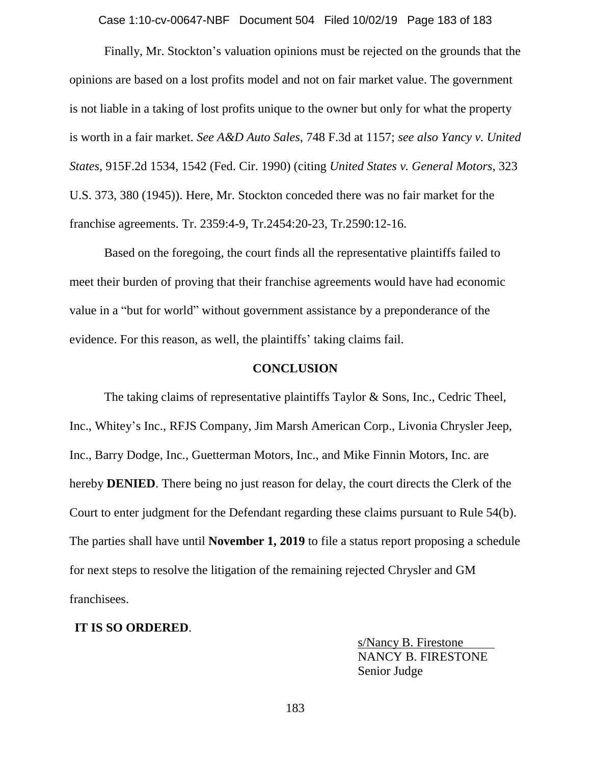Finally, Mr. Stockton's valuation opinions must be rejected on the grounds that the opinions are based on a lost profits model and not on fair market value. The government is not liable in a taking of lost profits unique to the owner but only for what the property is worth in a fair market. *See A&D Auto Sales*, 748 F.3d at 1157; *see also Yancy v. United States*, 915F.2d 1534, 1542 (Fed. Cir. 1990) (citing *United States v. General Motors*, 323 U.S. 373, 380 (1945)). Here, Mr. Stockton conceded there was no fair market for the franchise agreements. Tr. 2359:4-9, Tr.2454:20-23, Tr.2590:12-16.

Based on the foregoing, the court finds all the representative plaintiffs failed to meet their burden of proving that their franchise agreements would have had economic value in a "but for world" without government assistance by a preponderance of the evidence. For this reason, as well, the plaintiffs' taking claims fail.

## CONCLUSION

The taking claims of representative plaintiffs Taylor & Sons, Inc., Cedric Theel, Inc., Whitey's Inc., RFJS Company, Jim Marsh American Corp., Livonia Chrysler Jeep, Inc., Barry Dodge, Inc., Guetterman Motors, Inc., and Mike Finnin Motors, Inc. are hereby **DENIED**. There being no just reason for delay, the court directs the Clerk of the Court to enter judgment for the Defendant regarding these claims pursuant to Rule 54(b). The parties shall have until **November 1, 2019** to file a status report proposing a schedule for next steps to resolve the litigation of the remaining rejected Chrysler and GM franchisees.

**IT IS SO ORDERED**.

s/Nancy B. Firestone
NANCY B. FIRESTONE
Senior Judge